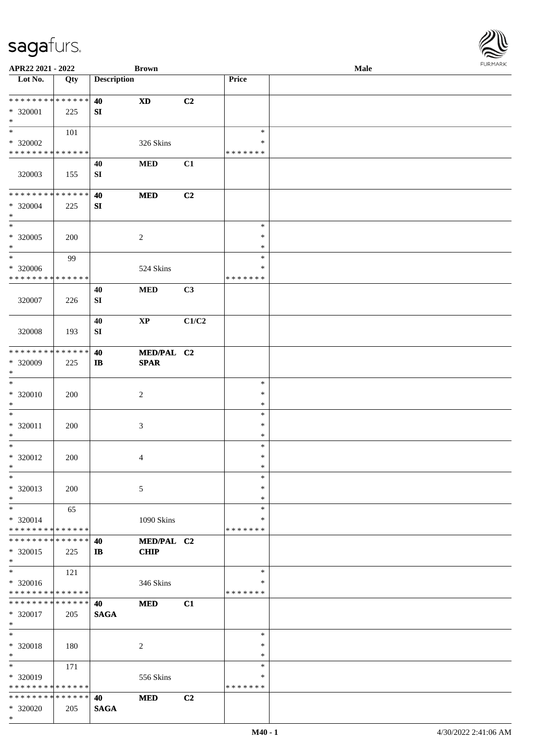APR22 2021 - 2022 **Brown** **Male**

| Lot No. | Qty | Description | | | Price | |
|---|---|---|---|---|---|---|
| * * * * * * * * * * * * * * | | **40** | **XD** | **C2** | | |
| * 320001 | 225 | **SI** | | | | |
| * | | | | | | |
| * | 101 | | | | * | |
| * 320002 | | | 326 Skins | | * | |
| * * * * * * * * * * * * * * | | | | | * * * * * * * | |
| | | **40** | **MED** | **C1** | | |
| 320003 | 155 | **SI** | | | | |
| * * * * * * * * * * * * * * | | **40** | **MED** | **C2** | | |
| * 320004 | 225 | **SI** | | | | |
| * | | | | | | |
| * | | | | | * | |
| * 320005 | 200 | | 2 | | * | |
| * | | | | | * | |
| * | 99 | | | | * | |
| * 320006 | | | 524 Skins | | * | |
| * * * * * * * * * * * * * * | | | | | * * * * * * * | |
| | | **40** | **MED** | **C3** | | |
| 320007 | 226 | **SI** | | | | |
| | | **40** | **XP** | **C1/C2** | | |
| 320008 | 193 | **SI** | | | | |
| * * * * * * * * * * * * * * | | **40** | **MED/PAL** | **C2** | | |
| * 320009 | 225 | **IB** | **SPAR** | | | |
| * | | | | | | |
| * | | | | | * | |
| * 320010 | 200 | | 2 | | * | |
| * | | | | | * | |
| * | | | | | * | |
| * 320011 | 200 | | 3 | | * | |
| * | | | | | * | |
| * | | | | | * | |
| * 320012 | 200 | | 4 | | * | |
| * | | | | | * | |
| * | | | | | * | |
| * 320013 | 200 | | 5 | | * | |
| * | | | | | * | |
| * | 65 | | | | * | |
| * 320014 | | | 1090 Skins | | * | |
| * * * * * * * * * * * * * * | | | | | * * * * * * * | |
| * * * * * * * * * * * * * * | | **40** | **MED/PAL** | **C2** | | |
| * 320015 | 225 | **IB** | **CHIP** | | | |
| * | | | | | | |
| * | 121 | | | | * | |
| * 320016 | | | 346 Skins | | * | |
| * * * * * * * * * * * * * * | | | | | * * * * * * * | |
| * * * * * * * * * * * * * * | | **40** | **MED** | **C1** | | |
| * 320017 | 205 | **SAGA** | | | | |
| * | | | | | | |
| * | | | | | * | |
| * 320018 | 180 | | 2 | | * | |
| * | | | | | * | |
| * | 171 | | | | * | |
| * 320019 | | | 556 Skins | | * | |
| * * * * * * * * * * * * * * | | | | | * * * * * * * | |
| * * * * * * * * * * * * * * | | **40** | **MED** | **C2** | | |
| * 320020 | 205 | **SAGA** | | | | |
| * | | | | | | |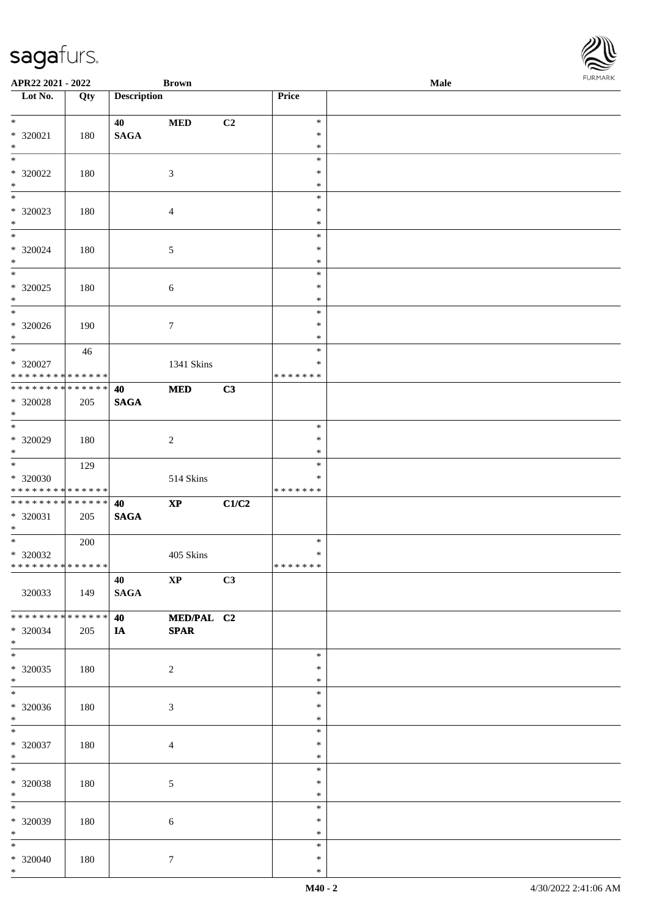**APR22 2021 - 2022** **Brown** **Male**

| Lot No. | Qty | Description | | | Price | |
|---|---|---|---|---|---|---|
| * <br> * 320021 <br> * | 180 | **40** <br> **SAGA** | **MED** | **C2** | * <br> * <br> * | |
| * <br> * 320022 <br> * | 180 | | 3 | | * <br> * <br> * | |
| * <br> * 320023 <br> * | 180 | | 4 | | * <br> * <br> * | |
| * <br> * 320024 <br> * | 180 | | 5 | | * <br> * <br> * | |
| * <br> * 320025 <br> * | 180 | | 6 | | * <br> * <br> * | |
| * <br> * 320026 <br> * | 190 | | 7 | | * <br> * <br> * | |
| * <br> * 320027 <br> * * * * * * * * * * * * * * | 46 | | 1341 Skins | | * <br> * <br> * * * * * * * | |
| * * * * * * * * * * * * * * <br> * 320028 <br> * | 205 | **40** <br> **SAGA** | **MED** | **C3** | | |
| * <br> * 320029 <br> * | 180 | | 2 | | * <br> * <br> * | |
| * <br> * 320030 <br> * * * * * * * * * * * * * * | 129 | | 514 Skins | | * <br> * <br> * * * * * * * | |
| * * * * * * * * * * * * * * <br> * 320031 <br> * | 205 | **40** <br> **SAGA** | **XP** | **C1/C2** | | |
| * <br> * 320032 <br> * * * * * * * * * * * * * * | 200 | | 405 Skins | | * <br> * <br> * * * * * * * | |
| 320033 | 149 | **40** <br> **SAGA** | **XP** | **C3** | | |
| * * * * * * * * * * * * * * <br> * 320034 <br> * | 205 | **40** <br> **IA** | **MED/PAL** <br> **SPAR** | **C2** | | |
| * <br> * 320035 <br> * | 180 | | 2 | | * <br> * <br> * | |
| * <br> * 320036 <br> * | 180 | | 3 | | * <br> * <br> * | |
| * <br> * 320037 <br> * | 180 | | 4 | | * <br> * <br> * | |
| * <br> * 320038 <br> * | 180 | | 5 | | * <br> * <br> * | |
| * <br> * 320039 <br> * | 180 | | 6 | | * <br> * <br> * | |
| * <br> * 320040 <br> * | 180 | | 7 | | * <br> * <br> * | |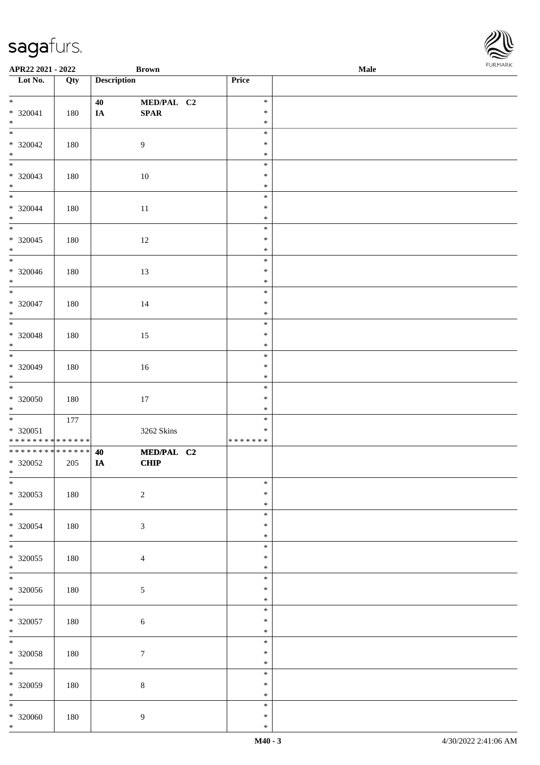| Lot No. | Qty | Description | | Price | |
|---|---|---|---|---|---|
| * 320041 * | 180 | 40 IA | MED/PAL C2 SPAR | * * * | |
| * 320042 * | 180 | | 9 | * * * | |
| * 320043 * | 180 | | 10 | * * * | |
| * 320044 * | 180 | | 11 | * * * | |
| * 320045 * | 180 | | 12 | * * * | |
| * 320046 * | 180 | | 13 | * * * | |
| * 320047 * | 180 | | 14 | * * * | |
| * 320048 * | 180 | | 15 | * * * | |
| * 320049 * | 180 | | 16 | * * * | |
| * 320050 * | 180 | | 17 | * * * | |
| * 320051 * * * * * * * * * * * * * * | 177 | | 3262 Skins | * * * * * * * * * | |
| * * * * * * * * * * * * * * 320052 * | 205 | 40 IA | MED/PAL C2 CHIP | | |
| * 320053 * | 180 | | 2 | * * * | |
| * 320054 * | 180 | | 3 | * * * | |
| * 320055 * | 180 | | 4 | * * * | |
| * 320056 * | 180 | | 5 | * * * | |
| * 320057 * | 180 | | 6 | * * * | |
| * 320058 * | 180 | | 7 | * * * | |
| * 320059 * | 180 | | 8 | * * * | |
| * 320060 * | 180 | | 9 | * * * | |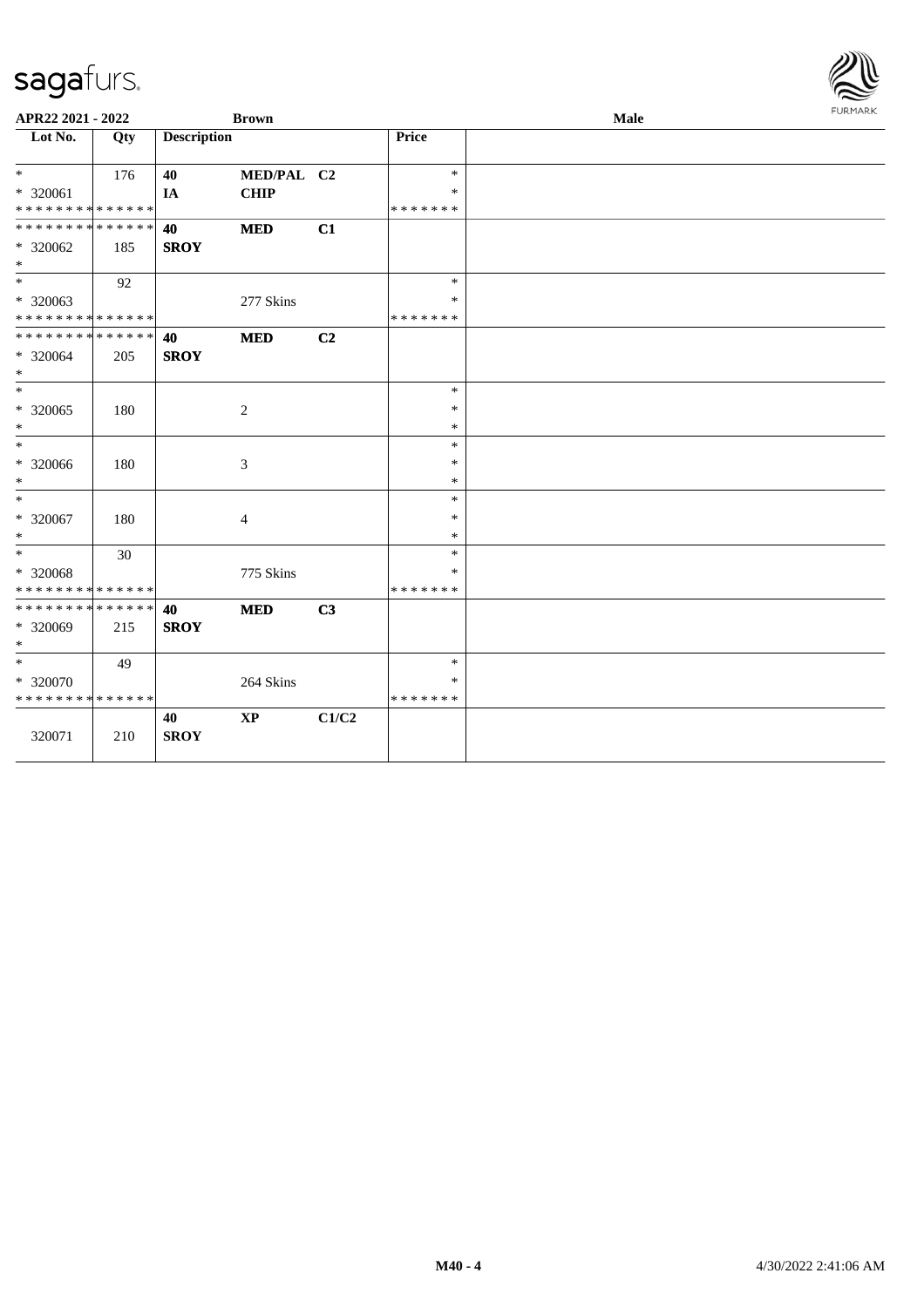**APR22 2021 - 2022** **Brown** **Male**

| Lot No. | Qty | Description | | | Price | |
|---|---|---|---|---|---|---|
| * | 176 | **40** | **MED/PAL** | **C2** | * | |
| * 320061 | | **IA** | **CHIP** | | * | |
| * * * * * * * * * * * * * * | | | | | * * * * * * * | |
| * * * * * * * * * * * * * * | | **40** | **MED** | **C1** | | |
| * 320062 | 185 | **SROY** | | | | |
| * | | | | | | |
| * | 92 | | | | * | |
| * 320063 | | | 277 Skins | | * | |
| * * * * * * * * * * * * * * | | | | | * * * * * * * | |
| * * * * * * * * * * * * * * | | **40** | **MED** | **C2** | | |
| * 320064 | 205 | **SROY** | | | | |
| * | | | | | | |
| * | | | | | * | |
| * 320065 | 180 | | 2 | | * | |
| * | | | | | * | |
| * | | | | | * | |
| * 320066 | 180 | | 3 | | * | |
| * | | | | | * | |
| * | | | | | * | |
| * 320067 | 180 | | 4 | | * | |
| * | | | | | * | |
| * | 30 | | | | * | |
| * 320068 | | | 775 Skins | | * | |
| * * * * * * * * * * * * * * | | | | | * * * * * * * | |
| * * * * * * * * * * * * * * | | **40** | **MED** | **C3** | | |
| * 320069 | 215 | **SROY** | | | | |
| * | | | | | | |
| * | 49 | | | | * | |
| * 320070 | | | 264 Skins | | * | |
| * * * * * * * * * * * * * * | | | | | * * * * * * * | |
| | | **40** | **XP** | **C1/C2** | | |
| 320071 | 210 | **SROY** | | | | |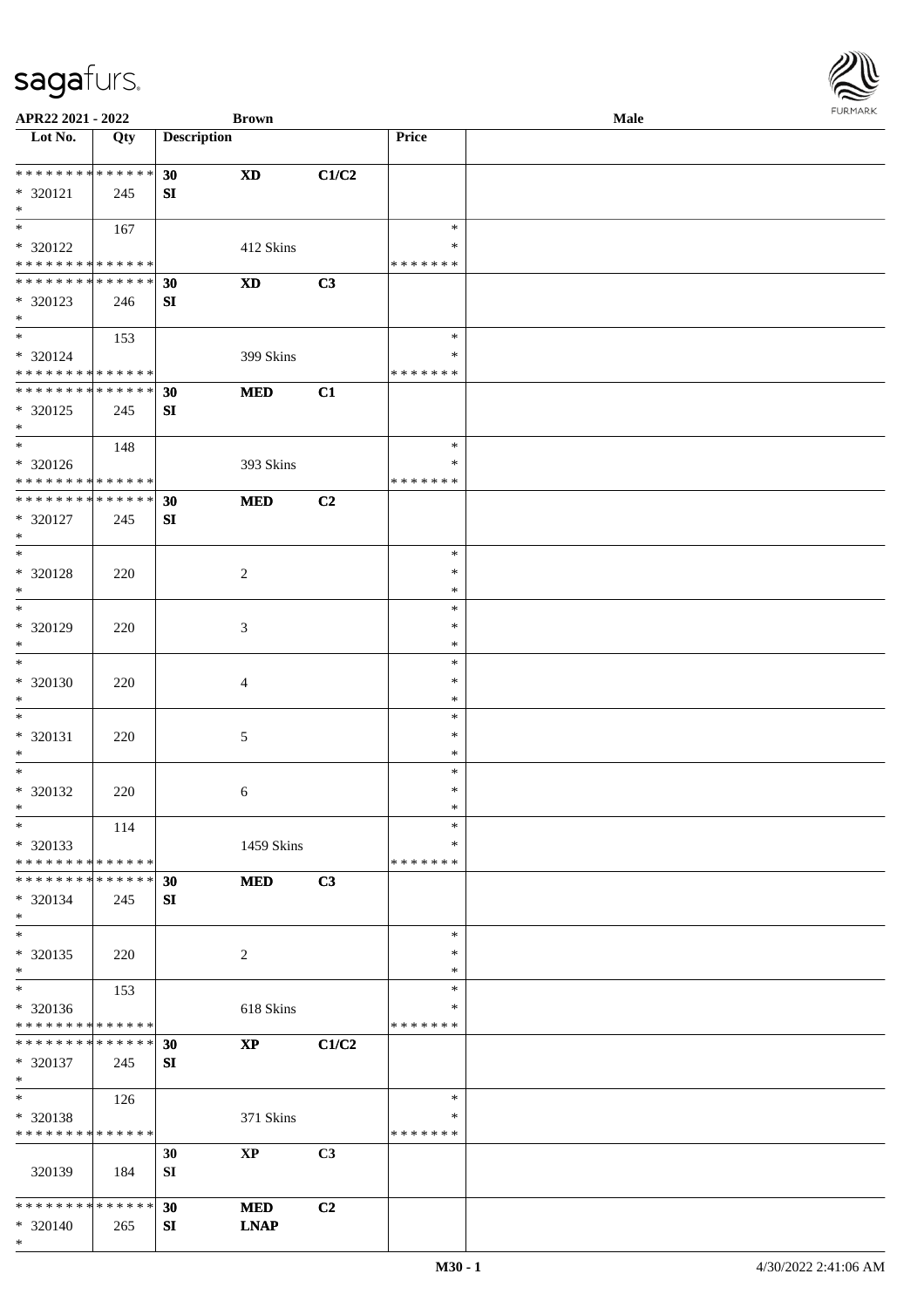| Lot No. | Qty | Description | | | Price | |
|---|---|---|---|---|---|---|
| * * * * * * * * * * * * * * | | 30 | XD | C1/C2 | | |
| * 320121 | 245 | SI | | | | |
| * | | | | | | |
| * | 167 | | | | * | |
| * 320122 | | | 412 Skins | | * | |
| * * * * * * * * * * * * * * | | | | | * * * * * * * | |
| * * * * * * * * * * * * * * | | 30 | XD | C3 | | |
| * 320123 | 246 | SI | | | | |
| * | | | | | | |
| * | 153 | | | | * | |
| * 320124 | | | 399 Skins | | * | |
| * * * * * * * * * * * * * * | | | | | * * * * * * * | |
| * * * * * * * * * * * * * * | | 30 | MED | C1 | | |
| * 320125 | 245 | SI | | | | |
| * | | | | | | |
| * | 148 | | | | * | |
| * 320126 | | | 393 Skins | | * | |
| * * * * * * * * * * * * * * | | | | | * * * * * * * | |
| * * * * * * * * * * * * * * | | 30 | MED | C2 | | |
| * 320127 | 245 | SI | | | | |
| * | | | | | | |
| * | | | | | * | |
| * 320128 | 220 | | 2 | | * | |
| * | | | | | * | |
| * | | | | | * | |
| * 320129 | 220 | | 3 | | * | |
| * | | | | | * | |
| * | | | | | * | |
| * 320130 | 220 | | 4 | | * | |
| * | | | | | * | |
| * | | | | | * | |
| * 320131 | 220 | | 5 | | * | |
| * | | | | | * | |
| * | | | | | * | |
| * 320132 | 220 | | 6 | | * | |
| * | | | | | * | |
| * | 114 | | | | * | |
| * 320133 | | | 1459 Skins | | * | |
| * * * * * * * * * * * * * * | | | | | * * * * * * * | |
| * * * * * * * * * * * * * * | | 30 | MED | C3 | | |
| * 320134 | 245 | SI | | | | |
| * | | | | | | |
| * | | | | | * | |
| * 320135 | 220 | | 2 | | * | |
| * | | | | | * | |
| * | 153 | | | | * | |
| * 320136 | | | 618 Skins | | * | |
| * * * * * * * * * * * * * * | | | | | * * * * * * * | |
| * * * * * * * * * * * * * * | | 30 | XP | C1/C2 | | |
| * 320137 | 245 | SI | | | | |
| * | | | | | | |
| * | 126 | | | | * | |
| * 320138 | | | 371 Skins | | * | |
| * * * * * * * * * * * * * * | | | | | * * * * * * * | |
| | | 30 | XP | C3 | | |
| 320139 | 184 | SI | | | | |
| * * * * * * * * * * * * * * | | 30 | MED | C2 | | |
| * 320140 | 265 | SI | LNAP | | | |
| * | | | | | | |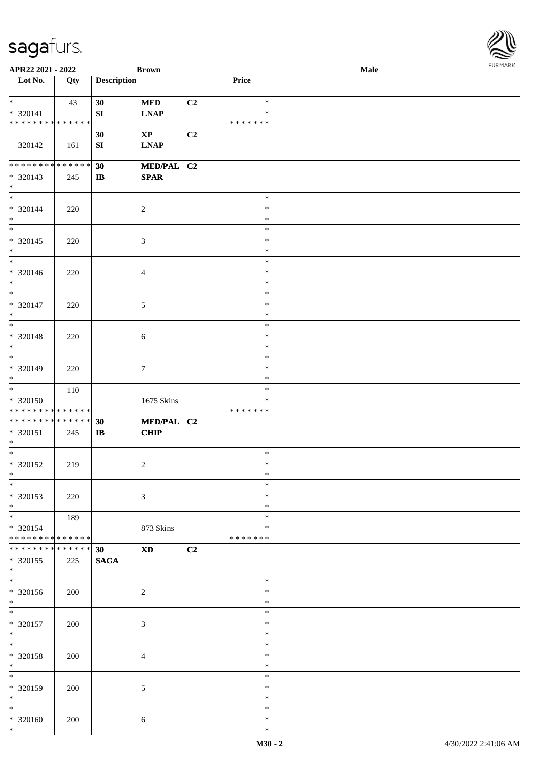**APR22 2021 - 2022** **Brown** **Male**

| Lot No. | Qty | Description | | | Price | |
|---|---|---|---|---|---|---|
| * <br> * 320141 <br> * * * * * * * * * * * * * * | 43 | 30 <br> SI | MED <br> LNAP | C2 | * <br> * <br> * * * * * * * | |
| 320142 | 161 | 30 <br> SI | XP <br> LNAP | C2 | | |
| * * * * * * * * * * * * * * <br> * 320143 <br> * | 245 | 30 <br> IB | MED/PAL <br> SPAR | C2 | | |
| * <br> * 320144 <br> * | 220 | | 2 | | * <br> * <br> * | |
| * <br> * 320145 <br> * | 220 | | 3 | | * <br> * <br> * | |
| * <br> * 320146 <br> * | 220 | | 4 | | * <br> * <br> * | |
| * <br> * 320147 <br> * | 220 | | 5 | | * <br> * <br> * | |
| * <br> * 320148 <br> * | 220 | | 6 | | * <br> * <br> * | |
| * <br> * 320149 <br> * | 220 | | 7 | | * <br> * <br> * | |
| * <br> * 320150 <br> * * * * * * * * * * * * * * | 110 | | 1675 Skins | | * <br> * <br> * * * * * * * | |
| * * * * * * * * * * * * * * <br> * 320151 <br> * | 245 | 30 <br> IB | MED/PAL <br> CHIP | C2 | | |
| * <br> * 320152 <br> * | 219 | | 2 | | * <br> * <br> * | |
| * <br> * 320153 <br> * | 220 | | 3 | | * <br> * <br> * | |
| * <br> * 320154 <br> * * * * * * * * * * * * * * | 189 | | 873 Skins | | * <br> * <br> * * * * * * * | |
| * * * * * * * * * * * * * * <br> * 320155 <br> * | 225 | 30 <br> SAGA | XD | C2 | | |
| * <br> * 320156 <br> * | 200 | | 2 | | * <br> * <br> * | |
| * <br> * 320157 <br> * | 200 | | 3 | | * <br> * <br> * | |
| * <br> * 320158 <br> * | 200 | | 4 | | * <br> * <br> * | |
| * <br> * 320159 <br> * | 200 | | 5 | | * <br> * <br> * | |
| * <br> * 320160 <br> * | 200 | | 6 | | * <br> * <br> * | |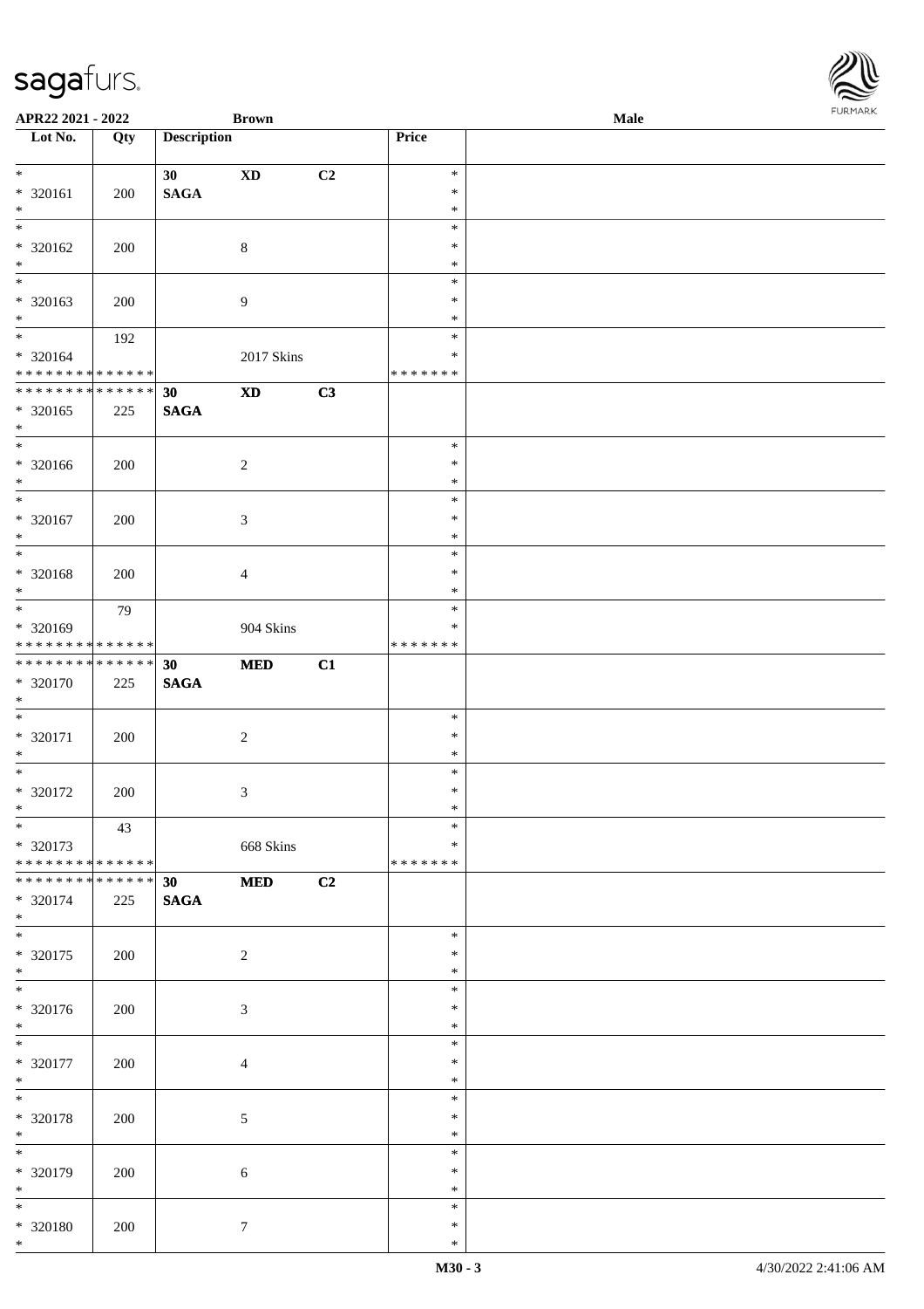APR22 2021 - 2022 — Brown — Male

| Lot No. | Qty | Description | | | Price | |
|---|---|---|---|---|---|---|
| * 320161 * | 200 | 30 SAGA | XD | C2 | * * * | |
| * 320162 * | 200 | | 8 | | * * * | |
| * 320163 * | 200 | | 9 | | * * * | |
| * 320164 * * * * * * * * * * * * * * | 192 | | 2017 Skins | | * * * * * * * * | |
| * * * * * * * * * * * * * * 320165 * | 225 | 30 SAGA | XD | C3 | | |
| * 320166 * | 200 | | 2 | | * * * | |
| * 320167 * | 200 | | 3 | | * * * | |
| * 320168 * | 200 | | 4 | | * * * | |
| * 320169 * * * * * * * * * * * * * * | 79 | | 904 Skins | | * * * * * * * * | |
| * * * * * * * * * * * * * * 320170 * | 225 | 30 SAGA | MED | C1 | | |
| * 320171 * | 200 | | 2 | | * * * | |
| * 320172 * | 200 | | 3 | | * * * | |
| * 320173 * * * * * * * * * * * * * * | 43 | | 668 Skins | | * * * * * * * * | |
| * * * * * * * * * * * * * * 320174 * | 225 | 30 SAGA | MED | C2 | | |
| * 320175 * | 200 | | 2 | | * * * | |
| * 320176 * | 200 | | 3 | | * * * | |
| * 320177 * | 200 | | 4 | | * * * | |
| * 320178 * | 200 | | 5 | | * * * | |
| * 320179 * | 200 | | 6 | | * * * | |
| * 320180 * | 200 | | 7 | | * * * | |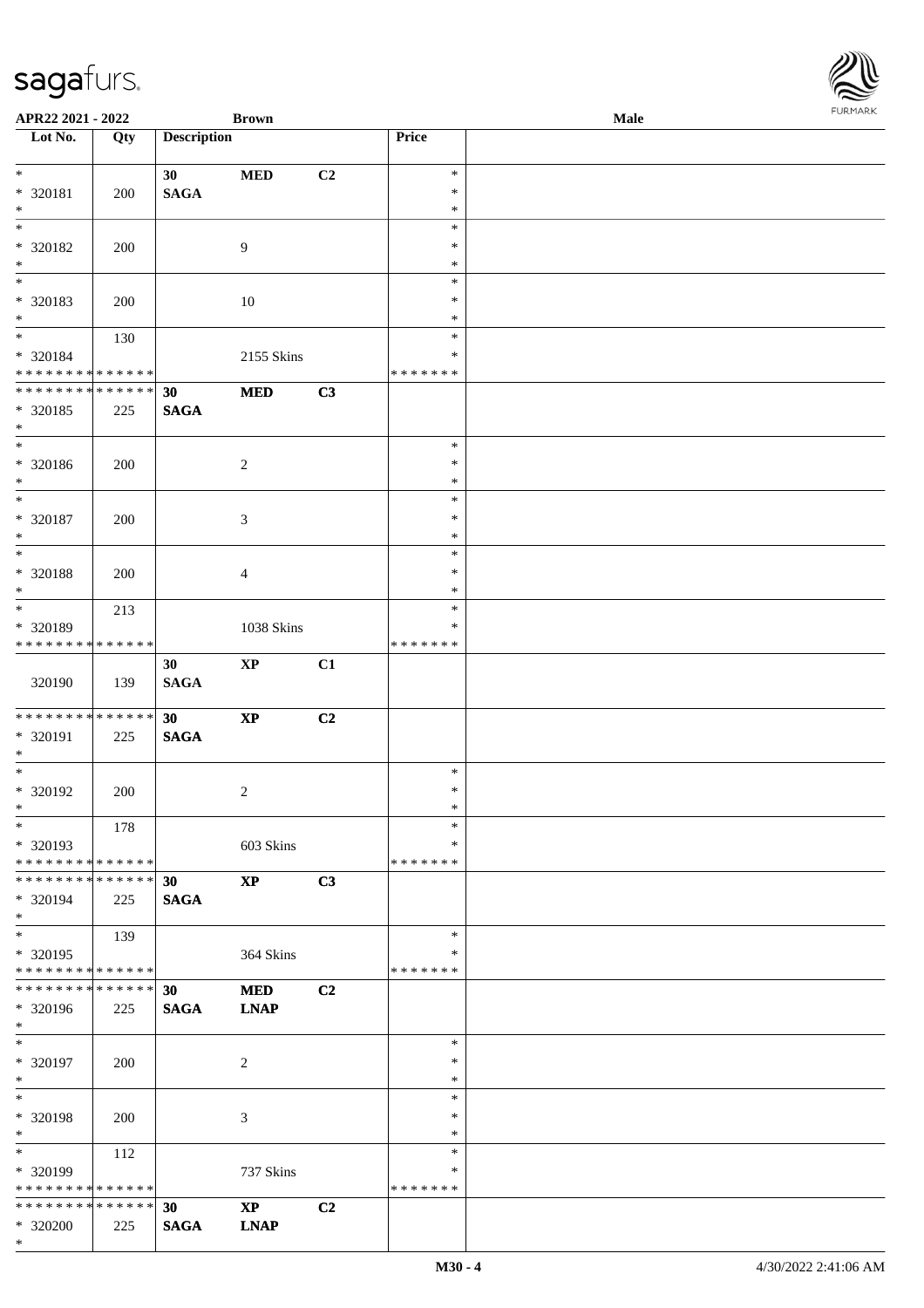| Lot No. | Qty | Description | | | Price | |
|---|---|---|---|---|---|---|
| * | | 30 | MED | C2 | * | |
| * 320181 | 200 | SAGA | | | * | |
| * | | | | | * | |
| * | | | | | * | |
| * 320182 | 200 | | 9 | | * | |
| * | | | | | * | |
| * | | | | | * | |
| * 320183 | 200 | | 10 | | * | |
| * | | | | | * | |
| * | 130 | | | | * | |
| * 320184 | | | 2155 Skins | | * | |
| * * * * * * * * * * * * * * | | | | | * * * * * * * | |
| * * * * * * * * * * * * * * | | 30 | MED | C3 | | |
| * 320185 | 225 | SAGA | | | | |
| * | | | | | | |
| * | | | | | * | |
| * 320186 | 200 | | 2 | | * | |
| * | | | | | * | |
| * | | | | | * | |
| * 320187 | 200 | | 3 | | * | |
| * | | | | | * | |
| * | | | | | * | |
| * 320188 | 200 | | 4 | | * | |
| * | | | | | * | |
| * | 213 | | | | * | |
| * 320189 | | | 1038 Skins | | * | |
| * * * * * * * * * * * * * * | | | | | * * * * * * * | |
| | | 30 | XP | C1 | | |
| 320190 | 139 | SAGA | | | | |
| * * * * * * * * * * * * * * | | 30 | XP | C2 | | |
| * 320191 | 225 | SAGA | | | | |
| * | | | | | | |
| * | | | | | * | |
| * 320192 | 200 | | 2 | | * | |
| * | | | | | * | |
| * | 178 | | | | * | |
| * 320193 | | | 603 Skins | | * | |
| * * * * * * * * * * * * * * | | | | | * * * * * * * | |
| * * * * * * * * * * * * * * | | 30 | XP | C3 | | |
| * 320194 | 225 | SAGA | | | | |
| * | | | | | | |
| * | 139 | | | | * | |
| * 320195 | | | 364 Skins | | * | |
| * * * * * * * * * * * * * * | | | | | * * * * * * * | |
| * * * * * * * * * * * * * * | | 30 | MED | C2 | | |
| * 320196 | 225 | SAGA | LNAP | | | |
| * | | | | | | |
| * | | | | | * | |
| * 320197 | 200 | | 2 | | * | |
| * | | | | | * | |
| * | | | | | * | |
| * 320198 | 200 | | 3 | | * | |
| * | | | | | * | |
| * | 112 | | | | * | |
| * 320199 | | | 737 Skins | | * | |
| * * * * * * * * * * * * * * | | | | | * * * * * * * | |
| * * * * * * * * * * * * * * | | 30 | XP | C2 | | |
| * 320200 | 225 | SAGA | LNAP | | | |
| * | | | | | | |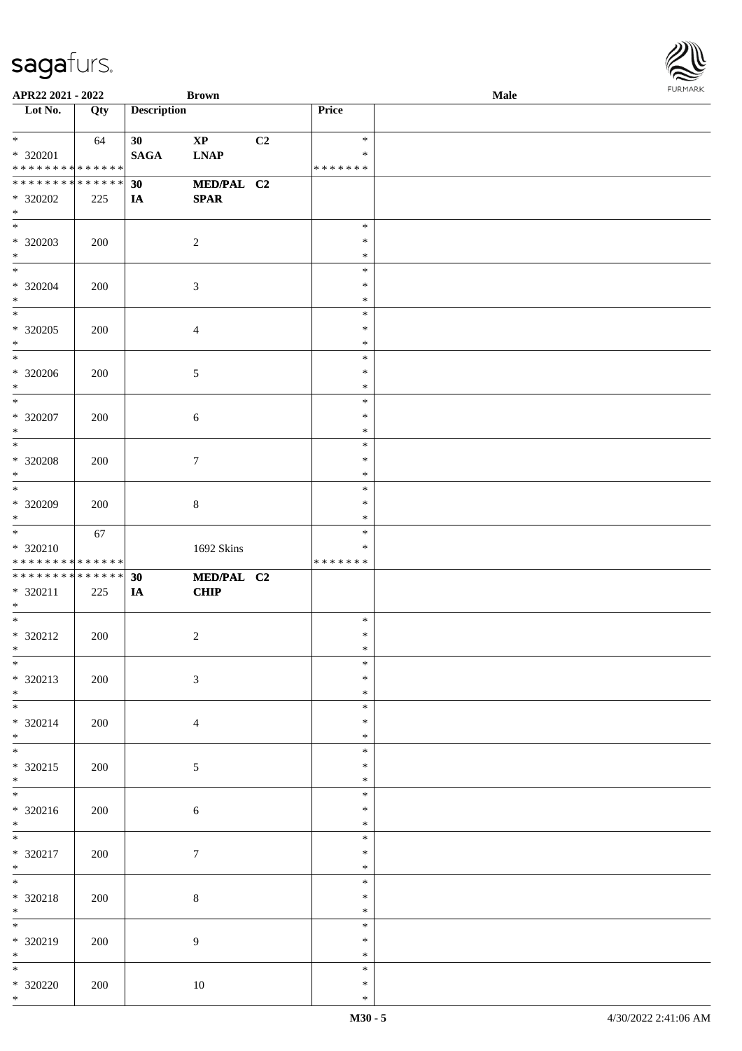APR22 2021 - 2022 Brown Male

| Lot No. | Qty | Description | | | Price | |
|---|---|---|---|---|---|---|
| * | 64 | 30 | XP | C2 | * | |
| * 320201 | | SAGA | LNAP | | * | |
| * * * * * * * * * * * * * * | | | | | * * * * * * * | |
| * * * * * * * * * * * * * * | | 30 | MED/PAL | C2 | | |
| * 320202 | 225 | IA | SPAR | | | |
| * | | | | | | |
| * | | | | | * | |
| * 320203 | 200 | | 2 | | * | |
| * | | | | | * | |
| * | | | | | * | |
| * 320204 | 200 | | 3 | | * | |
| * | | | | | * | |
| * | | | | | * | |
| * 320205 | 200 | | 4 | | * | |
| * | | | | | * | |
| * | | | | | * | |
| * 320206 | 200 | | 5 | | * | |
| * | | | | | * | |
| * | | | | | * | |
| * 320207 | 200 | | 6 | | * | |
| * | | | | | * | |
| * | | | | | * | |
| * 320208 | 200 | | 7 | | * | |
| * | | | | | * | |
| * | | | | | * | |
| * 320209 | 200 | | 8 | | * | |
| * | | | | | * | |
| * | 67 | | | | * | |
| * 320210 | | | 1692 Skins | | * | |
| * * * * * * * * * * * * * * | | | | | * * * * * * * | |
| * * * * * * * * * * * * * * | | 30 | MED/PAL | C2 | | |
| * 320211 | 225 | IA | CHIP | | | |
| * | | | | | | |
| * | | | | | * | |
| * 320212 | 200 | | 2 | | * | |
| * | | | | | * | |
| * | | | | | * | |
| * 320213 | 200 | | 3 | | * | |
| * | | | | | * | |
| * | | | | | * | |
| * 320214 | 200 | | 4 | | * | |
| * | | | | | * | |
| * | | | | | * | |
| * 320215 | 200 | | 5 | | * | |
| * | | | | | * | |
| * | | | | | * | |
| * 320216 | 200 | | 6 | | * | |
| * | | | | | * | |
| * | | | | | * | |
| * 320217 | 200 | | 7 | | * | |
| * | | | | | * | |
| * | | | | | * | |
| * 320218 | 200 | | 8 | | * | |
| * | | | | | * | |
| * | | | | | * | |
| * 320219 | 200 | | 9 | | * | |
| * | | | | | * | |
| * | | | | | * | |
| * 320220 | 200 | | 10 | | * | |
| * | | | | | * | |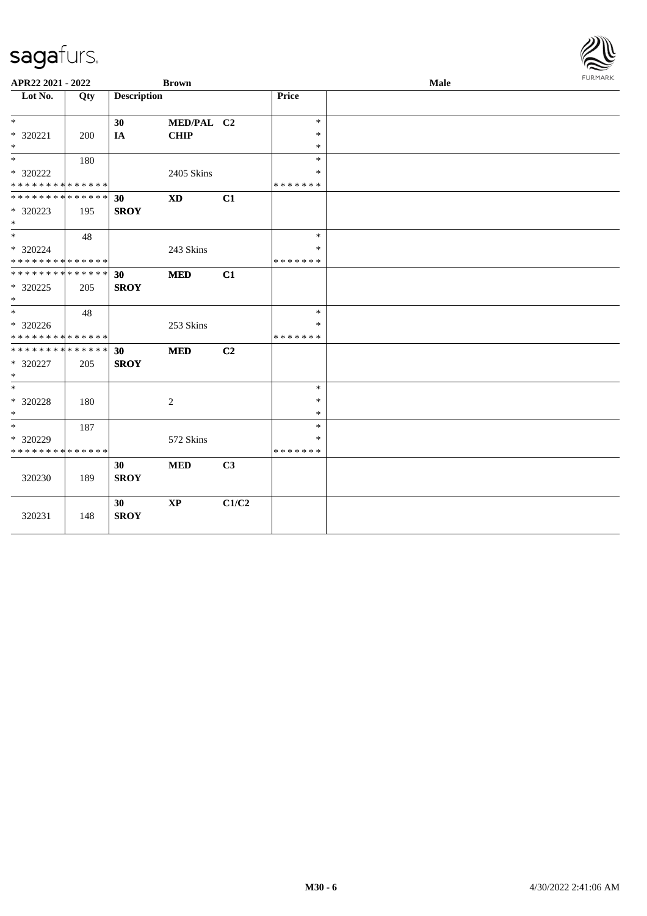| Lot No. | Qty | Description | | | Price | |
|---|---|---|---|---|---|---|
| * | | 30 | MED/PAL | C2 | * | |
| * 320221 | 200 | IA | CHIP | | * | |
| * | | | | | * | |
| * | 180 | | | | * | |
| * 320222 | | | 2405 Skins | | * | |
| * * * * * * * * * * * * * * | | | | | * * * * * * * | |
| * * * * * * * * * * * * * * | | 30 | XD | C1 | | |
| * 320223 | 195 | SROY | | | | |
| * | | | | | | |
| * | 48 | | | | * | |
| * 320224 | | | 243 Skins | | * | |
| * * * * * * * * * * * * * * | | | | | * * * * * * * | |
| * * * * * * * * * * * * * * | | 30 | MED | C1 | | |
| * 320225 | 205 | SROY | | | | |
| * | | | | | | |
| * | 48 | | | | * | |
| * 320226 | | | 253 Skins | | * | |
| * * * * * * * * * * * * * * | | | | | * * * * * * * | |
| * * * * * * * * * * * * * * | | 30 | MED | C2 | | |
| * 320227 | 205 | SROY | | | | |
| * | | | | | | |
| * | | | | | * | |
| * 320228 | 180 | | 2 | | * | |
| * | | | | | * | |
| * | 187 | | | | * | |
| * 320229 | | | 572 Skins | | * | |
| * * * * * * * * * * * * * * | | | | | * * * * * * * | |
| 320230 | 189 | 30 SROY | MED | C3 | | |
| 320231 | 148 | 30 SROY | XP | C1/C2 | | |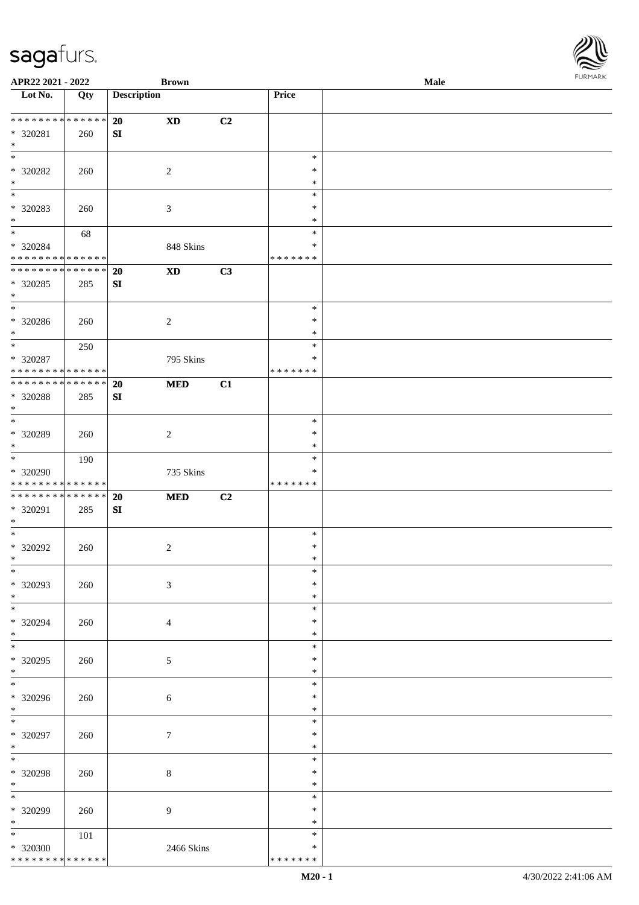| Lot No. | Qty | Description | | | Price | |
|---|---|---|---|---|---|---|
| * * * * * * * * * * * * * * | | 20 | XD | C2 | | |
| * 320281 | 260 | SI | | | | |
| * | | | | | | |
| * | | | | | * | |
| * 320282 | 260 | | 2 | | * | |
| * | | | | | * | |
| * | | | | | * | |
| * 320283 | 260 | | 3 | | * | |
| * | | | | | * | |
| * | 68 | | | | * | |
| * 320284 | | | 848 Skins | | * | |
| * * * * * * * * * * * * * * | | | | | * * * * * * * | |
| * * * * * * * * * * * * * * | | 20 | XD | C3 | | |
| * 320285 | 285 | SI | | | | |
| * | | | | | | |
| * | | | | | * | |
| * 320286 | 260 | | 2 | | * | |
| * | | | | | * | |
| * | 250 | | | | * | |
| * 320287 | | | 795 Skins | | * | |
| * * * * * * * * * * * * * * | | | | | * * * * * * * | |
| * * * * * * * * * * * * * * | | 20 | MED | C1 | | |
| * 320288 | 285 | SI | | | | |
| * | | | | | | |
| * | | | | | * | |
| * 320289 | 260 | | 2 | | * | |
| * | | | | | * | |
| * | 190 | | | | * | |
| * 320290 | | | 735 Skins | | * | |
| * * * * * * * * * * * * * * | | | | | * * * * * * * | |
| * * * * * * * * * * * * * * | | 20 | MED | C2 | | |
| * 320291 | 285 | SI | | | | |
| * | | | | | | |
| * | | | | | * | |
| * 320292 | 260 | | 2 | | * | |
| * | | | | | * | |
| * | | | | | * | |
| * 320293 | 260 | | 3 | | * | |
| * | | | | | * | |
| * | | | | | * | |
| * 320294 | 260 | | 4 | | * | |
| * | | | | | * | |
| * | | | | | * | |
| * 320295 | 260 | | 5 | | * | |
| * | | | | | * | |
| * | | | | | * | |
| * 320296 | 260 | | 6 | | * | |
| * | | | | | * | |
| * | | | | | * | |
| * 320297 | 260 | | 7 | | * | |
| * | | | | | * | |
| * | | | | | * | |
| * 320298 | 260 | | 8 | | * | |
| * | | | | | * | |
| * | | | | | * | |
| * 320299 | 260 | | 9 | | * | |
| * | | | | | * | |
| * | 101 | | | | * | |
| * 320300 | | | 2466 Skins | | * | |
| * * * * * * * * * * * * * * | | | | | * * * * * * * | |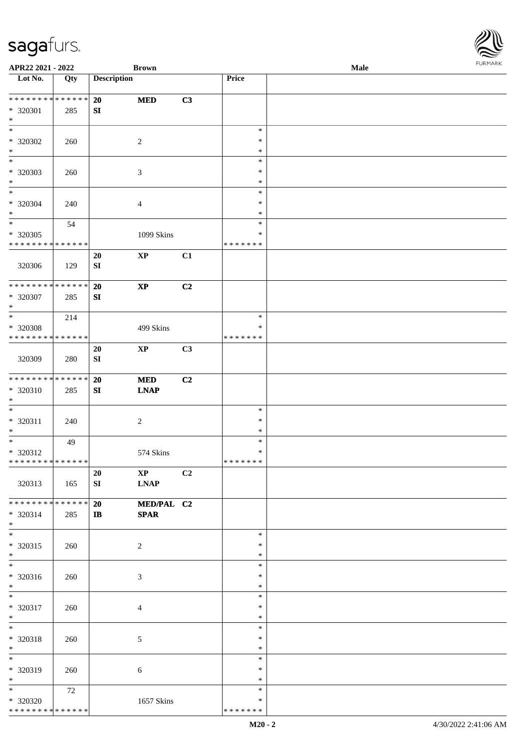**APR22 2021 - 2022** | **Brown** | **Male**

| Lot No. | Qty | Description | | | Price | |
|---|---|---|---|---|---|---|
| * * * * * * * * * * * * * * | | 20 | **MED** | **C3** | | |
| * 320301 | 285 | SI | | | | |
| * | | | | | | |
| * | | | | | * | |
| * 320302 | 260 | | 2 | | * | |
| * | | | | | * | |
| * | | | | | * | |
| * 320303 | 260 | | 3 | | * | |
| * | | | | | * | |
| * | | | | | * | |
| * 320304 | 240 | | 4 | | * | |
| * | | | | | * | |
| * | 54 | | | | * | |
| * 320305 | | | 1099 Skins | | * | |
| * * * * * * * * * * * * * * | | | | | * * * * * * * | |
| 320306 | 129 | 20 SI | **XP** | **C1** | | |
| * * * * * * * * * * * * * * | | 20 | **XP** | **C2** | | |
| * 320307 | 285 | SI | | | | |
| * | | | | | | |
| * | 214 | | | | * | |
| * 320308 | | | 499 Skins | | * | |
| * * * * * * * * * * * * * * | | | | | * * * * * * * | |
| 320309 | 280 | 20 SI | **XP** | **C3** | | |
| * * * * * * * * * * * * * * | | 20 | **MED** | **C2** | | |
| * 320310 | 285 | SI | **LNAP** | | | |
| * | | | | | | |
| * | | | | | * | |
| * 320311 | 240 | | 2 | | * | |
| * | | | | | * | |
| * | 49 | | | | * | |
| * 320312 | | | 574 Skins | | * | |
| * * * * * * * * * * * * * * | | | | | * * * * * * * | |
| 320313 | 165 | 20 SI | **XP** **LNAP** | **C2** | | |
| * * * * * * * * * * * * * * | | 20 | **MED/PAL** | **C2** | | |
| * 320314 | 285 | IB | **SPAR** | | | |
| * | | | | | | |
| * | | | | | * | |
| * 320315 | 260 | | 2 | | * | |
| * | | | | | * | |
| * | | | | | * | |
| * 320316 | 260 | | 3 | | * | |
| * | | | | | * | |
| * | | | | | * | |
| * 320317 | 260 | | 4 | | * | |
| * | | | | | * | |
| * | | | | | * | |
| * 320318 | 260 | | 5 | | * | |
| * | | | | | * | |
| * | | | | | * | |
| * 320319 | 260 | | 6 | | * | |
| * | | | | | * | |
| * | 72 | | | | * | |
| * 320320 | | | 1657 Skins | | * | |
| * * * * * * * * * * * * * * | | | | | * * * * * * * | |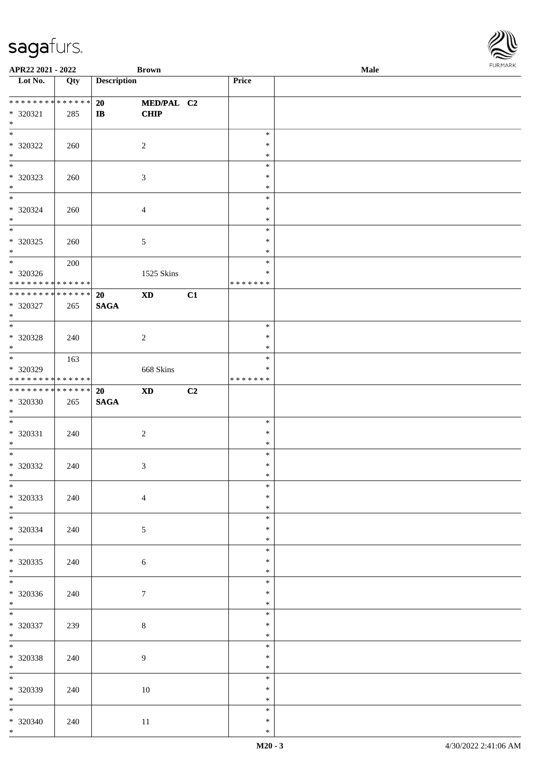**APR22 2021 - 2022** **Brown** **Male**

| Lot No. | Qty | Description | | | Price | |
|---|---|---|---|---|---|---|
| * * * * * * * * * * * * * * | | **20** | **MED/PAL** | **C2** | | |
| * 320321 | 285 | **IB** | **CHIP** | | | |
| * | | | | | | |
| * 320322 | 260 | | 2 | | * * * | |
| * 320323 | 260 | | 3 | | * * * | |
| * 320324 | 260 | | 4 | | * * * | |
| * 320325 | 260 | | 5 | | * * * | |
| * | 200 | | | | * | |
| * 320326 | | | 1525 Skins | | * | |
| * * * * * * * * * * * * * * | | | | | * * * * * * * | |
| * * * * * * * * * * * * * * | | **20** | **XD** | **C1** | | |
| * 320327 | 265 | **SAGA** | | | | |
| * | | | | | | |
| * 320328 | 240 | | 2 | | * * * | |
| * | 163 | | | | * | |
| * 320329 | | | 668 Skins | | * | |
| * * * * * * * * * * * * * * | | | | | * * * * * * * | |
| * * * * * * * * * * * * * * | | **20** | **XD** | **C2** | | |
| * 320330 | 265 | **SAGA** | | | | |
| * | | | | | | |
| * 320331 | 240 | | 2 | | * * * | |
| * 320332 | 240 | | 3 | | * * * | |
| * 320333 | 240 | | 4 | | * * * | |
| * 320334 | 240 | | 5 | | * * * | |
| * 320335 | 240 | | 6 | | * * * | |
| * 320336 | 240 | | 7 | | * * * | |
| * 320337 | 239 | | 8 | | * * * | |
| * 320338 | 240 | | 9 | | * * * | |
| * 320339 | 240 | | 10 | | * * * | |
| * 320340 | 240 | | 11 | | * * * | |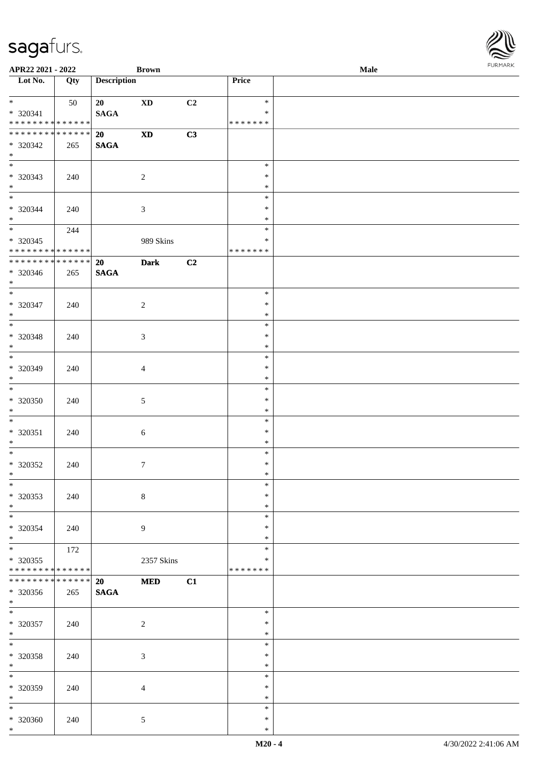| Lot No. | Qty | Description | | | Price | |
|---|---|---|---|---|---|---|
| * <br> * 320341 <br> * * * * * * * * * * * * * * | 50 | 20 <br> **SAGA** | **XD** | **C2** | * <br> * <br> * * * * * * * | |
| * * * * * * * * * * * * * * <br> * 320342 <br> * | 265 | **20** <br> **SAGA** | **XD** | **C3** | | |
| * <br> * 320343 <br> * | 240 | | 2 | | * <br> * <br> * | |
| * <br> * 320344 <br> * | 240 | | 3 | | * <br> * <br> * | |
| * <br> * 320345 <br> * * * * * * * * * * * * * * | 244 | | 989 Skins | | * <br> * <br> * * * * * * * | |
| * * * * * * * * * * * * * * <br> * 320346 <br> * | 265 | **20** <br> **SAGA** | **Dark** | **C2** | | |
| * <br> * 320347 <br> * | 240 | | 2 | | * <br> * <br> * | |
| * <br> * 320348 <br> * | 240 | | 3 | | * <br> * <br> * | |
| * <br> * 320349 <br> * | 240 | | 4 | | * <br> * <br> * | |
| * <br> * 320350 <br> * | 240 | | 5 | | * <br> * <br> * | |
| * <br> * 320351 <br> * | 240 | | 6 | | * <br> * <br> * | |
| * <br> * 320352 <br> * | 240 | | 7 | | * <br> * <br> * | |
| * <br> * 320353 <br> * | 240 | | 8 | | * <br> * <br> * | |
| * <br> * 320354 <br> * | 240 | | 9 | | * <br> * <br> * | |
| * <br> * 320355 <br> * * * * * * * * * * * * * * | 172 | | 2357 Skins | | * <br> * <br> * * * * * * * | |
| * * * * * * * * * * * * * * <br> * 320356 <br> * | 265 | **20** <br> **SAGA** | **MED** | **C1** | | |
| * <br> * 320357 <br> * | 240 | | 2 | | * <br> * <br> * | |
| * <br> * 320358 <br> * | 240 | | 3 | | * <br> * <br> * | |
| * <br> * 320359 <br> * | 240 | | 4 | | * <br> * <br> * | |
| * <br> * 320360 <br> * | 240 | | 5 | | * <br> * <br> * | |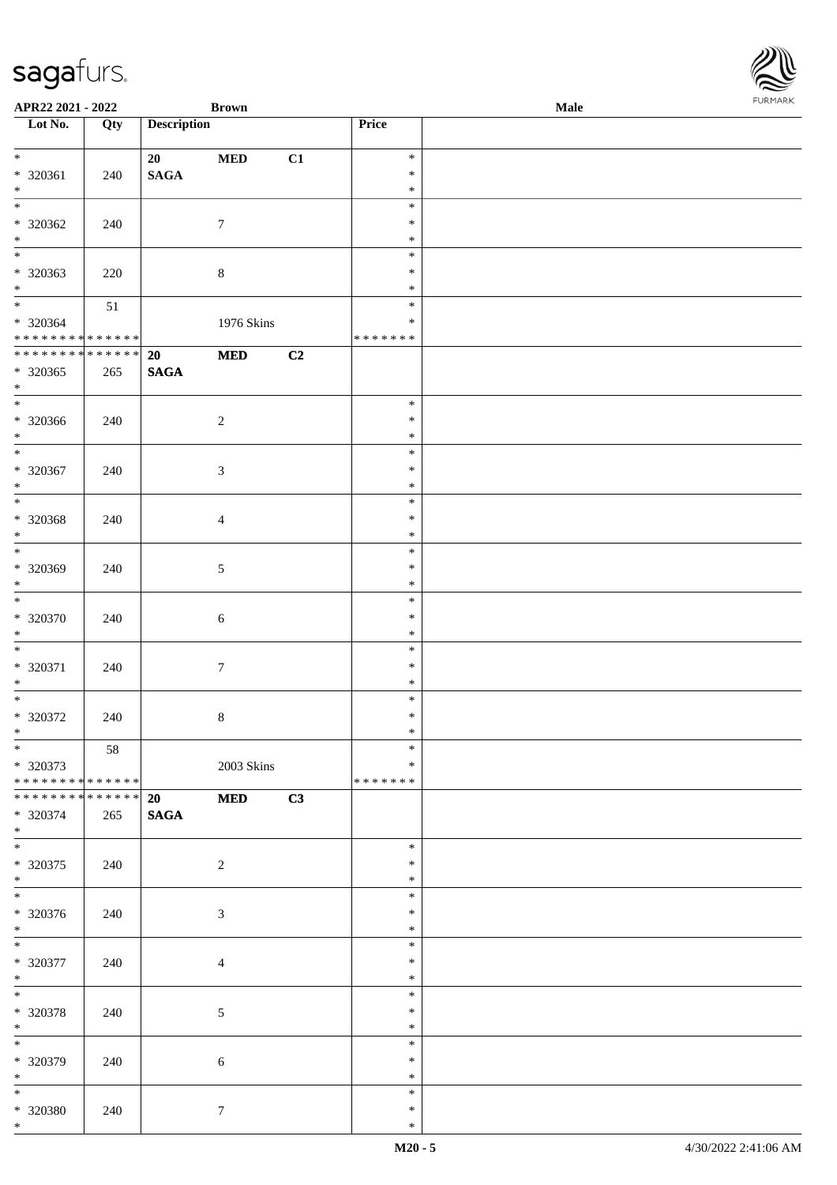| Lot No. | Qty | Description | | | Price | |
|---|---|---|---|---|---|---|
| * | | 20 | MED | C1 | * | |
| * 320361 | 240 | SAGA | | | * | |
| * | | | | | * | |
| * | | | | | * | |
| * 320362 | 240 | | 7 | | * | |
| * | | | | | * | |
| * | | | | | * | |
| * 320363 | 220 | | 8 | | * | |
| * | | | | | * | |
| * | 51 | | | | * | |
| * 320364 | | | 1976 Skins | | * | |
| * * * * * * * * * * * * * * | | | | | * * * * * * * | |
| * * * * * * * * * * * * * * | | 20 | MED | C2 | | |
| * 320365 | 265 | SAGA | | | | |
| * | | | | | | |
| * | | | | | * | |
| * 320366 | 240 | | 2 | | * | |
| * | | | | | * | |
| * | | | | | * | |
| * 320367 | 240 | | 3 | | * | |
| * | | | | | * | |
| * | | | | | * | |
| * 320368 | 240 | | 4 | | * | |
| * | | | | | * | |
| * | | | | | * | |
| * 320369 | 240 | | 5 | | * | |
| * | | | | | * | |
| * | | | | | * | |
| * 320370 | 240 | | 6 | | * | |
| * | | | | | * | |
| * | | | | | * | |
| * 320371 | 240 | | 7 | | * | |
| * | | | | | * | |
| * | | | | | * | |
| * 320372 | 240 | | 8 | | * | |
| * | | | | | * | |
| * | 58 | | | | * | |
| * 320373 | | | 2003 Skins | | * | |
| * * * * * * * * * * * * * * | | | | | * * * * * * * | |
| * * * * * * * * * * * * * * | | 20 | MED | C3 | | |
| * 320374 | 265 | SAGA | | | | |
| * | | | | | | |
| * | | | | | * | |
| * 320375 | 240 | | 2 | | * | |
| * | | | | | * | |
| * | | | | | * | |
| * 320376 | 240 | | 3 | | * | |
| * | | | | | * | |
| * | | | | | * | |
| * 320377 | 240 | | 4 | | * | |
| * | | | | | * | |
| * | | | | | * | |
| * 320378 | 240 | | 5 | | * | |
| * | | | | | * | |
| * | | | | | * | |
| * 320379 | 240 | | 6 | | * | |
| * | | | | | * | |
| * | | | | | * | |
| * 320380 | 240 | | 7 | | * | |
| * | | | | | * | |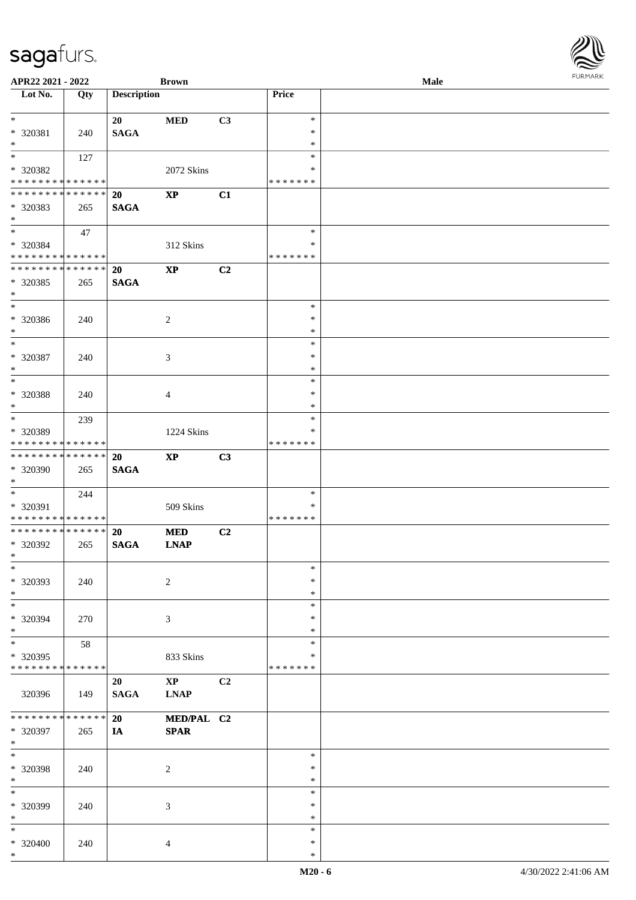| Lot No. | Qty | Description | | | Price | |
|---|---|---|---|---|---|---|
| * | | 20 | MED | C3 | * | |
| * 320381 | 240 | SAGA | | | * | |
| * | | | | | * | |
| * | 127 | | | | * | |
| * 320382 | | | 2072 Skins | | * | |
| * * * * * * * * * * * * * * | | | | | * * * * * * * | |
| * * * * * * * * * * * * * * | | 20 | XP | C1 | | |
| * 320383 | 265 | SAGA | | | | |
| * | | | | | | |
| * | 47 | | | | * | |
| * 320384 | | | 312 Skins | | * | |
| * * * * * * * * * * * * * * | | | | | * * * * * * * | |
| * * * * * * * * * * * * * * | | 20 | XP | C2 | | |
| * 320385 | 265 | SAGA | | | | |
| * | | | | | | |
| * | | | | | * | |
| * 320386 | 240 | | 2 | | * | |
| * | | | | | * | |
| * | | | | | * | |
| * 320387 | 240 | | 3 | | * | |
| * | | | | | * | |
| * | | | | | * | |
| * 320388 | 240 | | 4 | | * | |
| * | | | | | * | |
| * | 239 | | | | * | |
| * 320389 | | | 1224 Skins | | * | |
| * * * * * * * * * * * * * * | | | | | * * * * * * * | |
| * * * * * * * * * * * * * * | | 20 | XP | C3 | | |
| * 320390 | 265 | SAGA | | | | |
| * | | | | | | |
| * | 244 | | | | * | |
| * 320391 | | | 509 Skins | | * | |
| * * * * * * * * * * * * * * | | | | | * * * * * * * | |
| * * * * * * * * * * * * * * | | 20 | MED | C2 | | |
| * 320392 | 265 | SAGA | LNAP | | | |
| * | | | | | | |
| * | | | | | * | |
| * 320393 | 240 | | 2 | | * | |
| * | | | | | * | |
| * | | | | | * | |
| * 320394 | 270 | | 3 | | * | |
| * | | | | | * | |
| * | 58 | | | | * | |
| * 320395 | | | 833 Skins | | * | |
| * * * * * * * * * * * * * * | | | | | * * * * * * * | |
| | | 20 | XP | C2 | | |
| 320396 | 149 | SAGA | LNAP | | | |
| * * * * * * * * * * * * * * | | 20 | MED/PAL | C2 | | |
| * 320397 | 265 | IA | SPAR | | | |
| * | | | | | | |
| * | | | | | * | |
| * 320398 | 240 | | 2 | | * | |
| * | | | | | * | |
| * | | | | | * | |
| * 320399 | 240 | | 3 | | * | |
| * | | | | | * | |
| * | | | | | * | |
| * 320400 | 240 | | 4 | | * | |
| * | | | | | * | |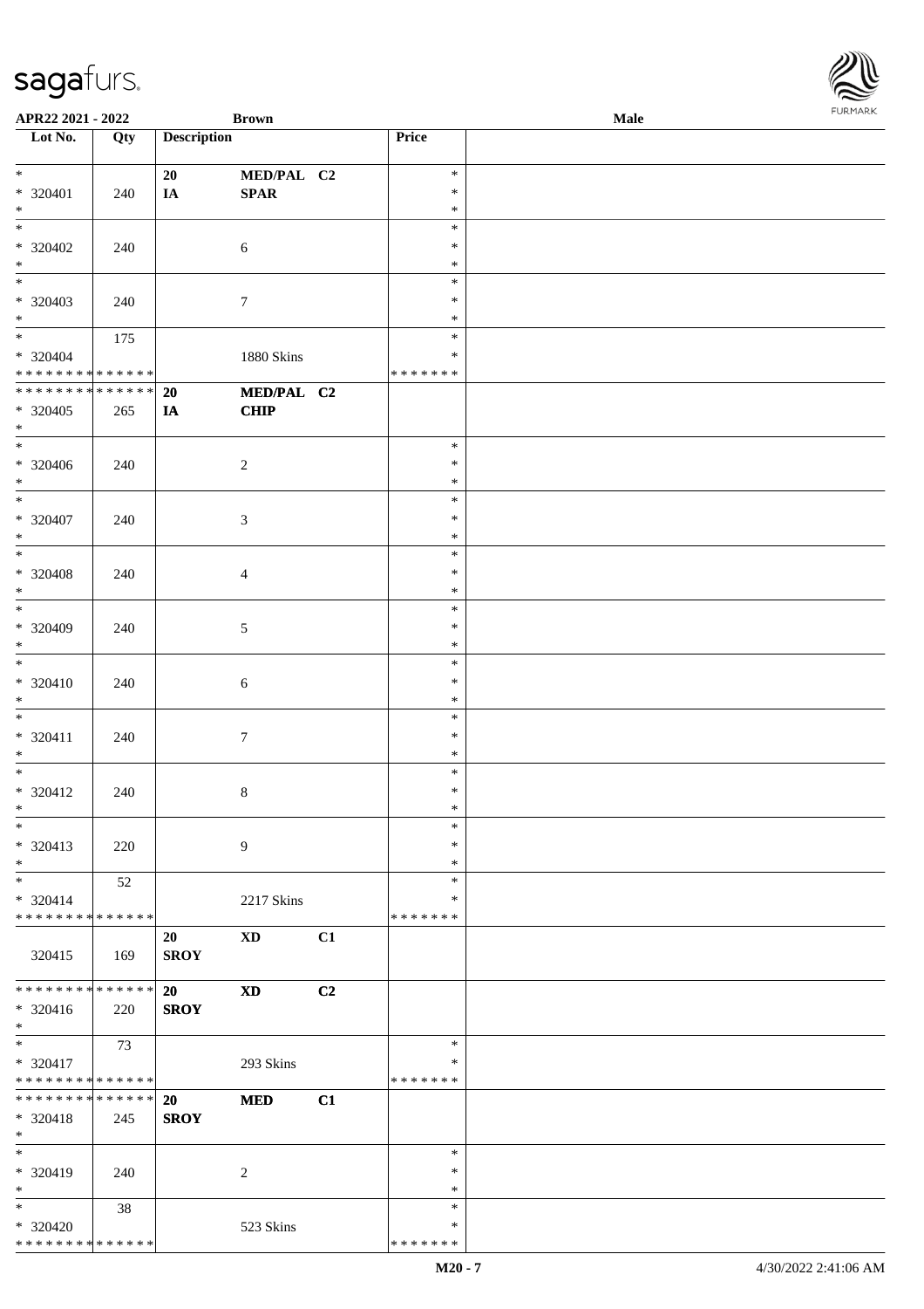APR22 2021 - 2022 **Brown** **Male**

| Lot No. | Qty | Description | | | Price |
|---|---|---|---|---|---|
| * <br> * 320401 <br> * | 240 | 20 <br> IA | MED/PAL <br> SPAR | C2 | * <br> * <br> * |
| * <br> * 320402 <br> * | 240 | | 6 | | * <br> * <br> * |
| * <br> * 320403 <br> * | 240 | | 7 | | * <br> * <br> * |
| * <br> * 320404 <br> * * * * * * * * * * * * * * | 175 | | 1880 Skins | | * <br> * <br> * * * * * * * |
| * * * * * * * * * * * * * * <br> * 320405 <br> * | 265 | **20** <br> **IA** | **MED/PAL** <br> **CHIP** | **C2** | |
| * <br> * 320406 <br> * | 240 | | 2 | | * <br> * <br> * |
| * <br> * 320407 <br> * | 240 | | 3 | | * <br> * <br> * |
| * <br> * 320408 <br> * | 240 | | 4 | | * <br> * <br> * |
| * <br> * 320409 <br> * | 240 | | 5 | | * <br> * <br> * |
| * <br> * 320410 <br> * | 240 | | 6 | | * <br> * <br> * |
| * <br> * 320411 <br> * | 240 | | 7 | | * <br> * <br> * |
| * <br> * 320412 <br> * | 240 | | 8 | | * <br> * <br> * |
| * <br> * 320413 <br> * | 220 | | 9 | | * <br> * <br> * |
| * <br> * 320414 <br> * * * * * * * * * * * * * * | 52 | | 2217 Skins | | * <br> * <br> * * * * * * * |
| 320415 | 169 | 20 <br> SROY | XD | C1 | |
| * * * * * * * * * * * * * * <br> * 320416 <br> * | 220 | **20** <br> **SROY** | **XD** | **C2** | |
| * <br> * 320417 <br> * * * * * * * * * * * * * * | 73 | | 293 Skins | | * <br> * <br> * * * * * * * |
| * * * * * * * * * * * * * * <br> * 320418 <br> * | 245 | **20** <br> **SROY** | **MED** | **C1** | |
| * <br> * 320419 <br> * | 240 | | 2 | | * <br> * <br> * |
| * <br> * 320420 <br> * * * * * * * * * * * * * * | 38 | | 523 Skins | | * <br> * <br> * * * * * * * |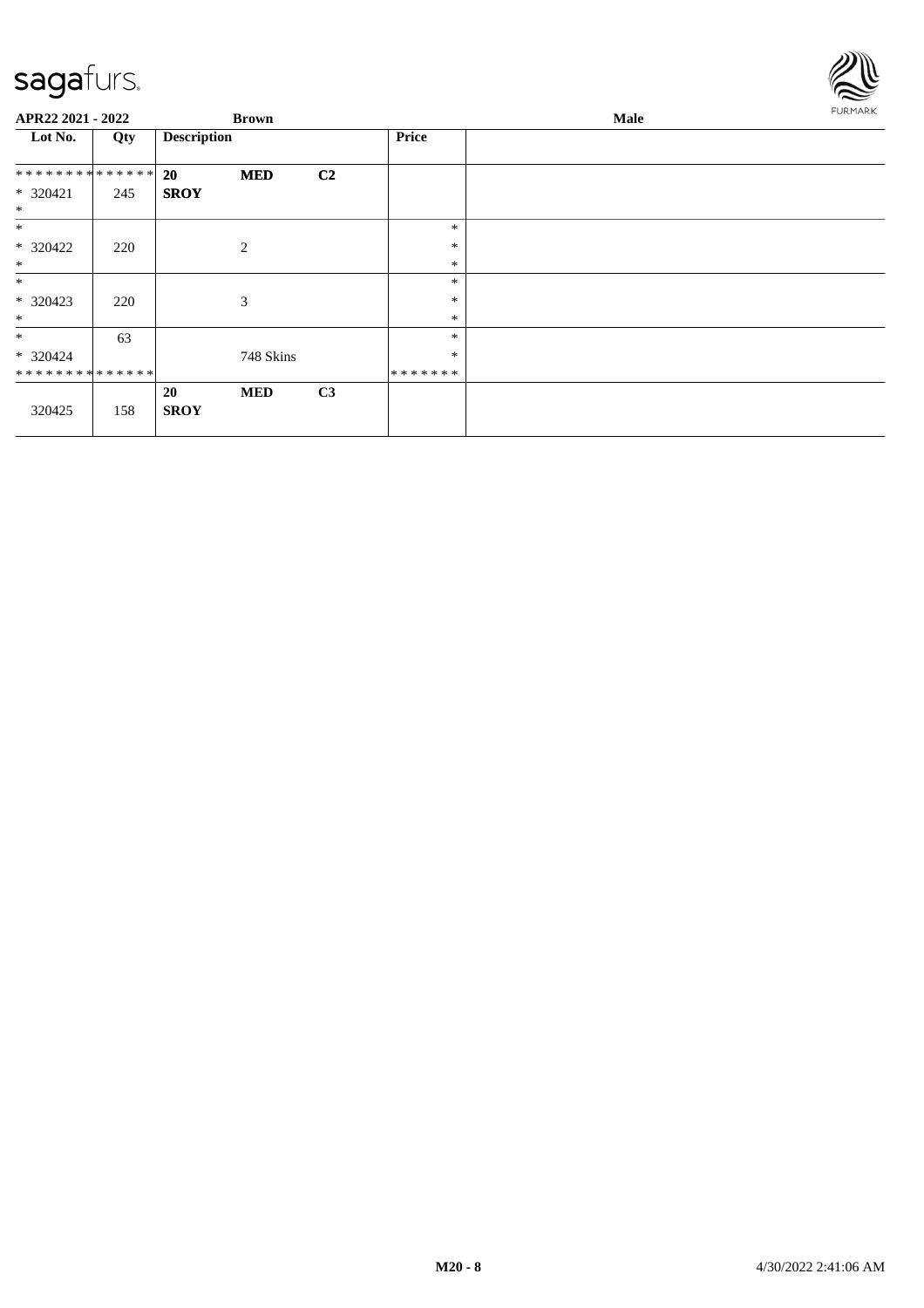APR22 2021 - 2022 | Brown | Male

| Lot No. | Qty | Description | | | Price | |
|---|---|---|---|---|---|---|
| ************** | | 20 | MED | C2 | | |
| * 320421 | 245 | SROY | | | | |
| * | | | | | | |
| * | | | | | * | |
| * 320422 | 220 | | 2 | | * | |
| * | | | | | * | |
| * | | | | | * | |
| * 320423 | 220 | | 3 | | * | |
| * | | | | | * | |
| * | 63 | | | | * | |
| * 320424 | | | 748 Skins | | * | |
| ************** | | | | | ******* | |
| | | 20 | MED | C3 | | |
| 320425 | 158 | SROY | | | | |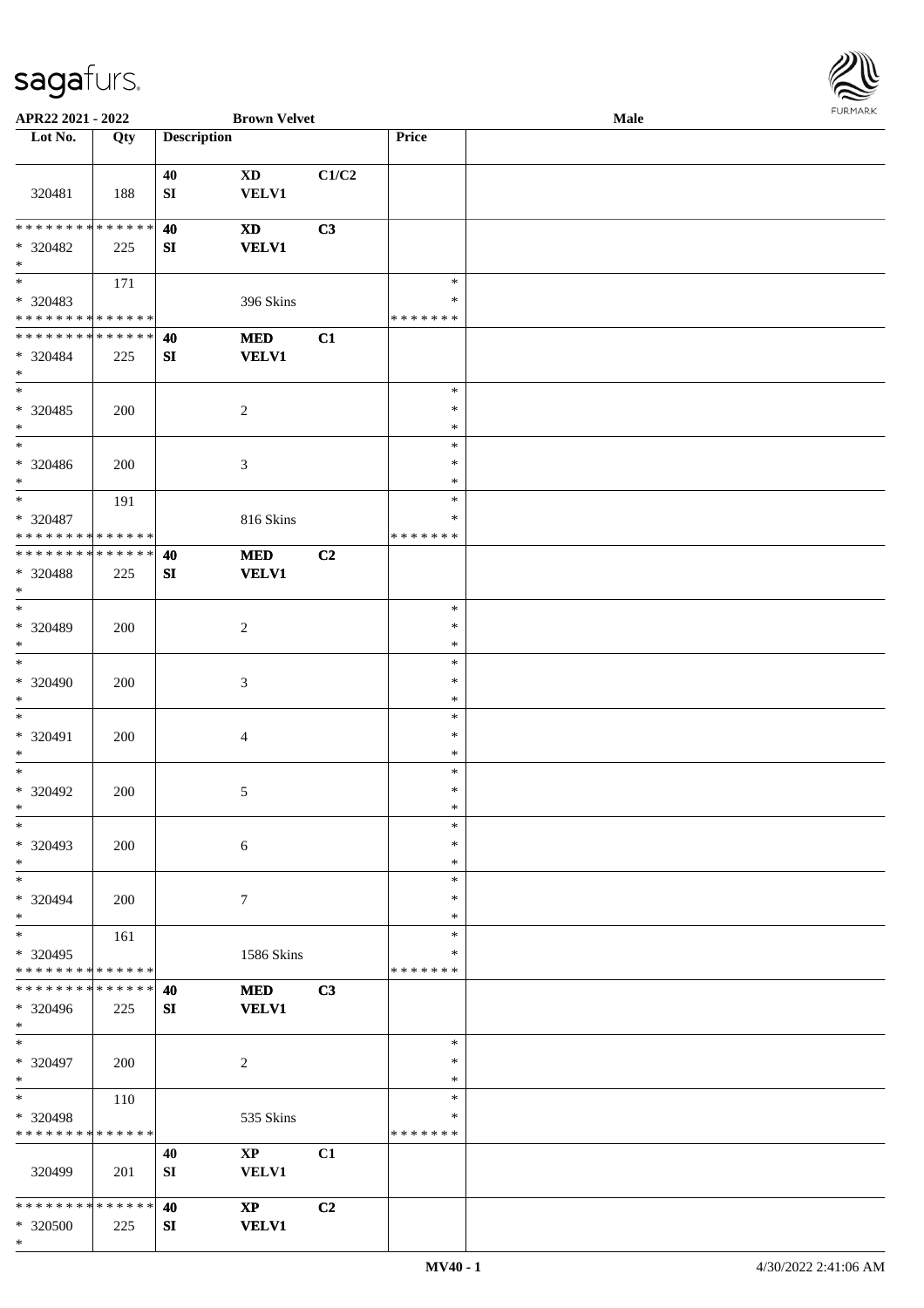| Lot No. | Qty | Description | | | Price | |
|---|---|---|---|---|---|---|
| 320481 | 188 | 40<br>SI | XD<br>VELV1 | C1/C2 | | |
| * * * * * * * * * * * * * *<br>* 320482<br>* | 225 | **40**<br>**SI** | **XD**<br>**VELV1** | **C3** | | |
| *<br>* 320483<br>* * * * * * * * * * * * * * | 171 | | 396 Skins | | *<br>*<br>* * * * * * * | |
| * * * * * * * * * * * * * *<br>* 320484<br>* | 225 | **40**<br>**SI** | **MED**<br>**VELV1** | **C1** | | |
| *<br>* 320485<br>* | 200 | | 2 | | *<br>*<br>* | |
| *<br>* 320486<br>* | 200 | | 3 | | *<br>*<br>* | |
| *<br>* 320487<br>* * * * * * * * * * * * * * | 191 | | 816 Skins | | *<br>*<br>* * * * * * * | |
| * * * * * * * * * * * * * *<br>* 320488<br>* | 225 | **40**<br>**SI** | **MED**<br>**VELV1** | **C2** | | |
| *<br>* 320489<br>* | 200 | | 2 | | *<br>*<br>* | |
| *<br>* 320490<br>* | 200 | | 3 | | *<br>*<br>* | |
| *<br>* 320491<br>* | 200 | | 4 | | *<br>*<br>* | |
| *<br>* 320492<br>* | 200 | | 5 | | *<br>*<br>* | |
| *<br>* 320493<br>* | 200 | | 6 | | *<br>*<br>* | |
| *<br>* 320494<br>* | 200 | | 7 | | *<br>*<br>* | |
| *<br>* 320495<br>* * * * * * * * * * * * * * | 161 | | 1586 Skins | | *<br>*<br>* * * * * * * | |
| * * * * * * * * * * * * * *<br>* 320496<br>* | 225 | **40**<br>**SI** | **MED**<br>**VELV1** | **C3** | | |
| *<br>* 320497<br>* | 200 | | 2 | | *<br>*<br>* | |
| *<br>* 320498<br>* * * * * * * * * * * * * * | 110 | | 535 Skins | | *<br>*<br>* * * * * * * | |
| 320499 | 201 | 40<br>SI | XP<br>VELV1 | C1 | | |
| * * * * * * * * * * * * * *<br>* 320500<br>* | 225 | **40**<br>**SI** | **XP**<br>**VELV1** | **C2** | | |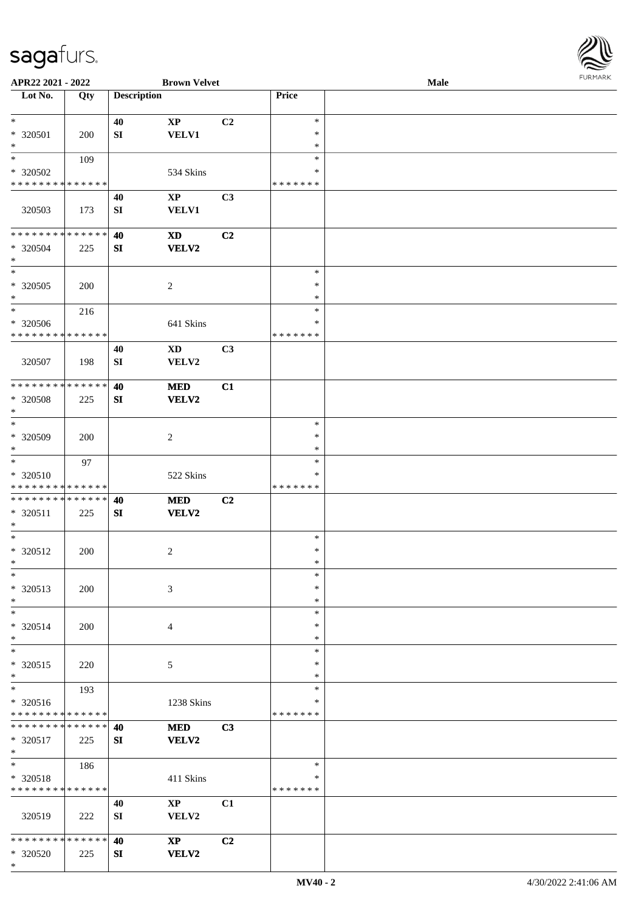**APR22 2021 - 2022** **Brown Velvet** **Male**

| Lot No. | Qty | Description | | | Price | |
|---|---|---|---|---|---|---|
| * | | 40 | XP | C2 | * | |
| * 320501 | 200 | SI | VELV1 | | * | |
| * | | | | | * | |
| * | 109 | | | | * | |
| * 320502 | | | 534 Skins | | * | |
| * * * * * * * * * * * * * * | | | | | * * * * * * * | |
| | | 40 | XP | C3 | | |
| 320503 | 173 | SI | VELV1 | | | |
| * * * * * * * * * * * * * * | | 40 | XD | C2 | | |
| * 320504 | 225 | SI | VELV2 | | | |
| * | | | | | | |
| * | | | | | * | |
| * 320505 | 200 | | 2 | | * | |
| * | | | | | * | |
| * | 216 | | | | * | |
| * 320506 | | | 641 Skins | | * | |
| * * * * * * * * * * * * * * | | | | | * * * * * * * | |
| | | 40 | XD | C3 | | |
| 320507 | 198 | SI | VELV2 | | | |
| * * * * * * * * * * * * * * | | 40 | MED | C1 | | |
| * 320508 | 225 | SI | VELV2 | | | |
| * | | | | | | |
| * | | | | | * | |
| * 320509 | 200 | | 2 | | * | |
| * | | | | | * | |
| * | 97 | | | | * | |
| * 320510 | | | 522 Skins | | * | |
| * * * * * * * * * * * * * * | | | | | * * * * * * * | |
| * * * * * * * * * * * * * * | | 40 | MED | C2 | | |
| * 320511 | 225 | SI | VELV2 | | | |
| * | | | | | | |
| * | | | | | * | |
| * 320512 | 200 | | 2 | | * | |
| * | | | | | * | |
| * | | | | | * | |
| * 320513 | 200 | | 3 | | * | |
| * | | | | | * | |
| * | | | | | * | |
| * 320514 | 200 | | 4 | | * | |
| * | | | | | * | |
| * | | | | | * | |
| * 320515 | 220 | | 5 | | * | |
| * | | | | | * | |
| * | 193 | | | | * | |
| * 320516 | | | 1238 Skins | | * | |
| * * * * * * * * * * * * * * | | | | | * * * * * * * | |
| * * * * * * * * * * * * * * | | 40 | MED | C3 | | |
| * 320517 | 225 | SI | VELV2 | | | |
| * | | | | | | |
| * | 186 | | | | * | |
| * 320518 | | | 411 Skins | | * | |
| * * * * * * * * * * * * * * | | | | | * * * * * * * | |
| | | 40 | XP | C1 | | |
| 320519 | 222 | SI | VELV2 | | | |
| * * * * * * * * * * * * * * | | 40 | XP | C2 | | |
| * 320520 | 225 | SI | VELV2 | | | |
| * | | | | | | |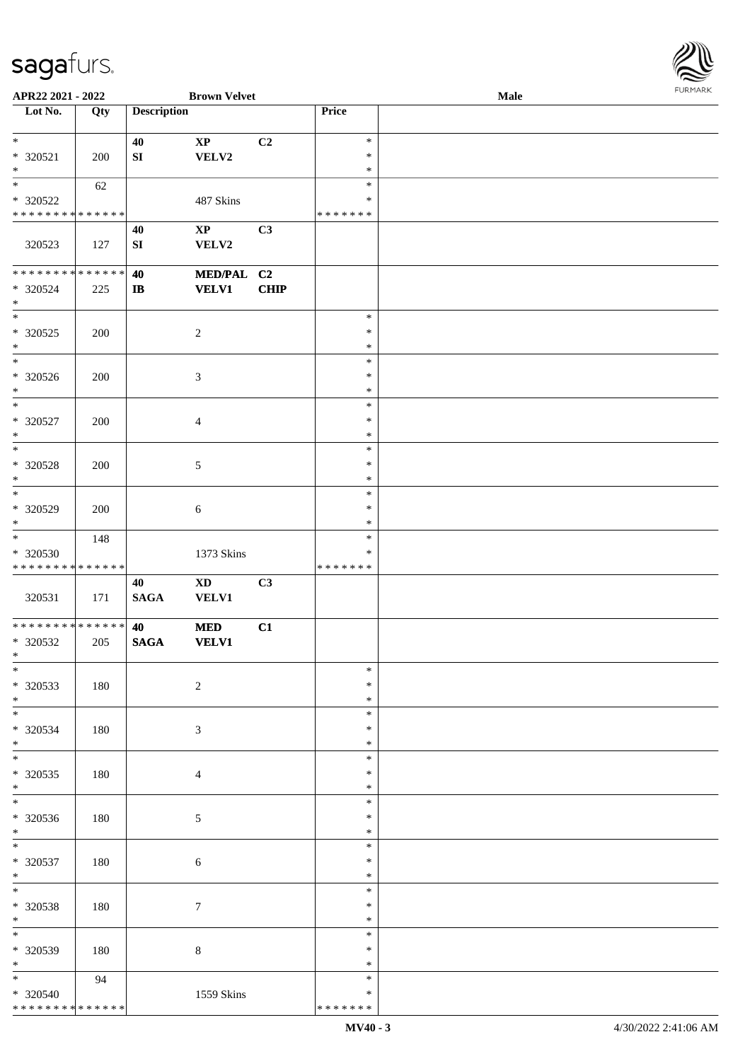APR22 2021 - 2022 &nbsp;&nbsp;&nbsp;&nbsp; **Brown Velvet** &nbsp;&nbsp;&nbsp;&nbsp; **Male**

| Lot No. | Qty | Description | | | Price | |
|---|---|---|---|---|---|---|
| * | | **40** | **XP** | **C2** | * | |
| * 320521 | 200 | **SI** | **VELV2** | | * | |
| * | | | | | * | |
| * | 62 | | | | * | |
| * 320522 | | | 487 Skins | | * | |
| * * * * * * * * * * * * * * | | | | | * * * * * * * | |
| | | **40** | **XP** | **C3** | | |
| 320523 | 127 | **SI** | **VELV2** | | | |
| * * * * * * * * * * * * * * | | **40** | **MED/PAL** | **C2** | | |
| * 320524 | 225 | **IB** | **VELV1** | **CHIP** | | |
| * | | | | | | |
| * | | | | | * | |
| * 320525 | 200 | | 2 | | * | |
| * | | | | | * | |
| * | | | | | * | |
| * 320526 | 200 | | 3 | | * | |
| * | | | | | * | |
| * | | | | | * | |
| * 320527 | 200 | | 4 | | * | |
| * | | | | | * | |
| * | | | | | * | |
| * 320528 | 200 | | 5 | | * | |
| * | | | | | * | |
| * | | | | | * | |
| * 320529 | 200 | | 6 | | * | |
| * | | | | | * | |
| * | 148 | | | | * | |
| * 320530 | | | 1373 Skins | | * | |
| * * * * * * * * * * * * * * | | | | | * * * * * * * | |
| | | **40** | **XD** | **C3** | | |
| 320531 | 171 | **SAGA** | **VELV1** | | | |
| * * * * * * * * * * * * * * | | **40** | **MED** | **C1** | | |
| * 320532 | 205 | **SAGA** | **VELV1** | | | |
| * | | | | | | |
| * | | | | | * | |
| * 320533 | 180 | | 2 | | * | |
| * | | | | | * | |
| * | | | | | * | |
| * 320534 | 180 | | 3 | | * | |
| * | | | | | * | |
| * | | | | | * | |
| * 320535 | 180 | | 4 | | * | |
| * | | | | | * | |
| * | | | | | * | |
| * 320536 | 180 | | 5 | | * | |
| * | | | | | * | |
| * | | | | | * | |
| * 320537 | 180 | | 6 | | * | |
| * | | | | | * | |
| * | | | | | * | |
| * 320538 | 180 | | 7 | | * | |
| * | | | | | * | |
| * | | | | | * | |
| * 320539 | 180 | | 8 | | * | |
| * | | | | | * | |
| * | 94 | | | | * | |
| * 320540 | | | 1559 Skins | | * | |
| * * * * * * * * * * * * * * | | | | | * * * * * * * | |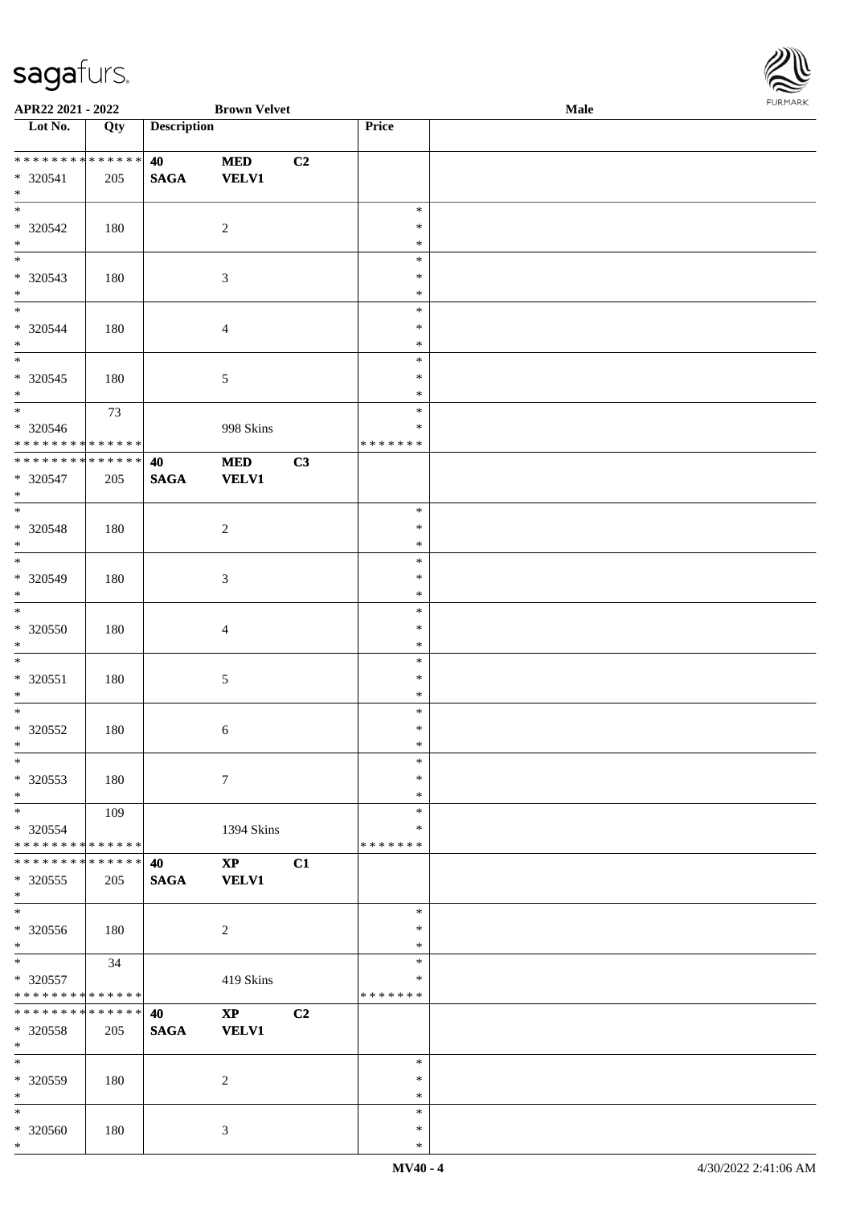**APR22 2021 - 2022** **Brown Velvet** **Male**

| Lot No. | Qty | Description | | | Price | |
|---|---|---|---|---|---|---|
| * * * * * * * * * * * * * * | | **40** | **MED** | **C2** | | |
| * 320541 | 205 | **SAGA** | **VELV1** | | | |
| * | | | | | | |
| * | | | | | * | |
| * 320542 | 180 | | 2 | | * | |
| * | | | | | * | |
| * | | | | | * | |
| * 320543 | 180 | | 3 | | * | |
| * | | | | | * | |
| * | | | | | * | |
| * 320544 | 180 | | 4 | | * | |
| * | | | | | * | |
| * | | | | | * | |
| * 320545 | 180 | | 5 | | * | |
| * | | | | | * | |
| * | 73 | | | | * | |
| * 320546 | | | 998 Skins | | * | |
| * * * * * * * * * * * * * * | | | | | * * * * * * * | |
| * * * * * * * * * * * * * * | | **40** | **MED** | **C3** | | |
| * 320547 | 205 | **SAGA** | **VELV1** | | | |
| * | | | | | | |
| * | | | | | * | |
| * 320548 | 180 | | 2 | | * | |
| * | | | | | * | |
| * | | | | | * | |
| * 320549 | 180 | | 3 | | * | |
| * | | | | | * | |
| * | | | | | * | |
| * 320550 | 180 | | 4 | | * | |
| * | | | | | * | |
| * | | | | | * | |
| * 320551 | 180 | | 5 | | * | |
| * | | | | | * | |
| * | | | | | * | |
| * 320552 | 180 | | 6 | | * | |
| * | | | | | * | |
| * | | | | | * | |
| * 320553 | 180 | | 7 | | * | |
| * | | | | | * | |
| * | 109 | | | | * | |
| * 320554 | | | 1394 Skins | | * | |
| * * * * * * * * * * * * * * | | | | | * * * * * * * | |
| * * * * * * * * * * * * * * | | **40** | **XP** | **C1** | | |
| * 320555 | 205 | **SAGA** | **VELV1** | | | |
| * | | | | | | |
| * | | | | | * | |
| * 320556 | 180 | | 2 | | * | |
| * | | | | | * | |
| * | 34 | | | | * | |
| * 320557 | | | 419 Skins | | * | |
| * * * * * * * * * * * * * * | | | | | * * * * * * * | |
| * * * * * * * * * * * * * * | | **40** | **XP** | **C2** | | |
| * 320558 | 205 | **SAGA** | **VELV1** | | | |
| * | | | | | | |
| * | | | | | * | |
| * 320559 | 180 | | 2 | | * | |
| * | | | | | * | |
| * | | | | | * | |
| * 320560 | 180 | | 3 | | * | |
| * | | | | | * | |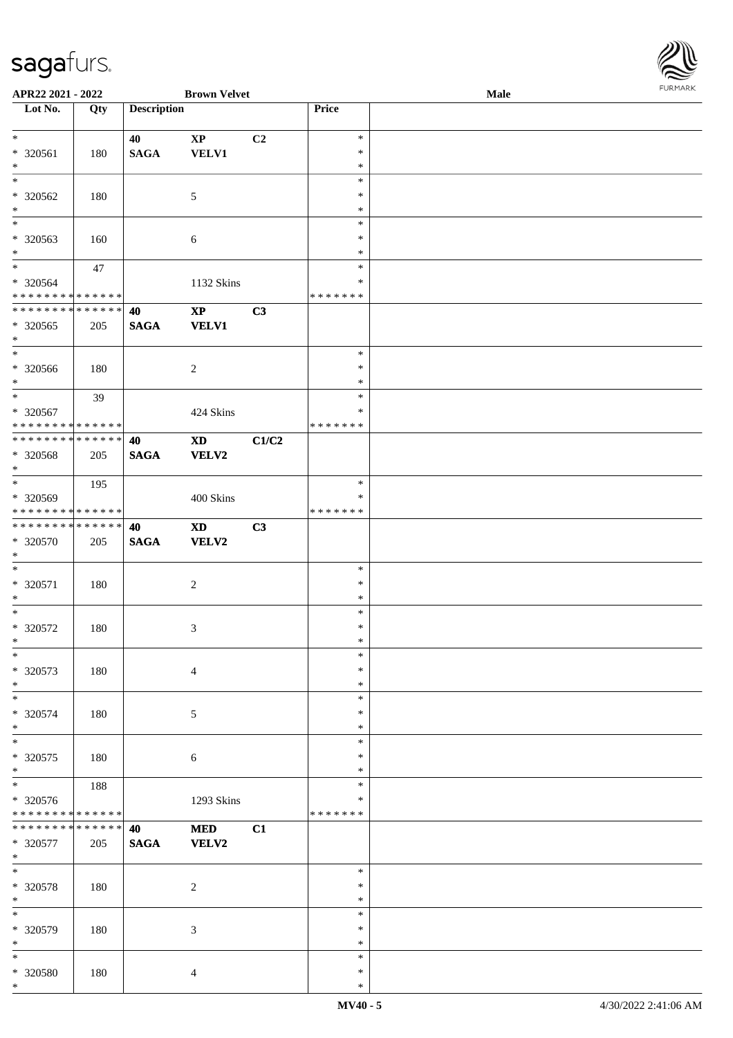| Lot No. | Qty | Description | | | Price | |
|---|---|---|---|---|---|---|
| * | | 40 | XP | C2 | * | |
| * 320561 | 180 | SAGA | VELV1 | | * | |
| * | | | | | * | |
| * | | | | | * | |
| * 320562 | 180 | | 5 | | * | |
| * | | | | | * | |
| * | | | | | * | |
| * 320563 | 160 | | 6 | | * | |
| * | | | | | * | |
| * | 47 | | | | * | |
| * 320564 | | | 1132 Skins | | * | |
| * * * * * * * * * * * * * * | | | | | * * * * * * * | |
| * * * * * * * * * * * * * * | | 40 | XP | C3 | | |
| * 320565 | 205 | SAGA | VELV1 | | | |
| * | | | | | | |
| * | | | | | * | |
| * 320566 | 180 | | 2 | | * | |
| * | | | | | * | |
| * | 39 | | | | * | |
| * 320567 | | | 424 Skins | | * | |
| * * * * * * * * * * * * * * | | | | | * * * * * * * | |
| * * * * * * * * * * * * * * | | 40 | XD | C1/C2 | | |
| * 320568 | 205 | SAGA | VELV2 | | | |
| * | | | | | | |
| * | 195 | | | | * | |
| * 320569 | | | 400 Skins | | * | |
| * * * * * * * * * * * * * * | | | | | * * * * * * * | |
| * * * * * * * * * * * * * * | | 40 | XD | C3 | | |
| * 320570 | 205 | SAGA | VELV2 | | | |
| * | | | | | | |
| * | | | | | * | |
| * 320571 | 180 | | 2 | | * | |
| * | | | | | * | |
| * | | | | | * | |
| * 320572 | 180 | | 3 | | * | |
| * | | | | | * | |
| * | | | | | * | |
| * 320573 | 180 | | 4 | | * | |
| * | | | | | * | |
| * | | | | | * | |
| * 320574 | 180 | | 5 | | * | |
| * | | | | | * | |
| * | | | | | * | |
| * 320575 | 180 | | 6 | | * | |
| * | | | | | * | |
| * | 188 | | | | * | |
| * 320576 | | | 1293 Skins | | * | |
| * * * * * * * * * * * * * * | | | | | * * * * * * * | |
| * * * * * * * * * * * * * * | | 40 | MED | C1 | | |
| * 320577 | 205 | SAGA | VELV2 | | | |
| * | | | | | | |
| * | | | | | * | |
| * 320578 | 180 | | 2 | | * | |
| * | | | | | * | |
| * | | | | | * | |
| * 320579 | 180 | | 3 | | * | |
| * | | | | | * | |
| * | | | | | * | |
| * 320580 | 180 | | 4 | | * | |
| * | | | | | * | |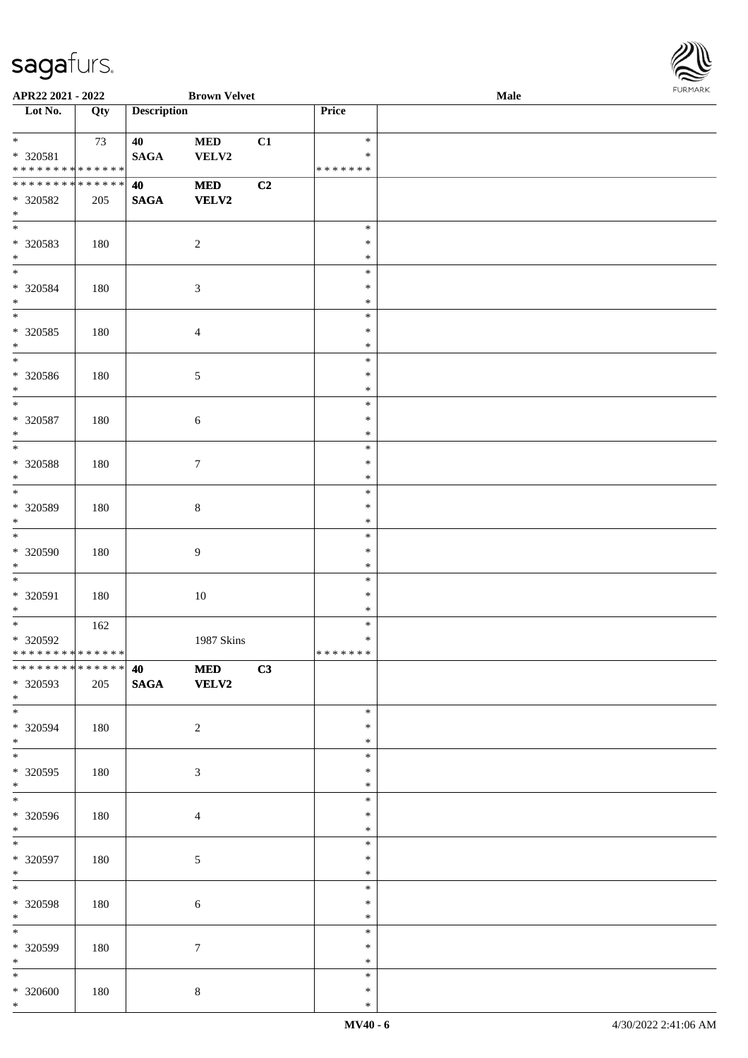| Lot No. | Qty | Description | | | Price | |
|---|---|---|---|---|---|---|
| * | 73 | 40 | MED | C1 | * | |
| * 320581 | | SAGA | VELV2 | | * | |
| * * * * * * * * * * * * * * | | | | | * * * * * * * | |
| * * * * * * * * * * * * * * | | 40 | MED | C2 | | |
| * 320582 | 205 | SAGA | VELV2 | | | |
| * | | | | | | |
| * 320583 | 180 | | 2 | | * | |
| * 320584 | 180 | | 3 | | * | |
| * 320585 | 180 | | 4 | | * | |
| * 320586 | 180 | | 5 | | * | |
| * 320587 | 180 | | 6 | | * | |
| * 320588 | 180 | | 7 | | * | |
| * 320589 | 180 | | 8 | | * | |
| * 320590 | 180 | | 9 | | * | |
| * 320591 | 180 | | 10 | | * | |
| * | 162 | | | | * | |
| * 320592 | | | 1987 Skins | | * | |
| * * * * * * * * * * * * * * | | | | | * * * * * * * | |
| * * * * * * * * * * * * * * | | 40 | MED | C3 | | |
| * 320593 | 205 | SAGA | VELV2 | | | |
| * | | | | | | |
| * 320594 | 180 | | 2 | | * | |
| * 320595 | 180 | | 3 | | * | |
| * 320596 | 180 | | 4 | | * | |
| * 320597 | 180 | | 5 | | * | |
| * 320598 | 180 | | 6 | | * | |
| * 320599 | 180 | | 7 | | * | |
| * 320600 | 180 | | 8 | | * | |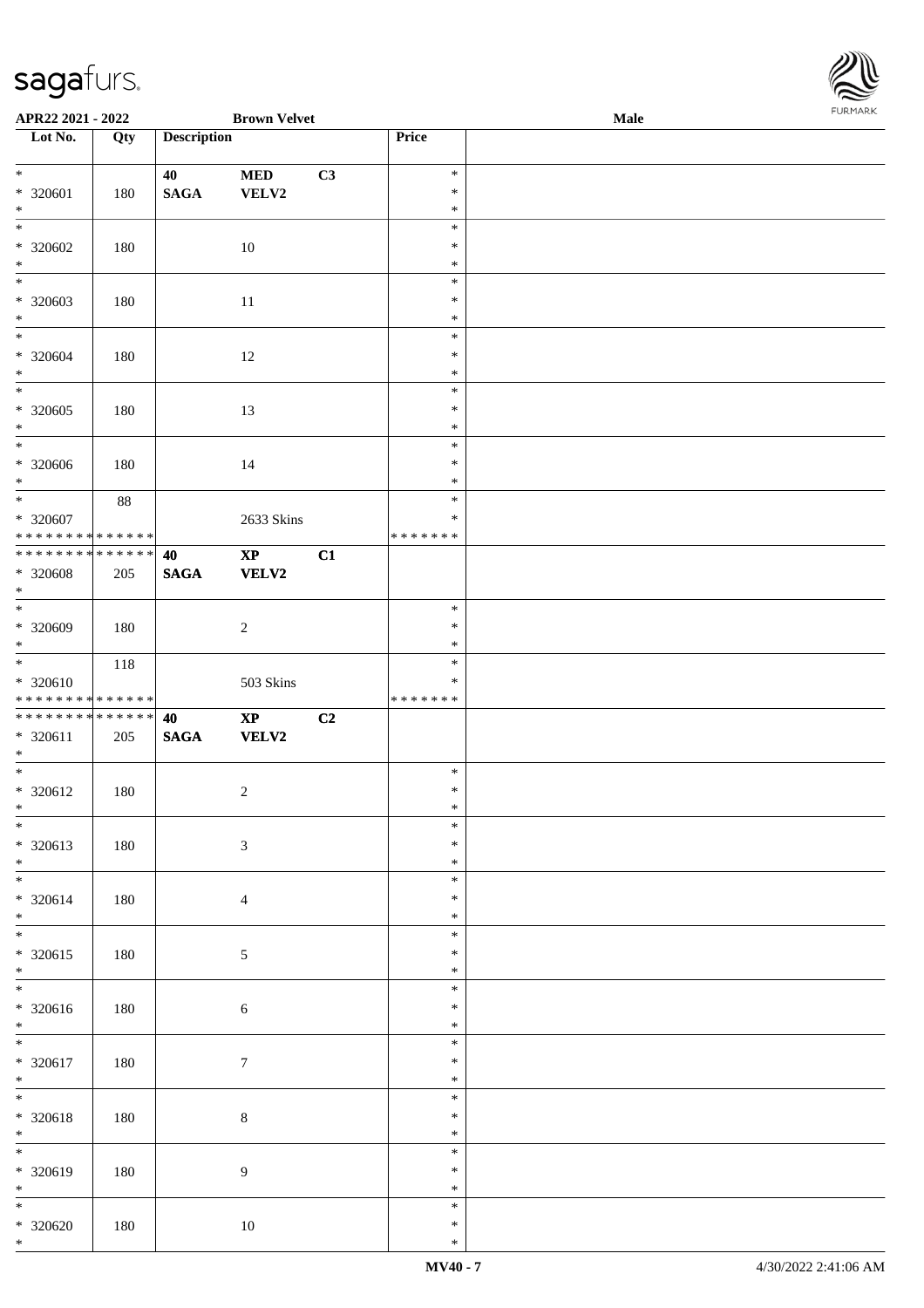APR22 2021 - 2022 Brown Velvet Male

| Lot No. | Qty | Description | | | Price | |
|---|---|---|---|---|---|---|
| * | | 40 | MED | C3 | * | |
| * 320601 | 180 | SAGA | VELV2 | | * | |
| * | | | | | * | |
| * | | | | | * | |
| * 320602 | 180 | | 10 | | * | |
| * | | | | | * | |
| * | | | | | * | |
| * 320603 | 180 | | 11 | | * | |
| * | | | | | * | |
| * | | | | | * | |
| * 320604 | 180 | | 12 | | * | |
| * | | | | | * | |
| * | | | | | * | |
| * 320605 | 180 | | 13 | | * | |
| * | | | | | * | |
| * | | | | | * | |
| * 320606 | 180 | | 14 | | * | |
| * | | | | | * | |
| * | 88 | | | | * | |
| * 320607 | | | 2633 Skins | | * | |
| * * * * * * * * * * * * * * | | | | | * * * * * * * | |
| * * * * * * * * * * * * * * | | 40 | XP | C1 | | |
| * 320608 | 205 | SAGA | VELV2 | | | |
| * | | | | | | |
| * | | | | | * | |
| * 320609 | 180 | | 2 | | * | |
| * | | | | | * | |
| * | 118 | | | | * | |
| * 320610 | | | 503 Skins | | * | |
| * * * * * * * * * * * * * * | | | | | * * * * * * * | |
| * * * * * * * * * * * * * * | | 40 | XP | C2 | | |
| * 320611 | 205 | SAGA | VELV2 | | | |
| * | | | | | | |
| * | | | | | * | |
| * 320612 | 180 | | 2 | | * | |
| * | | | | | * | |
| * | | | | | * | |
| * 320613 | 180 | | 3 | | * | |
| * | | | | | * | |
| * | | | | | * | |
| * 320614 | 180 | | 4 | | * | |
| * | | | | | * | |
| * | | | | | * | |
| * 320615 | 180 | | 5 | | * | |
| * | | | | | * | |
| * | | | | | * | |
| * 320616 | 180 | | 6 | | * | |
| * | | | | | * | |
| * | | | | | * | |
| * 320617 | 180 | | 7 | | * | |
| * | | | | | * | |
| * | | | | | * | |
| * 320618 | 180 | | 8 | | * | |
| * | | | | | * | |
| * | | | | | * | |
| * 320619 | 180 | | 9 | | * | |
| * | | | | | * | |
| * | | | | | * | |
| * 320620 | 180 | | 10 | | * | |
| * | | | | | * | |

MV40 - 7 4/30/2022 2:41:06 AM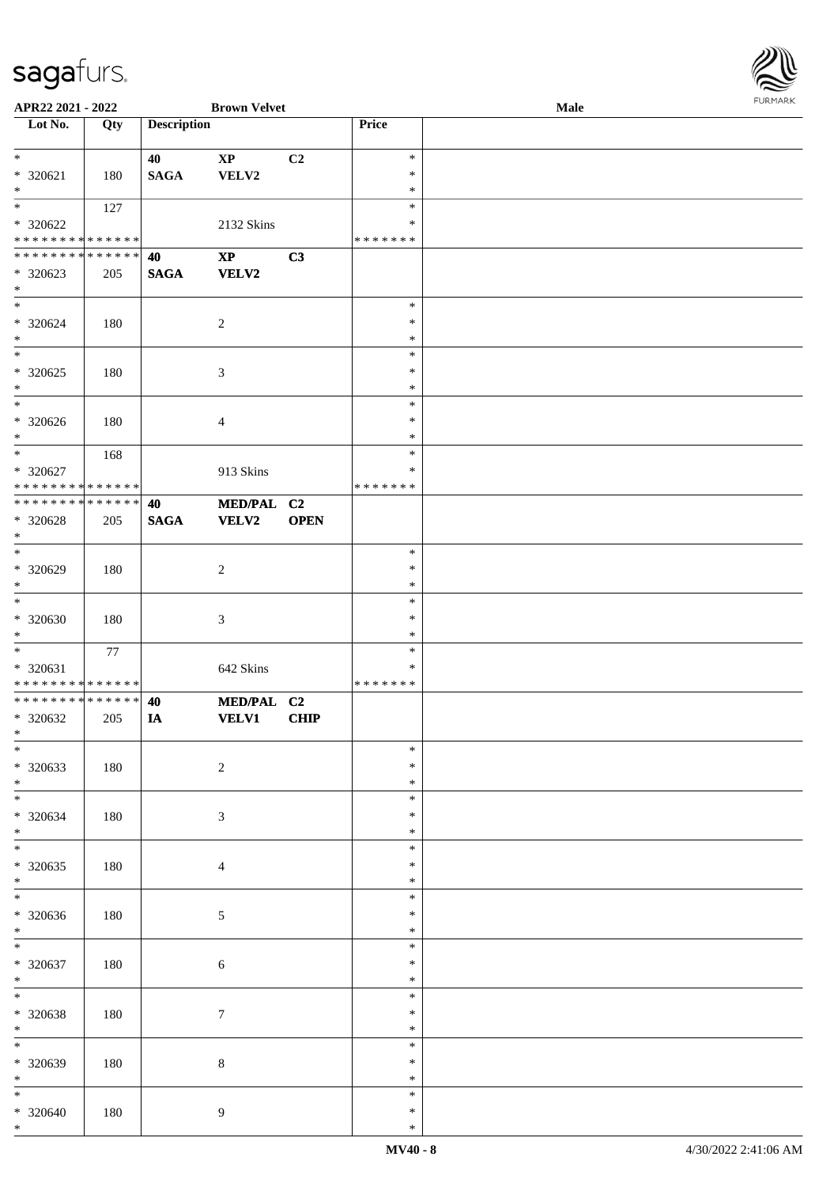APR22 2021 - 2022 | Brown Velvet | Male

| Lot No. | Qty | Description | | | Price | |
|---|---|---|---|---|---|---|
| * | | 40 | XP | C2 | * | |
| * 320621 | 180 | SAGA | VELV2 | | * | |
| * | | | | | * | |
| * | 127 | | | | * | |
| * 320622 | | | 2132 Skins | | * | |
| * * * * * * * * * * * * * * | | | | | * * * * * * * | |
| * * * * * * * * * * * * * * | | 40 | XP | C3 | | |
| * 320623 | 205 | SAGA | VELV2 | | | |
| * | | | | | | |
| * | | | | | * | |
| * 320624 | 180 | | 2 | | * | |
| * | | | | | * | |
| * | | | | | * | |
| * 320625 | 180 | | 3 | | * | |
| * | | | | | * | |
| * | | | | | * | |
| * 320626 | 180 | | 4 | | * | |
| * | | | | | * | |
| * | 168 | | | | * | |
| * 320627 | | | 913 Skins | | * | |
| * * * * * * * * * * * * * * | | | | | * * * * * * * | |
| * * * * * * * * * * * * * * | | 40 | MED/PAL | C2 | | |
| * 320628 | 205 | SAGA | VELV2 | OPEN | | |
| * | | | | | | |
| * | | | | | * | |
| * 320629 | 180 | | 2 | | * | |
| * | | | | | * | |
| * | | | | | * | |
| * 320630 | 180 | | 3 | | * | |
| * | | | | | * | |
| * | 77 | | | | * | |
| * 320631 | | | 642 Skins | | * | |
| * * * * * * * * * * * * * * | | | | | * * * * * * * | |
| * * * * * * * * * * * * * * | | 40 | MED/PAL | C2 | | |
| * 320632 | 205 | IA | VELV1 | CHIP | | |
| * | | | | | | |
| * | | | | | * | |
| * 320633 | 180 | | 2 | | * | |
| * | | | | | * | |
| * | | | | | * | |
| * 320634 | 180 | | 3 | | * | |
| * | | | | | * | |
| * | | | | | * | |
| * 320635 | 180 | | 4 | | * | |
| * | | | | | * | |
| * | | | | | * | |
| * 320636 | 180 | | 5 | | * | |
| * | | | | | * | |
| * | | | | | * | |
| * 320637 | 180 | | 6 | | * | |
| * | | | | | * | |
| * | | | | | * | |
| * 320638 | 180 | | 7 | | * | |
| * | | | | | * | |
| * | | | | | * | |
| * 320639 | 180 | | 8 | | * | |
| * | | | | | * | |
| * | | | | | * | |
| * 320640 | 180 | | 9 | | * | |
| * | | | | | * | |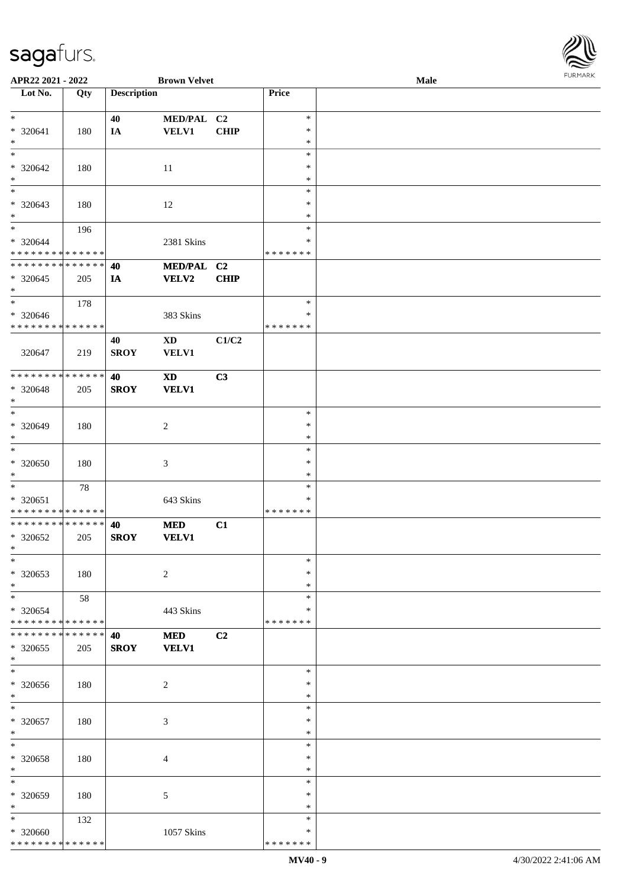| Lot No. | Qty | Description | | | Price | |
|---|---|---|---|---|---|---|
| * | | 40 | MED/PAL | C2 | * | |
| * 320641 | 180 | IA | VELV1 | CHIP | * | |
| * | | | | | * | |
| * | | | | | * | |
| * 320642 | 180 | | 11 | | * | |
| * | | | | | * | |
| * | | | | | * | |
| * 320643 | 180 | | 12 | | * | |
| * | | | | | * | |
| * | 196 | | | | * | |
| * 320644 | | | 2381 Skins | | * | |
| * * * * * * * * * * * * * * | | | | | * * * * * * * | |
| * * * * * * * * * * * * * * | | 40 | MED/PAL | C2 | | |
| * 320645 | 205 | IA | VELV2 | CHIP | | |
| * | | | | | | |
| * | 178 | | | | * | |
| * 320646 | | | 383 Skins | | * | |
| * * * * * * * * * * * * * * | | | | | * * * * * * * | |
| | | 40 | XD | C1/C2 | | |
| 320647 | 219 | SROY | VELV1 | | | |
| * * * * * * * * * * * * * * | | 40 | XD | C3 | | |
| * 320648 | 205 | SROY | VELV1 | | | |
| * | | | | | | |
| * | | | | | * | |
| * 320649 | 180 | | 2 | | * | |
| * | | | | | * | |
| * | | | | | * | |
| * 320650 | 180 | | 3 | | * | |
| * | | | | | * | |
| * | 78 | | | | * | |
| * 320651 | | | 643 Skins | | * | |
| * * * * * * * * * * * * * * | | | | | * * * * * * * | |
| * * * * * * * * * * * * * * | | 40 | MED | C1 | | |
| * 320652 | 205 | SROY | VELV1 | | | |
| * | | | | | | |
| * | | | | | * | |
| * 320653 | 180 | | 2 | | * | |
| * | | | | | * | |
| * | 58 | | | | * | |
| * 320654 | | | 443 Skins | | * | |
| * * * * * * * * * * * * * * | | | | | * * * * * * * | |
| * * * * * * * * * * * * * * | | 40 | MED | C2 | | |
| * 320655 | 205 | SROY | VELV1 | | | |
| * | | | | | | |
| * | | | | | * | |
| * 320656 | 180 | | 2 | | * | |
| * | | | | | * | |
| * | | | | | * | |
| * 320657 | 180 | | 3 | | * | |
| * | | | | | * | |
| * | | | | | * | |
| * 320658 | 180 | | 4 | | * | |
| * | | | | | * | |
| * | | | | | * | |
| * 320659 | 180 | | 5 | | * | |
| * | | | | | * | |
| * | 132 | | | | * | |
| * 320660 | | | 1057 Skins | | * | |
| * * * * * * * * * * * * * * | | | | | * * * * * * * | |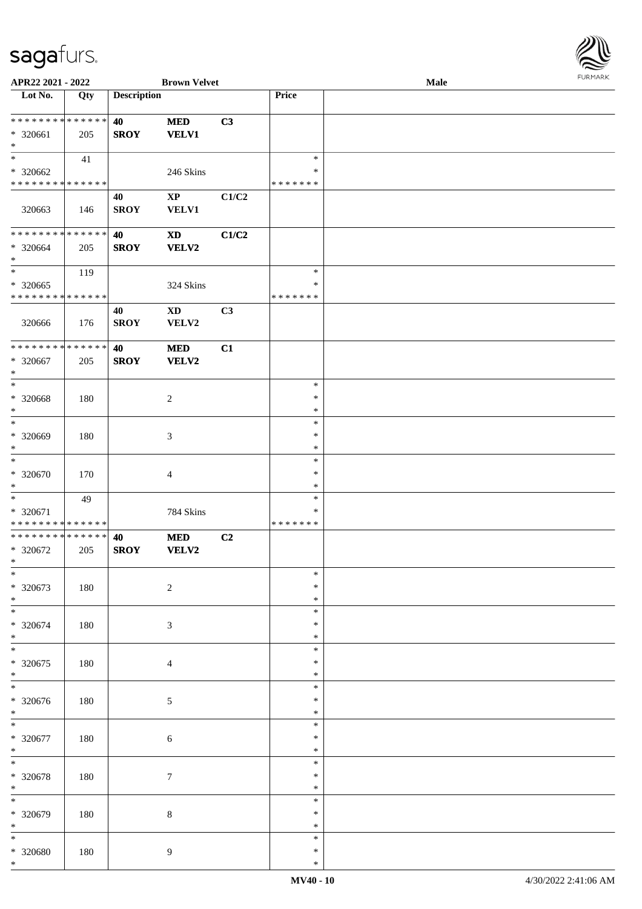APR22 2021 - 2022 | Brown Velvet | Male

| Lot No. | Qty | Description | | | Price | |
|---|---|---|---|---|---|---|
| * * * * * * * * * * * * * * | | 40 | MED | C3 | | |
| * 320661 | 205 | SROY | VELV1 | | | |
| * | | | | | | |
| * | 41 | | | | * | |
| * 320662 | | | 246 Skins | | * | |
| * * * * * * * * * * * * * * | | | | | * * * * * * * | |
| | | 40 | XP | C1/C2 | | |
| 320663 | 146 | SROY | VELV1 | | | |
| * * * * * * * * * * * * * * | | 40 | XD | C1/C2 | | |
| * 320664 | 205 | SROY | VELV2 | | | |
| * | | | | | | |
| * | 119 | | | | * | |
| * 320665 | | | 324 Skins | | * | |
| * * * * * * * * * * * * * * | | | | | * * * * * * * | |
| | | 40 | XD | C3 | | |
| 320666 | 176 | SROY | VELV2 | | | |
| * * * * * * * * * * * * * * | | 40 | MED | C1 | | |
| * 320667 | 205 | SROY | VELV2 | | | |
| * | | | | | | |
| * 320668 | 180 | | 2 | | * | |
| * 320669 | 180 | | 3 | | * | |
| * 320670 | 170 | | 4 | | * | |
| * | 49 | | | | * | |
| * 320671 | | | 784 Skins | | * | |
| * * * * * * * * * * * * * * | | | | | * * * * * * * | |
| * * * * * * * * * * * * * * | | 40 | MED | C2 | | |
| * 320672 | 205 | SROY | VELV2 | | | |
| * | | | | | | |
| * 320673 | 180 | | 2 | | * | |
| * 320674 | 180 | | 3 | | * | |
| * 320675 | 180 | | 4 | | * | |
| * 320676 | 180 | | 5 | | * | |
| * 320677 | 180 | | 6 | | * | |
| * 320678 | 180 | | 7 | | * | |
| * 320679 | 180 | | 8 | | * | |
| * 320680 | 180 | | 9 | | * | |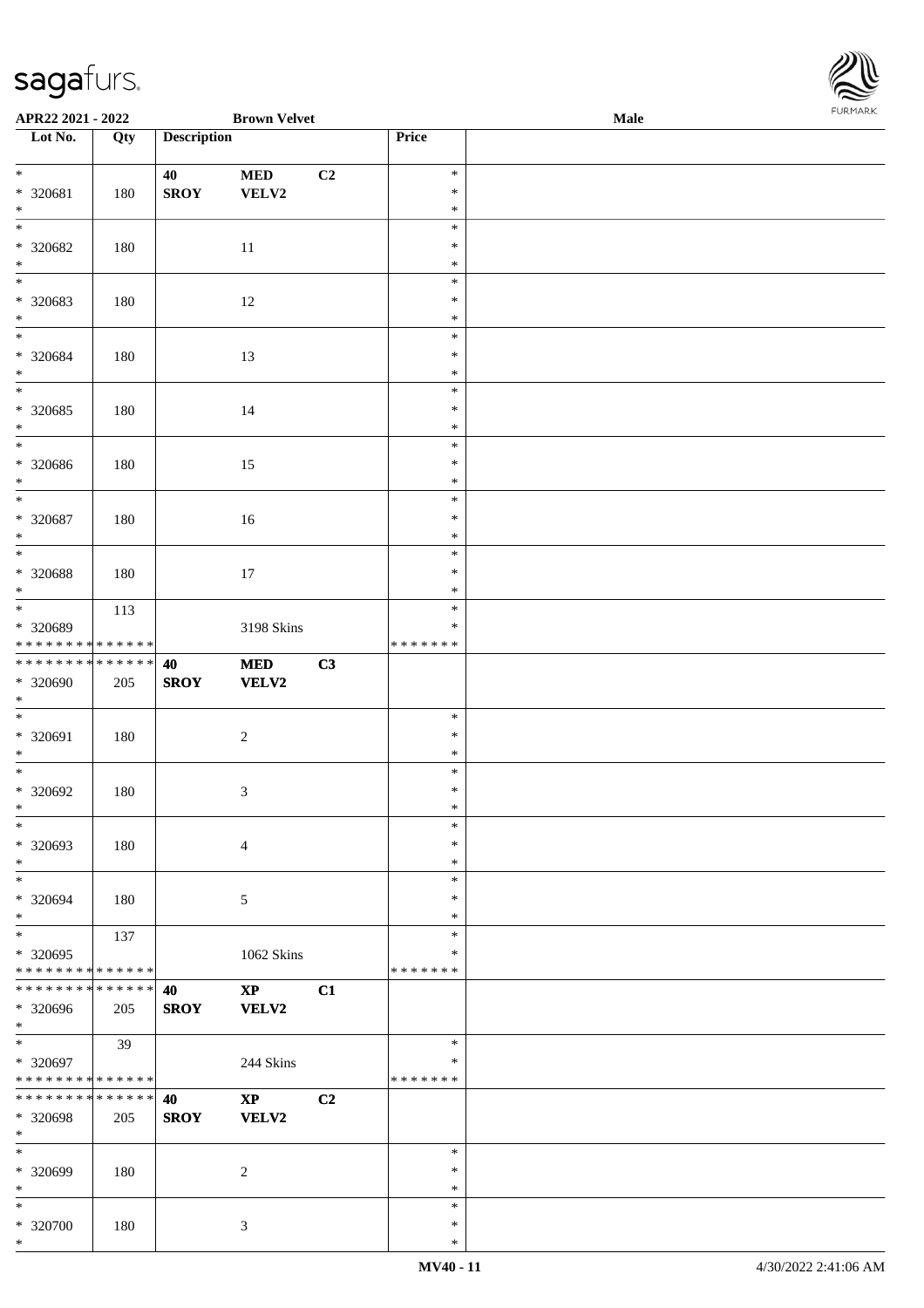APR22 2021 - 2022 | Brown Velvet | Male

| Lot No. | Qty | Description | | | Price | |
|---|---|---|---|---|---|---|
| * | | 40 | MED | C2 | * | |
| * 320681 | 180 | SROY | VELV2 | | * | |
| * | | | | | * | |
| * | | | | | * | |
| * 320682 | 180 | | 11 | | * | |
| * | | | | | * | |
| * | | | | | * | |
| * 320683 | 180 | | 12 | | * | |
| * | | | | | * | |
| * | | | | | * | |
| * 320684 | 180 | | 13 | | * | |
| * | | | | | * | |
| * | | | | | * | |
| * 320685 | 180 | | 14 | | * | |
| * | | | | | * | |
| * | | | | | * | |
| * 320686 | 180 | | 15 | | * | |
| * | | | | | * | |
| * | | | | | * | |
| * 320687 | 180 | | 16 | | * | |
| * | | | | | * | |
| * | | | | | * | |
| * 320688 | 180 | | 17 | | * | |
| * | | | | | * | |
| * | 113 | | | | * | |
| * 320689 | | | 3198 Skins | | * | |
| * * * * * * * * * * * * * * | | | | | * * * * * * * | |
| * * * * * * * * * * * * * * | | 40 | MED | C3 | | |
| * 320690 | 205 | SROY | VELV2 | | | |
| * | | | | | | |
| * | | | | | * | |
| * 320691 | 180 | | 2 | | * | |
| * | | | | | * | |
| * | | | | | * | |
| * 320692 | 180 | | 3 | | * | |
| * | | | | | * | |
| * | | | | | * | |
| * 320693 | 180 | | 4 | | * | |
| * | | | | | * | |
| * | | | | | * | |
| * 320694 | 180 | | 5 | | * | |
| * | | | | | * | |
| * | 137 | | | | * | |
| * 320695 | | | 1062 Skins | | * | |
| * * * * * * * * * * * * * * | | | | | * * * * * * * | |
| * * * * * * * * * * * * * * | | 40 | XP | C1 | | |
| * 320696 | 205 | SROY | VELV2 | | | |
| * | | | | | | |
| * | 39 | | | | * | |
| * 320697 | | | 244 Skins | | * | |
| * * * * * * * * * * * * * * | | | | | * * * * * * * | |
| * * * * * * * * * * * * * * | | 40 | XP | C2 | | |
| * 320698 | 205 | SROY | VELV2 | | | |
| * | | | | | | |
| * | | | | | * | |
| * 320699 | 180 | | 2 | | * | |
| * | | | | | * | |
| * | | | | | * | |
| * 320700 | 180 | | 3 | | * | |
| * | | | | | * | |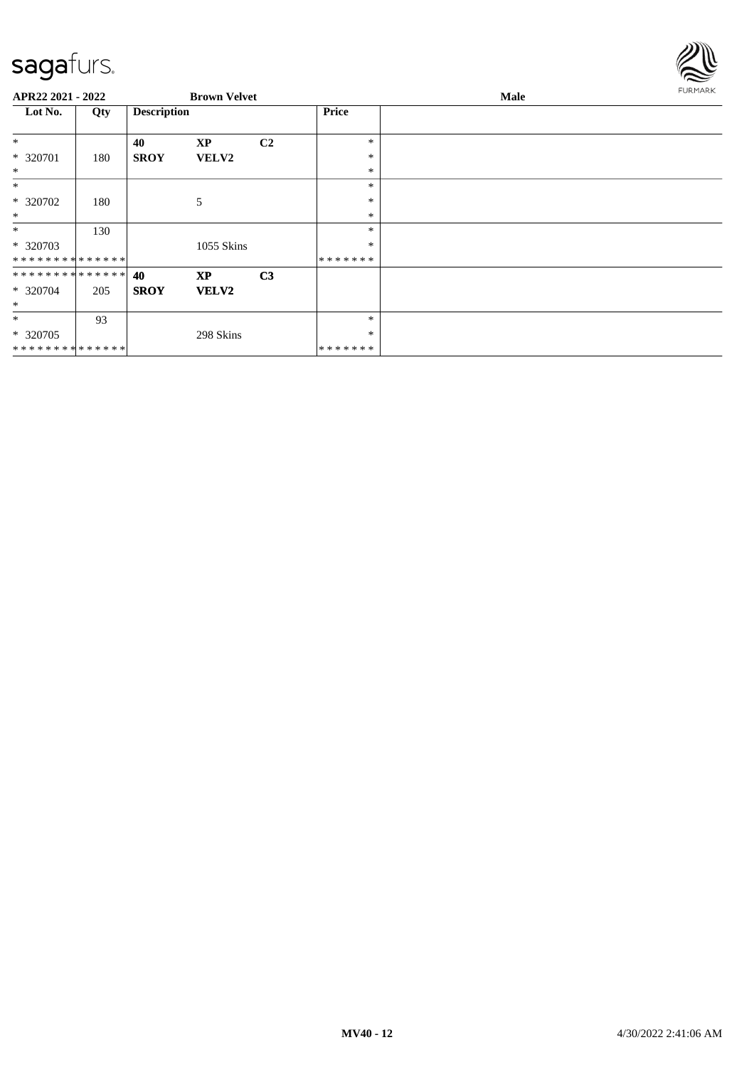**APR22 2021 - 2022** **Brown Velvet** **Male**

| Lot No. | Qty | Description | | | Price | |
|---|---|---|---|---|---|---|
| * | | **40** | **XP** | **C2** | * | |
| * 320701 | 180 | **SROY** | **VELV2** | | * | |
| * | | | | | * | |
| * | | | | | * | |
| * 320702 | 180 | | 5 | | * | |
| * | | | | | * | |
| * | 130 | | | | * | |
| * 320703 | | | 1055 Skins | | * | |
| * * * * * * * * * * * * * * | | | | | * * * * * * * | |
| * * * * * * * * * * * * * * | | **40** | **XP** | **C3** | | |
| * 320704 | 205 | **SROY** | **VELV2** | | | |
| * | | | | | | |
| * | 93 | | | | * | |
| * 320705 | | | 298 Skins | | * | |
| * * * * * * * * * * * * * * | | | | | * * * * * * * | |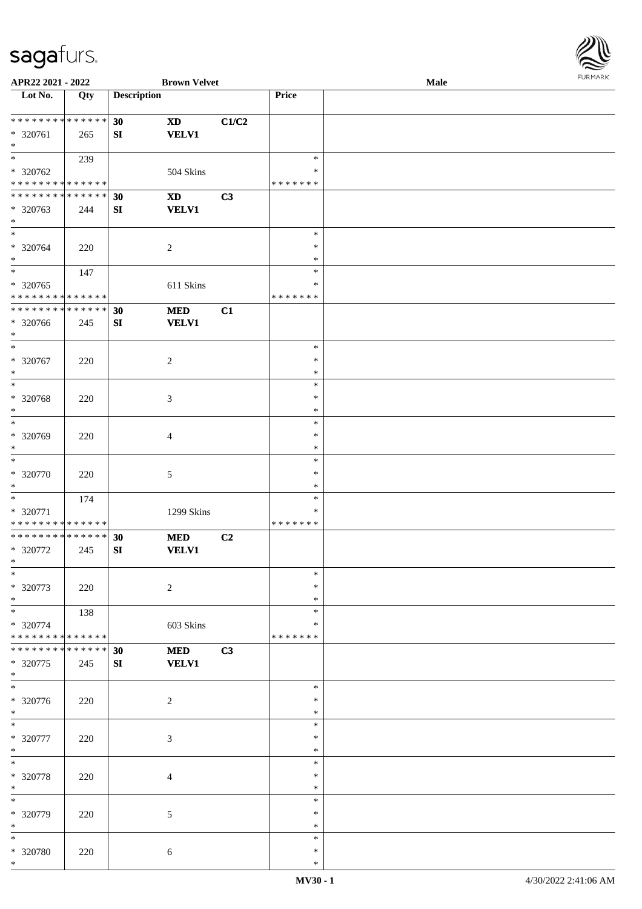APR22 2021 - 2022 | Brown Velvet | Male

| Lot No. | Qty | Description | | | Price | |
|---|---|---|---|---|---|---|
| ************** | | 30 | XD | C1/C2 | | |
| * 320761 | 265 | SI | VELV1 | | | |
| * | | | | | | |
| * | 239 | | | | * | |
| * 320762 | | | 504 Skins | | * | |
| ************** | | | | | ******* | |
| ************** | | 30 | XD | C3 | | |
| * 320763 | 244 | SI | VELV1 | | | |
| * | | | | | | |
| * | | | | | * | |
| * 320764 | 220 | | 2 | | * | |
| * | | | | | * | |
| * | 147 | | | | * | |
| * 320765 | | | 611 Skins | | * | |
| ************** | | | | | ******* | |
| ************** | | 30 | MED | C1 | | |
| * 320766 | 245 | SI | VELV1 | | | |
| * | | | | | | |
| * | | | | | * | |
| * 320767 | 220 | | 2 | | * | |
| * | | | | | * | |
| * | | | | | * | |
| * 320768 | 220 | | 3 | | * | |
| * | | | | | * | |
| * | | | | | * | |
| * 320769 | 220 | | 4 | | * | |
| * | | | | | * | |
| * | | | | | * | |
| * 320770 | 220 | | 5 | | * | |
| * | | | | | * | |
| * | 174 | | | | * | |
| * 320771 | | | 1299 Skins | | * | |
| ************** | | | | | ******* | |
| ************** | | 30 | MED | C2 | | |
| * 320772 | 245 | SI | VELV1 | | | |
| * | | | | | | |
| * | | | | | * | |
| * 320773 | 220 | | 2 | | * | |
| * | | | | | * | |
| * | 138 | | | | * | |
| * 320774 | | | 603 Skins | | * | |
| ************** | | | | | ******* | |
| ************** | | 30 | MED | C3 | | |
| * 320775 | 245 | SI | VELV1 | | | |
| * | | | | | | |
| * | | | | | * | |
| * 320776 | 220 | | 2 | | * | |
| * | | | | | * | |
| * | | | | | * | |
| * 320777 | 220 | | 3 | | * | |
| * | | | | | * | |
| * | | | | | * | |
| * 320778 | 220 | | 4 | | * | |
| * | | | | | * | |
| * | | | | | * | |
| * 320779 | 220 | | 5 | | * | |
| * | | | | | * | |
| * | | | | | * | |
| * 320780 | 220 | | 6 | | * | |
| * | | | | | * | |

MV30 - 1 | 4/30/2022 2:41:06 AM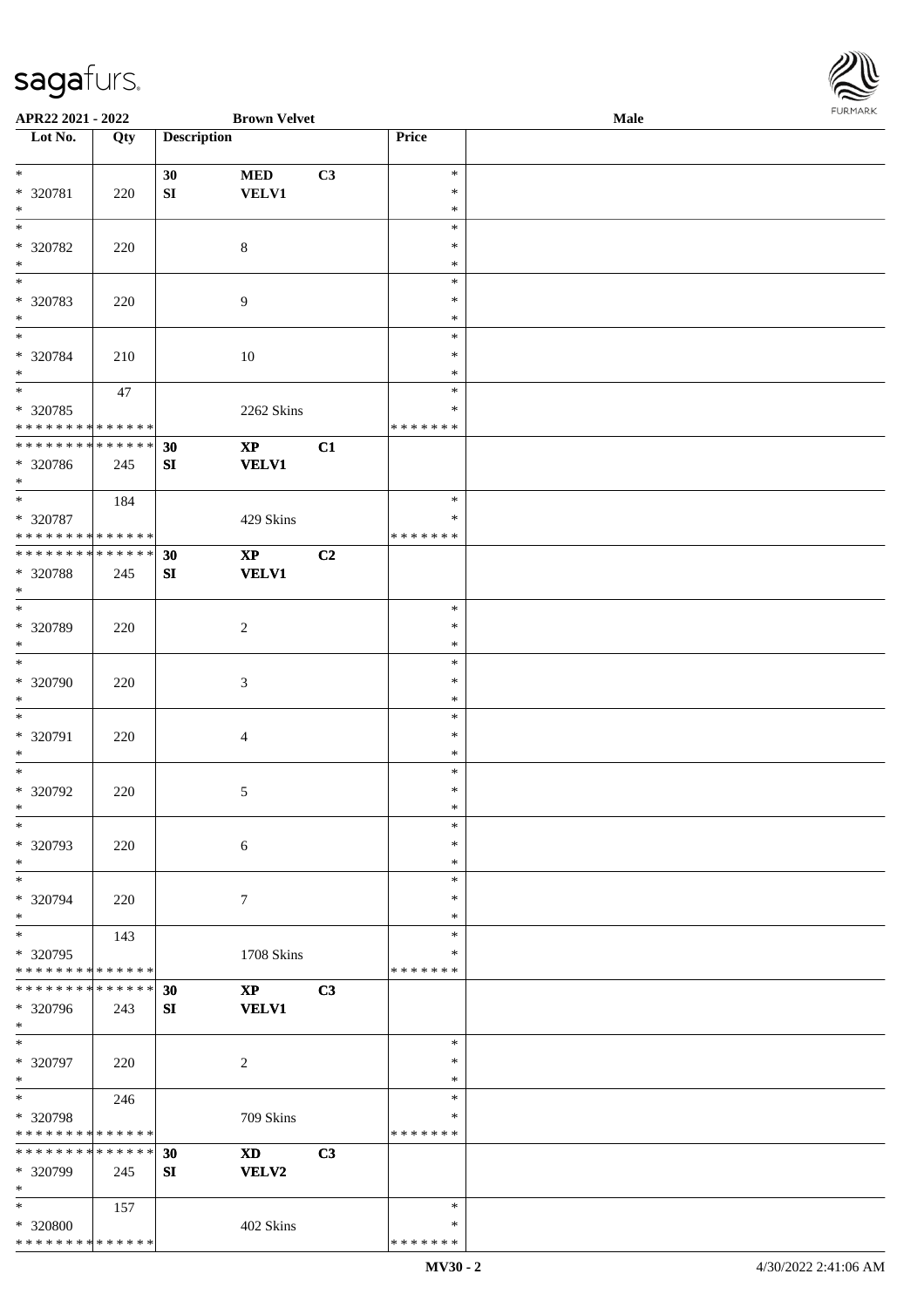| Lot No. | Qty | Description | | | Price | |
|---|---|---|---|---|---|---|
| * | | 30 | MED | C3 | * | |
| * 320781 | 220 | SI | VELV1 | | * | |
| * | | | | | * | |
| * | | | | | * | |
| * 320782 | 220 | | 8 | | * | |
| * | | | | | * | |
| * | | | | | * | |
| * 320783 | 220 | | 9 | | * | |
| * | | | | | * | |
| * | | | | | * | |
| * 320784 | 210 | | 10 | | * | |
| * | | | | | * | |
| * | 47 | | | | * | |
| * 320785 | | | 2262 Skins | | * | |
| * * * * * * * * * * * * * * | | | | | * * * * * * * | |
| * * * * * * * * * * * * * * | | 30 | XP | C1 | | |
| * 320786 | 245 | SI | VELV1 | | | |
| * | | | | | | |
| * | 184 | | | | * | |
| * 320787 | | | 429 Skins | | * | |
| * * * * * * * * * * * * * * | | | | | * * * * * * * | |
| * * * * * * * * * * * * * * | | 30 | XP | C2 | | |
| * 320788 | 245 | SI | VELV1 | | | |
| * | | | | | | |
| * | | | | | * | |
| * 320789 | 220 | | 2 | | * | |
| * | | | | | * | |
| * | | | | | * | |
| * 320790 | 220 | | 3 | | * | |
| * | | | | | * | |
| * | | | | | * | |
| * 320791 | 220 | | 4 | | * | |
| * | | | | | * | |
| * | | | | | * | |
| * 320792 | 220 | | 5 | | * | |
| * | | | | | * | |
| * | | | | | * | |
| * 320793 | 220 | | 6 | | * | |
| * | | | | | * | |
| * | | | | | * | |
| * 320794 | 220 | | 7 | | * | |
| * | | | | | * | |
| * | 143 | | | | * | |
| * 320795 | | | 1708 Skins | | * | |
| * * * * * * * * * * * * * * | | | | | * * * * * * * | |
| * * * * * * * * * * * * * * | | 30 | XP | C3 | | |
| * 320796 | 243 | SI | VELV1 | | | |
| * | | | | | | |
| * | | | | | * | |
| * 320797 | 220 | | 2 | | * | |
| * | | | | | * | |
| * | 246 | | | | * | |
| * 320798 | | | 709 Skins | | * | |
| * * * * * * * * * * * * * * | | | | | * * * * * * * | |
| * * * * * * * * * * * * * * | | 30 | XD | C3 | | |
| * 320799 | 245 | SI | VELV2 | | | |
| * | | | | | | |
| * | 157 | | | | * | |
| * 320800 | | | 402 Skins | | * | |
| * * * * * * * * * * * * * * | | | | | * * * * * * * | |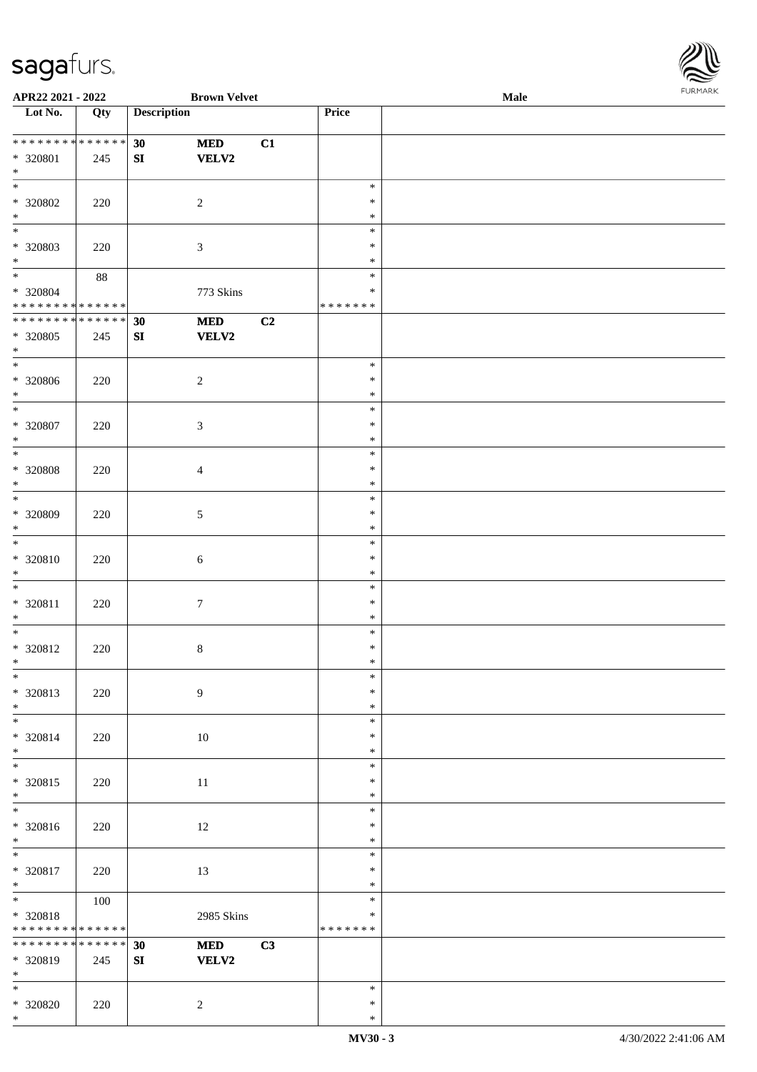**APR22 2021 - 2022** **Brown Velvet** **Male**

| Lot No. | Qty | Description | | | Price | |
|---|---|---|---|---|---|---|
| * * * * * * * * * * * * * * | | **30** | **MED** | **C1** | | |
| * 320801 | 245 | **SI** | **VELV2** | | | |
| * | | | | | | |
| * | | | | | * | |
| * 320802 | 220 | | 2 | | * | |
| * | | | | | * | |
| * | | | | | * | |
| * 320803 | 220 | | 3 | | * | |
| * | | | | | * | |
| * | 88 | | | | * | |
| * 320804 | | | 773 Skins | | * | |
| * * * * * * * * * * * * * * | | | | | * * * * * * * | |
| * * * * * * * * * * * * * * | | **30** | **MED** | **C2** | | |
| * 320805 | 245 | **SI** | **VELV2** | | | |
| * | | | | | | |
| * | | | | | * | |
| * 320806 | 220 | | 2 | | * | |
| * | | | | | * | |
| * | | | | | * | |
| * 320807 | 220 | | 3 | | * | |
| * | | | | | * | |
| * | | | | | * | |
| * 320808 | 220 | | 4 | | * | |
| * | | | | | * | |
| * | | | | | * | |
| * 320809 | 220 | | 5 | | * | |
| * | | | | | * | |
| * | | | | | * | |
| * 320810 | 220 | | 6 | | * | |
| * | | | | | * | |
| * | | | | | * | |
| * 320811 | 220 | | 7 | | * | |
| * | | | | | * | |
| * | | | | | * | |
| * 320812 | 220 | | 8 | | * | |
| * | | | | | * | |
| * | | | | | * | |
| * 320813 | 220 | | 9 | | * | |
| * | | | | | * | |
| * | | | | | * | |
| * 320814 | 220 | | 10 | | * | |
| * | | | | | * | |
| * | | | | | * | |
| * 320815 | 220 | | 11 | | * | |
| * | | | | | * | |
| * | | | | | * | |
| * 320816 | 220 | | 12 | | * | |
| * | | | | | * | |
| * | | | | | * | |
| * 320817 | 220 | | 13 | | * | |
| * | | | | | * | |
| * | 100 | | | | * | |
| * 320818 | | | 2985 Skins | | * | |
| * * * * * * * * * * * * * * | | | | | * * * * * * * | |
| * * * * * * * * * * * * * * | | **30** | **MED** | **C3** | | |
| * 320819 | 245 | **SI** | **VELV2** | | | |
| * | | | | | | |
| * | | | | | * | |
| * 320820 | 220 | | 2 | | * | |
| * | | | | | * | |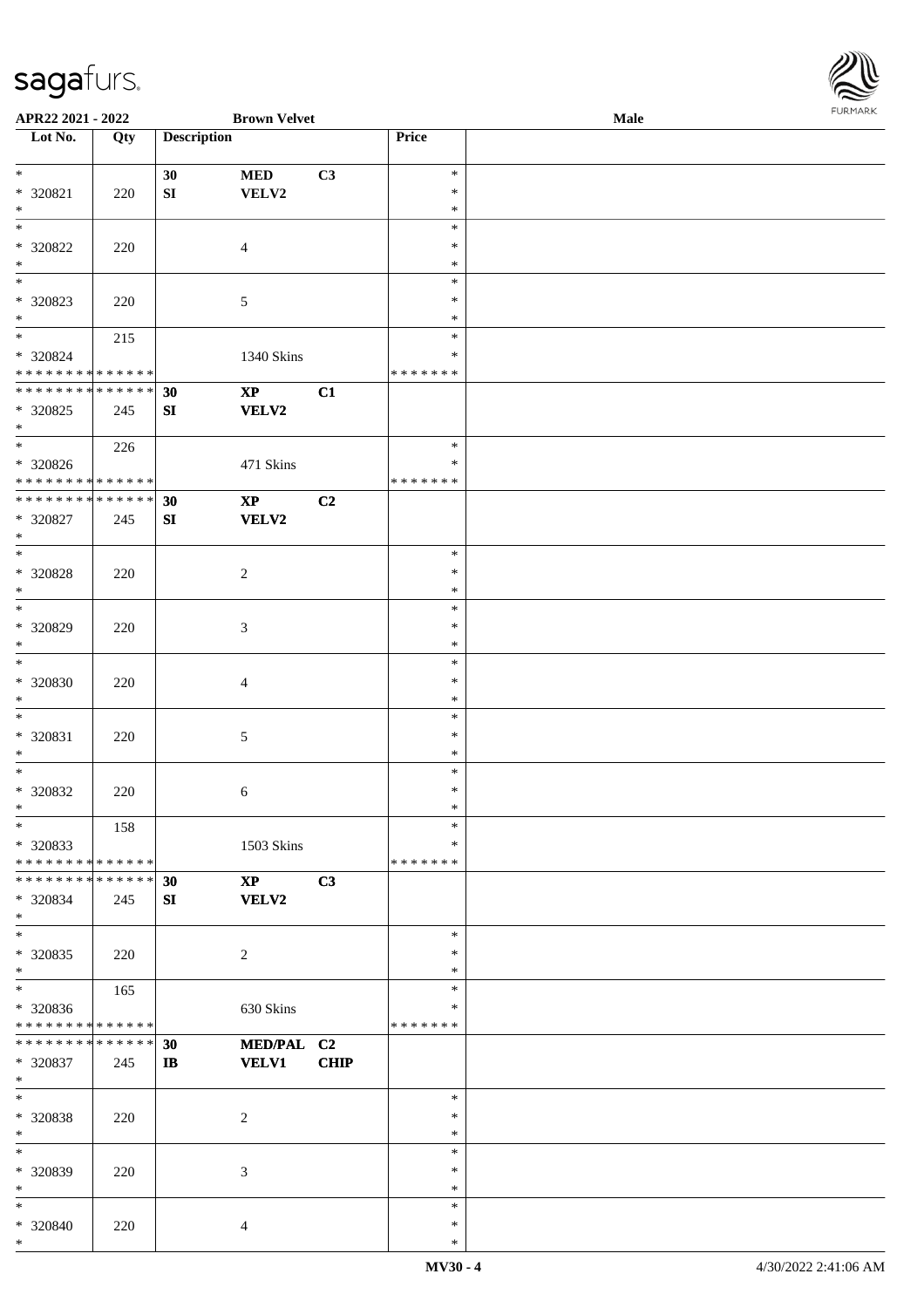| Lot No. | Qty | Description | | | Price | |
|---|---|---|---|---|---|---|
| * | | 30 | MED | C3 | * | |
| * 320821 | 220 | SI | VELV2 | | * | |
| * | | | | | * | |
| * | | | | | * | |
| * 320822 | 220 | | 4 | | * | |
| * | | | | | * | |
| * | | | | | * | |
| * 320823 | 220 | | 5 | | * | |
| * | | | | | * | |
| * | 215 | | | | * | |
| * 320824 | | | 1340 Skins | | * | |
| * * * * * * * * * * * * * * | | | | | * * * * * * * | |
| * * * * * * * * * * * * * * | | 30 | XP | C1 | | |
| * 320825 | 245 | SI | VELV2 | | | |
| * | | | | | | |
| * | 226 | | | | * | |
| * 320826 | | | 471 Skins | | * | |
| * * * * * * * * * * * * * * | | | | | * * * * * * * | |
| * * * * * * * * * * * * * * | | 30 | XP | C2 | | |
| * 320827 | 245 | SI | VELV2 | | | |
| * | | | | | | |
| * | | | | | * | |
| * 320828 | 220 | | 2 | | * | |
| * | | | | | * | |
| * | | | | | * | |
| * 320829 | 220 | | 3 | | * | |
| * | | | | | * | |
| * | | | | | * | |
| * 320830 | 220 | | 4 | | * | |
| * | | | | | * | |
| * | | | | | * | |
| * 320831 | 220 | | 5 | | * | |
| * | | | | | * | |
| * | | | | | * | |
| * 320832 | 220 | | 6 | | * | |
| * | | | | | * | |
| * | 158 | | | | * | |
| * 320833 | | | 1503 Skins | | * | |
| * * * * * * * * * * * * * * | | | | | * * * * * * * | |
| * * * * * * * * * * * * * * | | 30 | XP | C3 | | |
| * 320834 | 245 | SI | VELV2 | | | |
| * | | | | | | |
| * | | | | | * | |
| * 320835 | 220 | | 2 | | * | |
| * | | | | | * | |
| * | 165 | | | | * | |
| * 320836 | | | 630 Skins | | * | |
| * * * * * * * * * * * * * * | | | | | * * * * * * * | |
| * * * * * * * * * * * * * * | | 30 | MED/PAL | C2 | | |
| * 320837 | 245 | IB | VELV1 | CHIP | | |
| * | | | | | | |
| * | | | | | * | |
| * 320838 | 220 | | 2 | | * | |
| * | | | | | * | |
| * | | | | | * | |
| * 320839 | 220 | | 3 | | * | |
| * | | | | | * | |
| * | | | | | * | |
| * 320840 | 220 | | 4 | | * | |
| * | | | | | * | |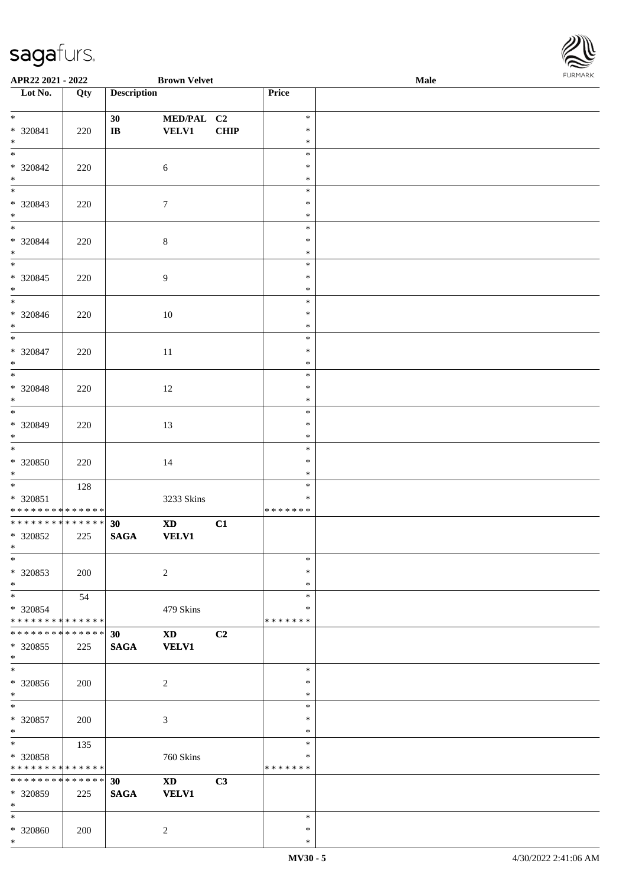| Lot No. | Qty | Description | | | Price | |
|---|---|---|---|---|---|---|
| * | | 30 | MED/PAL | C2 | * | |
| * 320841 | 220 | IB | VELV1 | CHIP | * | |
| * | | | | | * | |
| * | | | | | * | |
| * 320842 | 220 | | 6 | | * | |
| * | | | | | * | |
| * | | | | | * | |
| * 320843 | 220 | | 7 | | * | |
| * | | | | | * | |
| * | | | | | * | |
| * 320844 | 220 | | 8 | | * | |
| * | | | | | * | |
| * | | | | | * | |
| * 320845 | 220 | | 9 | | * | |
| * | | | | | * | |
| * | | | | | * | |
| * 320846 | 220 | | 10 | | * | |
| * | | | | | * | |
| * | | | | | * | |
| * 320847 | 220 | | 11 | | * | |
| * | | | | | * | |
| * | | | | | * | |
| * 320848 | 220 | | 12 | | * | |
| * | | | | | * | |
| * | | | | | * | |
| * 320849 | 220 | | 13 | | * | |
| * | | | | | * | |
| * | | | | | * | |
| * 320850 | 220 | | 14 | | * | |
| * | | | | | * | |
| * | 128 | | | | * | |
| * 320851 | | | 3233 Skins | | * | |
| * * * * * * * * * * * * * * | | | | | * * * * * * * | |
| * * * * * * * * * * * * * * | | 30 | XD | C1 | | |
| * 320852 | 225 | SAGA | VELV1 | | | |
| * | | | | | | |
| * | | | | | * | |
| * 320853 | 200 | | 2 | | * | |
| * | | | | | * | |
| * | 54 | | | | * | |
| * 320854 | | | 479 Skins | | * | |
| * * * * * * * * * * * * * * | | | | | * * * * * * * | |
| * * * * * * * * * * * * * * | | 30 | XD | C2 | | |
| * 320855 | 225 | SAGA | VELV1 | | | |
| * | | | | | | |
| * | | | | | * | |
| * 320856 | 200 | | 2 | | * | |
| * | | | | | * | |
| * | | | | | * | |
| * 320857 | 200 | | 3 | | * | |
| * | | | | | * | |
| * | 135 | | | | * | |
| * 320858 | | | 760 Skins | | * | |
| * * * * * * * * * * * * * * | | | | | * * * * * * * | |
| * * * * * * * * * * * * * * | | 30 | XD | C3 | | |
| * 320859 | 225 | SAGA | VELV1 | | | |
| * | | | | | | |
| * | | | | | * | |
| * 320860 | 200 | | 2 | | * | |
| * | | | | | * | |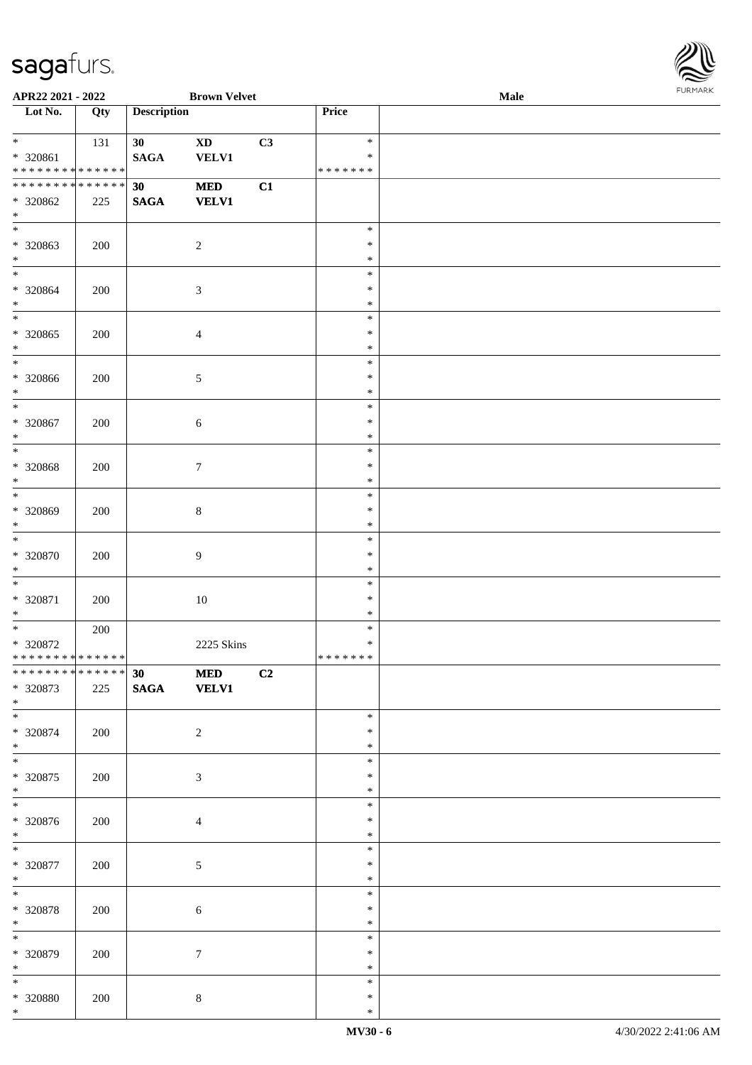| Lot No. | Qty | Description | | | Price | |
|---|---|---|---|---|---|---|
| * | 131 | 30 | XD | C3 | * | |
| * 320861 | | SAGA | VELV1 | | * | |
| * * * * * * * * * * * * * * | | | | | * * * * * * * | |
| * * * * * * * * * * * * * * | | 30 | MED | C1 | | |
| * 320862 | 225 | SAGA | VELV1 | | | |
| * | | | | | | |
| * | | | | | * | |
| * 320863 | 200 | | 2 | | * | |
| * | | | | | * | |
| * | | | | | * | |
| * 320864 | 200 | | 3 | | * | |
| * | | | | | * | |
| * | | | | | * | |
| * 320865 | 200 | | 4 | | * | |
| * | | | | | * | |
| * | | | | | * | |
| * 320866 | 200 | | 5 | | * | |
| * | | | | | * | |
| * | | | | | * | |
| * 320867 | 200 | | 6 | | * | |
| * | | | | | * | |
| * | | | | | * | |
| * 320868 | 200 | | 7 | | * | |
| * | | | | | * | |
| * | | | | | * | |
| * 320869 | 200 | | 8 | | * | |
| * | | | | | * | |
| * | | | | | * | |
| * 320870 | 200 | | 9 | | * | |
| * | | | | | * | |
| * | | | | | * | |
| * 320871 | 200 | | 10 | | * | |
| * | | | | | * | |
| * | 200 | | | | * | |
| * 320872 | | | 2225 Skins | | * | |
| * * * * * * * * * * * * * * | | | | | * * * * * * * | |
| * * * * * * * * * * * * * * | | 30 | MED | C2 | | |
| * 320873 | 225 | SAGA | VELV1 | | | |
| * | | | | | | |
| * | | | | | * | |
| * 320874 | 200 | | 2 | | * | |
| * | | | | | * | |
| * | | | | | * | |
| * 320875 | 200 | | 3 | | * | |
| * | | | | | * | |
| * | | | | | * | |
| * 320876 | 200 | | 4 | | * | |
| * | | | | | * | |
| * | | | | | * | |
| * 320877 | 200 | | 5 | | * | |
| * | | | | | * | |
| * | | | | | * | |
| * 320878 | 200 | | 6 | | * | |
| * | | | | | * | |
| * | | | | | * | |
| * 320879 | 200 | | 7 | | * | |
| * | | | | | * | |
| * | | | | | * | |
| * 320880 | 200 | | 8 | | * | |
| * | | | | | * | |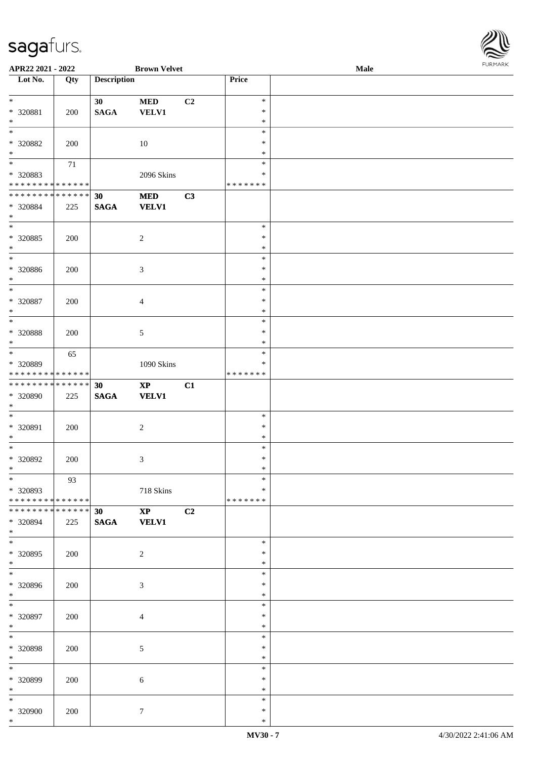| Lot No. | Qty | Description | | | Price | |
|---|---|---|---|---|---|---|
| * | | 30 | MED | C2 | * | |
| * 320881 | 200 | SAGA | VELV1 | | * | |
| * | | | | | * | |
| * | | | | | * | |
| * 320882 | 200 | | 10 | | * | |
| * | | | | | * | |
| * | 71 | | | | * | |
| * 320883 | | | 2096 Skins | | * | |
| * * * * * * * * * * * * * * | | | | | * * * * * * * | |
| * * * * * * * * * * * * * * | | 30 | MED | C3 | | |
| * 320884 | 225 | SAGA | VELV1 | | | |
| * | | | | | | |
| * | | | | | * | |
| * 320885 | 200 | | 2 | | * | |
| * | | | | | * | |
| * | | | | | * | |
| * 320886 | 200 | | 3 | | * | |
| * | | | | | * | |
| * | | | | | * | |
| * 320887 | 200 | | 4 | | * | |
| * | | | | | * | |
| * | | | | | * | |
| * 320888 | 200 | | 5 | | * | |
| * | | | | | * | |
| * | 65 | | | | * | |
| * 320889 | | | 1090 Skins | | * | |
| * * * * * * * * * * * * * * | | | | | * * * * * * * | |
| * * * * * * * * * * * * * * | | 30 | XP | C1 | | |
| * 320890 | 225 | SAGA | VELV1 | | | |
| * | | | | | | |
| * | | | | | * | |
| * 320891 | 200 | | 2 | | * | |
| * | | | | | * | |
| * | | | | | * | |
| * 320892 | 200 | | 3 | | * | |
| * | | | | | * | |
| * | 93 | | | | * | |
| * 320893 | | | 718 Skins | | * | |
| * * * * * * * * * * * * * * | | | | | * * * * * * * | |
| * * * * * * * * * * * * * * | | 30 | XP | C2 | | |
| * 320894 | 225 | SAGA | VELV1 | | | |
| * | | | | | | |
| * | | | | | * | |
| * 320895 | 200 | | 2 | | * | |
| * | | | | | * | |
| * | | | | | * | |
| * 320896 | 200 | | 3 | | * | |
| * | | | | | * | |
| * | | | | | * | |
| * 320897 | 200 | | 4 | | * | |
| * | | | | | * | |
| * | | | | | * | |
| * 320898 | 200 | | 5 | | * | |
| * | | | | | * | |
| * | | | | | * | |
| * 320899 | 200 | | 6 | | * | |
| * | | | | | * | |
| * | | | | | * | |
| * 320900 | 200 | | 7 | | * | |
| * | | | | | * | |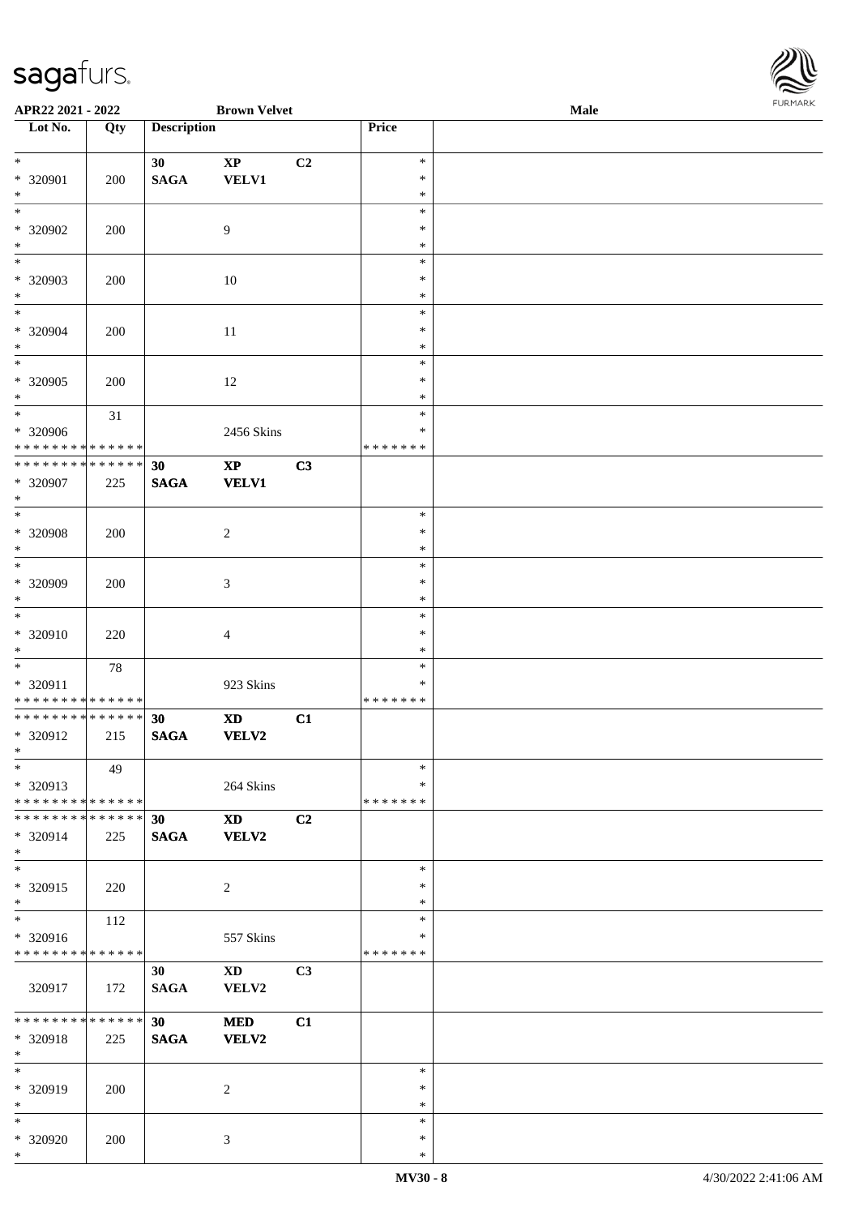APR22 2021 - 2022 | Brown Velvet | Male

| Lot No. | Qty | Description | | | Price | |
|---|---|---|---|---|---|---|
| * 320901 * | 200 | 30 SAGA | XP VELV1 | C2 | * * * | |
| * 320902 * | 200 | | 9 | | * * * | |
| * 320903 * | 200 | | 10 | | * * * | |
| * 320904 * | 200 | | 11 | | * * * | |
| * 320905 * | 200 | | 12 | | * * * | |
| * 320906 * * * * * * * * * * * * * * | 31 | | 2456 Skins | | * * * * * * * * * | |
| * * * * * * * * * * * * * * 320907 * | 225 | 30 SAGA | XP VELV1 | C3 | | |
| * 320908 * | 200 | | 2 | | * * * | |
| * 320909 * | 200 | | 3 | | * * * | |
| * 320910 * | 220 | | 4 | | * * * | |
| * 320911 * * * * * * * * * * * * * * | 78 | | 923 Skins | | * * * * * * * * * | |
| * * * * * * * * * * * * * * 320912 * | 215 | 30 SAGA | XD VELV2 | C1 | | |
| * 320913 * * * * * * * * * * * * * * | 49 | | 264 Skins | | * * * * * * * * * | |
| * * * * * * * * * * * * * * 320914 * | 225 | 30 SAGA | XD VELV2 | C2 | | |
| * 320915 * | 220 | | 2 | | * * * | |
| * 320916 * * * * * * * * * * * * * * | 112 | | 557 Skins | | * * * * * * * * * | |
| 320917 | 172 | 30 SAGA | XD VELV2 | C3 | | |
| * * * * * * * * * * * * * * 320918 * | 225 | 30 SAGA | MED VELV2 | C1 | | |
| * 320919 * | 200 | | 2 | | * * * | |
| * 320920 * | 200 | | 3 | | * * * | |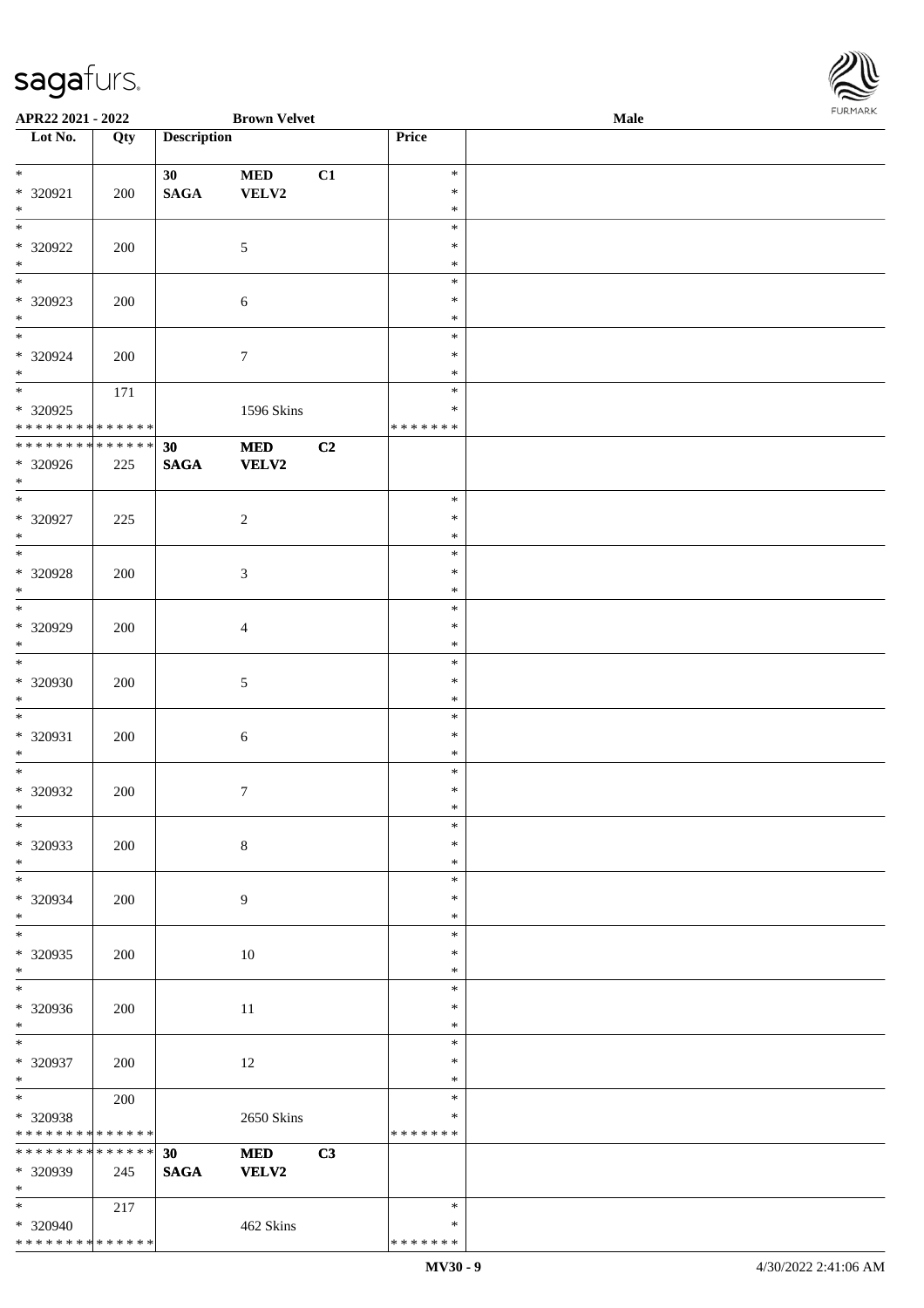APR22 2021 - 2022 &nbsp;&nbsp;&nbsp;&nbsp; Brown Velvet &nbsp;&nbsp;&nbsp;&nbsp; Male

| Lot No. | Qty | Description | | | Price | |
|---|---|---|---|---|---|---|
| * | | 30 | MED | C1 | * | |
| * 320921 | 200 | SAGA | VELV2 | | * | |
| * | | | | | * | |
| * | | | | | * | |
| * 320922 | 200 | | 5 | | * | |
| * | | | | | * | |
| * | | | | | * | |
| * 320923 | 200 | | 6 | | * | |
| * | | | | | * | |
| * | | | | | * | |
| * 320924 | 200 | | 7 | | * | |
| * | | | | | * | |
| * | 171 | | | | * | |
| * 320925 | | | 1596 Skins | | * | |
| * * * * * * * * * * * * * * | | | | | * * * * * * * | |
| * * * * * * * * * * * * * * | | 30 | MED | C2 | | |
| * 320926 | 225 | SAGA | VELV2 | | | |
| * | | | | | | |
| * | | | | | * | |
| * 320927 | 225 | | 2 | | * | |
| * | | | | | * | |
| * | | | | | * | |
| * 320928 | 200 | | 3 | | * | |
| * | | | | | * | |
| * | | | | | * | |
| * 320929 | 200 | | 4 | | * | |
| * | | | | | * | |
| * | | | | | * | |
| * 320930 | 200 | | 5 | | * | |
| * | | | | | * | |
| * | | | | | * | |
| * 320931 | 200 | | 6 | | * | |
| * | | | | | * | |
| * | | | | | * | |
| * 320932 | 200 | | 7 | | * | |
| * | | | | | * | |
| * | | | | | * | |
| * 320933 | 200 | | 8 | | * | |
| * | | | | | * | |
| * | | | | | * | |
| * 320934 | 200 | | 9 | | * | |
| * | | | | | * | |
| * | | | | | * | |
| * 320935 | 200 | | 10 | | * | |
| * | | | | | * | |
| * | | | | | * | |
| * 320936 | 200 | | 11 | | * | |
| * | | | | | * | |
| * | | | | | * | |
| * 320937 | 200 | | 12 | | * | |
| * | | | | | * | |
| * | 200 | | | | * | |
| * 320938 | | | 2650 Skins | | * | |
| * * * * * * * * * * * * * * | | | | | * * * * * * * | |
| * * * * * * * * * * * * * * | | 30 | MED | C3 | | |
| * 320939 | 245 | SAGA | VELV2 | | | |
| * | | | | | | |
| * | 217 | | | | * | |
| * 320940 | | | 462 Skins | | * | |
| * * * * * * * * * * * * * * | | | | | * * * * * * * | |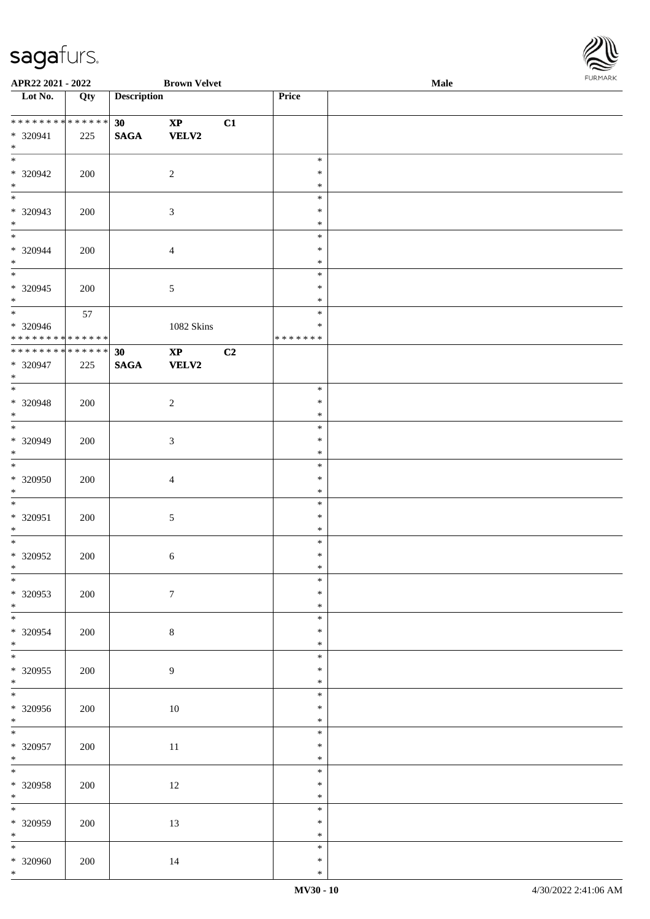| Lot No. | Qty | Description | | | Price | |
|---|---|---|---|---|---|---|
| * * * * * * * * * * * * * * | | 30 | XP | C1 | | |
| * 320941 | 225 | SAGA | VELV2 | | | |
| * | | | | | | |
| * | | | | | * | |
| * 320942 | 200 | | 2 | | * | |
| * | | | | | * | |
| * | | | | | * | |
| * 320943 | 200 | | 3 | | * | |
| * | | | | | * | |
| * | | | | | * | |
| * 320944 | 200 | | 4 | | * | |
| * | | | | | * | |
| * | | | | | * | |
| * 320945 | 200 | | 5 | | * | |
| * | | | | | * | |
| * | 57 | | | | * | |
| * 320946 | | | 1082 Skins | | * | |
| * * * * * * * * * * * * * * | | | | | * * * * * * * | |
| * * * * * * * * * * * * * * | | 30 | XP | C2 | | |
| * 320947 | 225 | SAGA | VELV2 | | | |
| * | | | | | | |
| * | | | | | * | |
| * 320948 | 200 | | 2 | | * | |
| * | | | | | * | |
| * | | | | | * | |
| * 320949 | 200 | | 3 | | * | |
| * | | | | | * | |
| * | | | | | * | |
| * 320950 | 200 | | 4 | | * | |
| * | | | | | * | |
| * | | | | | * | |
| * 320951 | 200 | | 5 | | * | |
| * | | | | | * | |
| * | | | | | * | |
| * 320952 | 200 | | 6 | | * | |
| * | | | | | * | |
| * | | | | | * | |
| * 320953 | 200 | | 7 | | * | |
| * | | | | | * | |
| * | | | | | * | |
| * 320954 | 200 | | 8 | | * | |
| * | | | | | * | |
| * | | | | | * | |
| * 320955 | 200 | | 9 | | * | |
| * | | | | | * | |
| * | | | | | * | |
| * 320956 | 200 | | 10 | | * | |
| * | | | | | * | |
| * | | | | | * | |
| * 320957 | 200 | | 11 | | * | |
| * | | | | | * | |
| * | | | | | * | |
| * 320958 | 200 | | 12 | | * | |
| * | | | | | * | |
| * | | | | | * | |
| * 320959 | 200 | | 13 | | * | |
| * | | | | | * | |
| * | | | | | * | |
| * 320960 | 200 | | 14 | | * | |
| * | | | | | * | |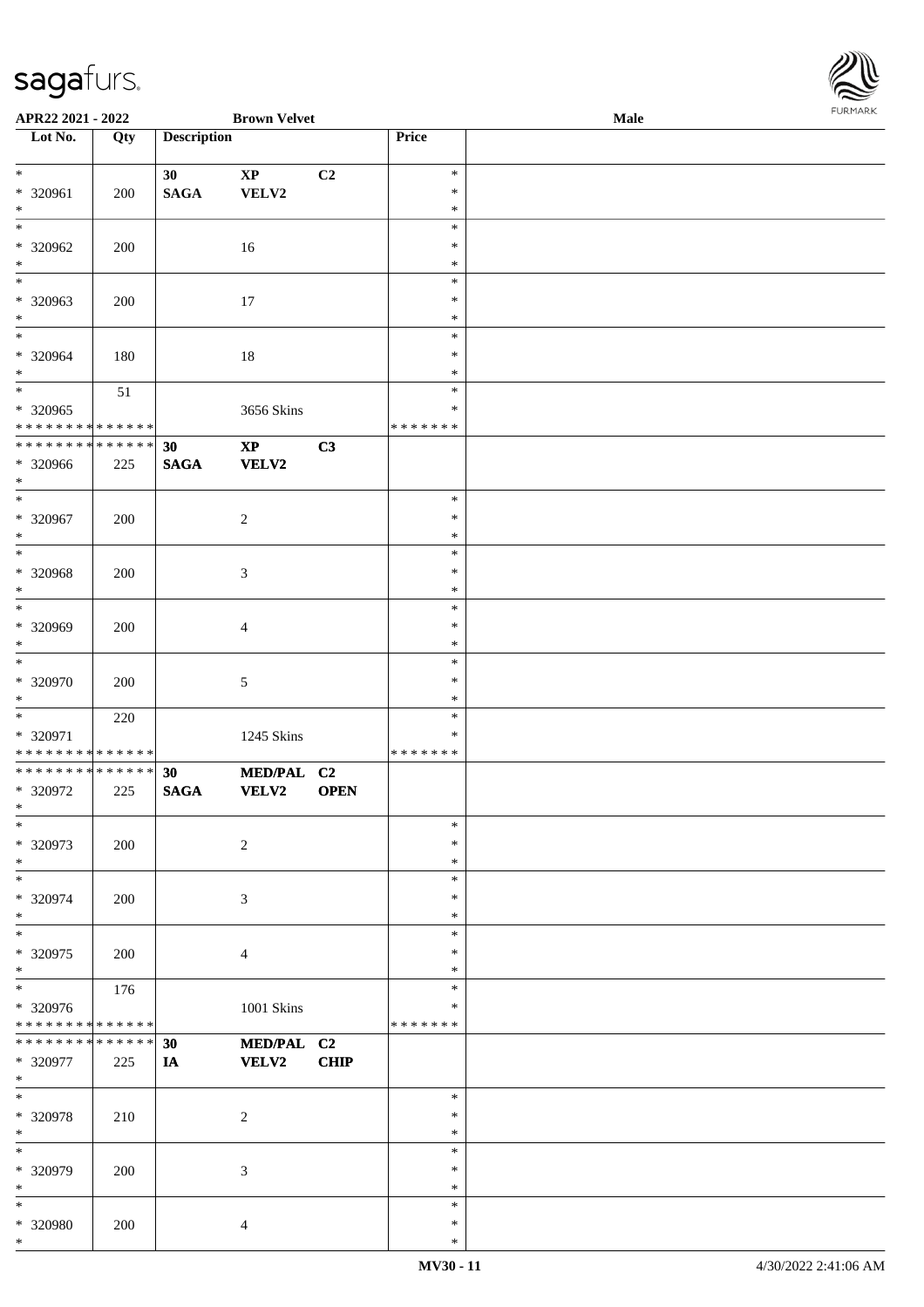| Lot No. | Qty | Description | | | Price | |
|---|---|---|---|---|---|---|
| * | | 30 | XP | C2 | * | |
| * 320961 | 200 | SAGA | VELV2 | | * | |
| * | | | | | * | |
| * | | | | | * | |
| * 320962 | 200 | | 16 | | * | |
| * | | | | | * | |
| * | | | | | * | |
| * 320963 | 200 | | 17 | | * | |
| * | | | | | * | |
| * | | | | | * | |
| * 320964 | 180 | | 18 | | * | |
| * | | | | | * | |
| * | 51 | | | | * | |
| * 320965 | | | 3656 Skins | | * | |
| * * * * * * * * * * * * * * | | | | | * * * * * * * | |
| * * * * * * * * * * * * * * | | 30 | XP | C3 | | |
| * 320966 | 225 | SAGA | VELV2 | | | |
| * | | | | | | |
| * | | | | | * | |
| * 320967 | 200 | | 2 | | * | |
| * | | | | | * | |
| * | | | | | * | |
| * 320968 | 200 | | 3 | | * | |
| * | | | | | * | |
| * | | | | | * | |
| * 320969 | 200 | | 4 | | * | |
| * | | | | | * | |
| * | | | | | * | |
| * 320970 | 200 | | 5 | | * | |
| * | | | | | * | |
| * | 220 | | | | * | |
| * 320971 | | | 1245 Skins | | * | |
| * * * * * * * * * * * * * * | | | | | * * * * * * * | |
| * * * * * * * * * * * * * * | | 30 | MED/PAL | C2 | | |
| * 320972 | 225 | SAGA | VELV2 | OPEN | | |
| * | | | | | | |
| * | | | | | * | |
| * 320973 | 200 | | 2 | | * | |
| * | | | | | * | |
| * | | | | | * | |
| * 320974 | 200 | | 3 | | * | |
| * | | | | | * | |
| * | | | | | * | |
| * 320975 | 200 | | 4 | | * | |
| * | | | | | * | |
| * | 176 | | | | * | |
| * 320976 | | | 1001 Skins | | * | |
| * * * * * * * * * * * * * * | | | | | * * * * * * * | |
| * * * * * * * * * * * * * * | | 30 | MED/PAL | C2 | | |
| * 320977 | 225 | IA | VELV2 | CHIP | | |
| * | | | | | | |
| * | | | | | * | |
| * 320978 | 210 | | 2 | | * | |
| * | | | | | * | |
| * | | | | | * | |
| * 320979 | 200 | | 3 | | * | |
| * | | | | | * | |
| * | | | | | * | |
| * 320980 | 200 | | 4 | | * | |
| * | | | | | * | |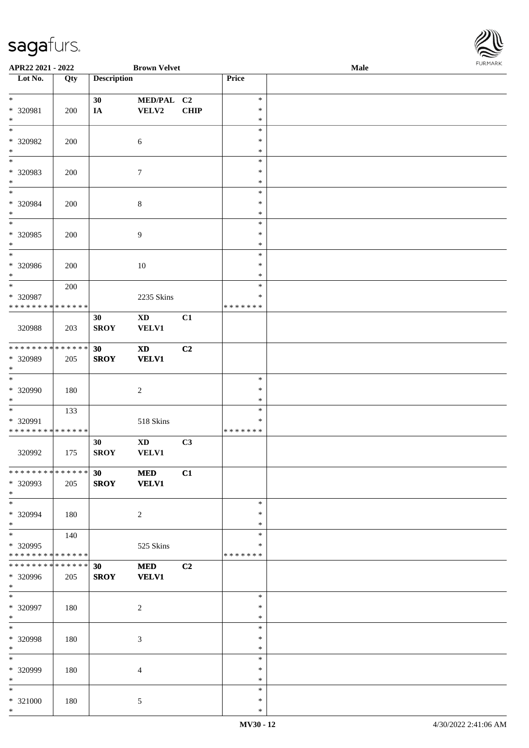APR22 2021 - 2022 | Brown Velvet | Male

| Lot No. | Qty | Description | | | Price | |
|---|---|---|---|---|---|---|
| * | | 30 | MED/PAL | C2 | * | |
| * 320981 | 200 | IA | VELV2 | CHIP | * | |
| * | | | | | * | |
| * | | | | | * | |
| * 320982 | 200 | | 6 | | * | |
| * | | | | | * | |
| * | | | | | * | |
| * 320983 | 200 | | 7 | | * | |
| * | | | | | * | |
| * | | | | | * | |
| * 320984 | 200 | | 8 | | * | |
| * | | | | | * | |
| * | | | | | * | |
| * 320985 | 200 | | 9 | | * | |
| * | | | | | * | |
| * | | | | | * | |
| * 320986 | 200 | | 10 | | * | |
| * | | | | | * | |
| * | 200 | | | | * | |
| * 320987 | | | 2235 Skins | | * | |
| * * * * * * * * * * * * * * | | | | | * * * * * * * | |
| 320988 | 203 | 30 SROY | XD VELV1 | C1 | | |
| * * * * * * * * * * * * * * | | 30 | XD | C2 | | |
| * 320989 | 205 | SROY | VELV1 | | | |
| * | | | | | | |
| * | | | | | * | |
| * 320990 | 180 | | 2 | | * | |
| * | | | | | * | |
| * | 133 | | | | * | |
| * 320991 | | | 518 Skins | | * | |
| * * * * * * * * * * * * * * | | | | | * * * * * * * | |
| 320992 | 175 | 30 SROY | XD VELV1 | C3 | | |
| * * * * * * * * * * * * * * | | 30 | MED | C1 | | |
| * 320993 | 205 | SROY | VELV1 | | | |
| * | | | | | | |
| * | | | | | * | |
| * 320994 | 180 | | 2 | | * | |
| * | | | | | * | |
| * | 140 | | | | * | |
| * 320995 | | | 525 Skins | | * | |
| * * * * * * * * * * * * * * | | | | | * * * * * * * | |
| * * * * * * * * * * * * * * | | 30 | MED | C2 | | |
| * 320996 | 205 | SROY | VELV1 | | | |
| * | | | | | | |
| * | | | | | * | |
| * 320997 | 180 | | 2 | | * | |
| * | | | | | * | |
| * | | | | | * | |
| * 320998 | 180 | | 3 | | * | |
| * | | | | | * | |
| * | | | | | * | |
| * 320999 | 180 | | 4 | | * | |
| * | | | | | * | |
| * | | | | | * | |
| * 321000 | 180 | | 5 | | * | |
| * | | | | | * | |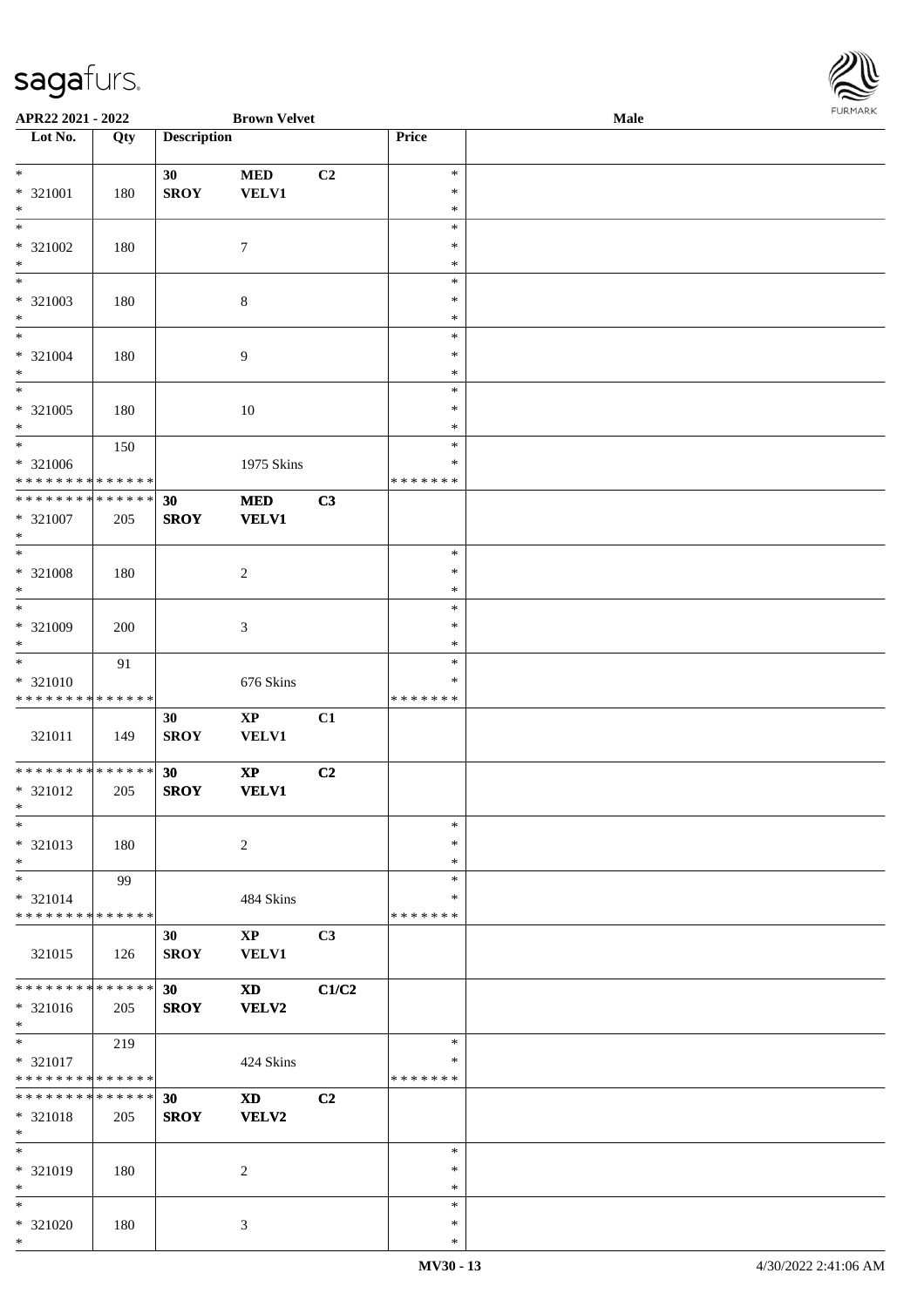APR22 2021 - 2022 — Brown Velvet — Male

| Lot No. | Qty | Description | | | Price | |
|---|---|---|---|---|---|---|
| *<br>* 321001<br>* | 180 | 30<br>SROY | MED<br>VELV1 | C2 | *<br>*<br>* | |
| *<br>* 321002<br>* | 180 | | 7 | | *<br>*<br>* | |
| *<br>* 321003<br>* | 180 | | 8 | | *<br>*<br>* | |
| *<br>* 321004<br>* | 180 | | 9 | | *<br>*<br>* | |
| *<br>* 321005<br>* | 180 | | 10 | | *<br>*<br>* | |
| *<br>* 321006<br>* * * * * * * * * * * * * * | 150 | | 1975 Skins | | *<br>*<br>* * * * * * * | |
| * * * * * * * * * * * * * *<br>* 321007<br>* | 205 | 30<br>SROY | MED<br>VELV1 | C3 | | |
| *<br>* 321008<br>* | 180 | | 2 | | *<br>*<br>* | |
| *<br>* 321009<br>* | 200 | | 3 | | *<br>*<br>* | |
| *<br>* 321010<br>* * * * * * * * * * * * * * | 91 | | 676 Skins | | *<br>*<br>* * * * * * * | |
| 321011 | 149 | 30<br>SROY | XP<br>VELV1 | C1 | | |
| * * * * * * * * * * * * * *<br>* 321012<br>* | 205 | 30<br>SROY | XP<br>VELV1 | C2 | | |
| *<br>* 321013<br>* | 180 | | 2 | | *<br>*<br>* | |
| *<br>* 321014<br>* * * * * * * * * * * * * * | 99 | | 484 Skins | | *<br>*<br>* * * * * * * | |
| 321015 | 126 | 30<br>SROY | XP<br>VELV1 | C3 | | |
| * * * * * * * * * * * * * *<br>* 321016<br>* | 205 | 30<br>SROY | XD<br>VELV2 | C1/C2 | | |
| *<br>* 321017<br>* * * * * * * * * * * * * * | 219 | | 424 Skins | | *<br>*<br>* * * * * * * | |
| * * * * * * * * * * * * * *<br>* 321018<br>* | 205 | 30<br>SROY | XD<br>VELV2 | C2 | | |
| *<br>* 321019<br>* | 180 | | 2 | | *<br>*<br>* | |
| *<br>* 321020<br>* | 180 | | 3 | | *<br>*<br>* | |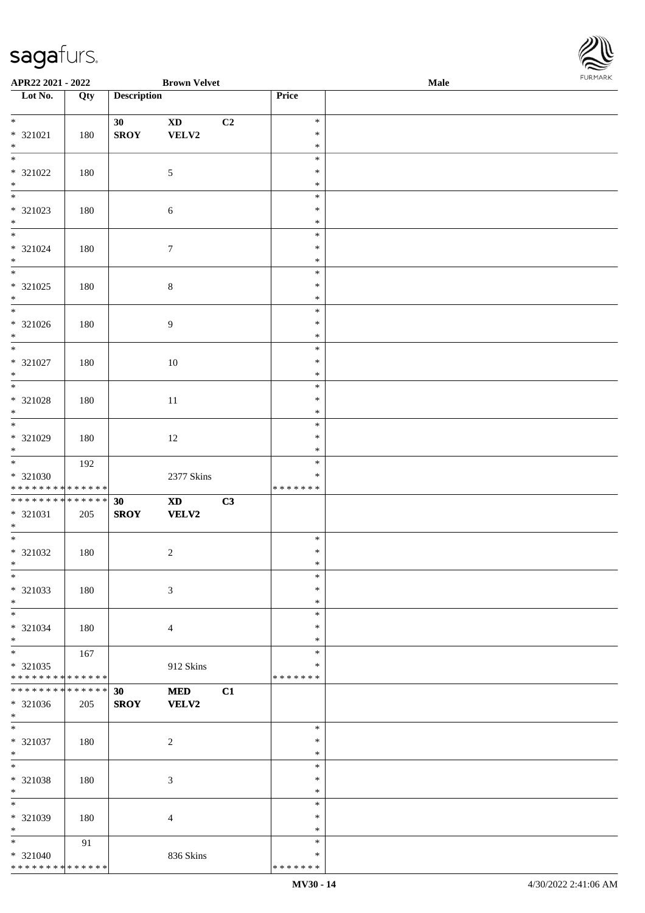**APR22 2021 - 2022** **Brown Velvet** **Male**

| Lot No. | Qty | Description | | | Price | |
|---|---|---|---|---|---|---|
| * 321021 * | 180 | **30** **SROY** | **XD** **VELV2** | **C2** | * * * | |
| * 321022 * | 180 | | 5 | | * * * | |
| * 321023 * | 180 | | 6 | | * * * | |
| * 321024 * | 180 | | 7 | | * * * | |
| * 321025 * | 180 | | 8 | | * * * | |
| * 321026 * | 180 | | 9 | | * * * | |
| * 321027 * | 180 | | 10 | | * * * | |
| * 321028 * | 180 | | 11 | | * * * | |
| * 321029 * | 180 | | 12 | | * * * | |
| * * 321030 * * * * * * * * * * * * * * | 192 | | 2377 Skins | | * * * * * * * * * | |
| * * * * * * * * * * * * * * * 321031 * | 205 | **30** **SROY** | **XD** **VELV2** | **C3** | | |
| * 321032 * | 180 | | 2 | | * * * | |
| * 321033 * | 180 | | 3 | | * * * | |
| * 321034 * | 180 | | 4 | | * * * | |
| * * 321035 * * * * * * * * * * * * * * | 167 | | 912 Skins | | * * * * * * * * * | |
| * * * * * * * * * * * * * * * 321036 * | 205 | **30** **SROY** | **MED** **VELV2** | **C1** | | |
| * 321037 * | 180 | | 2 | | * * * | |
| * 321038 * | 180 | | 3 | | * * * | |
| * 321039 * | 180 | | 4 | | * * * | |
| * * 321040 * * * * * * * * * * * * * * | 91 | | 836 Skins | | * * * * * * * * * | |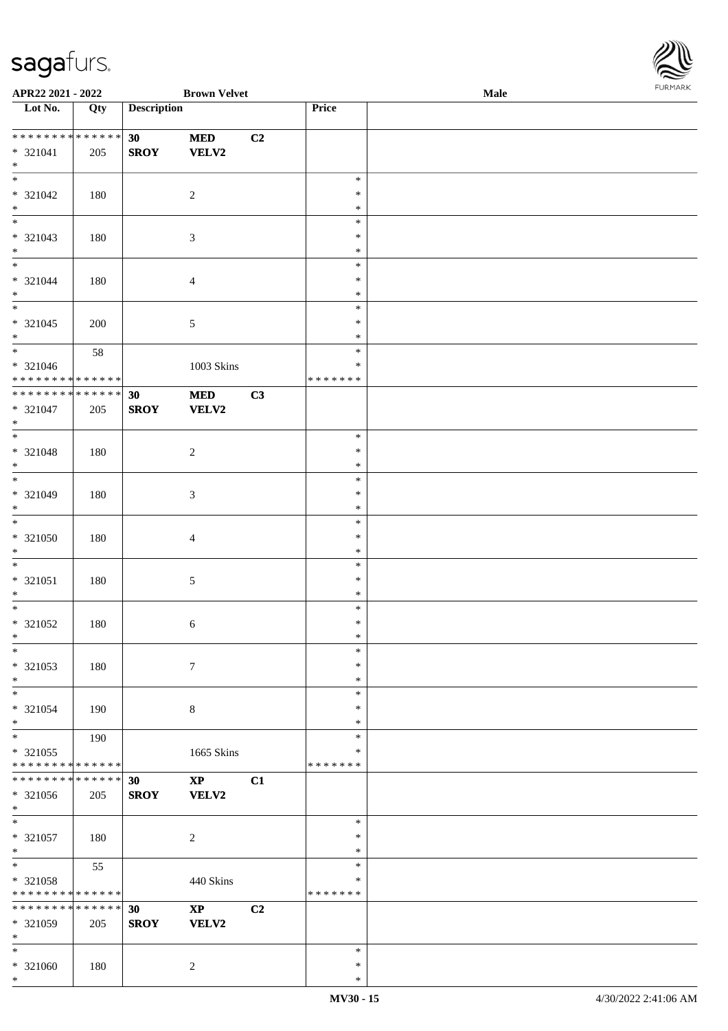| Lot No. | Qty | Description | | | Price | |
|---|---|---|---|---|---|---|
| * * * * * * * * * * * * * * | | 30 | MED | C2 | | |
| * 321041 | 205 | SROY | VELV2 | | | |
| * | | | | | | |
| * 321042 | 180 | | 2 | | * * * | |
| * 321043 | 180 | | 3 | | * * * | |
| * 321044 | 180 | | 4 | | * * * | |
| * 321045 | 200 | | 5 | | * * * | |
| * 321046 | 58 | | 1003 Skins | | * * * * * * * * | |
| * * * * * * * * * * * * * * | | 30 | MED | C3 | | |
| * 321047 | 205 | SROY | VELV2 | | | |
| * 321048 | 180 | | 2 | | * * * | |
| * 321049 | 180 | | 3 | | * * * | |
| * 321050 | 180 | | 4 | | * * * | |
| * 321051 | 180 | | 5 | | * * * | |
| * 321052 | 180 | | 6 | | * * * | |
| * 321053 | 180 | | 7 | | * * * | |
| * 321054 | 190 | | 8 | | * * * | |
| * 321055 | 190 | | 1665 Skins | | * * * * * * * * | |
| * * * * * * * * * * * * * * | | 30 | XP | C1 | | |
| * 321056 | 205 | SROY | VELV2 | | | |
| * 321057 | 180 | | 2 | | * * * | |
| * 321058 | 55 | | 440 Skins | | * * * * * * * * | |
| * * * * * * * * * * * * * * | | 30 | XP | C2 | | |
| * 321059 | 205 | SROY | VELV2 | | | |
| * 321060 | 180 | | 2 | | * * * | |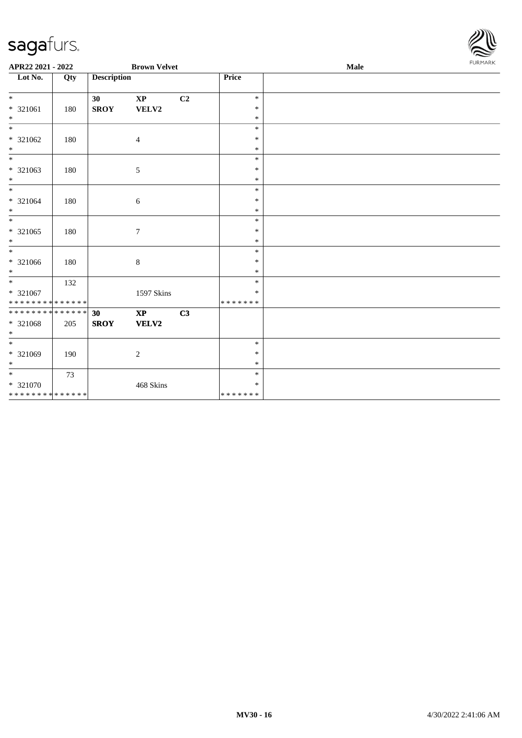APR22 2021 - 2022 | Brown Velvet | Male

| Lot No. | Qty | Description | | | Price | |
|---|---|---|---|---|---|---|
| * | | 30 | **XP** | C2 | * | |
| * 321061 | 180 | **SROY** | **VELV2** | | * | |
| * | | | | | * | |
| * | | | | | * | |
| * 321062 | 180 | | 4 | | * | |
| * | | | | | * | |
| * | | | | | * | |
| * 321063 | 180 | | 5 | | * | |
| * | | | | | * | |
| * | | | | | * | |
| * 321064 | 180 | | 6 | | * | |
| * | | | | | * | |
| * | | | | | * | |
| * 321065 | 180 | | 7 | | * | |
| * | | | | | * | |
| * | | | | | * | |
| * 321066 | 180 | | 8 | | * | |
| * | | | | | * | |
| * | 132 | | | | * | |
| * 321067 | | | 1597 Skins | | * | |
| * * * * * * * * * * * * * * | | | | | * * * * * * * | |
| * * * * * * * * * * * * * * | | 30 | **XP** | C3 | | |
| * 321068 | 205 | **SROY** | **VELV2** | | | |
| * | | | | | | |
| * | | | | | * | |
| * 321069 | 190 | | 2 | | * | |
| * | | | | | * | |
| * | 73 | | | | * | |
| * 321070 | | | 468 Skins | | * | |
| * * * * * * * * * * * * * * | | | | | * * * * * * * | |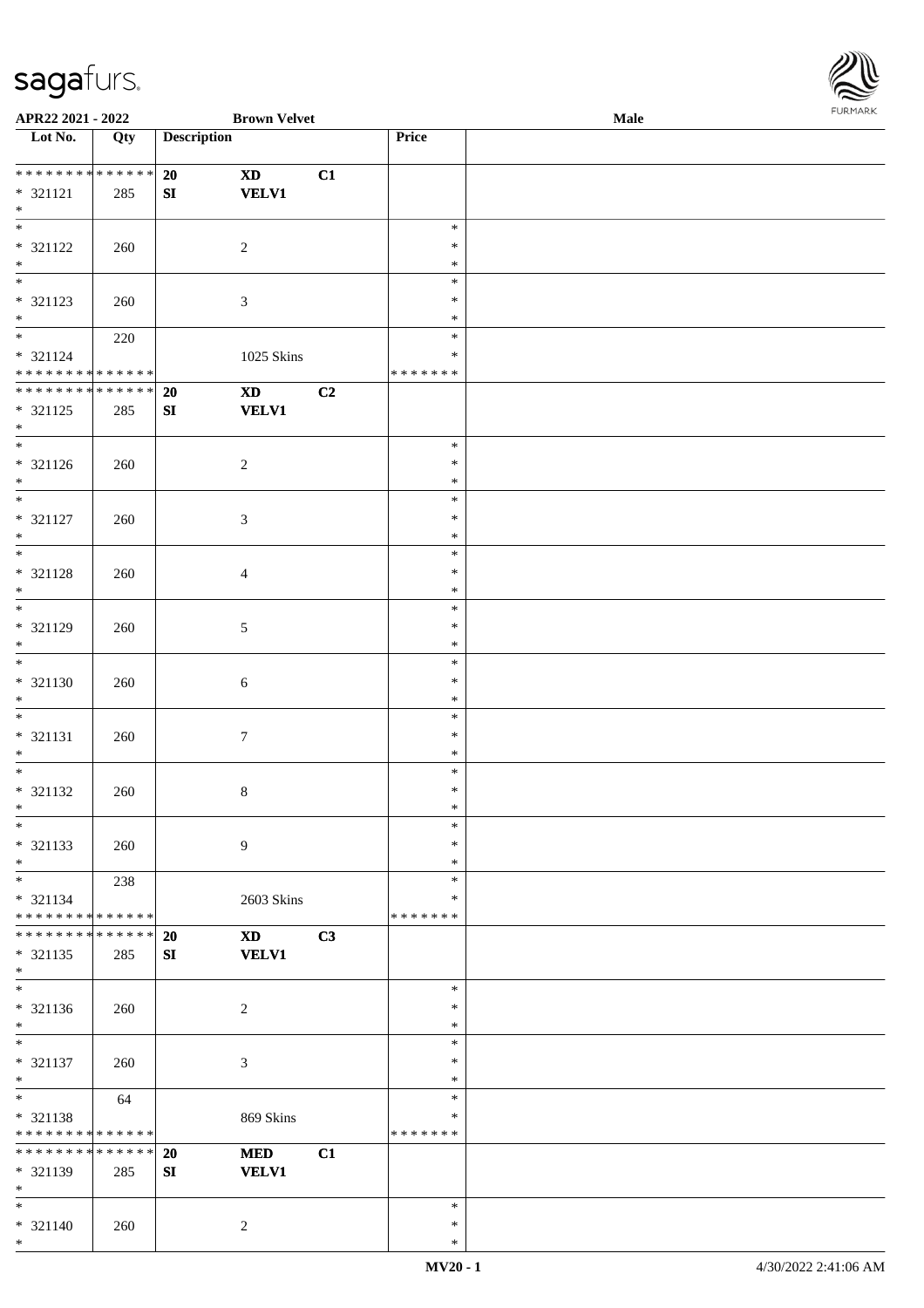**APR22 2021 - 2022** **Brown Velvet** **Male**

| Lot No. | Qty | Description | | | Price | |
|---|---|---|---|---|---|---|
| * * * * * * * * * * * * * * | | 20 | XD | C1 | | |
| * 321121 | 285 | SI | VELV1 | | | |
| * | | | | | | |
| * 321122 | 260 | | 2 | | * | |
| * 321123 | 260 | | 3 | | * | |
| * | 220 | | | | * | |
| * 321124 | | | 1025 Skins | | * | |
| * * * * * * * * * * * * * * | | | | | * * * * * * * | |
| * * * * * * * * * * * * * * | | 20 | XD | C2 | | |
| * 321125 | 285 | SI | VELV1 | | | |
| * 321126 | 260 | | 2 | | * | |
| * 321127 | 260 | | 3 | | * | |
| * 321128 | 260 | | 4 | | * | |
| * 321129 | 260 | | 5 | | * | |
| * 321130 | 260 | | 6 | | * | |
| * 321131 | 260 | | 7 | | * | |
| * 321132 | 260 | | 8 | | * | |
| * 321133 | 260 | | 9 | | * | |
| * | 238 | | | | * | |
| * 321134 | | | 2603 Skins | | * | |
| * * * * * * * * * * * * * * | | | | | * * * * * * * | |
| * * * * * * * * * * * * * * | | 20 | XD | C3 | | |
| * 321135 | 285 | SI | VELV1 | | | |
| * 321136 | 260 | | 2 | | * | |
| * 321137 | 260 | | 3 | | * | |
| * | 64 | | | | * | |
| * 321138 | | | 869 Skins | | * | |
| * * * * * * * * * * * * * * | | | | | * * * * * * * | |
| * * * * * * * * * * * * * * | | 20 | MED | C1 | | |
| * 321139 | 285 | SI | VELV1 | | | |
| * 321140 | 260 | | 2 | | * | |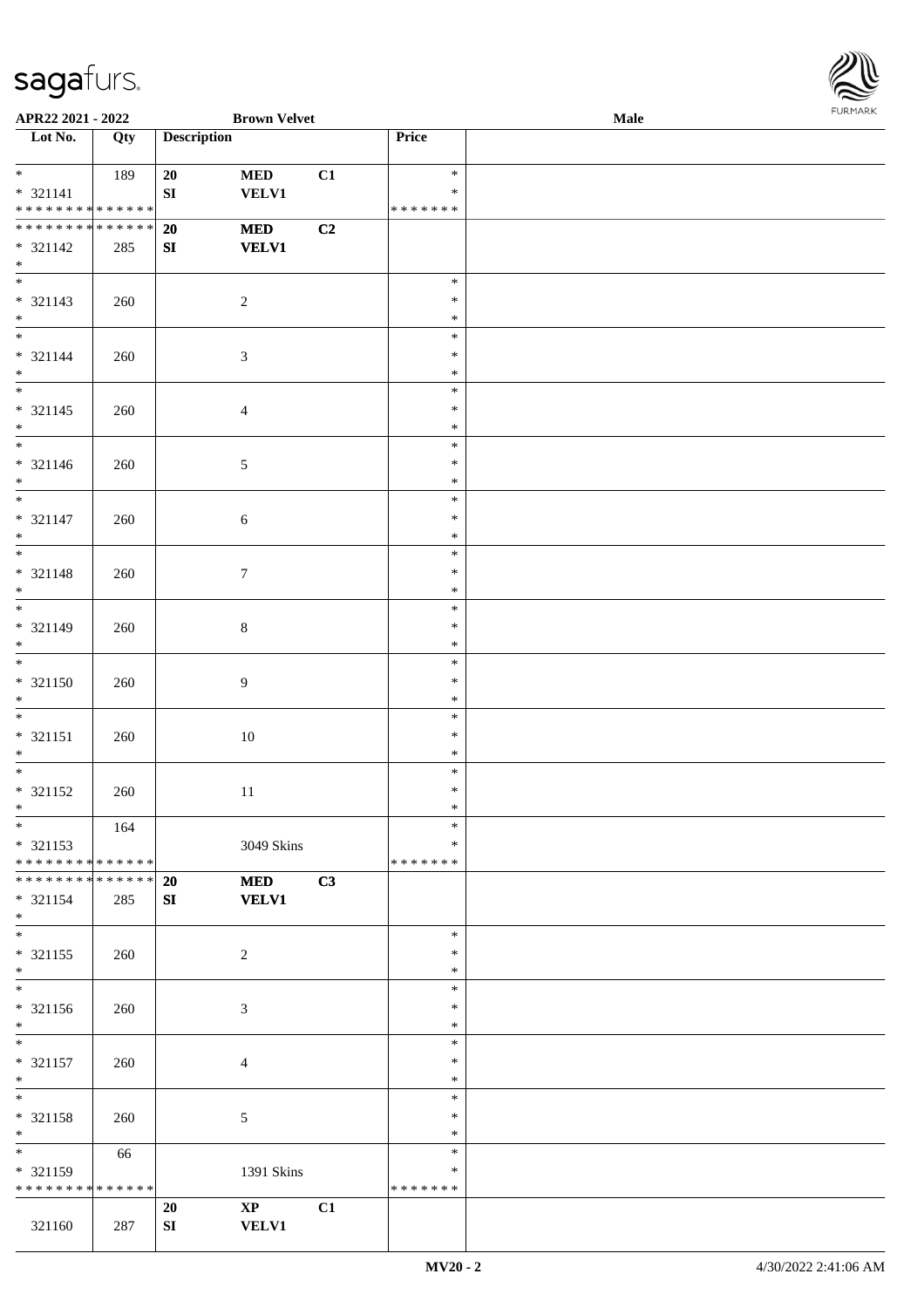| Lot No. | Qty | Description | | | Price | |
|---|---|---|---|---|---|---|
| * | 189 | 20 | MED | C1 | * | |
| * 321141 | | SI | VELV1 | | * | |
| * * * * * * * * * * * * * * | | | | | * * * * * * * | |
| * * * * * * * * * * * * * * | | 20 | MED | C2 | | |
| * 321142 | 285 | SI | VELV1 | | | |
| * | | | | | | |
| * | | | | | * | |
| * 321143 | 260 | | 2 | | * | |
| * | | | | | * | |
| * | | | | | * | |
| * 321144 | 260 | | 3 | | * | |
| * | | | | | * | |
| * | | | | | * | |
| * 321145 | 260 | | 4 | | * | |
| * | | | | | * | |
| * | | | | | * | |
| * 321146 | 260 | | 5 | | * | |
| * | | | | | * | |
| * | | | | | * | |
| * 321147 | 260 | | 6 | | * | |
| * | | | | | * | |
| * | | | | | * | |
| * 321148 | 260 | | 7 | | * | |
| * | | | | | * | |
| * | | | | | * | |
| * 321149 | 260 | | 8 | | * | |
| * | | | | | * | |
| * | | | | | * | |
| * 321150 | 260 | | 9 | | * | |
| * | | | | | * | |
| * | | | | | * | |
| * 321151 | 260 | | 10 | | * | |
| * | | | | | * | |
| * | | | | | * | |
| * 321152 | 260 | | 11 | | * | |
| * | | | | | * | |
| * | 164 | | | | * | |
| * 321153 | | | 3049 Skins | | * | |
| * * * * * * * * * * * * * * | | | | | * * * * * * * | |
| * * * * * * * * * * * * * * | | 20 | MED | C3 | | |
| * 321154 | 285 | SI | VELV1 | | | |
| * | | | | | | |
| * | | | | | * | |
| * 321155 | 260 | | 2 | | * | |
| * | | | | | * | |
| * | | | | | * | |
| * 321156 | 260 | | 3 | | * | |
| * | | | | | * | |
| * | | | | | * | |
| * 321157 | 260 | | 4 | | * | |
| * | | | | | * | |
| * | | | | | * | |
| * 321158 | 260 | | 5 | | * | |
| * | | | | | * | |
| * | 66 | | | | * | |
| * 321159 | | | 1391 Skins | | * | |
| * * * * * * * * * * * * * * | | | | | * * * * * * * | |
| | | 20 | XP | C1 | | |
| 321160 | 287 | SI | VELV1 | | | |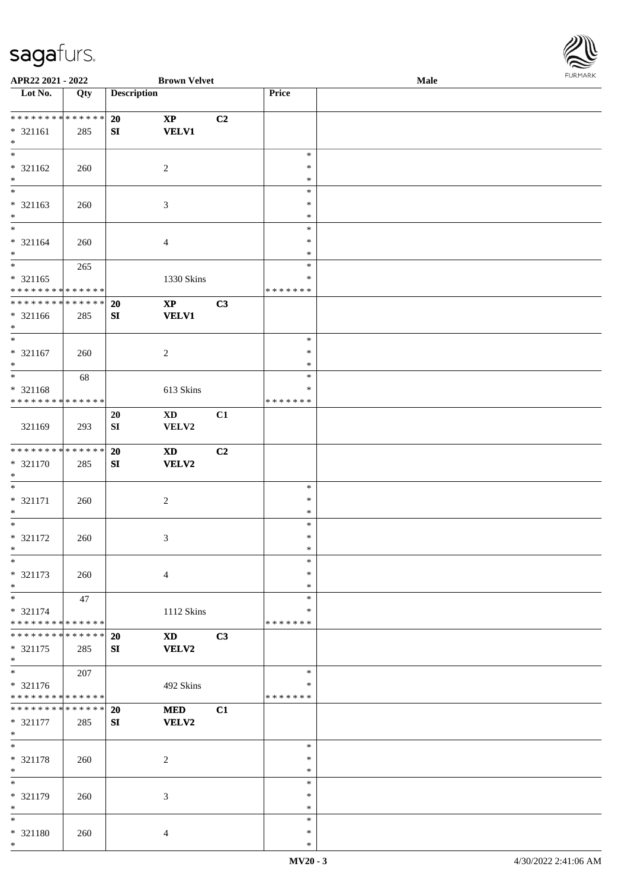**APR22 2021 - 2022** **Brown Velvet** **Male**

| Lot No. | Qty | Description | | | Price | |
|---|---|---|---|---|---|---|
| * * * * * * * * * * * * * * | | **20** | **XP** | **C2** | | |
| * 321161 | 285 | **SI** | **VELV1** | | | |
| * | | | | | | |
| * 321162 | 260 | | 2 | | * * * | |
| * 321163 | 260 | | 3 | | * * * | |
| * 321164 | 260 | | 4 | | * * * | |
| * | 265 | | | | * | |
| * 321165 | | | 1330 Skins | | * | |
| * * * * * * * * * * * * * * | | | | | * * * * * * * | |
| * * * * * * * * * * * * * * | | **20** | **XP** | **C3** | | |
| * 321166 | 285 | **SI** | **VELV1** | | | |
| * 321167 | 260 | | 2 | | * * * | |
| * | 68 | | | | * | |
| * 321168 | | | 613 Skins | | * | |
| * * * * * * * * * * * * * * | | | | | * * * * * * * | |
| | | **20** | **XD** | **C1** | | |
| 321169 | 293 | **SI** | **VELV2** | | | |
| * * * * * * * * * * * * * * | | **20** | **XD** | **C2** | | |
| * 321170 | 285 | **SI** | **VELV2** | | | |
| * 321171 | 260 | | 2 | | * * * | |
| * 321172 | 260 | | 3 | | * * * | |
| * 321173 | 260 | | 4 | | * * * | |
| * | 47 | | | | * | |
| * 321174 | | | 1112 Skins | | * | |
| * * * * * * * * * * * * * * | | | | | * * * * * * * | |
| * * * * * * * * * * * * * * | | **20** | **XD** | **C3** | | |
| * 321175 | 285 | **SI** | **VELV2** | | | |
| * | 207 | | | | * | |
| * 321176 | | | 492 Skins | | * | |
| * * * * * * * * * * * * * * | | | | | * * * * * * * | |
| * * * * * * * * * * * * * * | | **20** | **MED** | **C1** | | |
| * 321177 | 285 | **SI** | **VELV2** | | | |
| * 321178 | 260 | | 2 | | * * * | |
| * 321179 | 260 | | 3 | | * * * | |
| * 321180 | 260 | | 4 | | * * * | |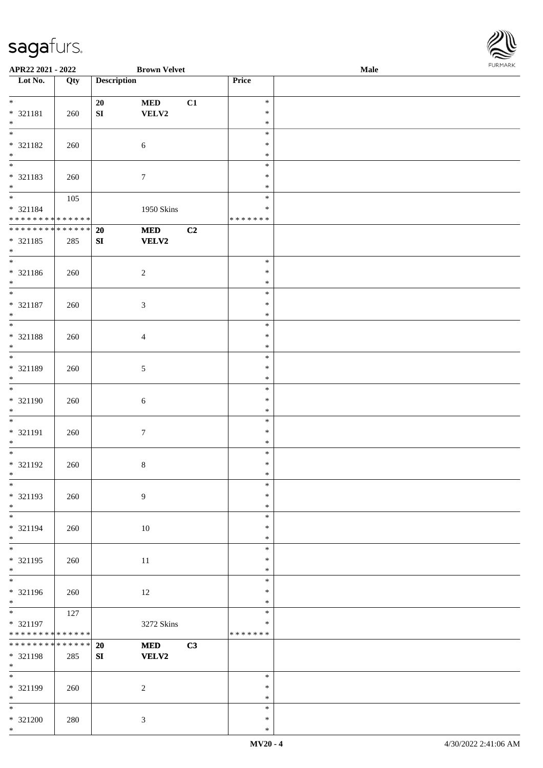| Lot No. | Qty | Description | | | Price | |
|---|---|---|---|---|---|---|
| * <br> * 321181 <br> * | 260 | 20 <br> SI | MED <br> VELV2 | C1 | * <br> * <br> * | |
| * <br> * 321182 <br> * | 260 | | 6 | | * <br> * <br> * | |
| * <br> * 321183 <br> * | 260 | | 7 | | * <br> * <br> * | |
| * <br> * 321184 <br> * * * * * * * * * * * * * * | 105 | | 1950 Skins | | * <br> * <br> * * * * * * * | |
| * * * * * * * * * * * * * * <br> * 321185 <br> * | 285 | **20** <br> **SI** | **MED** <br> **VELV2** | **C2** | | |
| * <br> * 321186 <br> * | 260 | | 2 | | * <br> * <br> * | |
| * <br> * 321187 <br> * | 260 | | 3 | | * <br> * <br> * | |
| * <br> * 321188 <br> * | 260 | | 4 | | * <br> * <br> * | |
| * <br> * 321189 <br> * | 260 | | 5 | | * <br> * <br> * | |
| * <br> * 321190 <br> * | 260 | | 6 | | * <br> * <br> * | |
| * <br> * 321191 <br> * | 260 | | 7 | | * <br> * <br> * | |
| * <br> * 321192 <br> * | 260 | | 8 | | * <br> * <br> * | |
| * <br> * 321193 <br> * | 260 | | 9 | | * <br> * <br> * | |
| * <br> * 321194 <br> * | 260 | | 10 | | * <br> * <br> * | |
| * <br> * 321195 <br> * | 260 | | 11 | | * <br> * <br> * | |
| * <br> * 321196 <br> * | 260 | | 12 | | * <br> * <br> * | |
| * <br> * 321197 <br> * * * * * * * * * * * * * * | 127 | | 3272 Skins | | * <br> * <br> * * * * * * * | |
| * * * * * * * * * * * * * * <br> * 321198 <br> * | 285 | **20** <br> **SI** | **MED** <br> **VELV2** | **C3** | | |
| * <br> * 321199 <br> * | 260 | | 2 | | * <br> * <br> * | |
| * <br> * 321200 <br> * | 280 | | 3 | | * <br> * <br> * | |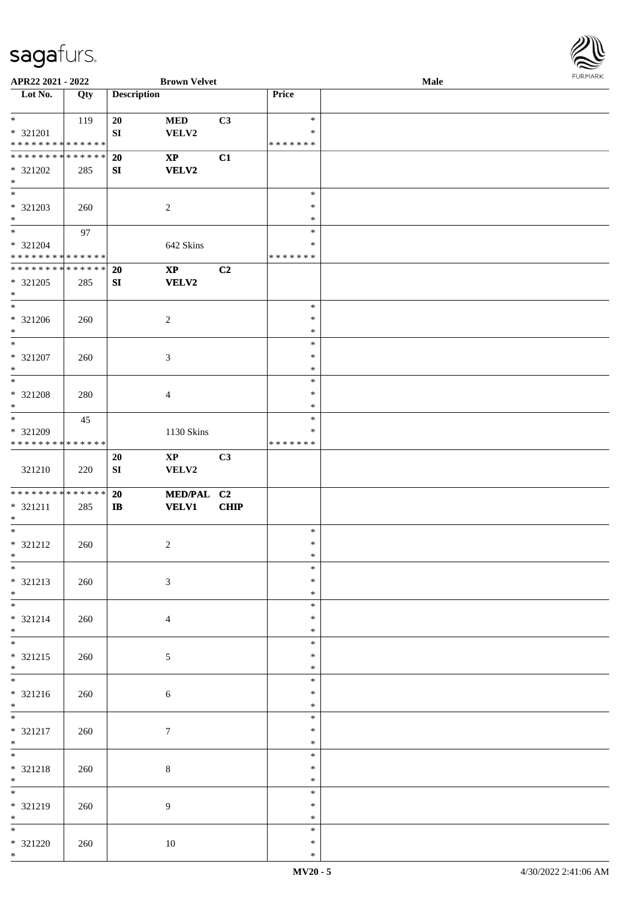APR22 2021 - 2022 | Brown Velvet | Male

| Lot No. | Qty | Description | | | Price | |
|---|---|---|---|---|---|---|
| * | 119 | 20 | MED | C3 | * | |
| * 321201 | | SI | VELV2 | | * | |
| * * * * * * * * * * * * * * | | | | | * * * * * * * | |
| * * * * * * * * * * * * * * | | 20 | XP | C1 | | |
| * 321202 | 285 | SI | VELV2 | | | |
| * | | | | | | |
| * | | | | | * | |
| * 321203 | 260 | | 2 | | * | |
| * | | | | | * | |
| * | 97 | | | | * | |
| * 321204 | | | 642 Skins | | * | |
| * * * * * * * * * * * * * * | | | | | * * * * * * * | |
| * * * * * * * * * * * * * * | | 20 | XP | C2 | | |
| * 321205 | 285 | SI | VELV2 | | | |
| * | | | | | | |
| * | | | | | * | |
| * 321206 | 260 | | 2 | | * | |
| * | | | | | * | |
| * | | | | | * | |
| * 321207 | 260 | | 3 | | * | |
| * | | | | | * | |
| * | | | | | * | |
| * 321208 | 280 | | 4 | | * | |
| * | | | | | * | |
| * | 45 | | | | * | |
| * 321209 | | | 1130 Skins | | * | |
| * * * * * * * * * * * * * * | | | | | * * * * * * * | |
| | | 20 | XP | C3 | | |
| 321210 | 220 | SI | VELV2 | | | |
| * * * * * * * * * * * * * * | | 20 | MED/PAL | C2 | | |
| * 321211 | 285 | IB | VELV1 | CHIP | | |
| * | | | | | | |
| * | | | | | * | |
| * 321212 | 260 | | 2 | | * | |
| * | | | | | * | |
| * | | | | | * | |
| * 321213 | 260 | | 3 | | * | |
| * | | | | | * | |
| * | | | | | * | |
| * 321214 | 260 | | 4 | | * | |
| * | | | | | * | |
| * | | | | | * | |
| * 321215 | 260 | | 5 | | * | |
| * | | | | | * | |
| * | | | | | * | |
| * 321216 | 260 | | 6 | | * | |
| * | | | | | * | |
| * | | | | | * | |
| * 321217 | 260 | | 7 | | * | |
| * | | | | | * | |
| * | | | | | * | |
| * 321218 | 260 | | 8 | | * | |
| * | | | | | * | |
| * | | | | | * | |
| * 321219 | 260 | | 9 | | * | |
| * | | | | | * | |
| * | | | | | * | |
| * 321220 | 260 | | 10 | | * | |
| * | | | | | * | |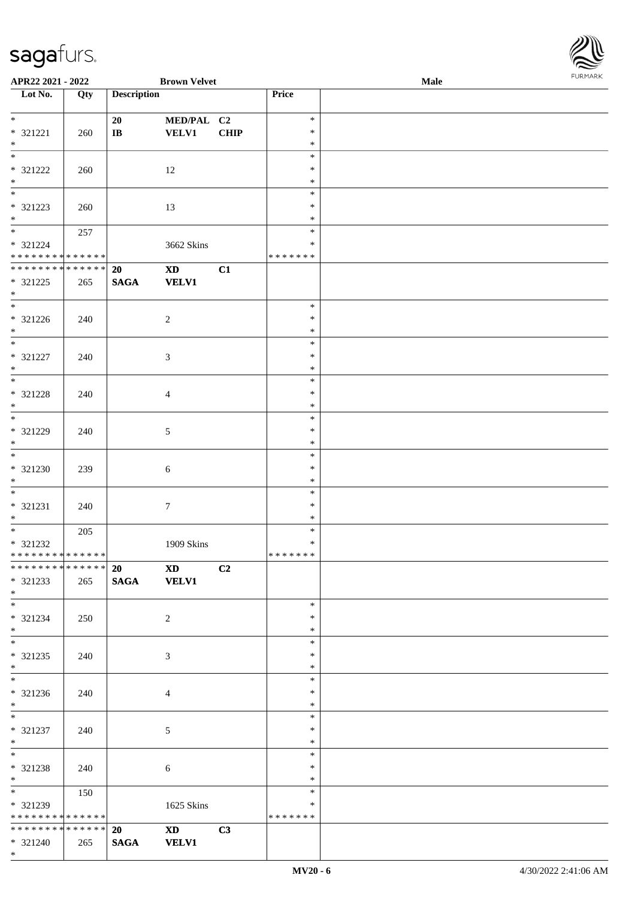APR22 2021 - 2022 | Brown Velvet | Male

| Lot No. | Qty | Description | | | Price | |
|---|---|---|---|---|---|---|
| * | | 20 | MED/PAL | C2 | * | |
| * 321221 | 260 | IB | VELV1 | CHIP | * | |
| * | | | | | * | |
| * | | | | | * | |
| * 321222 | 260 | | 12 | | * | |
| * | | | | | * | |
| * | | | | | * | |
| * 321223 | 260 | | 13 | | * | |
| * | | | | | * | |
| * | 257 | | | | * | |
| * 321224 | | | 3662 Skins | | * | |
| * * * * * * * * * * * * * * | | | | | * * * * * * * | |
| * * * * * * * * * * * * * * | | 20 | XD | C1 | | |
| * 321225 | 265 | SAGA | VELV1 | | | |
| * | | | | | | |
| * | | | | | * | |
| * 321226 | 240 | | 2 | | * | |
| * | | | | | * | |
| * | | | | | * | |
| * 321227 | 240 | | 3 | | * | |
| * | | | | | * | |
| * | | | | | * | |
| * 321228 | 240 | | 4 | | * | |
| * | | | | | * | |
| * | | | | | * | |
| * 321229 | 240 | | 5 | | * | |
| * | | | | | * | |
| * | | | | | * | |
| * 321230 | 239 | | 6 | | * | |
| * | | | | | * | |
| * | | | | | * | |
| * 321231 | 240 | | 7 | | * | |
| * | | | | | * | |
| * | 205 | | | | * | |
| * 321232 | | | 1909 Skins | | * | |
| * * * * * * * * * * * * * * | | | | | * * * * * * * | |
| * * * * * * * * * * * * * * | | 20 | XD | C2 | | |
| * 321233 | 265 | SAGA | VELV1 | | | |
| * | | | | | | |
| * | | | | | * | |
| * 321234 | 250 | | 2 | | * | |
| * | | | | | * | |
| * | | | | | * | |
| * 321235 | 240 | | 3 | | * | |
| * | | | | | * | |
| * | | | | | * | |
| * 321236 | 240 | | 4 | | * | |
| * | | | | | * | |
| * | | | | | * | |
| * 321237 | 240 | | 5 | | * | |
| * | | | | | * | |
| * | | | | | * | |
| * 321238 | 240 | | 6 | | * | |
| * | | | | | * | |
| * | 150 | | | | * | |
| * 321239 | | | 1625 Skins | | * | |
| * * * * * * * * * * * * * * | | | | | * * * * * * * | |
| * * * * * * * * * * * * * * | | 20 | XD | C3 | | |
| * 321240 | 265 | SAGA | VELV1 | | | |
| * | | | | | | |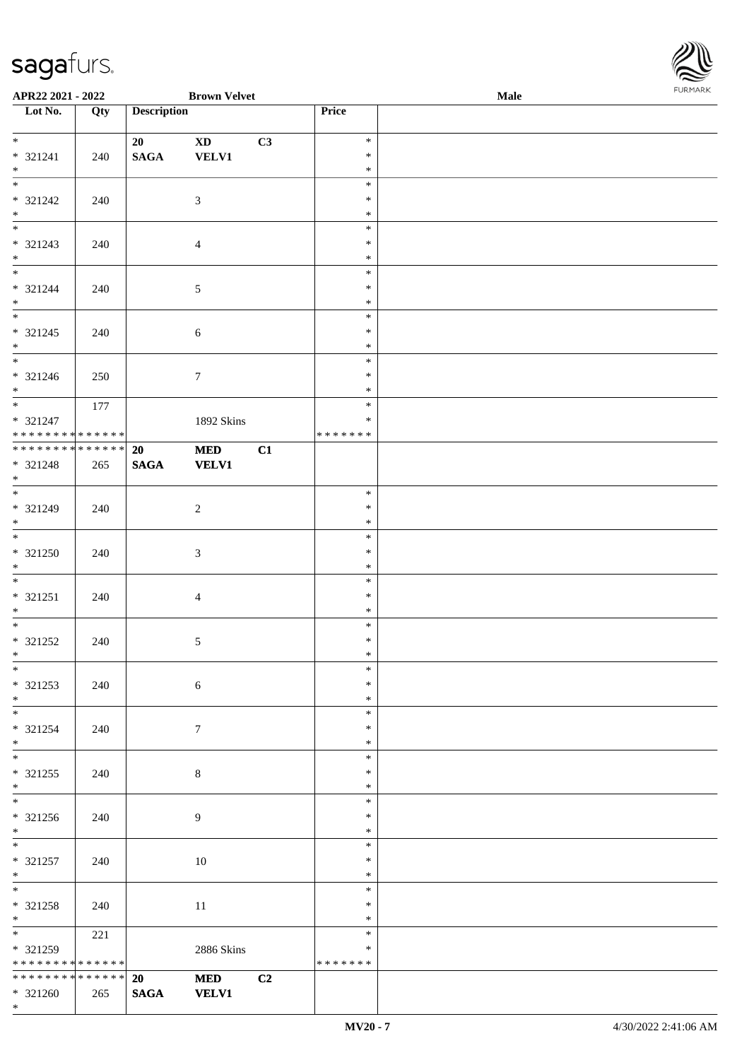| Lot No. | Qty | Description | | | Price | |
|---|---|---|---|---|---|---|
| * <br> * 321241 <br> * | 240 | 20 <br> SAGA | XD <br> VELV1 | C3 | * <br> * <br> * | |
| * <br> * 321242 <br> * | 240 | | 3 | | * <br> * <br> * | |
| * <br> * 321243 <br> * | 240 | | 4 | | * <br> * <br> * | |
| * <br> * 321244 <br> * | 240 | | 5 | | * <br> * <br> * | |
| * <br> * 321245 <br> * | 240 | | 6 | | * <br> * <br> * | |
| * <br> * 321246 <br> * | 250 | | 7 | | * <br> * <br> * | |
| * <br> * 321247 <br> * * * * * * * * * * * * * * | 177 | | 1892 Skins | | * <br> * <br> * * * * * * * | |
| * * * * * * * * * * * * * * <br> * 321248 <br> * | 265 | 20 <br> SAGA | MED <br> VELV1 | C1 | | |
| * <br> * 321249 <br> * | 240 | | 2 | | * <br> * <br> * | |
| * <br> * 321250 <br> * | 240 | | 3 | | * <br> * <br> * | |
| * <br> * 321251 <br> * | 240 | | 4 | | * <br> * <br> * | |
| * <br> * 321252 <br> * | 240 | | 5 | | * <br> * <br> * | |
| * <br> * 321253 <br> * | 240 | | 6 | | * <br> * <br> * | |
| * <br> * 321254 <br> * | 240 | | 7 | | * <br> * <br> * | |
| * <br> * 321255 <br> * | 240 | | 8 | | * <br> * <br> * | |
| * <br> * 321256 <br> * | 240 | | 9 | | * <br> * <br> * | |
| * <br> * 321257 <br> * | 240 | | 10 | | * <br> * <br> * | |
| * <br> * 321258 <br> * | 240 | | 11 | | * <br> * <br> * | |
| * <br> * 321259 <br> * * * * * * * * * * * * * * | 221 | | 2886 Skins | | * <br> * <br> * * * * * * * | |
| * * * * * * * * * * * * * * <br> * 321260 <br> * | 265 | 20 <br> SAGA | MED <br> VELV1 | C2 | | |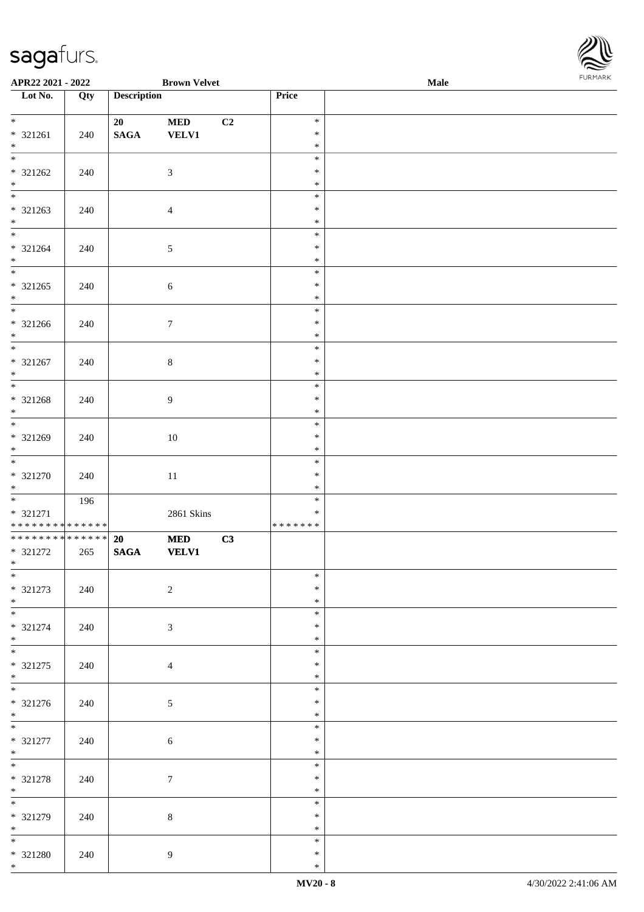| Lot No. | Qty | Description | | | Price | |
|---|---|---|---|---|---|---|
| * <br> * 321261 <br> * | 240 | 20 <br> SAGA | MED <br> VELV1 | C2 | * <br> * <br> * | |
| * <br> * 321262 <br> * | 240 | | 3 | | * <br> * <br> * | |
| * <br> * 321263 <br> * | 240 | | 4 | | * <br> * <br> * | |
| * <br> * 321264 <br> * | 240 | | 5 | | * <br> * <br> * | |
| * <br> * 321265 <br> * | 240 | | 6 | | * <br> * <br> * | |
| * <br> * 321266 <br> * | 240 | | 7 | | * <br> * <br> * | |
| * <br> * 321267 <br> * | 240 | | 8 | | * <br> * <br> * | |
| * <br> * 321268 <br> * | 240 | | 9 | | * <br> * <br> * | |
| * <br> * 321269 <br> * | 240 | | 10 | | * <br> * <br> * | |
| * <br> * 321270 <br> * | 240 | | 11 | | * <br> * <br> * | |
| * <br> * 321271 <br> ************** | 196 | | 2861 Skins | | * <br> * <br> ******* | |
| ************** <br> * 321272 <br> * | 265 | 20 <br> SAGA | MED <br> VELV1 | C3 | | |
| * <br> * 321273 <br> * | 240 | | 2 | | * <br> * <br> * | |
| * <br> * 321274 <br> * | 240 | | 3 | | * <br> * <br> * | |
| * <br> * 321275 <br> * | 240 | | 4 | | * <br> * <br> * | |
| * <br> * 321276 <br> * | 240 | | 5 | | * <br> * <br> * | |
| * <br> * 321277 <br> * | 240 | | 6 | | * <br> * <br> * | |
| * <br> * 321278 <br> * | 240 | | 7 | | * <br> * <br> * | |
| * <br> * 321279 <br> * | 240 | | 8 | | * <br> * <br> * | |
| * <br> * 321280 <br> * | 240 | | 9 | | * <br> * <br> * | |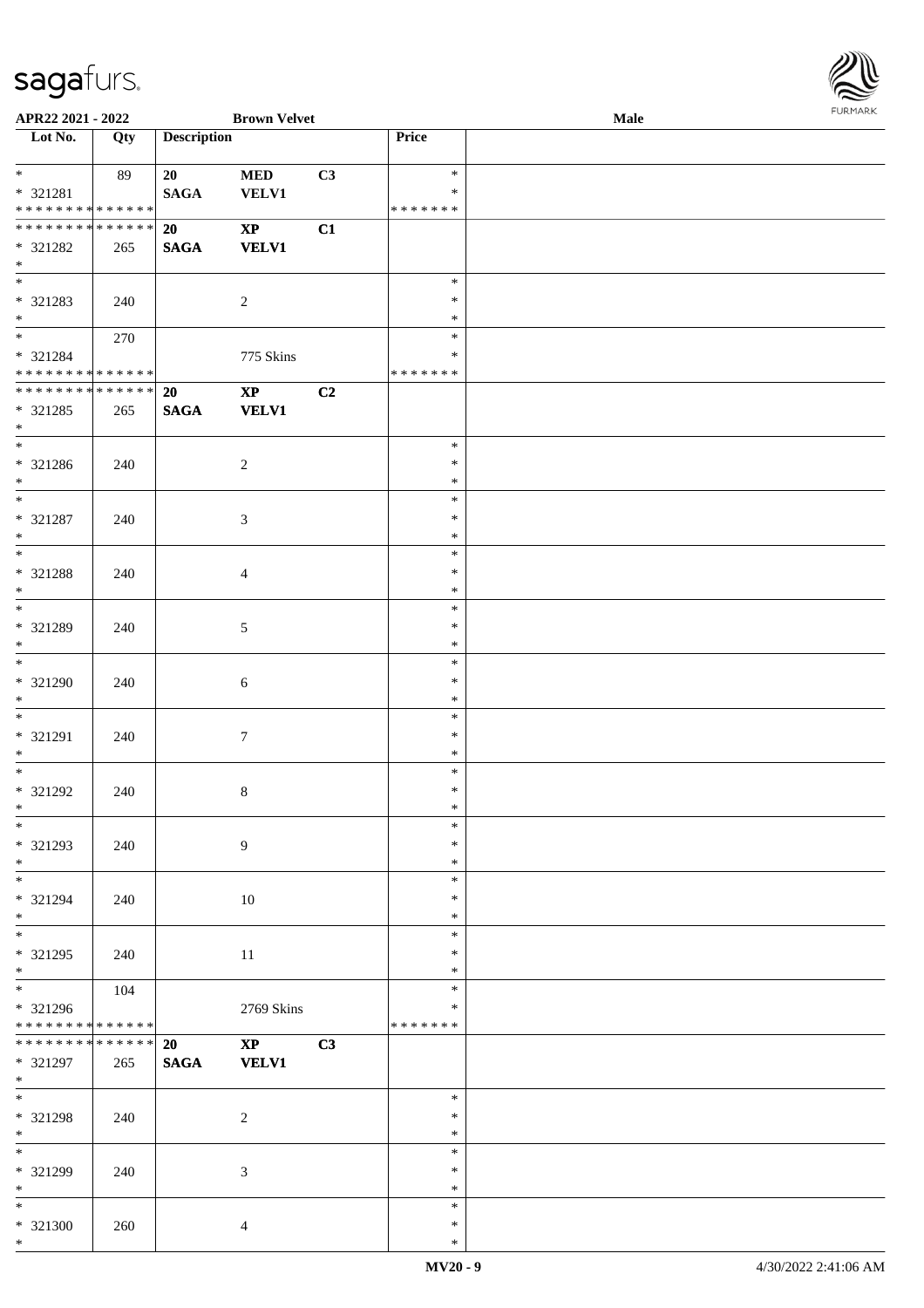APR22 2021 - 2022 &nbsp;&nbsp;&nbsp;&nbsp; Brown Velvet &nbsp;&nbsp;&nbsp;&nbsp; Male

| Lot No. | Qty | Description | | | Price | |
|---|---|---|---|---|---|---|
| * <br> * 321281 <br> * * * * * * * * * * * * * * | 89 | 20 <br> SAGA | MED <br> VELV1 | C3 | * <br> * <br> * * * * * * * | |
| * * * * * * * * * * * * * * <br> * 321282 <br> * | 265 | 20 <br> SAGA | XP <br> VELV1 | C1 | | |
| * <br> * 321283 <br> * | 240 | | 2 | | * <br> * <br> * | |
| * <br> * 321284 <br> * * * * * * * * * * * * * * | 270 | | 775 Skins | | * <br> * <br> * * * * * * * | |
| * * * * * * * * * * * * * * <br> * 321285 <br> * | 265 | 20 <br> SAGA | XP <br> VELV1 | C2 | | |
| * <br> * 321286 <br> * | 240 | | 2 | | * <br> * <br> * | |
| * <br> * 321287 <br> * | 240 | | 3 | | * <br> * <br> * | |
| * <br> * 321288 <br> * | 240 | | 4 | | * <br> * <br> * | |
| * <br> * 321289 <br> * | 240 | | 5 | | * <br> * <br> * | |
| * <br> * 321290 <br> * | 240 | | 6 | | * <br> * <br> * | |
| * <br> * 321291 <br> * | 240 | | 7 | | * <br> * <br> * | |
| * <br> * 321292 <br> * | 240 | | 8 | | * <br> * <br> * | |
| * <br> * 321293 <br> * | 240 | | 9 | | * <br> * <br> * | |
| * <br> * 321294 <br> * | 240 | | 10 | | * <br> * <br> * | |
| * <br> * 321295 <br> * | 240 | | 11 | | * <br> * <br> * | |
| * <br> * 321296 <br> * * * * * * * * * * * * * * | 104 | | 2769 Skins | | * <br> * <br> * * * * * * * | |
| * * * * * * * * * * * * * * <br> * 321297 <br> * | 265 | 20 <br> SAGA | XP <br> VELV1 | C3 | | |
| * <br> * 321298 <br> * | 240 | | 2 | | * <br> * <br> * | |
| * <br> * 321299 <br> * | 240 | | 3 | | * <br> * <br> * | |
| * <br> * 321300 <br> * | 260 | | 4 | | * <br> * <br> * | |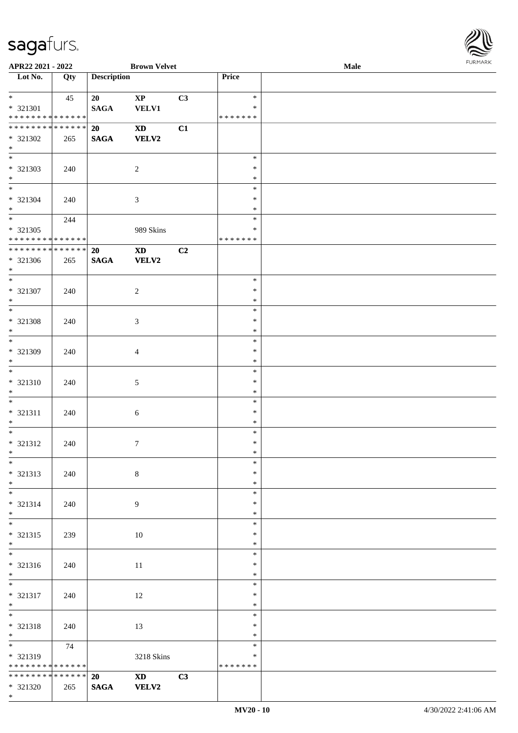| Lot No. | Qty | Description | | | Price | |
|---|---|---|---|---|---|---|
| * | 45 | 20 | XP | C3 | * | |
| * 321301 | | SAGA | VELV1 | | * | |
| * * * * * * * * * * * * * * | | | | | * * * * * * * | |
| * * * * * * * * * * * * * * | | 20 | XD | C1 | | |
| * 321302 | 265 | SAGA | VELV2 | | | |
| * | | | | | | |
| * | | | | | * | |
| * 321303 | 240 | | 2 | | * | |
| * | | | | | * | |
| * | | | | | * | |
| * 321304 | 240 | | 3 | | * | |
| * | | | | | * | |
| * | 244 | | | | * | |
| * 321305 | | | 989 Skins | | * | |
| * * * * * * * * * * * * * * | | | | | * * * * * * * | |
| * * * * * * * * * * * * * * | | 20 | XD | C2 | | |
| * 321306 | 265 | SAGA | VELV2 | | | |
| * | | | | | | |
| * | | | | | * | |
| * 321307 | 240 | | 2 | | * | |
| * | | | | | * | |
| * | | | | | * | |
| * 321308 | 240 | | 3 | | * | |
| * | | | | | * | |
| * | | | | | * | |
| * 321309 | 240 | | 4 | | * | |
| * | | | | | * | |
| * | | | | | * | |
| * 321310 | 240 | | 5 | | * | |
| * | | | | | * | |
| * | | | | | * | |
| * 321311 | 240 | | 6 | | * | |
| * | | | | | * | |
| * | | | | | * | |
| * 321312 | 240 | | 7 | | * | |
| * | | | | | * | |
| * | | | | | * | |
| * 321313 | 240 | | 8 | | * | |
| * | | | | | * | |
| * | | | | | * | |
| * 321314 | 240 | | 9 | | * | |
| * | | | | | * | |
| * | | | | | * | |
| * 321315 | 239 | | 10 | | * | |
| * | | | | | * | |
| * | | | | | * | |
| * 321316 | 240 | | 11 | | * | |
| * | | | | | * | |
| * | | | | | * | |
| * 321317 | 240 | | 12 | | * | |
| * | | | | | * | |
| * | | | | | * | |
| * 321318 | 240 | | 13 | | * | |
| * | | | | | * | |
| * | 74 | | | | * | |
| * 321319 | | | 3218 Skins | | * | |
| * * * * * * * * * * * * * * | | | | | * * * * * * * | |
| * * * * * * * * * * * * * * | | 20 | XD | C3 | | |
| * 321320 | 265 | SAGA | VELV2 | | | |
| * | | | | | | |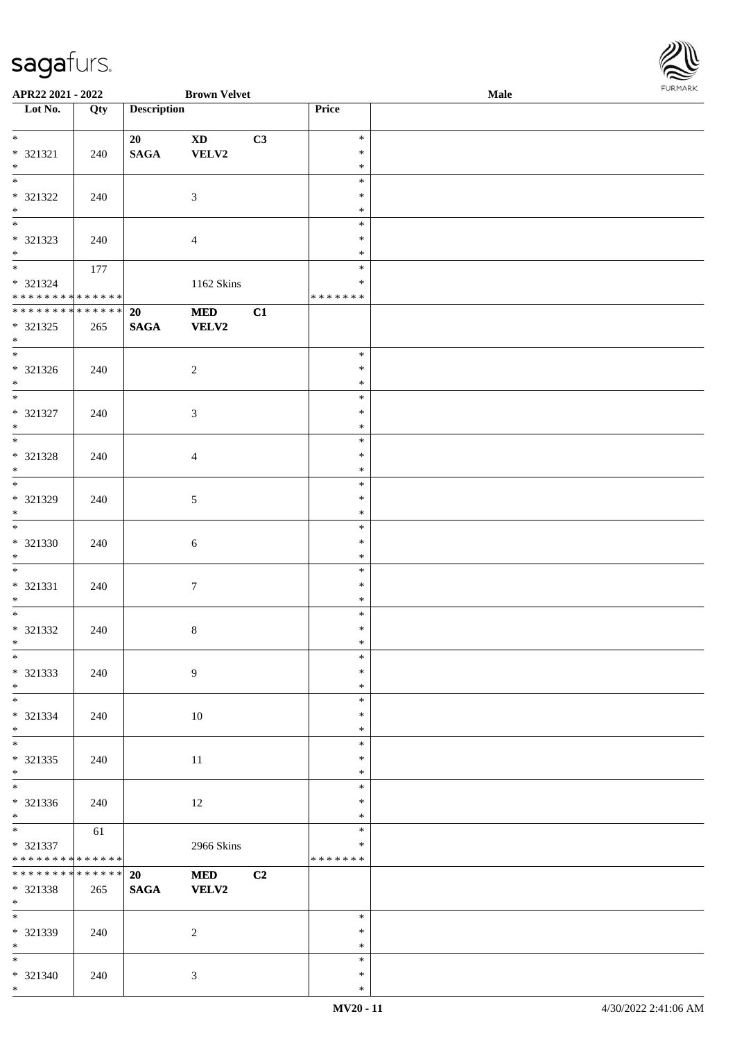APR22 2021 - 2022 Brown Velvet Male

| Lot No. | Qty | Description | | | Price | |
|---|---|---|---|---|---|---|
| * | | 20 | XD | C3 | * | |
| * 321321 | 240 | SAGA | VELV2 | | * | |
| * | | | | | * | |
| * | | | | | * | |
| * 321322 | 240 | | 3 | | * | |
| * | | | | | * | |
| * | | | | | * | |
| * 321323 | 240 | | 4 | | * | |
| * | | | | | * | |
| * | 177 | | | | * | |
| * 321324 | | | 1162 Skins | | * | |
| * * * * * * * * * * * * * * | | | | | * * * * * * * | |
| * * * * * * * * * * * * * * | | 20 | MED | C1 | | |
| * 321325 | 265 | SAGA | VELV2 | | | |
| * | | | | | | |
| * | | | | | * | |
| * 321326 | 240 | | 2 | | * | |
| * | | | | | * | |
| * | | | | | * | |
| * 321327 | 240 | | 3 | | * | |
| * | | | | | * | |
| * | | | | | * | |
| * 321328 | 240 | | 4 | | * | |
| * | | | | | * | |
| * | | | | | * | |
| * 321329 | 240 | | 5 | | * | |
| * | | | | | * | |
| * | | | | | * | |
| * 321330 | 240 | | 6 | | * | |
| * | | | | | * | |
| * | | | | | * | |
| * 321331 | 240 | | 7 | | * | |
| * | | | | | * | |
| * | | | | | * | |
| * 321332 | 240 | | 8 | | * | |
| * | | | | | * | |
| * | | | | | * | |
| * 321333 | 240 | | 9 | | * | |
| * | | | | | * | |
| * | | | | | * | |
| * 321334 | 240 | | 10 | | * | |
| * | | | | | * | |
| * | | | | | * | |
| * 321335 | 240 | | 11 | | * | |
| * | | | | | * | |
| * | | | | | * | |
| * 321336 | 240 | | 12 | | * | |
| * | | | | | * | |
| * | 61 | | | | * | |
| * 321337 | | | 2966 Skins | | * | |
| * * * * * * * * * * * * * * | | | | | * * * * * * * | |
| * * * * * * * * * * * * * * | | 20 | MED | C2 | | |
| * 321338 | 265 | SAGA | VELV2 | | | |
| * | | | | | | |
| * | | | | | * | |
| * 321339 | 240 | | 2 | | * | |
| * | | | | | * | |
| * | | | | | * | |
| * 321340 | 240 | | 3 | | * | |
| * | | | | | * | |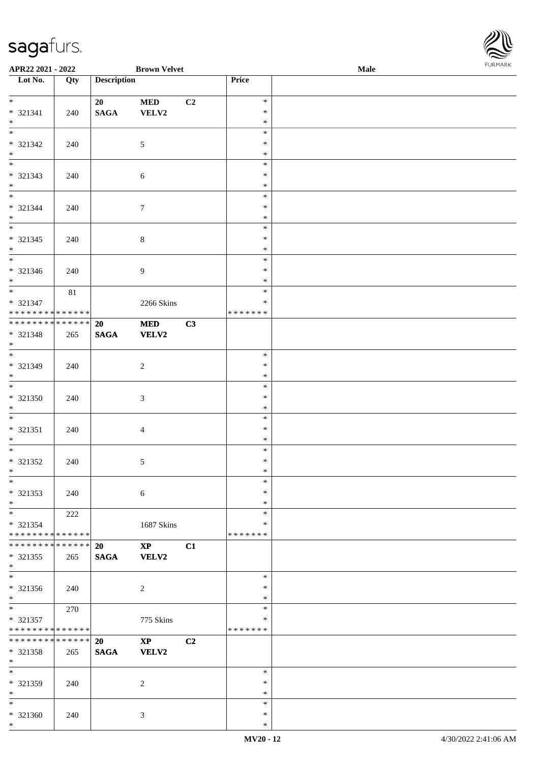| Lot No. | Qty | Description | | | Price | |
|---|---|---|---|---|---|---|
| * | | 20 | MED | C2 | * | |
| * 321341 | 240 | SAGA | VELV2 | | * | |
| * | | | | | * | |
| * | | | | | * | |
| * 321342 | 240 | | 5 | | * | |
| * | | | | | * | |
| * | | | | | * | |
| * 321343 | 240 | | 6 | | * | |
| * | | | | | * | |
| * | | | | | * | |
| * 321344 | 240 | | 7 | | * | |
| * | | | | | * | |
| * | | | | | * | |
| * 321345 | 240 | | 8 | | * | |
| * | | | | | * | |
| * | | | | | * | |
| * 321346 | 240 | | 9 | | * | |
| * | | | | | * | |
| * | 81 | | | | * | |
| * 321347 | | | 2266 Skins | | * | |
| * * * * * * * * * * * * * * | | | | | * * * * * * * | |
| * * * * * * * * * * * * * * | | 20 | MED | C3 | | |
| * 321348 | 265 | SAGA | VELV2 | | | |
| * | | | | | | |
| * | | | | | * | |
| * 321349 | 240 | | 2 | | * | |
| * | | | | | * | |
| * | | | | | * | |
| * 321350 | 240 | | 3 | | * | |
| * | | | | | * | |
| * | | | | | * | |
| * 321351 | 240 | | 4 | | * | |
| * | | | | | * | |
| * | | | | | * | |
| * 321352 | 240 | | 5 | | * | |
| * | | | | | * | |
| * | | | | | * | |
| * 321353 | 240 | | 6 | | * | |
| * | | | | | * | |
| * | 222 | | | | * | |
| * 321354 | | | 1687 Skins | | * | |
| * * * * * * * * * * * * * * | | | | | * * * * * * * | |
| * * * * * * * * * * * * * * | | 20 | XP | C1 | | |
| * 321355 | 265 | SAGA | VELV2 | | | |
| * | | | | | | |
| * | | | | | * | |
| * 321356 | 240 | | 2 | | * | |
| * | | | | | * | |
| * | 270 | | | | * | |
| * 321357 | | | 775 Skins | | * | |
| * * * * * * * * * * * * * * | | | | | * * * * * * * | |
| * * * * * * * * * * * * * * | | 20 | XP | C2 | | |
| * 321358 | 265 | SAGA | VELV2 | | | |
| * | | | | | | |
| * | | | | | * | |
| * 321359 | 240 | | 2 | | * | |
| * | | | | | * | |
| * | | | | | * | |
| * 321360 | 240 | | 3 | | * | |
| * | | | | | * | |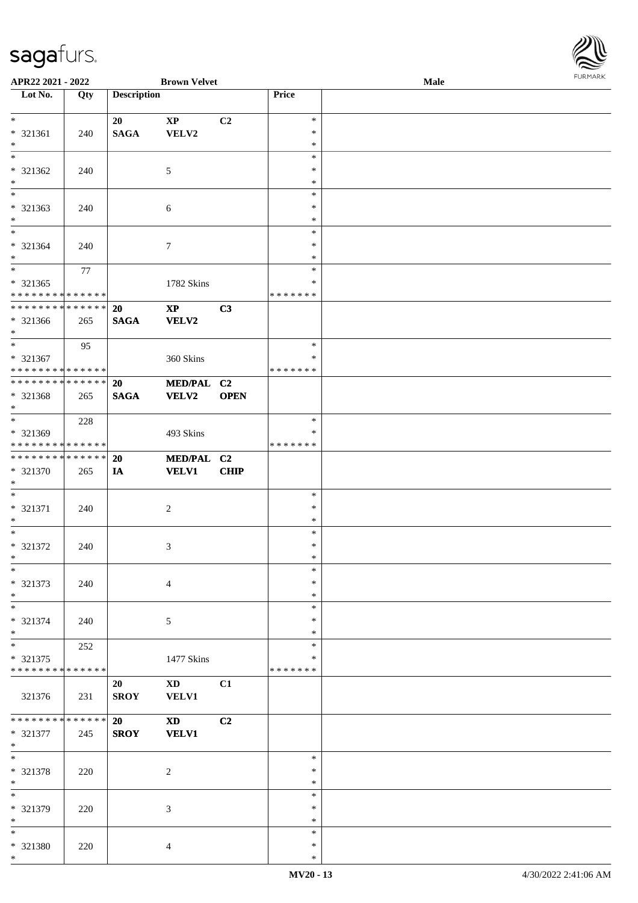APR22 2021 - 2022 &nbsp;&nbsp;&nbsp;&nbsp; Brown Velvet &nbsp;&nbsp;&nbsp;&nbsp; Male

| Lot No. | Qty | Description | | | Price | |
|---|---|---|---|---|---|---|
| * | | 20 | XP | C2 | * | |
| * 321361 | 240 | SAGA | VELV2 | | * | |
| * | | | | | * | |
| * | | | | | * | |
| * 321362 | 240 | | 5 | | * | |
| * | | | | | * | |
| * | | | | | * | |
| * 321363 | 240 | | 6 | | * | |
| * | | | | | * | |
| * | | | | | * | |
| * 321364 | 240 | | 7 | | * | |
| * | | | | | * | |
| * | 77 | | | | * | |
| * 321365 | | | 1782 Skins | | * | |
| * * * * * * * * * * * * * * | | | | | * * * * * * * | |
| * * * * * * * * * * * * * * | | 20 | XP | C3 | | |
| * 321366 | 265 | SAGA | VELV2 | | | |
| * | | | | | | |
| * | 95 | | | | * | |
| * 321367 | | | 360 Skins | | * | |
| * * * * * * * * * * * * * * | | | | | * * * * * * * | |
| * * * * * * * * * * * * * * | | 20 | MED/PAL | C2 | | |
| * 321368 | 265 | SAGA | VELV2 | OPEN | | |
| * | | | | | | |
| * | 228 | | | | * | |
| * 321369 | | | 493 Skins | | * | |
| * * * * * * * * * * * * * * | | | | | * * * * * * * | |
| * * * * * * * * * * * * * * | | 20 | MED/PAL | C2 | | |
| * 321370 | 265 | IA | VELV1 | CHIP | | |
| * | | | | | | |
| * | | | | | * | |
| * 321371 | 240 | | 2 | | * | |
| * | | | | | * | |
| * | | | | | * | |
| * 321372 | 240 | | 3 | | * | |
| * | | | | | * | |
| * | | | | | * | |
| * 321373 | 240 | | 4 | | * | |
| * | | | | | * | |
| * | | | | | * | |
| * 321374 | 240 | | 5 | | * | |
| * | | | | | * | |
| * | 252 | | | | * | |
| * 321375 | | | 1477 Skins | | * | |
| * * * * * * * * * * * * * * | | | | | * * * * * * * | |
| | | 20 | XD | C1 | | |
| 321376 | 231 | SROY | VELV1 | | | |
| * * * * * * * * * * * * * * | | 20 | XD | C2 | | |
| * 321377 | 245 | SROY | VELV1 | | | |
| * | | | | | | |
| * | | | | | * | |
| * 321378 | 220 | | 2 | | * | |
| * | | | | | * | |
| * | | | | | * | |
| * 321379 | 220 | | 3 | | * | |
| * | | | | | * | |
| * | | | | | * | |
| * 321380 | 220 | | 4 | | * | |
| * | | | | | * | |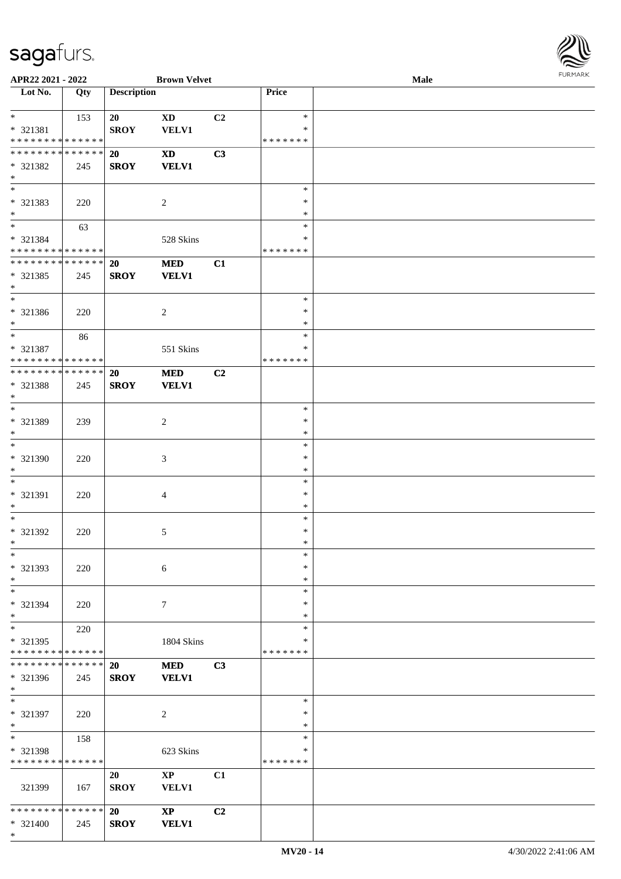APR22 2021 - 2022 &nbsp;&nbsp;&nbsp;&nbsp; Brown Velvet &nbsp;&nbsp;&nbsp;&nbsp; Male

| Lot No. | Qty | Description | | | Price | |
|---|---|---|---|---|---|---|
| * | 153 | 20 | XD | C2 | * | |
| * 321381 | | SROY | VELV1 | | * | |
| * * * * * * * * * * * * * * | | | | | * * * * * * * | |
| * * * * * * * * * * * * * * | | 20 | XD | C3 | | |
| * 321382 | 245 | SROY | VELV1 | | | |
| * | | | | | | |
| * | | | | | * | |
| * 321383 | 220 | | 2 | | * | |
| * | | | | | * | |
| * | 63 | | | | * | |
| * 321384 | | | 528 Skins | | * | |
| * * * * * * * * * * * * * * | | | | | * * * * * * * | |
| * * * * * * * * * * * * * * | | 20 | MED | C1 | | |
| * 321385 | 245 | SROY | VELV1 | | | |
| * | | | | | | |
| * | | | | | * | |
| * 321386 | 220 | | 2 | | * | |
| * | | | | | * | |
| * | 86 | | | | * | |
| * 321387 | | | 551 Skins | | * | |
| * * * * * * * * * * * * * * | | | | | * * * * * * * | |
| * * * * * * * * * * * * * * | | 20 | MED | C2 | | |
| * 321388 | 245 | SROY | VELV1 | | | |
| * | | | | | | |
| * | | | | | * | |
| * 321389 | 239 | | 2 | | * | |
| * | | | | | * | |
| * | | | | | * | |
| * 321390 | 220 | | 3 | | * | |
| * | | | | | * | |
| * | | | | | * | |
| * 321391 | 220 | | 4 | | * | |
| * | | | | | * | |
| * | | | | | * | |
| * 321392 | 220 | | 5 | | * | |
| * | | | | | * | |
| * | | | | | * | |
| * 321393 | 220 | | 6 | | * | |
| * | | | | | * | |
| * | | | | | * | |
| * 321394 | 220 | | 7 | | * | |
| * | | | | | * | |
| * | 220 | | | | * | |
| * 321395 | | | 1804 Skins | | * | |
| * * * * * * * * * * * * * * | | | | | * * * * * * * | |
| * * * * * * * * * * * * * * | | 20 | MED | C3 | | |
| * 321396 | 245 | SROY | VELV1 | | | |
| * | | | | | | |
| * | | | | | * | |
| * 321397 | 220 | | 2 | | * | |
| * | | | | | * | |
| * | 158 | | | | * | |
| * 321398 | | | 623 Skins | | * | |
| * * * * * * * * * * * * * * | | | | | * * * * * * * | |
| | | 20 | XP | C1 | | |
| 321399 | 167 | SROY | VELV1 | | | |
| * * * * * * * * * * * * * * | | 20 | XP | C2 | | |
| * 321400 | 245 | SROY | VELV1 | | | |
| * | | | | | | |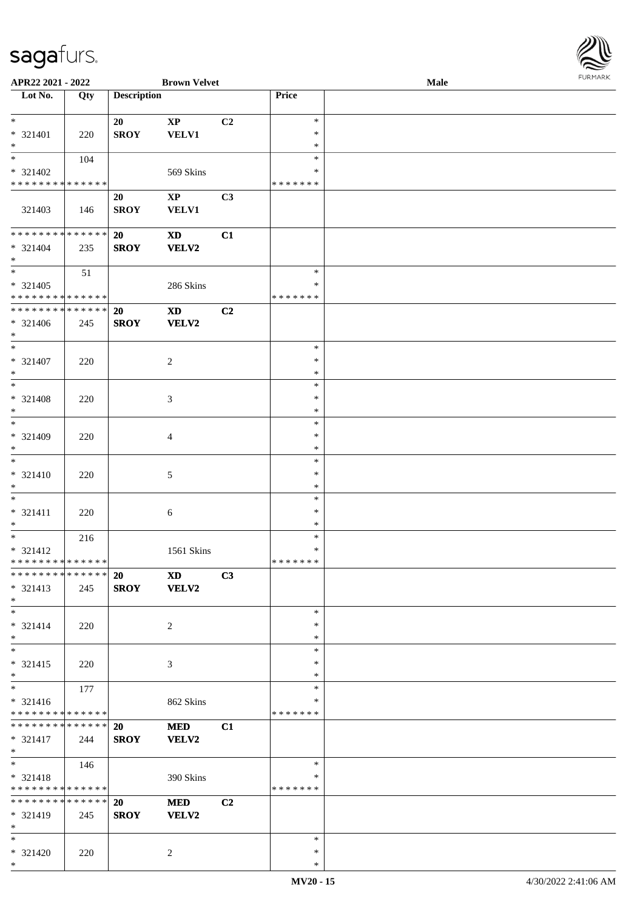APR22 2021 - 2022 | Brown Velvet | Male

| Lot No. | Qty | Description | | | Price | |
|---|---|---|---|---|---|---|
| * | | 20 | XP | C2 | * | |
| * 321401 | 220 | SROY | VELV1 | | * | |
| * | | | | | * | |
| * | 104 | | | | * | |
| * 321402 | | | 569 Skins | | * | |
| * * * * * * * * * * * * * * | | | | | * * * * * * * | |
| | | 20 | XP | C3 | | |
| 321403 | 146 | SROY | VELV1 | | | |
| * * * * * * * * * * * * * * | | 20 | XD | C1 | | |
| * 321404 | 235 | SROY | VELV2 | | | |
| * | | | | | | |
| * | 51 | | | | * | |
| * 321405 | | | 286 Skins | | * | |
| * * * * * * * * * * * * * * | | | | | * * * * * * * | |
| * * * * * * * * * * * * * * | | 20 | XD | C2 | | |
| * 321406 | 245 | SROY | VELV2 | | | |
| * | | | | | | |
| * | | | | | * | |
| * 321407 | 220 | | 2 | | * | |
| * | | | | | * | |
| * | | | | | * | |
| * 321408 | 220 | | 3 | | * | |
| * | | | | | * | |
| * | | | | | * | |
| * 321409 | 220 | | 4 | | * | |
| * | | | | | * | |
| * | | | | | * | |
| * 321410 | 220 | | 5 | | * | |
| * | | | | | * | |
| * | | | | | * | |
| * 321411 | 220 | | 6 | | * | |
| * | | | | | * | |
| * | 216 | | | | * | |
| * 321412 | | | 1561 Skins | | * | |
| * * * * * * * * * * * * * * | | | | | * * * * * * * | |
| * * * * * * * * * * * * * * | | 20 | XD | C3 | | |
| * 321413 | 245 | SROY | VELV2 | | | |
| * | | | | | | |
| * | | | | | * | |
| * 321414 | 220 | | 2 | | * | |
| * | | | | | * | |
| * | | | | | * | |
| * 321415 | 220 | | 3 | | * | |
| * | | | | | * | |
| * | 177 | | | | * | |
| * 321416 | | | 862 Skins | | * | |
| * * * * * * * * * * * * * * | | | | | * * * * * * * | |
| * * * * * * * * * * * * * * | | 20 | MED | C1 | | |
| * 321417 | 244 | SROY | VELV2 | | | |
| * | | | | | | |
| * | 146 | | | | * | |
| * 321418 | | | 390 Skins | | * | |
| * * * * * * * * * * * * * * | | | | | * * * * * * * | |
| * * * * * * * * * * * * * * | | 20 | MED | C2 | | |
| * 321419 | 245 | SROY | VELV2 | | | |
| * | | | | | | |
| * | | | | | * | |
| * 321420 | 220 | | 2 | | * | |
| * | | | | | * | |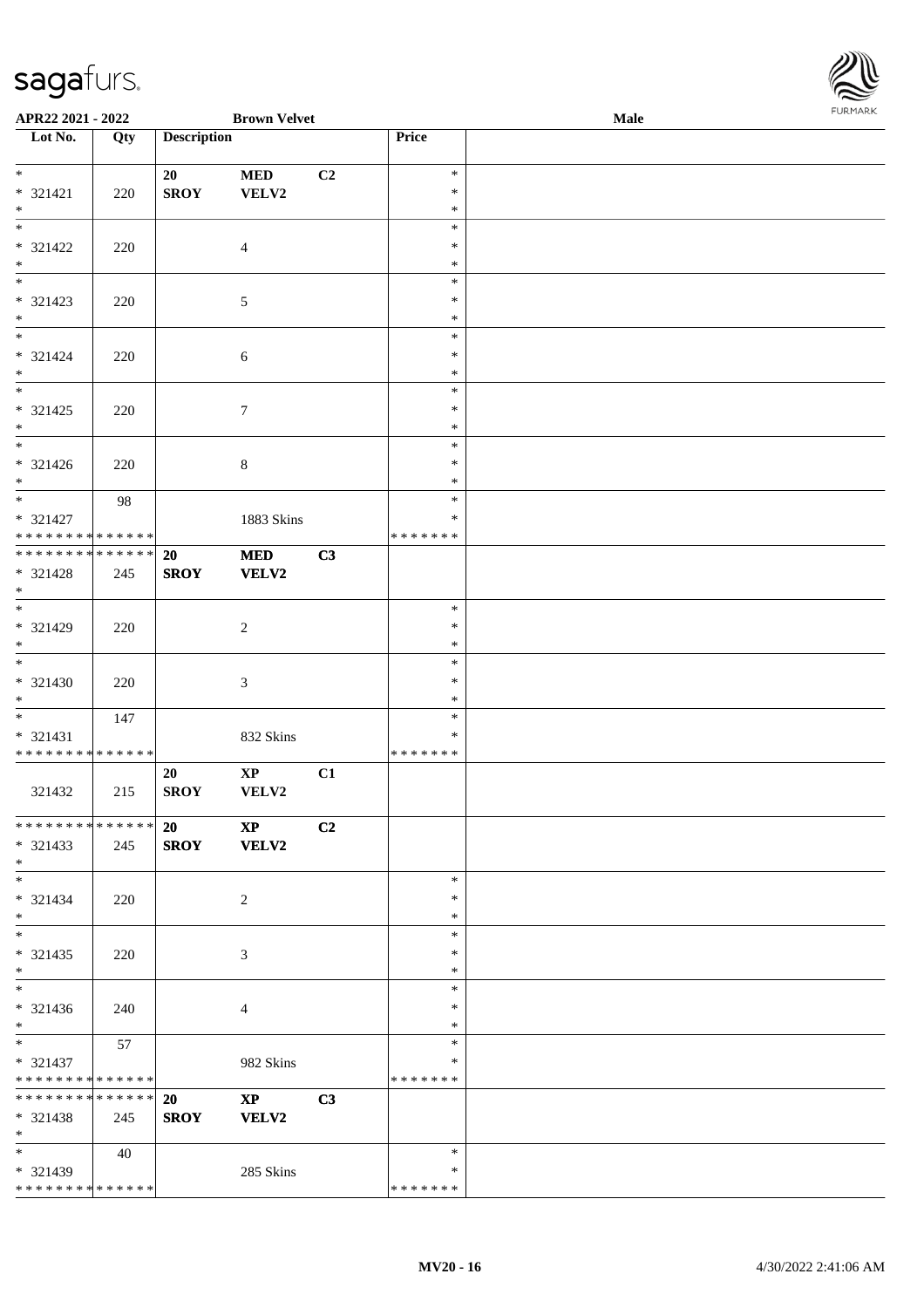| Lot No. | Qty | Description | | | Price |
|---|---|---|---|---|---|
| * 321421 * | 220 | 20 SROY | MED VELV2 | C2 | * * * |
| * 321422 * | 220 | | 4 | | * * * |
| * 321423 * | 220 | | 5 | | * * * |
| * 321424 * | 220 | | 6 | | * * * |
| * 321425 * | 220 | | 7 | | * * * |
| * 321426 * | 220 | | 8 | | * * * |
| * 321427 * * * * * * * * * * * * * * | 98 | | 1883 Skins | | * * * * * * * * * |
| * * * * * * * * * * * * * * 321428 * | 245 | 20 SROY | MED VELV2 | C3 | |
| * 321429 * | 220 | | 2 | | * * * |
| * 321430 * | 220 | | 3 | | * * * |
| * 321431 * * * * * * * * * * * * * * | 147 | | 832 Skins | | * * * * * * * * * |
| 321432 | 215 | 20 SROY | XP VELV2 | C1 | |
| * * * * * * * * * * * * * * 321433 * | 245 | 20 SROY | XP VELV2 | C2 | |
| * 321434 * | 220 | | 2 | | * * * |
| * 321435 * | 220 | | 3 | | * * * |
| * 321436 * | 240 | | 4 | | * * * |
| * 321437 * * * * * * * * * * * * * * | 57 | | 982 Skins | | * * * * * * * * * |
| * * * * * * * * * * * * * * 321438 * | 245 | 20 SROY | XP VELV2 | C3 | |
| * 321439 * * * * * * * * * * * * * * | 40 | | 285 Skins | | * * * * * * * * |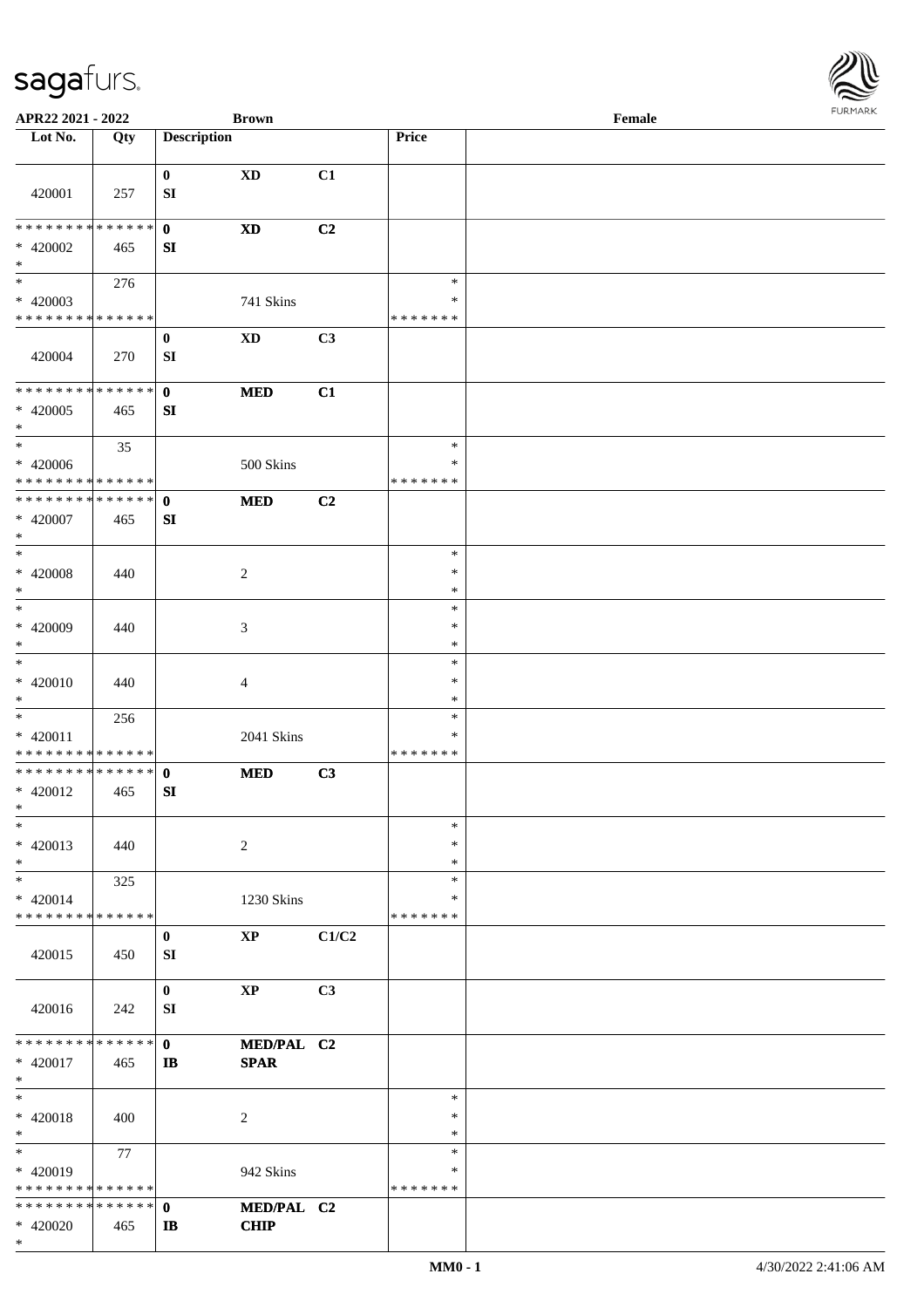**APR22 2021 - 2022** **Brown** **Female**

| Lot No. | Qty | Description | | | Price | |
|---|---|---|---|---|---|---|
| 420001 | 257 | 0<br>SI | XD | C1 | | |
| * * * * * * * * * * * * * *<br>* 420002<br>* | 465 | 0<br>SI | XD | C2 | | |
| *<br>* 420003<br>* * * * * * * * * * * * * * | 276 | | 741 Skins | | *<br>*<br>* * * * * * * | |
| 420004 | 270 | 0<br>SI | XD | C3 | | |
| * * * * * * * * * * * * * *<br>* 420005<br>* | 465 | 0<br>SI | MED | C1 | | |
| *<br>* 420006<br>* * * * * * * * * * * * * * | 35 | | 500 Skins | | *<br>*<br>* * * * * * * | |
| * * * * * * * * * * * * * *<br>* 420007<br>* | 465 | 0<br>SI | MED | C2 | | |
| *<br>* 420008<br>* | 440 | | 2 | | *<br>*<br>* | |
| *<br>* 420009<br>* | 440 | | 3 | | *<br>*<br>* | |
| *<br>* 420010<br>* | 440 | | 4 | | *<br>*<br>* | |
| *<br>* 420011<br>* * * * * * * * * * * * * * | 256 | | 2041 Skins | | *<br>*<br>* * * * * * * | |
| * * * * * * * * * * * * * *<br>* 420012<br>* | 465 | 0<br>SI | MED | C3 | | |
| *<br>* 420013<br>* | 440 | | 2 | | *<br>*<br>* | |
| *<br>* 420014<br>* * * * * * * * * * * * * * | 325 | | 1230 Skins | | *<br>*<br>* * * * * * * | |
| 420015 | 450 | 0<br>SI | XP | C1/C2 | | |
| 420016 | 242 | 0<br>SI | XP | C3 | | |
| * * * * * * * * * * * * * *<br>* 420017<br>* | 465 | 0<br>IB | MED/PAL<br>SPAR | C2 | | |
| *<br>* 420018<br>* | 400 | | 2 | | *<br>*<br>* | |
| *<br>* 420019<br>* * * * * * * * * * * * * * | 77 | | 942 Skins | | *<br>*<br>* * * * * * * | |
| * * * * * * * * * * * * * *<br>* 420020<br>* | 465 | 0<br>IB | MED/PAL<br>CHIP | C2 | | |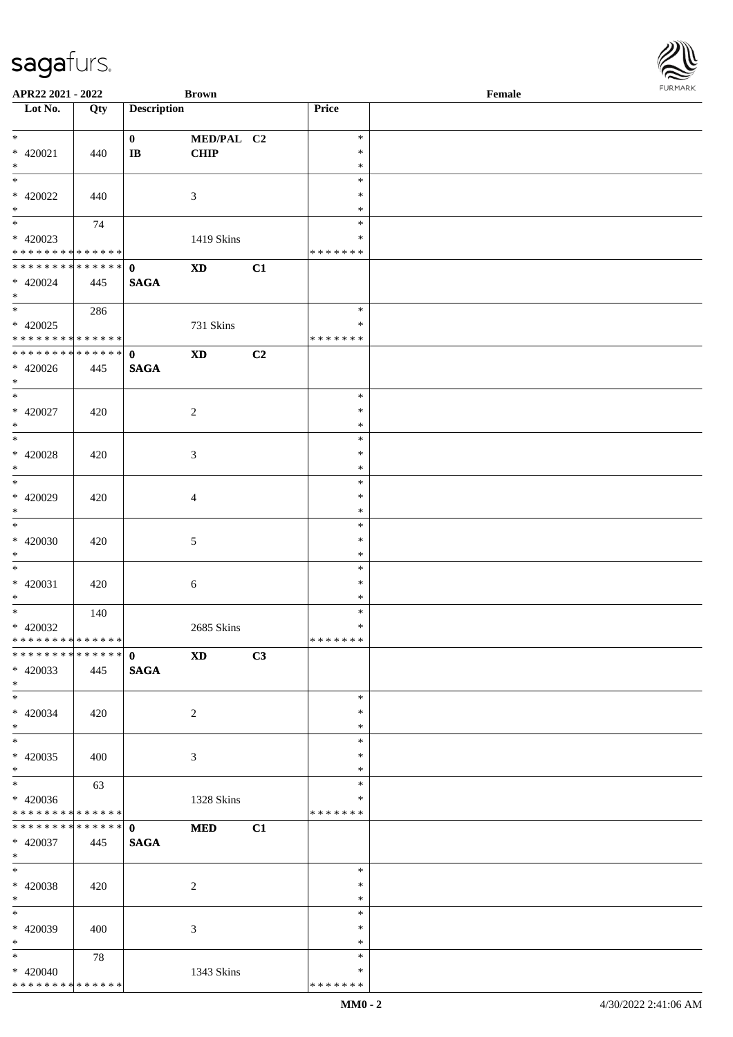APR22 2021 - 2022 | Brown | Female

| Lot No. | Qty | Description | | | Price |
|---|---|---|---|---|---|
| * 420021 * | 440 | 0 IB | MED/PAL CHIP | C2 | * * * |
| * 420022 * | 440 | | 3 | | * * * |
| * 420023 * * * * * * * * * * * * * * | 74 | | 1419 Skins | | * * * * * * * * * |
| * * * * * * * * * * * * * * 420024 * | 445 | 0 SAGA | XD | C1 | |
| * 420025 * * * * * * * * * * * * * * | 286 | | 731 Skins | | * * * * * * * * * |
| * * * * * * * * * * * * * * 420026 * | 445 | 0 SAGA | XD | C2 | |
| * 420027 * | 420 | | 2 | | * * * |
| * 420028 * | 420 | | 3 | | * * * |
| * 420029 * | 420 | | 4 | | * * * |
| * 420030 * | 420 | | 5 | | * * * |
| * 420031 * | 420 | | 6 | | * * * |
| * 420032 * * * * * * * * * * * * * * | 140 | | 2685 Skins | | * * * * * * * * * |
| * * * * * * * * * * * * * * 420033 * | 445 | 0 SAGA | XD | C3 | |
| * 420034 * | 420 | | 2 | | * * * |
| * 420035 * | 400 | | 3 | | * * * |
| * 420036 * * * * * * * * * * * * * * | 63 | | 1328 Skins | | * * * * * * * * * |
| * * * * * * * * * * * * * * 420037 * | 445 | 0 SAGA | MED | C1 | |
| * 420038 * | 420 | | 2 | | * * * |
| * 420039 * | 400 | | 3 | | * * * |
| * 420040 * * * * * * * * * * * * * * | 78 | | 1343 Skins | | * * * * * * * * * |

MM0 - 2 | 4/30/2022 2:41:06 AM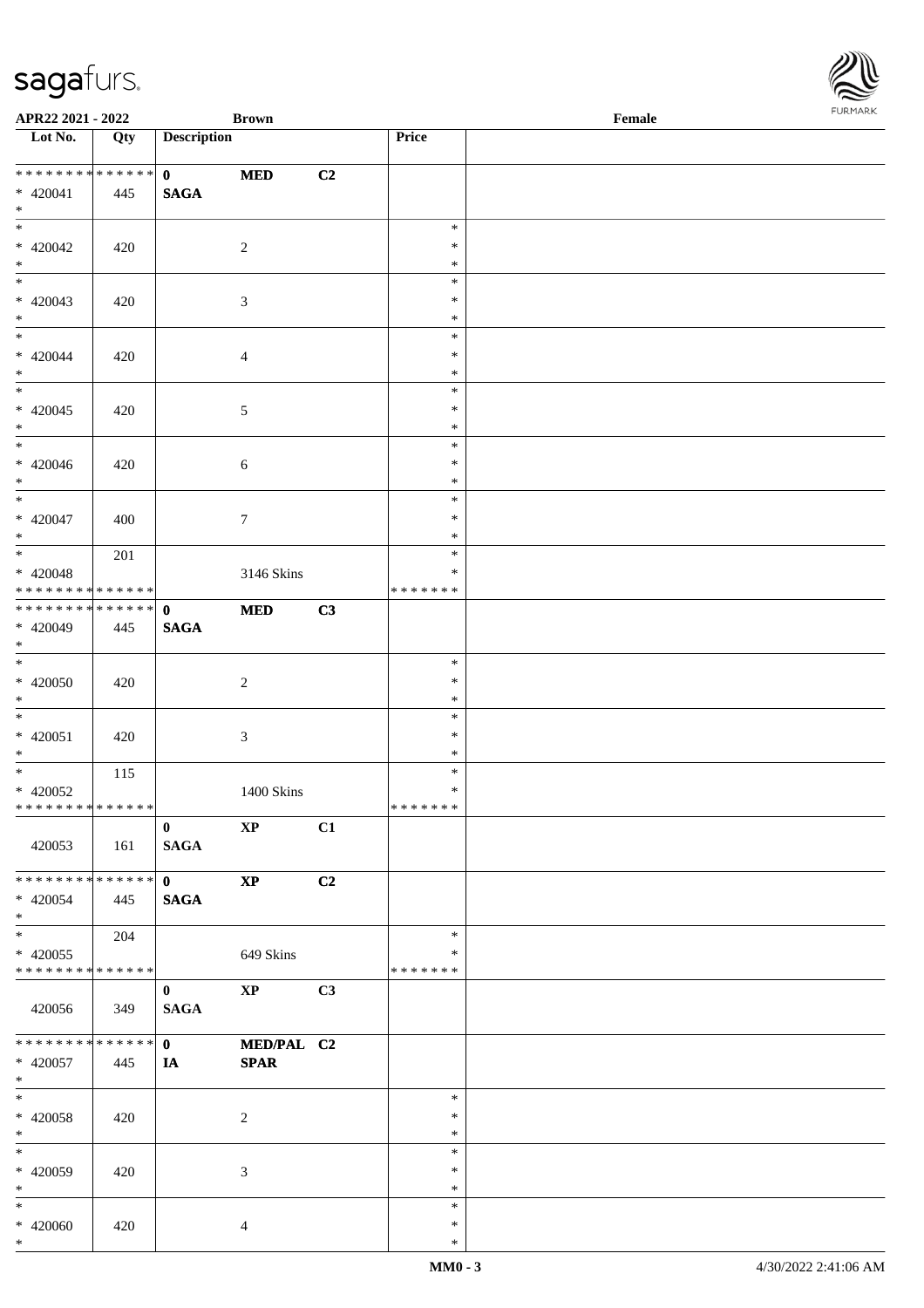APR22 2021 - 2022 **Brown** Female

| Lot No. | Qty | Description | | | Price | |
|---|---|---|---|---|---|---|
| * * * * * * * * * * * * * * | | **0** | **MED** | **C2** | | |
| * 420041 | 445 | **SAGA** | | | | |
| * | | | | | | |
| * | | | | | * | |
| * 420042 | 420 | | 2 | | * | |
| * | | | | | * | |
| * | | | | | * | |
| * 420043 | 420 | | 3 | | * | |
| * | | | | | * | |
| * | | | | | * | |
| * 420044 | 420 | | 4 | | * | |
| * | | | | | * | |
| * | | | | | * | |
| * 420045 | 420 | | 5 | | * | |
| * | | | | | * | |
| * | | | | | * | |
| * 420046 | 420 | | 6 | | * | |
| * | | | | | * | |
| * | | | | | * | |
| * 420047 | 400 | | 7 | | * | |
| * | | | | | * | |
| * | 201 | | | | * | |
| * 420048 | | | 3146 Skins | | * | |
| * * * * * * * * * * * * * * | | | | | * * * * * * * | |
| * * * * * * * * * * * * * * | | **0** | **MED** | **C3** | | |
| * 420049 | 445 | **SAGA** | | | | |
| * | | | | | | |
| * | | | | | * | |
| * 420050 | 420 | | 2 | | * | |
| * | | | | | * | |
| * | | | | | * | |
| * 420051 | 420 | | 3 | | * | |
| * | | | | | * | |
| * | 115 | | | | * | |
| * 420052 | | | 1400 Skins | | * | |
| * * * * * * * * * * * * * * | | | | | * * * * * * * | |
| | | **0** | **XP** | **C1** | | |
| 420053 | 161 | **SAGA** | | | | |
| * * * * * * * * * * * * * * | | **0** | **XP** | **C2** | | |
| * 420054 | 445 | **SAGA** | | | | |
| * | | | | | | |
| * | 204 | | | | * | |
| * 420055 | | | 649 Skins | | * | |
| * * * * * * * * * * * * * * | | | | | * * * * * * * | |
| | | **0** | **XP** | **C3** | | |
| 420056 | 349 | **SAGA** | | | | |
| * * * * * * * * * * * * * * | | **0** | **MED/PAL** | **C2** | | |
| * 420057 | 445 | **IA** | **SPAR** | | | |
| * | | | | | | |
| * | | | | | * | |
| * 420058 | 420 | | 2 | | * | |
| * | | | | | * | |
| * | | | | | * | |
| * 420059 | 420 | | 3 | | * | |
| * | | | | | * | |
| * | | | | | * | |
| * 420060 | 420 | | 4 | | * | |
| * | | | | | * | |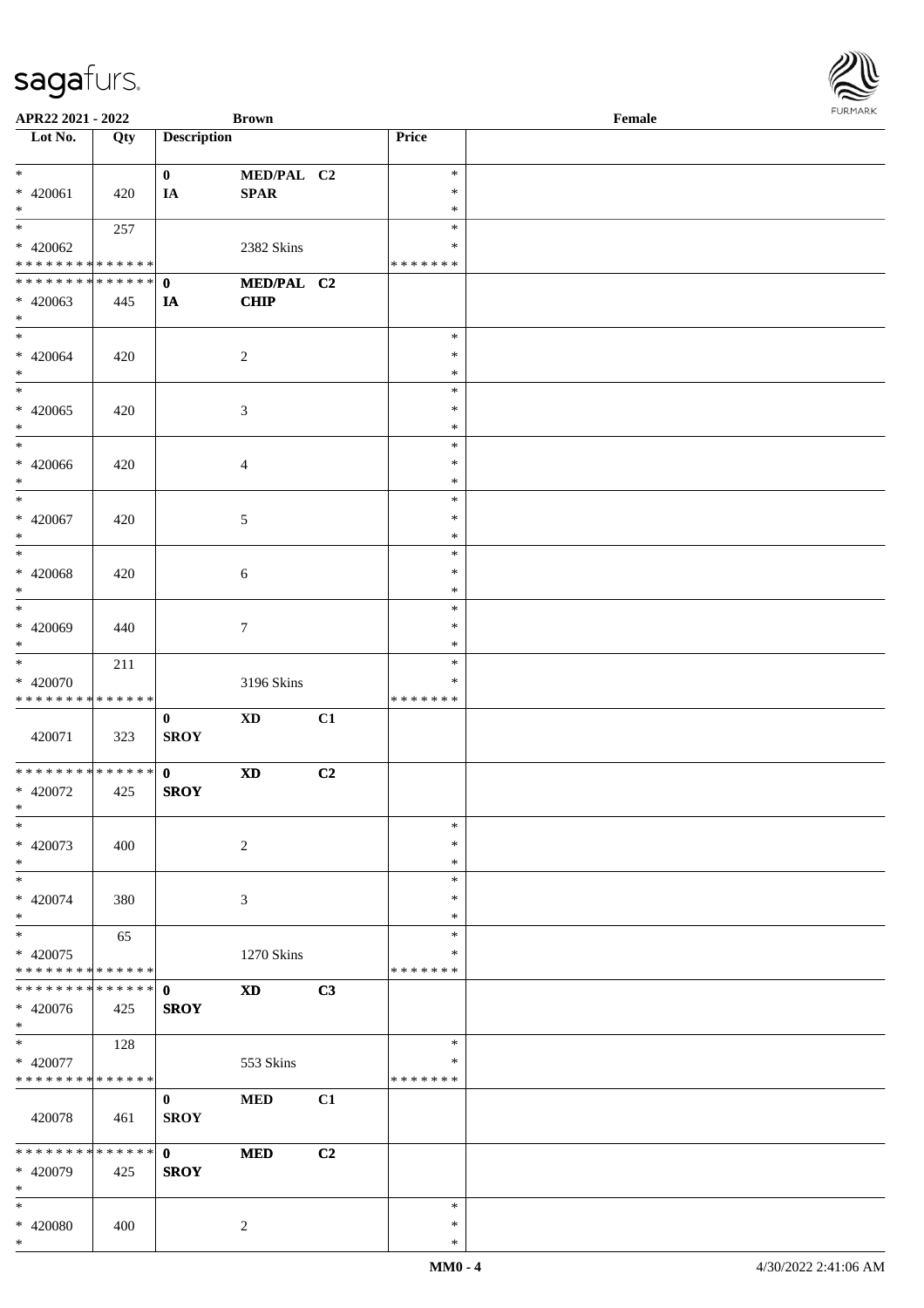APR22 2021 - 2022 Brown Female

| Lot No. | Qty | Description | | | Price | |
|---|---|---|---|---|---|---|
| * | | 0 | MED/PAL | C2 | * | |
| * 420061 | 420 | IA | SPAR | | * | |
| * | | | | | * | |
| * | 257 | | | | * | |
| * 420062 | | | 2382 Skins | | * | |
| * * * * * * * * * * * * * * | | | | | * * * * * * * | |
| * * * * * * * * * * * * * * | | 0 | MED/PAL | C2 | | |
| * 420063 | 445 | IA | CHIP | | | |
| * | | | | | | |
| * | | | | | * | |
| * 420064 | 420 | | 2 | | * | |
| * | | | | | * | |
| * | | | | | * | |
| * 420065 | 420 | | 3 | | * | |
| * | | | | | * | |
| * | | | | | * | |
| * 420066 | 420 | | 4 | | * | |
| * | | | | | * | |
| * | | | | | * | |
| * 420067 | 420 | | 5 | | * | |
| * | | | | | * | |
| * | | | | | * | |
| * 420068 | 420 | | 6 | | * | |
| * | | | | | * | |
| * | | | | | * | |
| * 420069 | 440 | | 7 | | * | |
| * | | | | | * | |
| * | 211 | | | | * | |
| * 420070 | | | 3196 Skins | | * | |
| * * * * * * * * * * * * * * | | | | | * * * * * * * | |
| | | 0 | XD | C1 | | |
| 420071 | 323 | SROY | | | | |
| * * * * * * * * * * * * * * | | 0 | XD | C2 | | |
| * 420072 | 425 | SROY | | | | |
| * | | | | | | |
| * | | | | | * | |
| * 420073 | 400 | | 2 | | * | |
| * | | | | | * | |
| * | | | | | * | |
| * 420074 | 380 | | 3 | | * | |
| * | | | | | * | |
| * | 65 | | | | * | |
| * 420075 | | | 1270 Skins | | * | |
| * * * * * * * * * * * * * * | | | | | * * * * * * * | |
| * * * * * * * * * * * * * * | | 0 | XD | C3 | | |
| * 420076 | 425 | SROY | | | | |
| * | | | | | | |
| * | 128 | | | | * | |
| * 420077 | | | 553 Skins | | * | |
| * * * * * * * * * * * * * * | | | | | * * * * * * * | |
| | | 0 | MED | C1 | | |
| 420078 | 461 | SROY | | | | |
| * * * * * * * * * * * * * * | | 0 | MED | C2 | | |
| * 420079 | 425 | SROY | | | | |
| * | | | | | | |
| * | | | | | * | |
| * 420080 | 400 | | 2 | | * | |
| * | | | | | * | |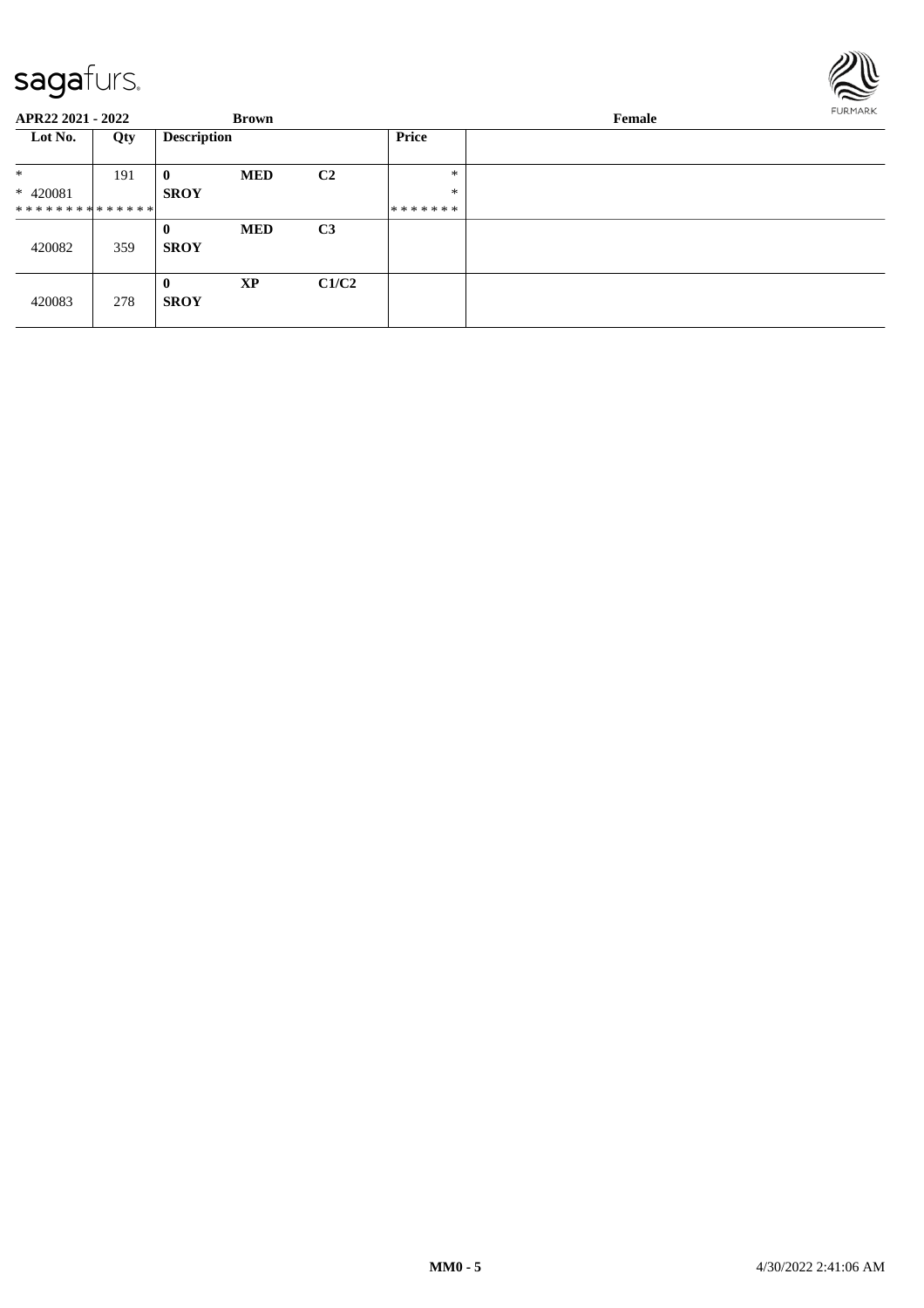APR22 2021 - 2022 Brown Female

| Lot No. | Qty | Description | | | Price |
|---|---|---|---|---|---|
| * | 191 | 0 | MED | C2 | * |
| * 420081 | | SROY | | | * |
| ************** | | | | | ******* |
| 420082 | 359 | 0 SROY | MED | C3 | |
| 420083 | 278 | 0 SROY | XP | C1/C2 | |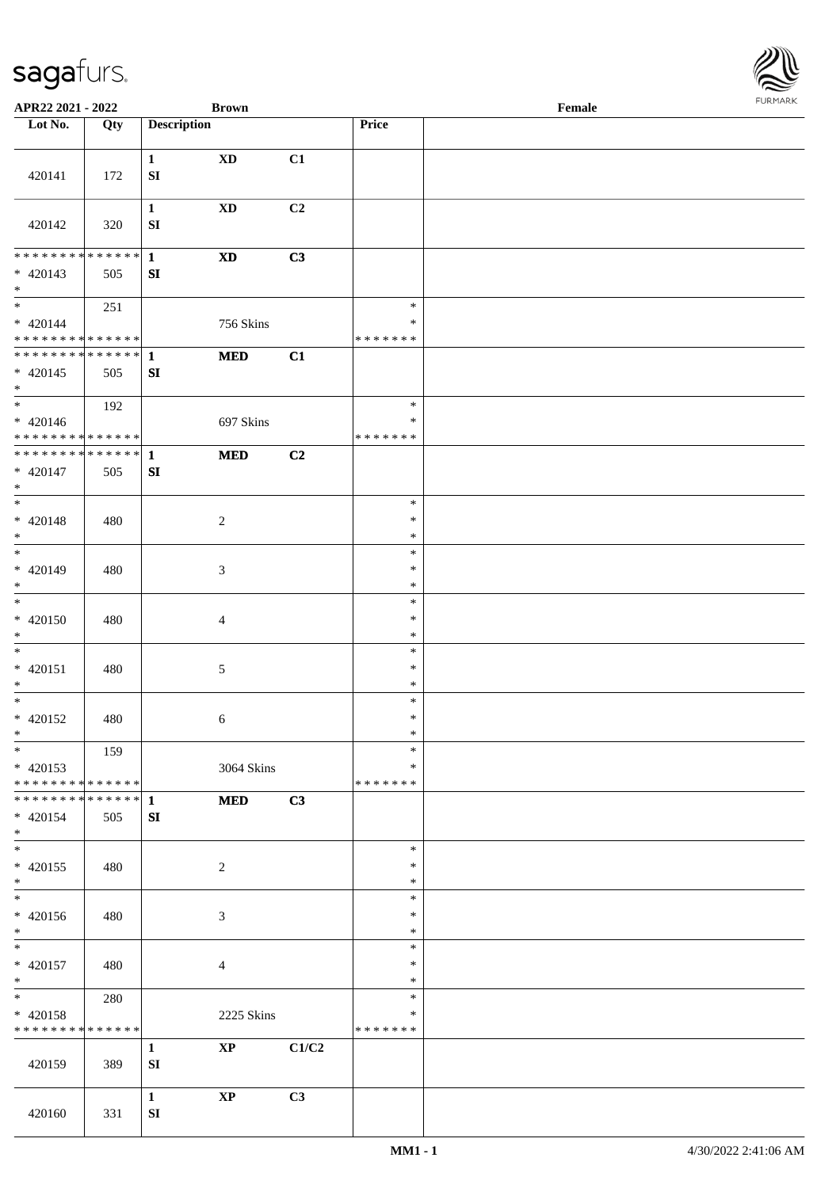APR22 2021 - 2022 | Brown | Female

| Lot No. | Qty | Description | | | Price | |
|---|---|---|---|---|---|---|
| 420141 | 172 | 1 SI | XD | C1 | | |
| 420142 | 320 | 1 SI | XD | C2 | | |
| * * * * * * * * * * * * * * * 420143 * | 505 | 1 SI | XD | C3 | | |
| * * 420144 * * * * * * * * * * * * * * | 251 | | 756 Skins | | * * * * * * * * * | |
| * * * * * * * * * * * * * * * 420145 * | 505 | 1 SI | MED | C1 | | |
| * * 420146 * * * * * * * * * * * * * * | 192 | | 697 Skins | | * * * * * * * * * | |
| * * * * * * * * * * * * * * * 420147 * | 505 | 1 SI | MED | C2 | | |
| * * 420148 * | 480 | | 2 | | * * * | |
| * * 420149 * | 480 | | 3 | | * * * | |
| * * 420150 * | 480 | | 4 | | * * * | |
| * * 420151 * | 480 | | 5 | | * * * | |
| * * 420152 * | 480 | | 6 | | * * * | |
| * * 420153 * * * * * * * * * * * * * * | 159 | | 3064 Skins | | * * * * * * * * * | |
| * * * * * * * * * * * * * * * 420154 * | 505 | 1 SI | MED | C3 | | |
| * * 420155 * | 480 | | 2 | | * * * | |
| * * 420156 * | 480 | | 3 | | * * * | |
| * * 420157 * | 480 | | 4 | | * * * | |
| * * 420158 * * * * * * * * * * * * * * | 280 | | 2225 Skins | | * * * * * * * * * | |
| 420159 | 389 | 1 SI | XP | C1/C2 | | |
| 420160 | 331 | 1 SI | XP | C3 | | |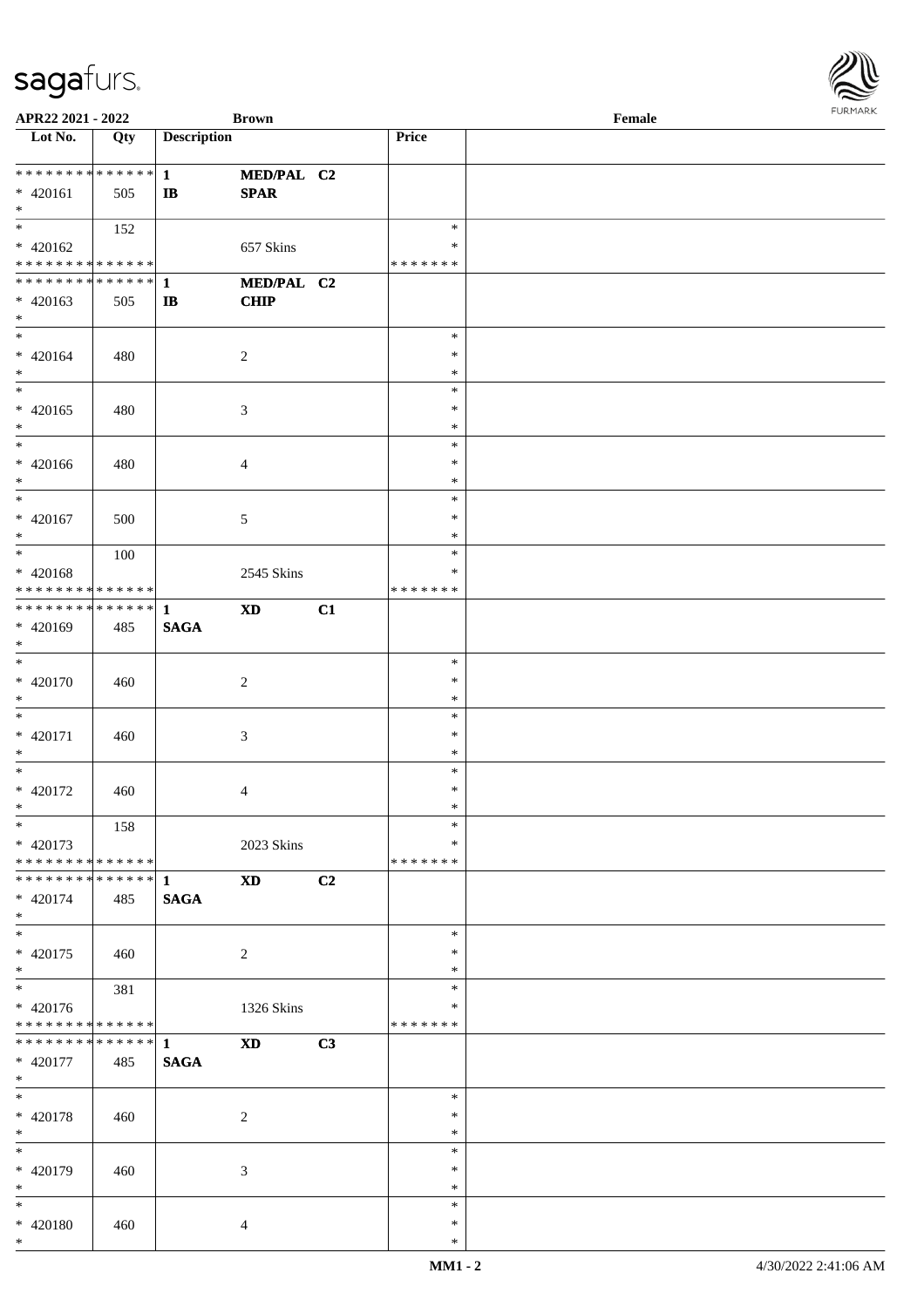APR22 2021 - 2022 | Brown | Female

| Lot No. | Qty | Description | | | Price | |
|---|---|---|---|---|---|---|
| * * * * * * * * * * * * * * | | 1 | MED/PAL | C2 | | |
| * 420161 | 505 | IB | SPAR | | | |
| * | | | | | | |
| * | 152 | | | | * | |
| * 420162 | | | 657 Skins | | * | |
| * * * * * * * * * * * * * * | | | | | * * * * * * * | |
| * * * * * * * * * * * * * * | | 1 | MED/PAL | C2 | | |
| * 420163 | 505 | IB | CHIP | | | |
| * | | | | | | |
| * 420164 | 480 | | 2 | | * | |
| * 420165 | 480 | | 3 | | * | |
| * 420166 | 480 | | 4 | | * | |
| * 420167 | 500 | | 5 | | * | |
| * | 100 | | | | * | |
| * 420168 | | | 2545 Skins | | * | |
| * * * * * * * * * * * * * * | | | | | * * * * * * * | |
| * * * * * * * * * * * * * * | | 1 | XD | C1 | | |
| * 420169 | 485 | SAGA | | | | |
| * | | | | | | |
| * 420170 | 460 | | 2 | | * | |
| * 420171 | 460 | | 3 | | * | |
| * 420172 | 460 | | 4 | | * | |
| * | 158 | | | | * | |
| * 420173 | | | 2023 Skins | | * | |
| * * * * * * * * * * * * * * | | | | | * * * * * * * | |
| * * * * * * * * * * * * * * | | 1 | XD | C2 | | |
| * 420174 | 485 | SAGA | | | | |
| * | | | | | | |
| * 420175 | 460 | | 2 | | * | |
| * | 381 | | | | * | |
| * 420176 | | | 1326 Skins | | * | |
| * * * * * * * * * * * * * * | | | | | * * * * * * * | |
| * * * * * * * * * * * * * * | | 1 | XD | C3 | | |
| * 420177 | 485 | SAGA | | | | |
| * | | | | | | |
| * 420178 | 460 | | 2 | | * | |
| * 420179 | 460 | | 3 | | * | |
| * 420180 | 460 | | 4 | | * | |
| * | | | | | * | |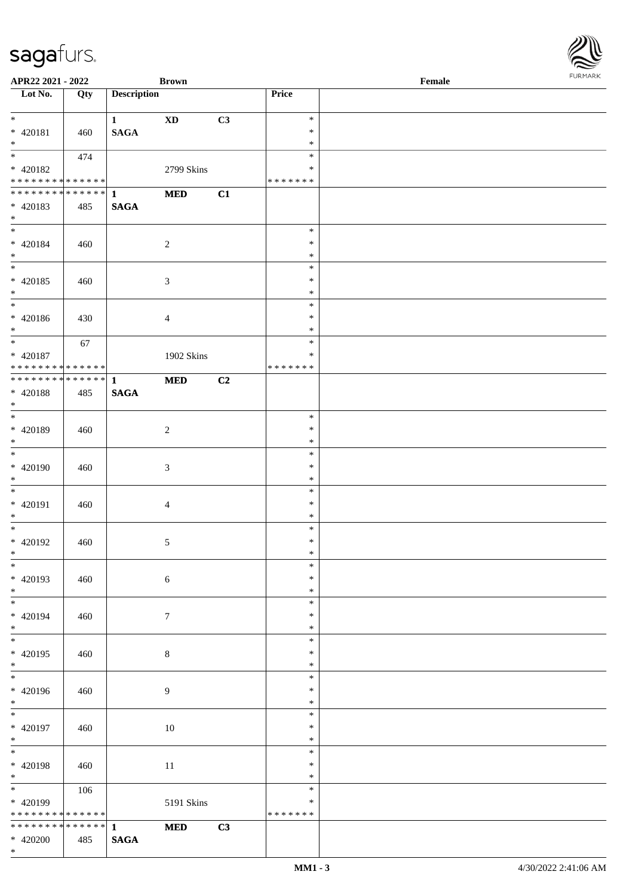APR22 2021 - 2022 **Brown** Female

| Lot No. | Qty | Description | | | Price | |
|---|---|---|---|---|---|---|
| * <br> * 420181 <br> * | 460 | **1** <br> **SAGA** | **XD** | **C3** | * <br> * <br> * | |
| * <br> * 420182 <br> * * * * * * * * * * * * * * | 474 | | 2799 Skins | | * <br> * <br> * * * * * * * | |
| * * * * * * * * * * * * * * <br> * 420183 <br> * | 485 | **1** <br> **SAGA** | **MED** | **C1** | | |
| * <br> * 420184 <br> * | 460 | | 2 | | * <br> * <br> * | |
| * <br> * 420185 <br> * | 460 | | 3 | | * <br> * <br> * | |
| * <br> * 420186 <br> * | 430 | | 4 | | * <br> * <br> * | |
| * <br> * 420187 <br> * * * * * * * * * * * * * * | 67 | | 1902 Skins | | * <br> * <br> * * * * * * * | |
| * * * * * * * * * * * * * * <br> * 420188 <br> * | 485 | **1** <br> **SAGA** | **MED** | **C2** | | |
| * <br> * 420189 <br> * | 460 | | 2 | | * <br> * <br> * | |
| * <br> * 420190 <br> * | 460 | | 3 | | * <br> * <br> * | |
| * <br> * 420191 <br> * | 460 | | 4 | | * <br> * <br> * | |
| * <br> * 420192 <br> * | 460 | | 5 | | * <br> * <br> * | |
| * <br> * 420193 <br> * | 460 | | 6 | | * <br> * <br> * | |
| * <br> * 420194 <br> * | 460 | | 7 | | * <br> * <br> * | |
| * <br> * 420195 <br> * | 460 | | 8 | | * <br> * <br> * | |
| * <br> * 420196 <br> * | 460 | | 9 | | * <br> * <br> * | |
| * <br> * 420197 <br> * | 460 | | 10 | | * <br> * <br> * | |
| * <br> * 420198 <br> * | 460 | | 11 | | * <br> * <br> * | |
| * <br> * 420199 <br> * * * * * * * * * * * * * * | 106 | | 5191 Skins | | * <br> * <br> * * * * * * * | |
| * * * * * * * * * * * * * * <br> * 420200 <br> * | 485 | **1** <br> **SAGA** | **MED** | **C3** | | |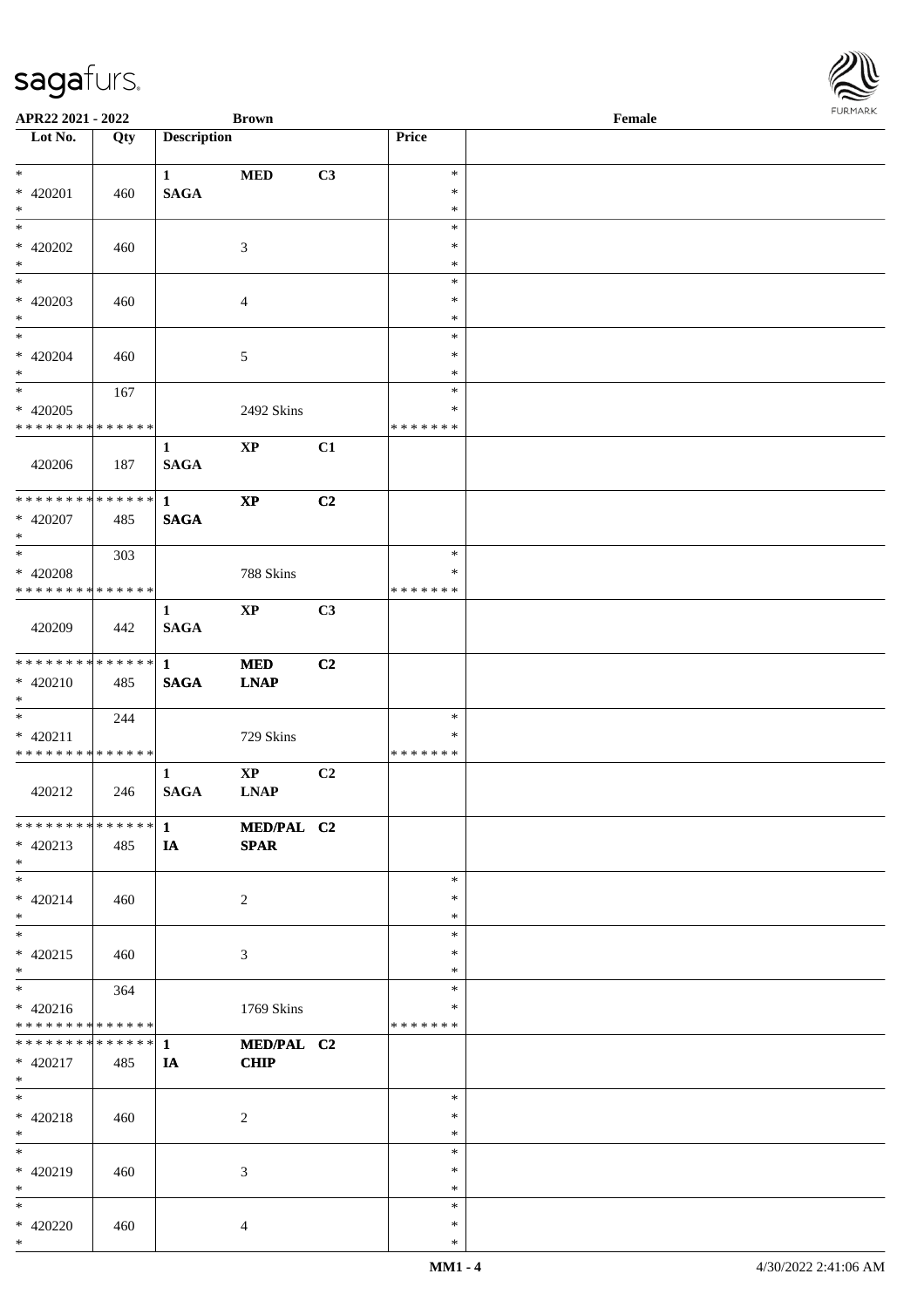APR22 2021 - 2022 | Brown | Female

| Lot No. | Qty | Description | | | Price | |
|---|---|---|---|---|---|---|
| * <br> * 420201 <br> * | 460 | 1 <br> **SAGA** | **MED** | **C3** | * <br> * <br> * | |
| * <br> * 420202 <br> * | 460 | | 3 | | * <br> * <br> * | |
| * <br> * 420203 <br> * | 460 | | 4 | | * <br> * <br> * | |
| * <br> * 420204 <br> * | 460 | | 5 | | * <br> * <br> * | |
| * <br> * 420205 <br> * * * * * * * * * * * * * * | 167 | | 2492 Skins | | * <br> * <br> * * * * * * * | |
| 420206 | 187 | 1 <br> **SAGA** | **XP** | **C1** | | |
| * * * * * * * * * * * * * * <br> * 420207 <br> * | 485 | **1** <br> **SAGA** | **XP** | **C2** | | |
| * <br> * 420208 <br> * * * * * * * * * * * * * * | 303 | | 788 Skins | | * <br> * <br> * * * * * * * | |
| 420209 | 442 | 1 <br> **SAGA** | **XP** | **C3** | | |
| * * * * * * * * * * * * * * <br> * 420210 <br> * | 485 | **1** <br> **SAGA** | **MED** <br> **LNAP** | **C2** | | |
| * <br> * 420211 <br> * * * * * * * * * * * * * * | 244 | | 729 Skins | | * <br> * <br> * * * * * * * | |
| 420212 | 246 | 1 <br> **SAGA** | **XP** <br> **LNAP** | **C2** | | |
| * * * * * * * * * * * * * * <br> * 420213 <br> * | 485 | **1** <br> **IA** | **MED/PAL** <br> **SPAR** | **C2** | | |
| * <br> * 420214 <br> * | 460 | | 2 | | * <br> * <br> * | |
| * <br> * 420215 <br> * | 460 | | 3 | | * <br> * <br> * | |
| * <br> * 420216 <br> * * * * * * * * * * * * * * | 364 | | 1769 Skins | | * <br> * <br> * * * * * * * | |
| * * * * * * * * * * * * * * <br> * 420217 <br> * | 485 | **1** <br> **IA** | **MED/PAL** <br> **CHIP** | **C2** | | |
| * <br> * 420218 <br> * | 460 | | 2 | | * <br> * <br> * | |
| * <br> * 420219 <br> * | 460 | | 3 | | * <br> * <br> * | |
| * <br> * 420220 <br> * | 460 | | 4 | | * <br> * <br> * | |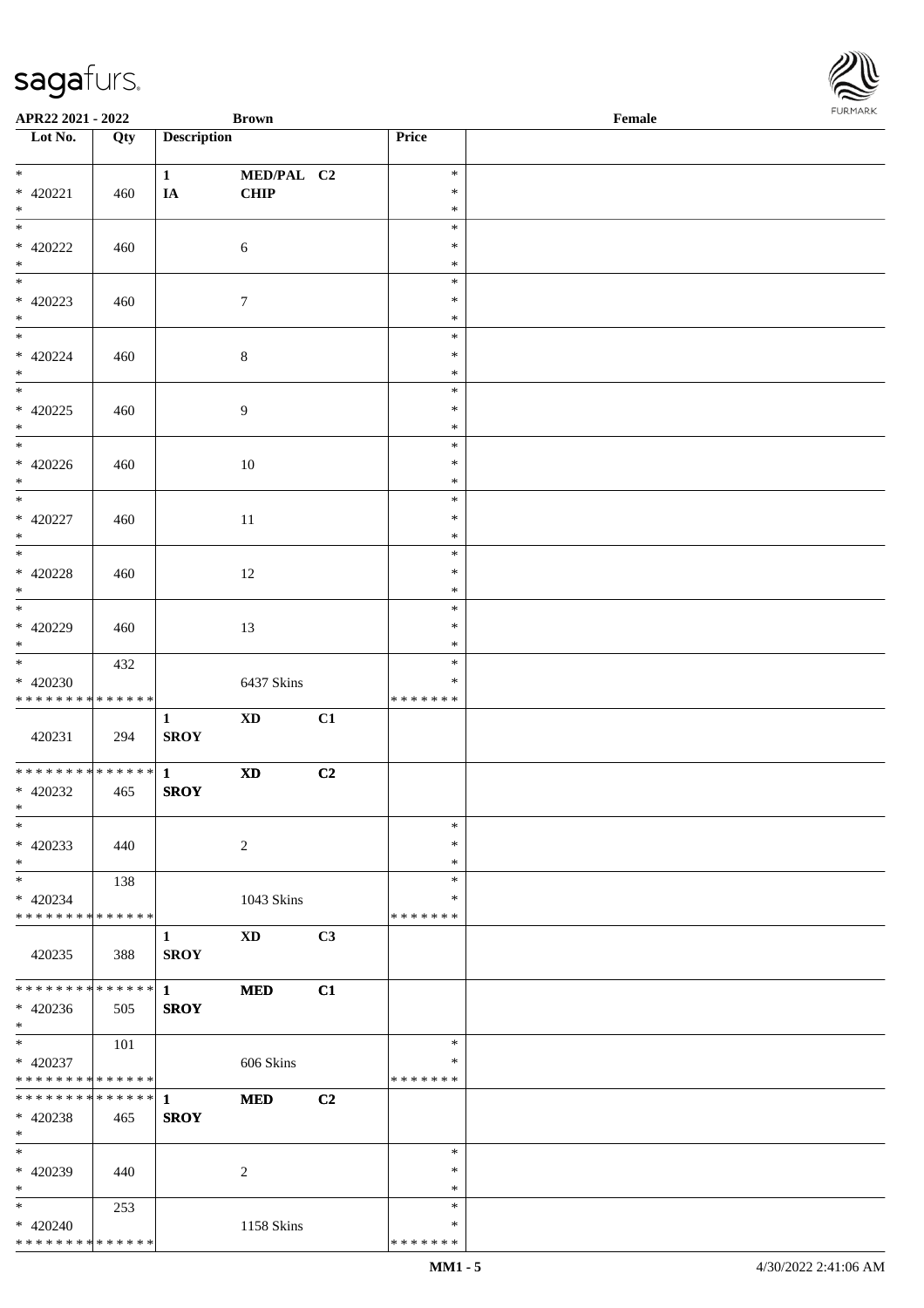APR22 2021 - 2022 **Brown** Female

| Lot No. | Qty | Description | | | Price |
|---|---|---|---|---|---|
| * <br> * 420221 <br> * | 460 | 1 <br> IA | MED/PAL <br> CHIP | C2 | * <br> * <br> * |
| * <br> * 420222 <br> * | 460 | | 6 | | * <br> * <br> * |
| * <br> * 420223 <br> * | 460 | | 7 | | * <br> * <br> * |
| * <br> * 420224 <br> * | 460 | | 8 | | * <br> * <br> * |
| * <br> * 420225 <br> * | 460 | | 9 | | * <br> * <br> * |
| * <br> * 420226 <br> * | 460 | | 10 | | * <br> * <br> * |
| * <br> * 420227 <br> * | 460 | | 11 | | * <br> * <br> * |
| * <br> * 420228 <br> * | 460 | | 12 | | * <br> * <br> * |
| * <br> * 420229 <br> * | 460 | | 13 | | * <br> * <br> * |
| * <br> * 420230 <br> * * * * * * * * * * * * * * | 432 | | 6437 Skins | | * <br> * <br> * * * * * * * |
| 420231 | 294 | 1 <br> SROY | XD | C1 | |
| * * * * * * * * * * * * * * <br> * 420232 <br> * | 465 | 1 <br> SROY | XD | C2 | |
| * <br> * 420233 <br> * | 440 | | 2 | | * <br> * <br> * |
| * <br> * 420234 <br> * * * * * * * * * * * * * * | 138 | | 1043 Skins | | * <br> * <br> * * * * * * * |
| 420235 | 388 | 1 <br> SROY | XD | C3 | |
| * * * * * * * * * * * * * * <br> * 420236 <br> * | 505 | 1 <br> SROY | MED | C1 | |
| * <br> * 420237 <br> * * * * * * * * * * * * * * | 101 | | 606 Skins | | * <br> * <br> * * * * * * * |
| * * * * * * * * * * * * * * <br> * 420238 <br> * | 465 | 1 <br> SROY | MED | C2 | |
| * <br> * 420239 <br> * | 440 | | 2 | | * <br> * <br> * |
| * <br> * 420240 <br> * * * * * * * * * * * * * * | 253 | | 1158 Skins | | * <br> * <br> * * * * * * * |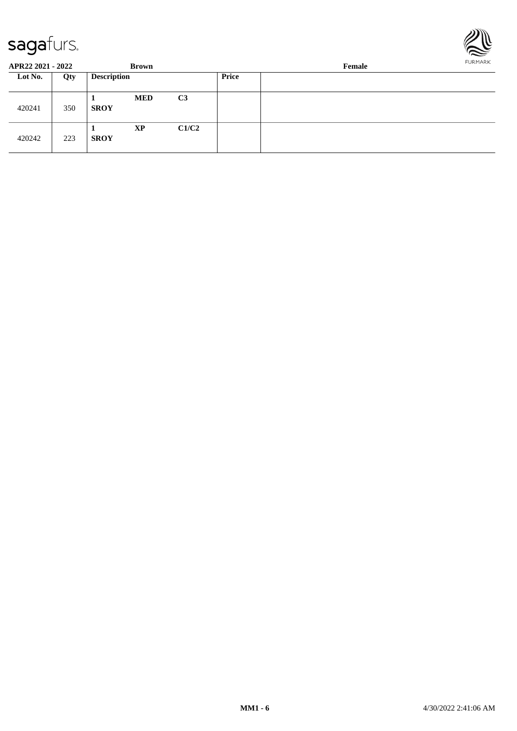**APR22 2021 - 2022** **Brown** **Female**

| Lot No. | Qty | Description | | | Price | |
|---|---|---|---|---|---|---|
| 420241 | 350 | **1** **SROY** | **MED** | **C3** | | |
| 420242 | 223 | **1** **SROY** | **XP** | **C1/C2** | | |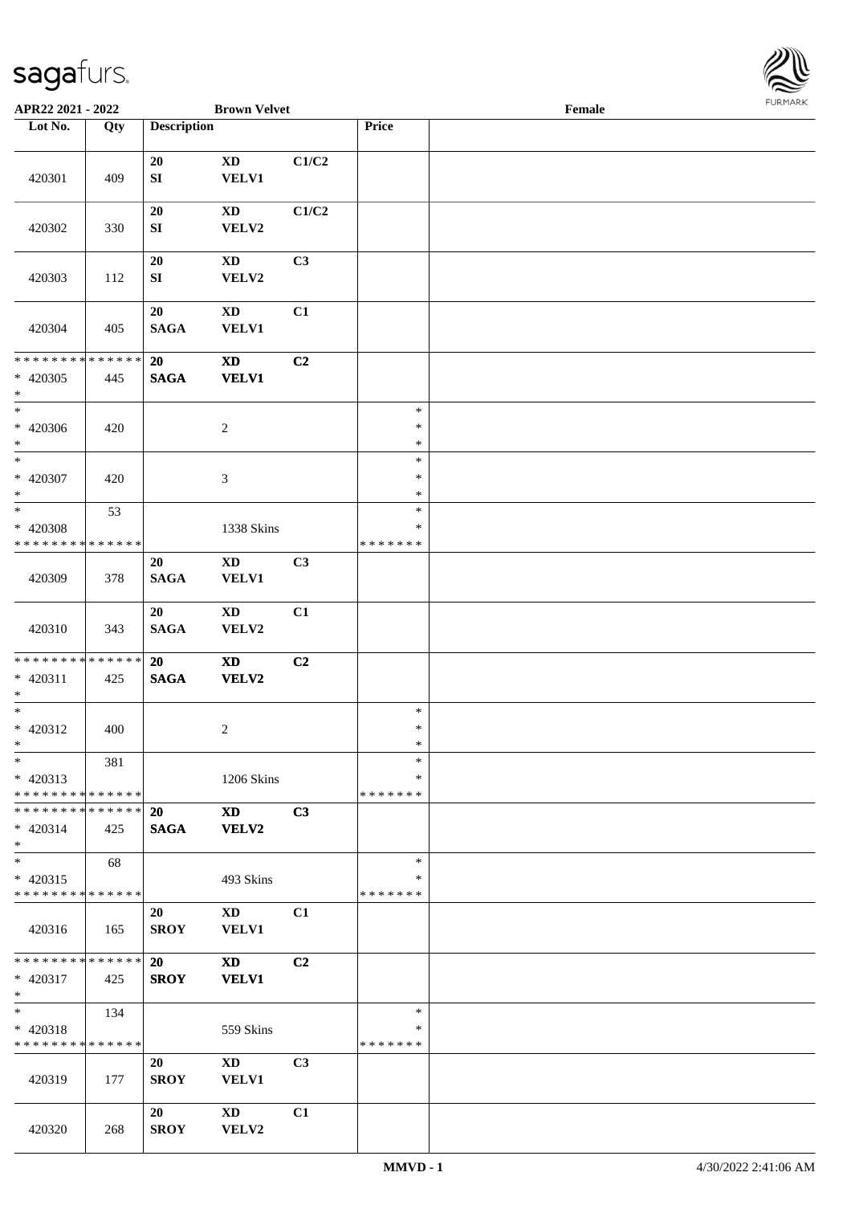APR22 2021 - 2022 — Brown Velvet — Female

| Lot No. | Qty | Description | | | Price | |
|---|---|---|---|---|---|---|
| 420301 | 409 | 20 SI | XD VELV1 | C1/C2 | | |
| 420302 | 330 | 20 SI | XD VELV2 | C1/C2 | | |
| 420303 | 112 | 20 SI | XD VELV2 | C3 | | |
| 420304 | 405 | 20 SAGA | XD VELV1 | C1 | | |
| * * * * * * * * * * * * * * <br>* 420305<br>* | 445 | **20** **SAGA** | **XD** **VELV1** | **C2** | | |
| * <br>* 420306<br>* | 420 | | 2 | | * <br>* <br>* | |
| * <br>* 420307<br>* | 420 | | 3 | | * <br>* <br>* | |
| * <br>* 420308<br>* * * * * * * * * * * * * * | 53 | | 1338 Skins | | * <br>* <br>* * * * * * * | |
| 420309 | 378 | 20 SAGA | XD VELV1 | C3 | | |
| 420310 | 343 | 20 SAGA | XD VELV2 | C1 | | |
| * * * * * * * * * * * * * * <br>* 420311<br>* | 425 | **20** **SAGA** | **XD** **VELV2** | **C2** | | |
| * <br>* 420312<br>* | 400 | | 2 | | * <br>* <br>* | |
| * <br>* 420313<br>* * * * * * * * * * * * * * | 381 | | 1206 Skins | | * <br>* <br>* * * * * * * | |
| * * * * * * * * * * * * * * <br>* 420314<br>* | 425 | **20** **SAGA** | **XD** **VELV2** | **C3** | | |
| * <br>* 420315<br>* * * * * * * * * * * * * * | 68 | | 493 Skins | | * <br>* <br>* * * * * * * | |
| 420316 | 165 | 20 SROY | XD VELV1 | C1 | | |
| * * * * * * * * * * * * * * <br>* 420317<br>* | 425 | **20** **SROY** | **XD** **VELV1** | **C2** | | |
| * <br>* 420318<br>* * * * * * * * * * * * * * | 134 | | 559 Skins | | * <br>* <br>* * * * * * * | |
| 420319 | 177 | 20 SROY | XD VELV1 | C3 | | |
| 420320 | 268 | 20 SROY | XD VELV2 | C1 | | |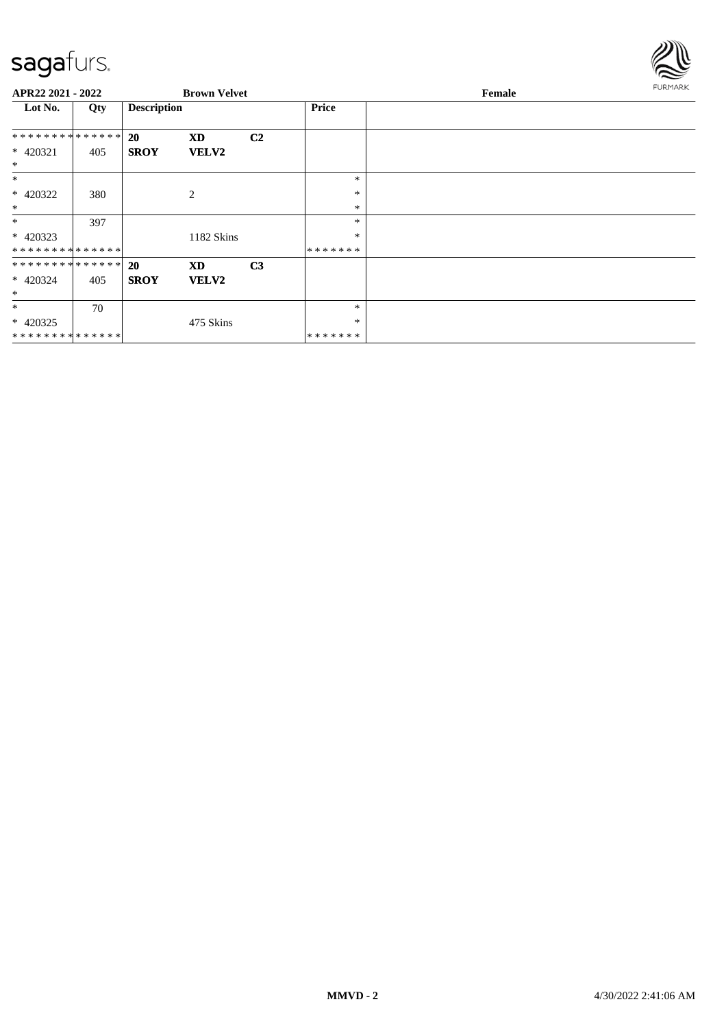APR22 2021 - 2022 | Brown Velvet | Female

| Lot No. | Qty | Description | | | Price | |
|---|---|---|---|---|---|---|
| * * * * * * * * * * * * * * | | 20 | XD | C2 | | |
| * 420321 | 405 | SROY | VELV2 | | | |
| * | | | | | | |
| * | | | | | * | |
| * 420322 | 380 | | 2 | | * | |
| * | | | | | * | |
| * | 397 | | | | * | |
| * 420323 | | | 1182 Skins | | * | |
| * * * * * * * * * * * * * * | | | | | * * * * * * * | |
| * * * * * * * * * * * * * * | | 20 | XD | C3 | | |
| * 420324 | 405 | SROY | VELV2 | | | |
| * | | | | | | |
| * | 70 | | | | * | |
| * 420325 | | | 475 Skins | | * | |
| * * * * * * * * * * * * * * | | | | | * * * * * * * | |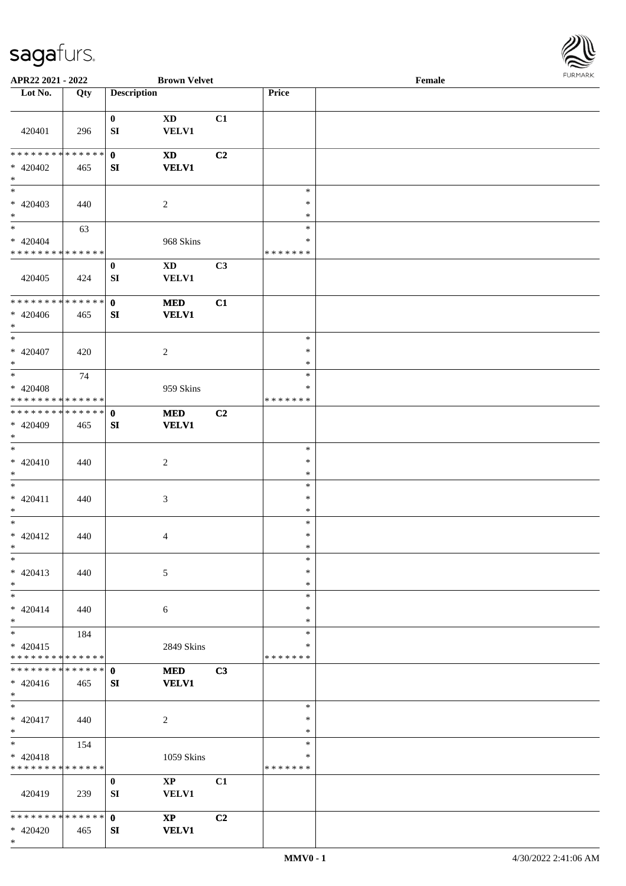APR22 2021 - 2022 — Brown Velvet — Female

| Lot No. | Qty | Description | | | Price | |
|---|---|---|---|---|---|---|
| 420401 | 296 | 0<br>SI | XD<br>VELV1 | C1 | | |
| * * * * * * * * * * * * * *<br>* 420402<br>* | 465 | 0<br>SI | XD<br>VELV1 | C2 | | |
| *<br>* 420403<br>* | 440 | | 2 | | *<br>*<br>* | |
| *<br>* 420404<br>* * * * * * * * * * * * * * | 63 | | 968 Skins | | *<br>*<br>* * * * * * * | |
| 420405 | 424 | 0<br>SI | XD<br>VELV1 | C3 | | |
| * * * * * * * * * * * * * *<br>* 420406<br>* | 465 | 0<br>SI | MED<br>VELV1 | C1 | | |
| *<br>* 420407<br>* | 420 | | 2 | | *<br>*<br>* | |
| *<br>* 420408<br>* * * * * * * * * * * * * * | 74 | | 959 Skins | | *<br>*<br>* * * * * * * | |
| * * * * * * * * * * * * * *<br>* 420409<br>* | 465 | 0<br>SI | MED<br>VELV1 | C2 | | |
| *<br>* 420410<br>* | 440 | | 2 | | *<br>*<br>* | |
| *<br>* 420411<br>* | 440 | | 3 | | *<br>*<br>* | |
| *<br>* 420412<br>* | 440 | | 4 | | *<br>*<br>* | |
| *<br>* 420413<br>* | 440 | | 5 | | *<br>*<br>* | |
| *<br>* 420414<br>* | 440 | | 6 | | *<br>*<br>* | |
| *<br>* 420415<br>* * * * * * * * * * * * * * | 184 | | 2849 Skins | | *<br>*<br>* * * * * * * | |
| * * * * * * * * * * * * * *<br>* 420416<br>* | 465 | 0<br>SI | MED<br>VELV1 | C3 | | |
| *<br>* 420417<br>* | 440 | | 2 | | *<br>*<br>* | |
| *<br>* 420418<br>* * * * * * * * * * * * * * | 154 | | 1059 Skins | | *<br>*<br>* * * * * * * | |
| 420419 | 239 | 0<br>SI | XP<br>VELV1 | C1 | | |
| * * * * * * * * * * * * * *<br>* 420420<br>* | 465 | 0<br>SI | XP<br>VELV1 | C2 | | |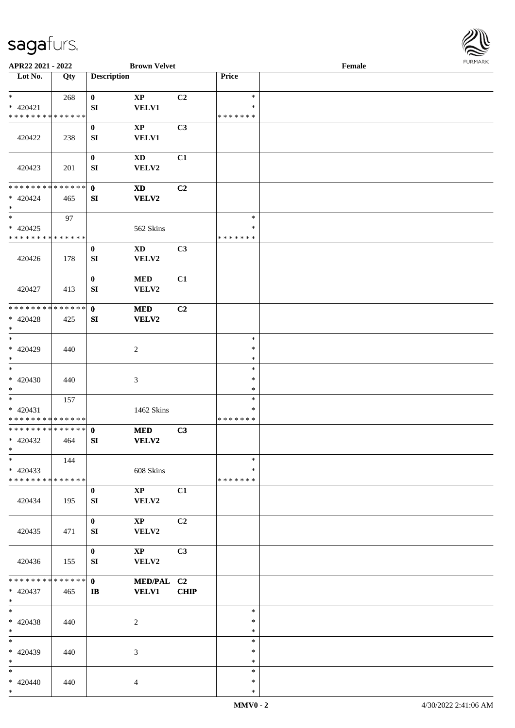**APR22 2021 - 2022** **Brown Velvet** **Female**

| Lot No. | Qty | Description | | | Price | |
|---|---|---|---|---|---|---|
| * <br> * 420421 <br> * * * * * * * * * * * * * * | 268 | 0 <br> SI | XP <br> VELV1 | C2 | * <br> * <br> * * * * * * * | |
| 420422 | 238 | 0 <br> SI | XP <br> VELV1 | C3 | | |
| 420423 | 201 | 0 <br> SI | XD <br> VELV2 | C1 | | |
| * * * * * * * * * * * * * * <br> * 420424 <br> * | 465 | **0** <br> **SI** | **XD** <br> **VELV2** | **C2** | | |
| * <br> * 420425 <br> * * * * * * * * * * * * * * | 97 | | 562 Skins | | * <br> * <br> * * * * * * * | |
| 420426 | 178 | 0 <br> SI | XD <br> VELV2 | C3 | | |
| 420427 | 413 | 0 <br> SI | MED <br> VELV2 | C1 | | |
| * * * * * * * * * * * * * * <br> * 420428 <br> * | 425 | **0** <br> **SI** | **MED** <br> **VELV2** | **C2** | | |
| * <br> * 420429 <br> * | 440 | | 2 | | * <br> * <br> * | |
| * <br> * 420430 <br> * | 440 | | 3 | | * <br> * <br> * | |
| * <br> * 420431 <br> * * * * * * * * * * * * * * | 157 | | 1462 Skins | | * <br> * <br> * * * * * * * | |
| * * * * * * * * * * * * * * <br> * 420432 <br> * | 464 | **0** <br> **SI** | **MED** <br> **VELV2** | **C3** | | |
| * <br> * 420433 <br> * * * * * * * * * * * * * * | 144 | | 608 Skins | | * <br> * <br> * * * * * * * | |
| 420434 | 195 | 0 <br> SI | XP <br> VELV2 | C1 | | |
| 420435 | 471 | 0 <br> SI | XP <br> VELV2 | C2 | | |
| 420436 | 155 | 0 <br> SI | XP <br> VELV2 | C3 | | |
| * * * * * * * * * * * * * * <br> * 420437 <br> * | 465 | **0** <br> **IB** | **MED/PAL** <br> **VELV1** | **C2** <br> **CHIP** | | |
| * <br> * 420438 <br> * | 440 | | 2 | | * <br> * <br> * | |
| * <br> * 420439 <br> * | 440 | | 3 | | * <br> * <br> * | |
| * <br> * 420440 <br> * | 440 | | 4 | | * <br> * <br> * | |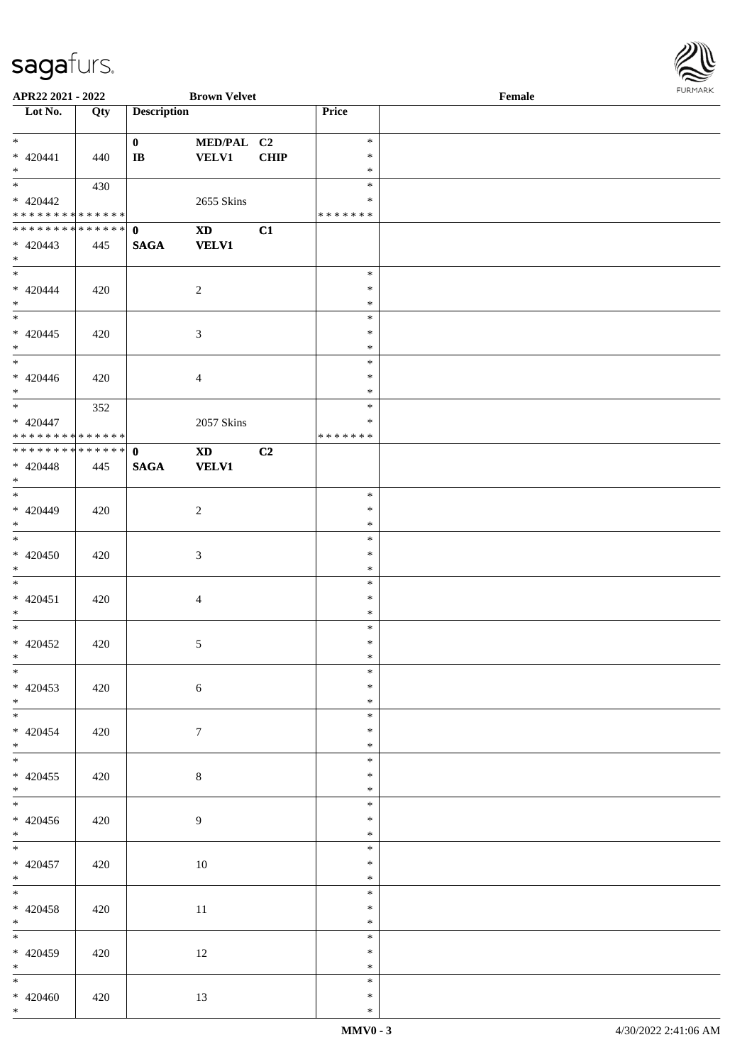APR22 2021 - 2022 Brown Velvet Female

| Lot No. | Qty | Description | | | Price | |
|---|---|---|---|---|---|---|
| * | | 0 | MED/PAL | C2 | * | |
| * 420441 | 440 | IB | VELV1 | CHIP | * | |
| * | | | | | * | |
| * | 430 | | | | * | |
| * 420442 | | | 2655 Skins | | * | |
| * * * * * * * * * * * * * * | | | | | * * * * * * * | |
| * * * * * * * * * * * * * * | | 0 | XD | C1 | | |
| * 420443 | 445 | SAGA | VELV1 | | | |
| * | | | | | | |
| * | | | | | * | |
| * 420444 | 420 | | 2 | | * | |
| * | | | | | * | |
| * | | | | | * | |
| * 420445 | 420 | | 3 | | * | |
| * | | | | | * | |
| * | | | | | * | |
| * 420446 | 420 | | 4 | | * | |
| * | | | | | * | |
| * | 352 | | | | * | |
| * 420447 | | | 2057 Skins | | * | |
| * * * * * * * * * * * * * * | | | | | * * * * * * * | |
| * * * * * * * * * * * * * * | | 0 | XD | C2 | | |
| * 420448 | 445 | SAGA | VELV1 | | | |
| * | | | | | | |
| * | | | | | * | |
| * 420449 | 420 | | 2 | | * | |
| * | | | | | * | |
| * | | | | | * | |
| * 420450 | 420 | | 3 | | * | |
| * | | | | | * | |
| * | | | | | * | |
| * 420451 | 420 | | 4 | | * | |
| * | | | | | * | |
| * | | | | | * | |
| * 420452 | 420 | | 5 | | * | |
| * | | | | | * | |
| * | | | | | * | |
| * 420453 | 420 | | 6 | | * | |
| * | | | | | * | |
| * | | | | | * | |
| * 420454 | 420 | | 7 | | * | |
| * | | | | | * | |
| * | | | | | * | |
| * 420455 | 420 | | 8 | | * | |
| * | | | | | * | |
| * | | | | | * | |
| * 420456 | 420 | | 9 | | * | |
| * | | | | | * | |
| * | | | | | * | |
| * 420457 | 420 | | 10 | | * | |
| * | | | | | * | |
| * | | | | | * | |
| * 420458 | 420 | | 11 | | * | |
| * | | | | | * | |
| * | | | | | * | |
| * 420459 | 420 | | 12 | | * | |
| * | | | | | * | |
| * | | | | | * | |
| * 420460 | 420 | | 13 | | * | |
| * | | | | | * | |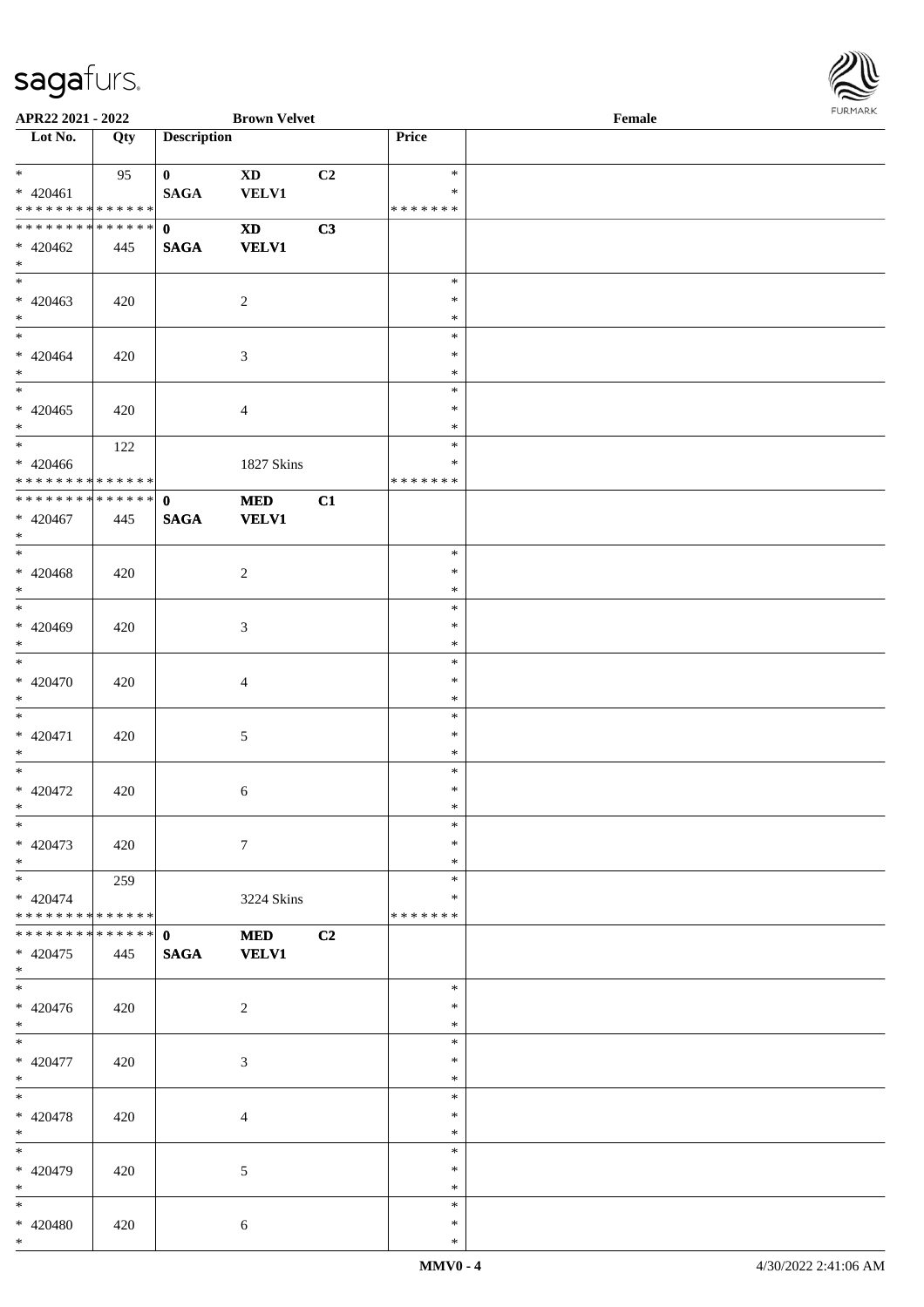APR22 2021 - 2022 | Brown Velvet | Female

| Lot No. | Qty | Description | | | Price | |
|---|---|---|---|---|---|---|
| * | 95 | 0 | XD | C2 | * | |
| * 420461 | | SAGA | VELV1 | | * | |
| * * * * * * * * * * * * * * | | | | | * * * * * * * | |
| * * * * * * * * * * * * * * | | 0 | XD | C3 | | |
| * 420462 | 445 | SAGA | VELV1 | | | |
| * | | | | | | |
| * | | | | | * | |
| * 420463 | 420 | | 2 | | * | |
| * | | | | | * | |
| * | | | | | * | |
| * 420464 | 420 | | 3 | | * | |
| * | | | | | * | |
| * | | | | | * | |
| * 420465 | 420 | | 4 | | * | |
| * | | | | | * | |
| * | 122 | | | | * | |
| * 420466 | | | 1827 Skins | | * | |
| * * * * * * * * * * * * * * | | | | | * * * * * * * | |
| * * * * * * * * * * * * * * | | 0 | MED | C1 | | |
| * 420467 | 445 | SAGA | VELV1 | | | |
| * | | | | | | |
| * | | | | | * | |
| * 420468 | 420 | | 2 | | * | |
| * | | | | | * | |
| * | | | | | * | |
| * 420469 | 420 | | 3 | | * | |
| * | | | | | * | |
| * | | | | | * | |
| * 420470 | 420 | | 4 | | * | |
| * | | | | | * | |
| * | | | | | * | |
| * 420471 | 420 | | 5 | | * | |
| * | | | | | * | |
| * | | | | | * | |
| * 420472 | 420 | | 6 | | * | |
| * | | | | | * | |
| * | | | | | * | |
| * 420473 | 420 | | 7 | | * | |
| * | | | | | * | |
| * | 259 | | | | * | |
| * 420474 | | | 3224 Skins | | * | |
| * * * * * * * * * * * * * * | | | | | * * * * * * * | |
| * * * * * * * * * * * * * * | | 0 | MED | C2 | | |
| * 420475 | 445 | SAGA | VELV1 | | | |
| * | | | | | | |
| * | | | | | * | |
| * 420476 | 420 | | 2 | | * | |
| * | | | | | * | |
| * | | | | | * | |
| * 420477 | 420 | | 3 | | * | |
| * | | | | | * | |
| * | | | | | * | |
| * 420478 | 420 | | 4 | | * | |
| * | | | | | * | |
| * | | | | | * | |
| * 420479 | 420 | | 5 | | * | |
| * | | | | | * | |
| * | | | | | * | |
| * 420480 | 420 | | 6 | | * | |
| * | | | | | * | |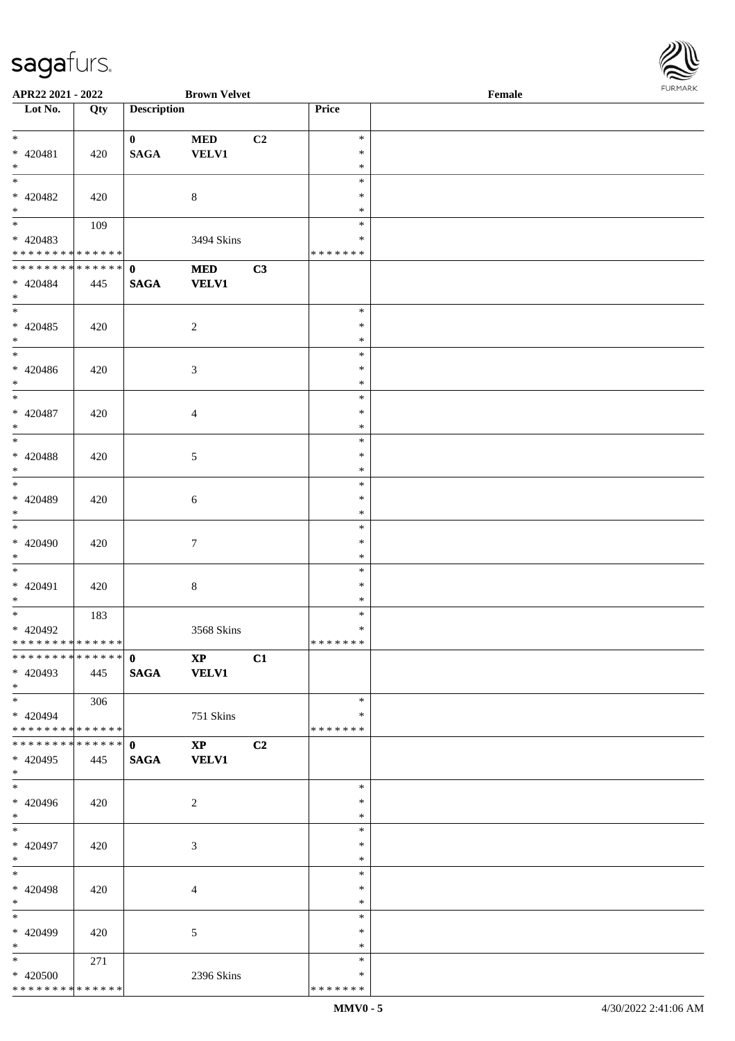| Lot No. | Qty | Description | | | Price | |
|---|---|---|---|---|---|---|
| * * 420481 * | 420 | 0 SAGA | MED VELV1 | C2 | * * * | |
| * * 420482 * | 420 | | 8 | | * * * | |
| * * 420483 * * * * * * * * * * * * * * | 109 | | 3494 Skins | | * * * * * * * * * | |
| * * * * * * * * * * * * * * * 420484 * | 445 | 0 SAGA | MED VELV1 | C3 | | |
| * * 420485 * | 420 | | 2 | | * * * | |
| * * 420486 * | 420 | | 3 | | * * * | |
| * * 420487 * | 420 | | 4 | | * * * | |
| * * 420488 * | 420 | | 5 | | * * * | |
| * * 420489 * | 420 | | 6 | | * * * | |
| * * 420490 * | 420 | | 7 | | * * * | |
| * * 420491 * | 420 | | 8 | | * * * | |
| * * 420492 * * * * * * * * * * * * * * | 183 | | 3568 Skins | | * * * * * * * * * | |
| * * * * * * * * * * * * * * * 420493 * | 445 | 0 SAGA | XP VELV1 | C1 | | |
| * * 420494 * * * * * * * * * * * * * * | 306 | | 751 Skins | | * * * * * * * * * | |
| * * * * * * * * * * * * * * * 420495 * | 445 | 0 SAGA | XP VELV1 | C2 | | |
| * * 420496 * | 420 | | 2 | | * * * | |
| * * 420497 * | 420 | | 3 | | * * * | |
| * * 420498 * | 420 | | 4 | | * * * | |
| * * 420499 * | 420 | | 5 | | * * * | |
| * * 420500 * * * * * * * * * * * * * * | 271 | | 2396 Skins | | * * * * * * * * * | |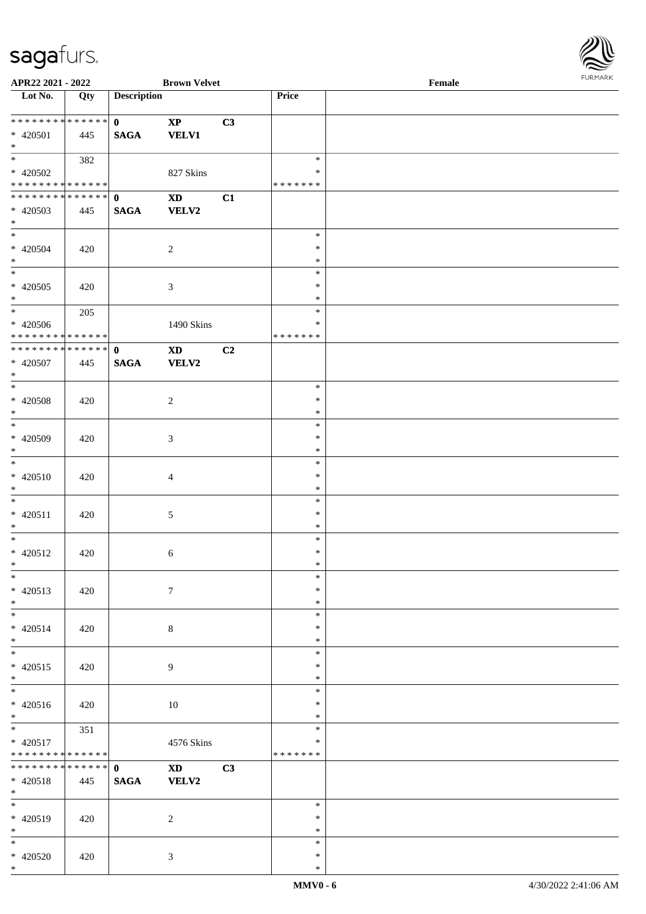APR22 2021 - 2022 | Brown Velvet | Female

| Lot No. | Qty | Description | | | Price | |
|---|---|---|---|---|---|---|
| * * * * * * * * * * * * * * | | 0 | **XP** | **C3** | | |
| * 420501 | 445 | **SAGA** | **VELV1** | | | |
| * | | | | | | |
| * | 382 | | | | * | |
| * 420502 | | | 827 Skins | | * | |
| * * * * * * * * * * * * * * | | | | | * * * * * * * | |
| * * * * * * * * * * * * * * | | 0 | **XD** | **C1** | | |
| * 420503 | 445 | **SAGA** | **VELV2** | | | |
| * | | | | | | |
| * | | | | | * | |
| * 420504 | 420 | | 2 | | * | |
| * | | | | | * | |
| * | | | | | * | |
| * 420505 | 420 | | 3 | | * | |
| * | | | | | * | |
| * | 205 | | | | * | |
| * 420506 | | | 1490 Skins | | * | |
| * * * * * * * * * * * * * * | | | | | * * * * * * * | |
| * * * * * * * * * * * * * * | | 0 | **XD** | **C2** | | |
| * 420507 | 445 | **SAGA** | **VELV2** | | | |
| * | | | | | | |
| * | | | | | * | |
| * 420508 | 420 | | 2 | | * | |
| * | | | | | * | |
| * | | | | | * | |
| * 420509 | 420 | | 3 | | * | |
| * | | | | | * | |
| * | | | | | * | |
| * 420510 | 420 | | 4 | | * | |
| * | | | | | * | |
| * | | | | | * | |
| * 420511 | 420 | | 5 | | * | |
| * | | | | | * | |
| * | | | | | * | |
| * 420512 | 420 | | 6 | | * | |
| * | | | | | * | |
| * | | | | | * | |
| * 420513 | 420 | | 7 | | * | |
| * | | | | | * | |
| * | | | | | * | |
| * 420514 | 420 | | 8 | | * | |
| * | | | | | * | |
| * | | | | | * | |
| * 420515 | 420 | | 9 | | * | |
| * | | | | | * | |
| * | | | | | * | |
| * 420516 | 420 | | 10 | | * | |
| * | | | | | * | |
| * | 351 | | | | * | |
| * 420517 | | | 4576 Skins | | * | |
| * * * * * * * * * * * * * * | | | | | * * * * * * * | |
| * * * * * * * * * * * * * * | | 0 | **XD** | **C3** | | |
| * 420518 | 445 | **SAGA** | **VELV2** | | | |
| * | | | | | | |
| * | | | | | * | |
| * 420519 | 420 | | 2 | | * | |
| * | | | | | * | |
| * | | | | | * | |
| * 420520 | 420 | | 3 | | * | |
| * | | | | | * | |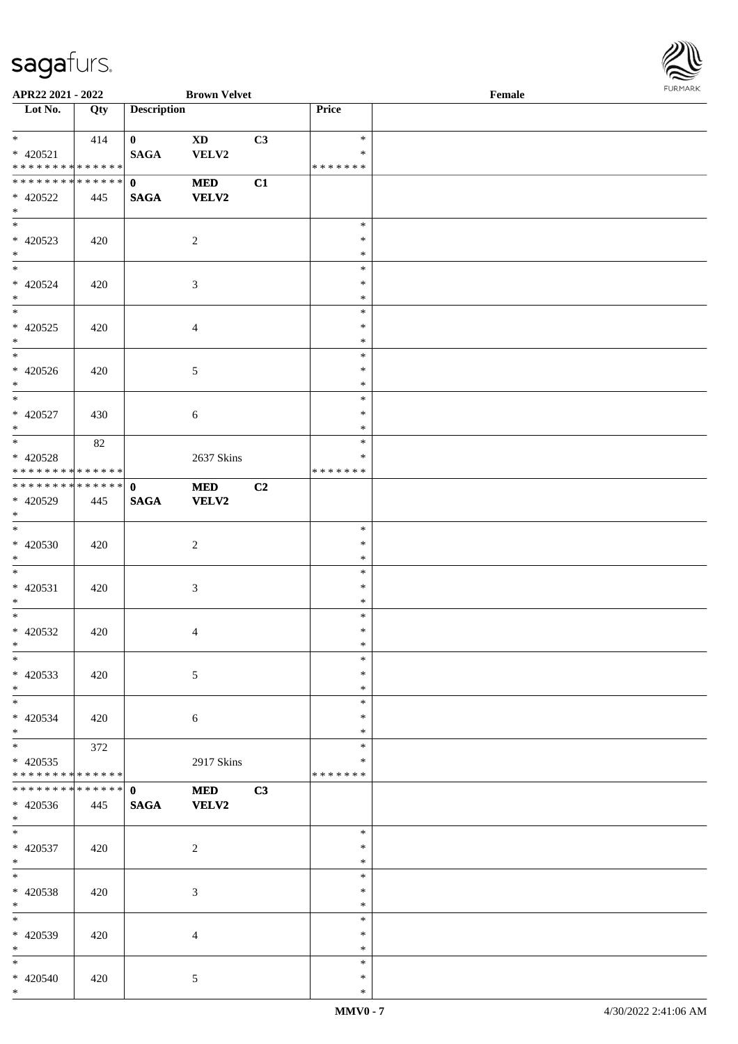APR22 2021 - 2022 Brown Velvet Female

| Lot No. | Qty | Description | | | Price | |
|---|---|---|---|---|---|---|
| * | 414 | 0 | XD | C3 | * | |
| * 420521 | | SAGA | VELV2 | | * | |
| * * * * * * * * * * * * * * | | | | | * * * * * * * | |
| * * * * * * * * * * * * * * | | 0 | MED | C1 | | |
| * 420522 | 445 | SAGA | VELV2 | | | |
| * | | | | | | |
| * | | | | | * | |
| * 420523 | 420 | | 2 | | * | |
| * | | | | | * | |
| * | | | | | * | |
| * 420524 | 420 | | 3 | | * | |
| * | | | | | * | |
| * | | | | | * | |
| * 420525 | 420 | | 4 | | * | |
| * | | | | | * | |
| * | | | | | * | |
| * 420526 | 420 | | 5 | | * | |
| * | | | | | * | |
| * | | | | | * | |
| * 420527 | 430 | | 6 | | * | |
| * | | | | | * | |
| * | 82 | | | | * | |
| * 420528 | | | 2637 Skins | | * | |
| * * * * * * * * * * * * * * | | | | | * * * * * * * | |
| * * * * * * * * * * * * * * | | 0 | MED | C2 | | |
| * 420529 | 445 | SAGA | VELV2 | | | |
| * | | | | | | |
| * | | | | | * | |
| * 420530 | 420 | | 2 | | * | |
| * | | | | | * | |
| * | | | | | * | |
| * 420531 | 420 | | 3 | | * | |
| * | | | | | * | |
| * | | | | | * | |
| * 420532 | 420 | | 4 | | * | |
| * | | | | | * | |
| * | | | | | * | |
| * 420533 | 420 | | 5 | | * | |
| * | | | | | * | |
| * | | | | | * | |
| * 420534 | 420 | | 6 | | * | |
| * | | | | | * | |
| * | 372 | | | | * | |
| * 420535 | | | 2917 Skins | | * | |
| * * * * * * * * * * * * * * | | | | | * * * * * * * | |
| * * * * * * * * * * * * * * | | 0 | MED | C3 | | |
| * 420536 | 445 | SAGA | VELV2 | | | |
| * | | | | | | |
| * | | | | | * | |
| * 420537 | 420 | | 2 | | * | |
| * | | | | | * | |
| * | | | | | * | |
| * 420538 | 420 | | 3 | | * | |
| * | | | | | * | |
| * | | | | | * | |
| * 420539 | 420 | | 4 | | * | |
| * | | | | | * | |
| * | | | | | * | |
| * 420540 | 420 | | 5 | | * | |
| * | | | | | * | |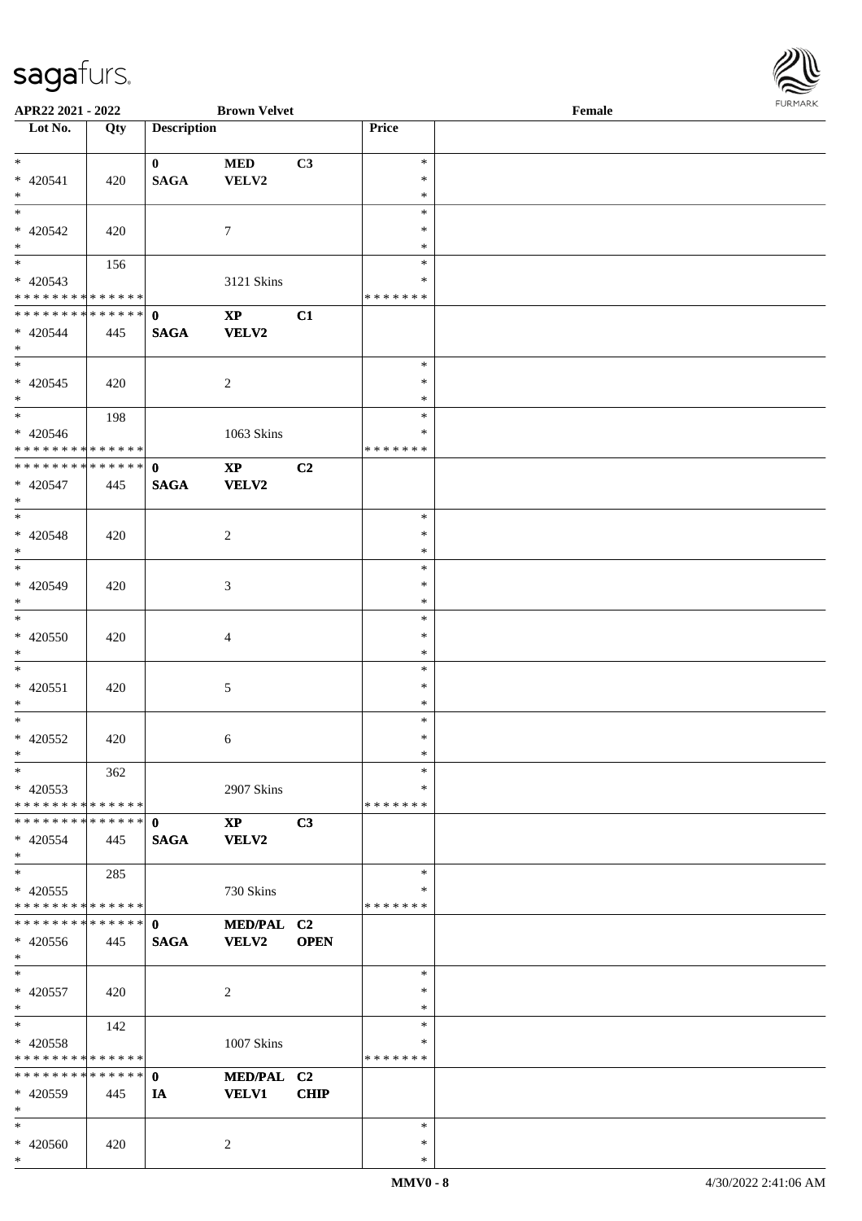APR22 2021 - 2022 **Brown Velvet** Female

| Lot No. | Qty | Description | | | Price | |
|---|---|---|---|---|---|---|
| * | | **0** | **MED** | **C3** | * | |
| * 420541 | 420 | **SAGA** | **VELV2** | | * | |
| * | | | | | * | |
| * | | | | | * | |
| * 420542 | 420 | | 7 | | * | |
| * | | | | | * | |
| * | 156 | | | | * | |
| * 420543 | | | 3121 Skins | | * | |
| * * * * * * * * * * * * * * | | | | | * * * * * * * | |
| * * * * * * * * * * * * * * | | **0** | **XP** | **C1** | | |
| * 420544 | 445 | **SAGA** | **VELV2** | | | |
| * | | | | | | |
| * | | | | | * | |
| * 420545 | 420 | | 2 | | * | |
| * | | | | | * | |
| * | 198 | | | | * | |
| * 420546 | | | 1063 Skins | | * | |
| * * * * * * * * * * * * * * | | | | | * * * * * * * | |
| * * * * * * * * * * * * * * | | **0** | **XP** | **C2** | | |
| * 420547 | 445 | **SAGA** | **VELV2** | | | |
| * | | | | | | |
| * | | | | | * | |
| * 420548 | 420 | | 2 | | * | |
| * | | | | | * | |
| * | | | | | * | |
| * 420549 | 420 | | 3 | | * | |
| * | | | | | * | |
| * | | | | | * | |
| * 420550 | 420 | | 4 | | * | |
| * | | | | | * | |
| * | | | | | * | |
| * 420551 | 420 | | 5 | | * | |
| * | | | | | * | |
| * | | | | | * | |
| * 420552 | 420 | | 6 | | * | |
| * | | | | | * | |
| * | 362 | | | | * | |
| * 420553 | | | 2907 Skins | | * | |
| * * * * * * * * * * * * * * | | | | | * * * * * * * | |
| * * * * * * * * * * * * * * | | **0** | **XP** | **C3** | | |
| * 420554 | 445 | **SAGA** | **VELV2** | | | |
| * | | | | | | |
| * | 285 | | | | * | |
| * 420555 | | | 730 Skins | | * | |
| * * * * * * * * * * * * * * | | | | | * * * * * * * | |
| * * * * * * * * * * * * * * | | **0** | **MED/PAL** | **C2** | | |
| * 420556 | 445 | **SAGA** | **VELV2** | **OPEN** | | |
| * | | | | | | |
| * | | | | | * | |
| * 420557 | 420 | | 2 | | * | |
| * | | | | | * | |
| * | 142 | | | | * | |
| * 420558 | | | 1007 Skins | | * | |
| * * * * * * * * * * * * * * | | | | | * * * * * * * | |
| * * * * * * * * * * * * * * | | **0** | **MED/PAL** | **C2** | | |
| * 420559 | 445 | **IA** | **VELV1** | **CHIP** | | |
| * | | | | | | |
| * | | | | | * | |
| * 420560 | 420 | | 2 | | * | |
| * | | | | | * | |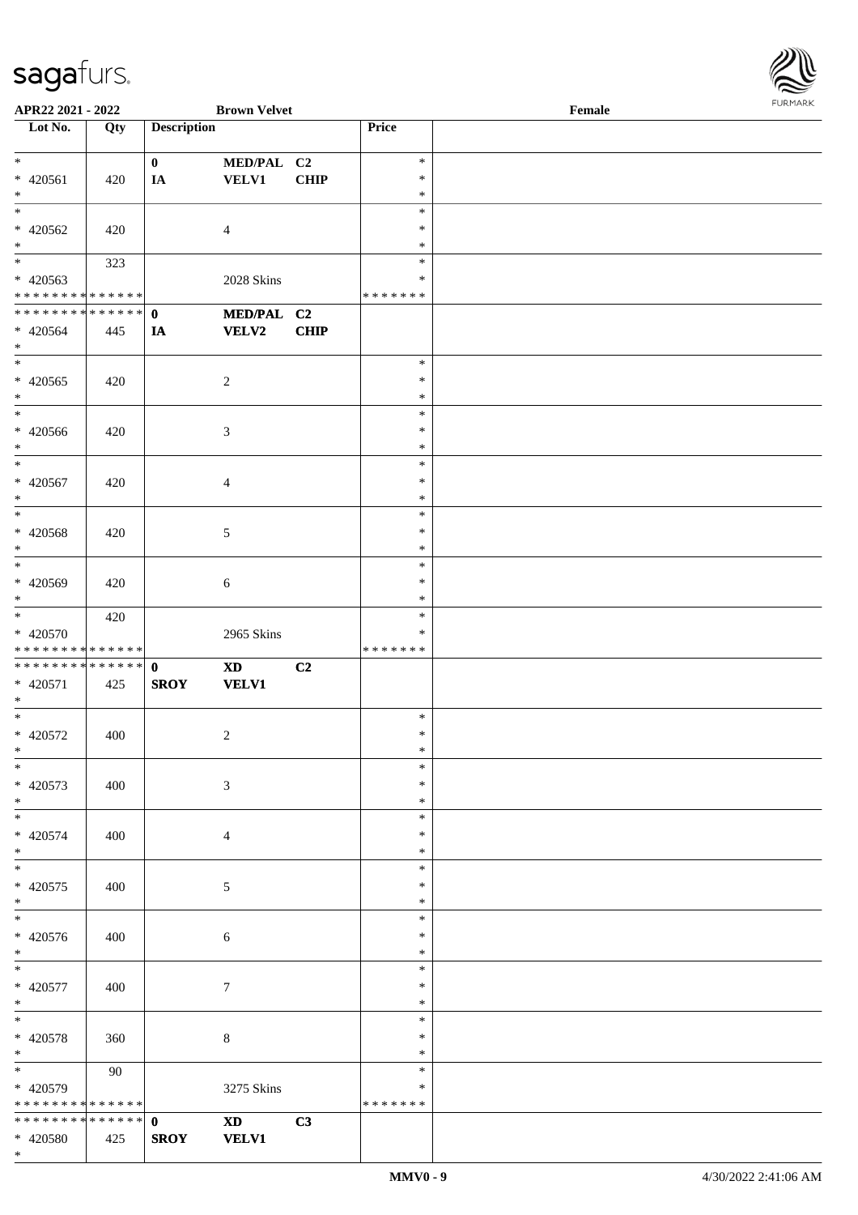APR22 2021 - 2022 &nbsp;&nbsp;&nbsp;&nbsp; Brown Velvet &nbsp;&nbsp;&nbsp;&nbsp; Female

| Lot No. | Qty | Description | | | Price | |
|---|---|---|---|---|---|---|
| * | | 0 | MED/PAL | C2 | * | |
| * 420561 | 420 | IA | VELV1 | CHIP | * | |
| * | | | | | * | |
| * | | | | | * | |
| * 420562 | 420 | | 4 | | * | |
| * | | | | | * | |
| * | 323 | | | | * | |
| * 420563 | | | 2028 Skins | | * | |
| * * * * * * * * * * * * * * | | | | | * * * * * * * | |
| * * * * * * * * * * * * * * | | 0 | MED/PAL | C2 | | |
| * 420564 | 445 | IA | VELV2 | CHIP | | |
| * | | | | | | |
| * | | | | | * | |
| * 420565 | 420 | | 2 | | * | |
| * | | | | | * | |
| * | | | | | * | |
| * 420566 | 420 | | 3 | | * | |
| * | | | | | * | |
| * | | | | | * | |
| * 420567 | 420 | | 4 | | * | |
| * | | | | | * | |
| * | | | | | * | |
| * 420568 | 420 | | 5 | | * | |
| * | | | | | * | |
| * | | | | | * | |
| * 420569 | 420 | | 6 | | * | |
| * | | | | | * | |
| * | 420 | | | | * | |
| * 420570 | | | 2965 Skins | | * | |
| * * * * * * * * * * * * * * | | | | | * * * * * * * | |
| * * * * * * * * * * * * * * | | 0 | XD | C2 | | |
| * 420571 | 425 | SROY | VELV1 | | | |
| * | | | | | | |
| * | | | | | * | |
| * 420572 | 400 | | 2 | | * | |
| * | | | | | * | |
| * | | | | | * | |
| * 420573 | 400 | | 3 | | * | |
| * | | | | | * | |
| * | | | | | * | |
| * 420574 | 400 | | 4 | | * | |
| * | | | | | * | |
| * | | | | | * | |
| * 420575 | 400 | | 5 | | * | |
| * | | | | | * | |
| * | | | | | * | |
| * 420576 | 400 | | 6 | | * | |
| * | | | | | * | |
| * | | | | | * | |
| * 420577 | 400 | | 7 | | * | |
| * | | | | | * | |
| * | | | | | * | |
| * 420578 | 360 | | 8 | | * | |
| * | | | | | * | |
| * | 90 | | | | * | |
| * 420579 | | | 3275 Skins | | * | |
| * * * * * * * * * * * * * * | | | | | * * * * * * * | |
| * * * * * * * * * * * * * * | | 0 | XD | C3 | | |
| * 420580 | 425 | SROY | VELV1 | | | |
| * | | | | | | |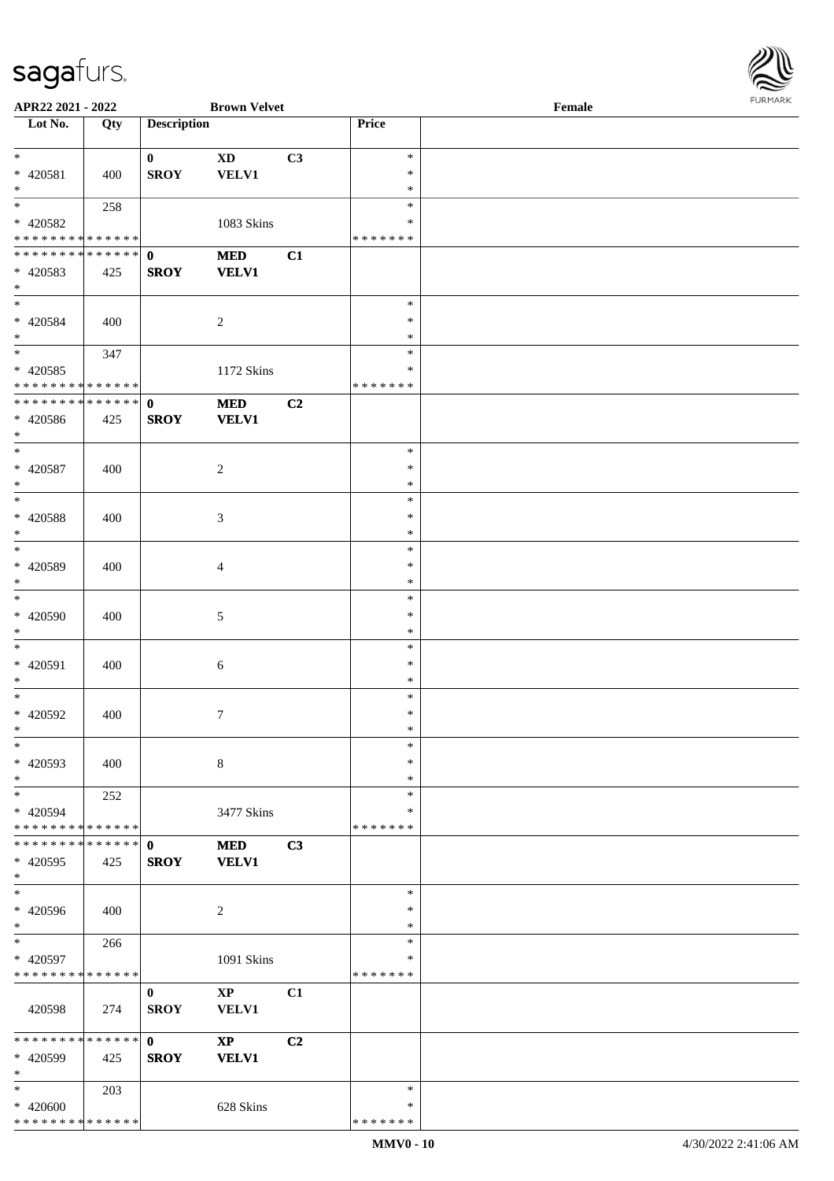APR22 2021 - 2022 — Brown Velvet — Female

| Lot No. | Qty | Description | | | Price | |
|---|---|---|---|---|---|---|
| * 420581 * | 400 | 0 SROY | XD VELV1 | C3 | * * * | |
| * 420582 * * * * * * * * * * * * * * | 258 | | 1083 Skins | | * * * * * * * * * | |
| * * * * * * * * * * * * * * 420583 * | 425 | 0 SROY | MED VELV1 | C1 | | |
| * 420584 * | 400 | | 2 | | * * * | |
| * 420585 * * * * * * * * * * * * * * | 347 | | 1172 Skins | | * * * * * * * * * | |
| * * * * * * * * * * * * * * 420586 * | 425 | 0 SROY | MED VELV1 | C2 | | |
| * 420587 * | 400 | | 2 | | * * * | |
| * 420588 * | 400 | | 3 | | * * * | |
| * 420589 * | 400 | | 4 | | * * * | |
| * 420590 * | 400 | | 5 | | * * * | |
| * 420591 * | 400 | | 6 | | * * * | |
| * 420592 * | 400 | | 7 | | * * * | |
| * 420593 * | 400 | | 8 | | * * * | |
| * 420594 * * * * * * * * * * * * * * | 252 | | 3477 Skins | | * * * * * * * * * | |
| * * * * * * * * * * * * * * 420595 * | 425 | 0 SROY | MED VELV1 | C3 | | |
| * 420596 * | 400 | | 2 | | * * * | |
| * 420597 * * * * * * * * * * * * * * | 266 | | 1091 Skins | | * * * * * * * * * | |
| 420598 | 274 | 0 SROY | XP VELV1 | C1 | | |
| * * * * * * * * * * * * * * 420599 * | 425 | 0 SROY | XP VELV1 | C2 | | |
| * 420600 * * * * * * * * * * * * * * | 203 | | 628 Skins | | * * * * * * * * * | |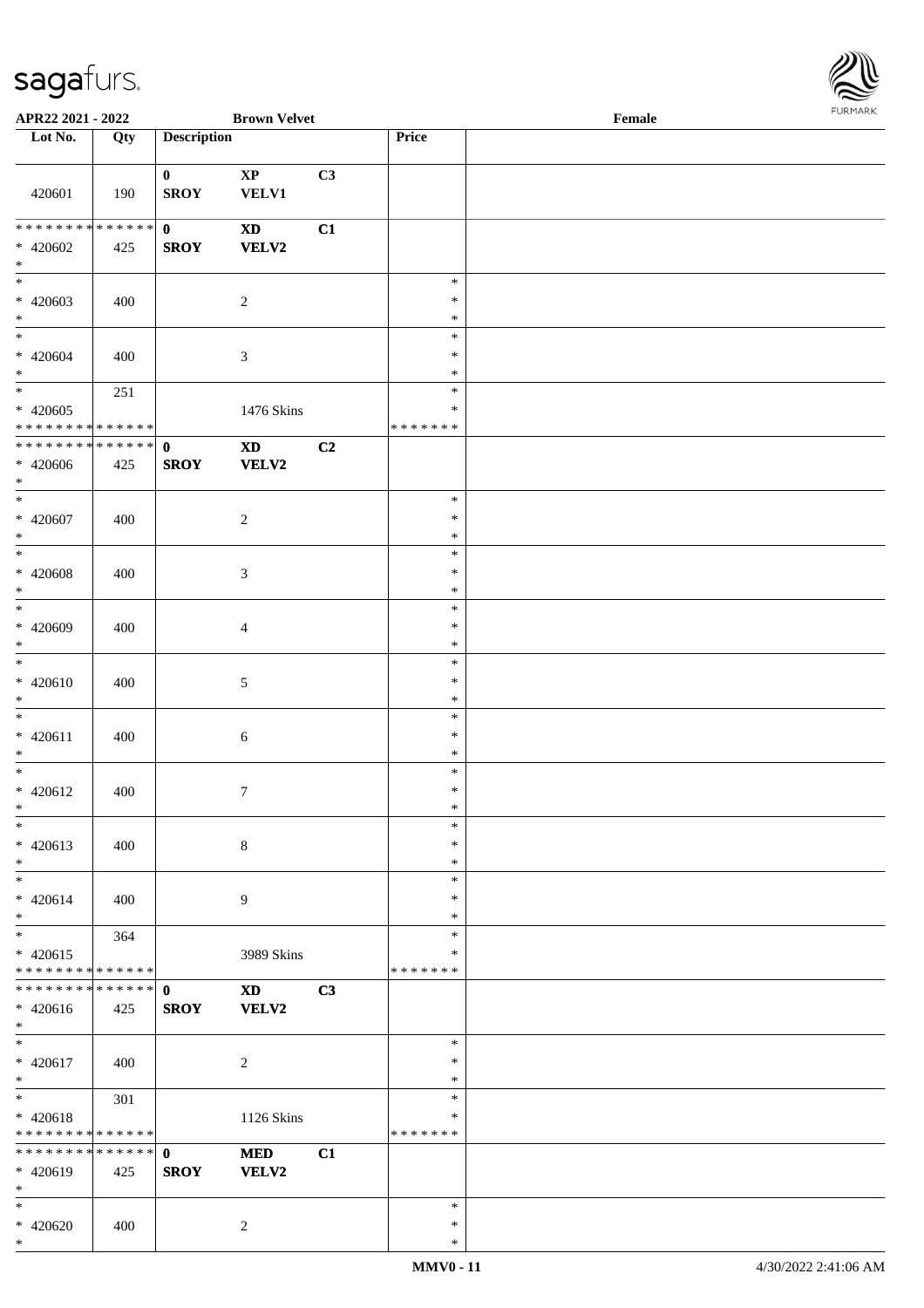| Lot No. | Qty | Description | | | Price | |
|---|---|---|---|---|---|---|
| 420601 | 190 | 0 SROY | XP VELV1 | C3 | | |
| * * * * * * * * * * * * * * * 420602 * | 425 | 0 SROY | XD VELV2 | C1 | | |
| * * 420603 * | 400 | | 2 | | * * * | |
| * * 420604 * | 400 | | 3 | | * * * | |
| * * 420605 * * * * * * * * * * * * * * | 251 | | 1476 Skins | | * * * * * * * * | |
| * * * * * * * * * * * * * * * 420606 * | 425 | 0 SROY | XD VELV2 | C2 | | |
| * * 420607 * | 400 | | 2 | | * * * | |
| * * 420608 * | 400 | | 3 | | * * * | |
| * * 420609 * | 400 | | 4 | | * * * | |
| * * 420610 * | 400 | | 5 | | * * * | |
| * * 420611 * | 400 | | 6 | | * * * | |
| * * 420612 * | 400 | | 7 | | * * * | |
| * * 420613 * | 400 | | 8 | | * * * | |
| * * 420614 * | 400 | | 9 | | * * * | |
| * * 420615 * * * * * * * * * * * * * * | 364 | | 3989 Skins | | * * * * * * * * | |
| * * * * * * * * * * * * * * * 420616 * | 425 | 0 SROY | XD VELV2 | C3 | | |
| * * 420617 * | 400 | | 2 | | * * * | |
| * * 420618 * * * * * * * * * * * * * * | 301 | | 1126 Skins | | * * * * * * * * | |
| * * * * * * * * * * * * * * * 420619 * | 425 | 0 SROY | MED VELV2 | C1 | | |
| * * 420620 * | 400 | | 2 | | * * * | |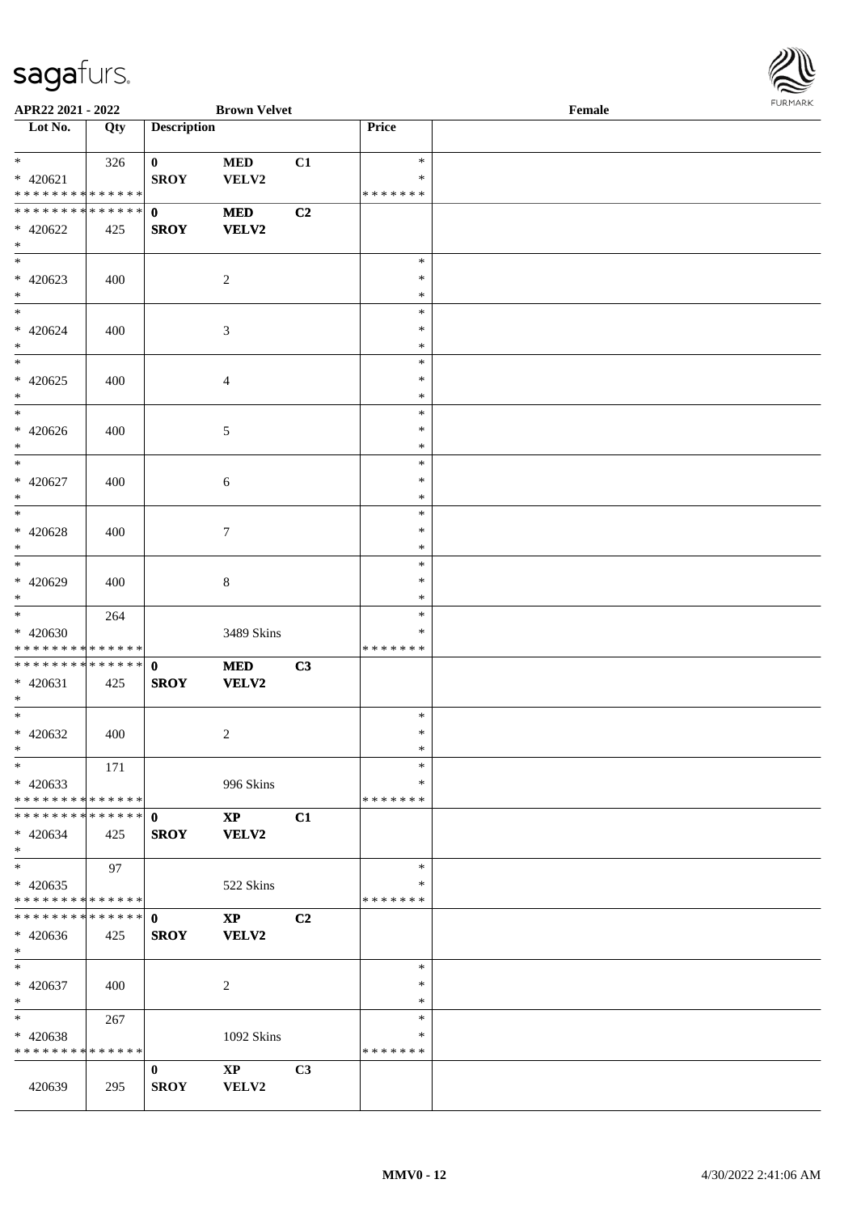APR22 2021 - 2022 | Brown Velvet | Female

| Lot No. | Qty | Description | | | Price | |
|---|---|---|---|---|---|---|
| * | 326 | 0 | MED | C1 | * | |
| * 420621 | | SROY | VELV2 | | * | |
| * * * * * * * * * * * * * * | | | | | * * * * * * * | |
| * * * * * * * * * * * * * * | | 0 | MED | C2 | | |
| * 420622 | 425 | SROY | VELV2 | | | |
| * | | | | | | |
| * | | | | | * | |
| * 420623 | 400 | | 2 | | * | |
| * | | | | | * | |
| * | | | | | * | |
| * 420624 | 400 | | 3 | | * | |
| * | | | | | * | |
| * | | | | | * | |
| * 420625 | 400 | | 4 | | * | |
| * | | | | | * | |
| * | | | | | * | |
| * 420626 | 400 | | 5 | | * | |
| * | | | | | * | |
| * | | | | | * | |
| * 420627 | 400 | | 6 | | * | |
| * | | | | | * | |
| * | | | | | * | |
| * 420628 | 400 | | 7 | | * | |
| * | | | | | * | |
| * | | | | | * | |
| * 420629 | 400 | | 8 | | * | |
| * | | | | | * | |
| * | 264 | | | | * | |
| * 420630 | | | 3489 Skins | | * | |
| * * * * * * * * * * * * * * | | | | | * * * * * * * | |
| * * * * * * * * * * * * * * | | 0 | MED | C3 | | |
| * 420631 | 425 | SROY | VELV2 | | | |
| * | | | | | | |
| * | | | | | * | |
| * 420632 | 400 | | 2 | | * | |
| * | | | | | * | |
| * | 171 | | | | * | |
| * 420633 | | | 996 Skins | | * | |
| * * * * * * * * * * * * * * | | | | | * * * * * * * | |
| * * * * * * * * * * * * * * | | 0 | XP | C1 | | |
| * 420634 | 425 | SROY | VELV2 | | | |
| * | | | | | | |
| * | 97 | | | | * | |
| * 420635 | | | 522 Skins | | * | |
| * * * * * * * * * * * * * * | | | | | * * * * * * * | |
| * * * * * * * * * * * * * * | | 0 | XP | C2 | | |
| * 420636 | 425 | SROY | VELV2 | | | |
| * | | | | | | |
| * | | | | | * | |
| * 420637 | 400 | | 2 | | * | |
| * | | | | | * | |
| * | 267 | | | | * | |
| * 420638 | | | 1092 Skins | | * | |
| * * * * * * * * * * * * * * | | | | | * * * * * * * | |
| | | 0 | XP | C3 | | |
| 420639 | 295 | SROY | VELV2 | | | |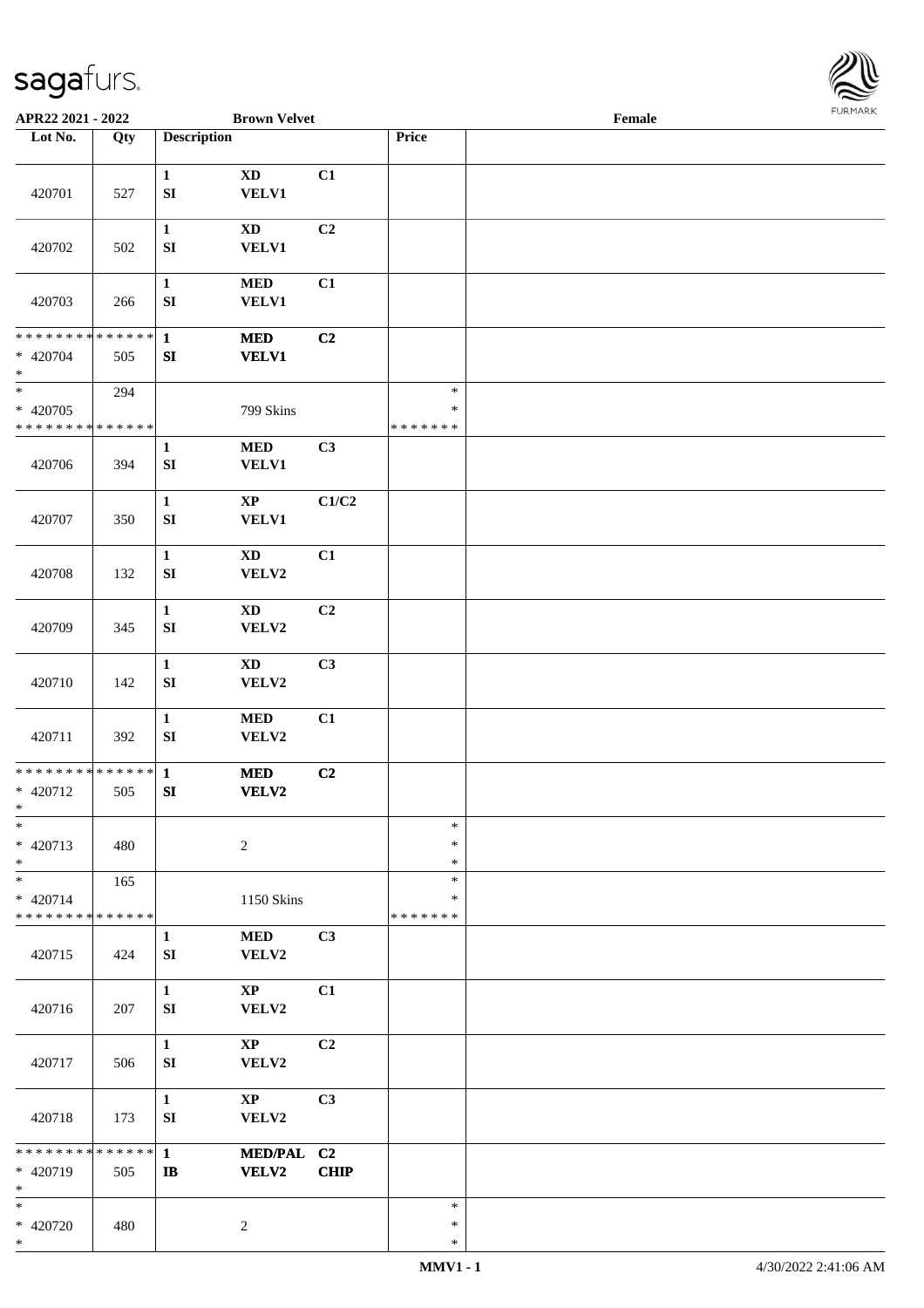| APR22 2021 - 2022 | | Brown Velvet | | | | Female |
|---|---|---|---|---|---|---|
| Lot No. | Qty | Description | | | Price | |
| 420701 | 527 | 1 SI | XD VELV1 | C1 | | |
| 420702 | 502 | 1 SI | XD VELV1 | C2 | | |
| 420703 | 266 | 1 SI | MED VELV1 | C1 | | |
| * * * * * * * * * * * * * * <br>* 420704<br>* | 505 | 1 SI | MED VELV1 | C2 | | |
| * <br>* 420705<br>* * * * * * * * * * * * * * | 294 | | 799 Skins | | * <br>* <br>* * * * * * * | |
| 420706 | 394 | 1 SI | MED VELV1 | C3 | | |
| 420707 | 350 | 1 SI | XP VELV1 | C1/C2 | | |
| 420708 | 132 | 1 SI | XD VELV2 | C1 | | |
| 420709 | 345 | 1 SI | XD VELV2 | C2 | | |
| 420710 | 142 | 1 SI | XD VELV2 | C3 | | |
| 420711 | 392 | 1 SI | MED VELV2 | C1 | | |
| * * * * * * * * * * * * * * <br>* 420712<br>* | 505 | 1 SI | MED VELV2 | C2 | | |
| * <br>* 420713<br>* | 480 | | 2 | | * <br>* <br>* | |
| * <br>* 420714<br>* * * * * * * * * * * * * * | 165 | | 1150 Skins | | * <br>* <br>* * * * * * * | |
| 420715 | 424 | 1 SI | MED VELV2 | C3 | | |
| 420716 | 207 | 1 SI | XP VELV2 | C1 | | |
| 420717 | 506 | 1 SI | XP VELV2 | C2 | | |
| 420718 | 173 | 1 SI | XP VELV2 | C3 | | |
| * * * * * * * * * * * * * * <br>* 420719<br>* | 505 | 1 IB | MED/PAL VELV2 | C2 CHIP | | |
| * <br>* 420720<br>* | 480 | | 2 | | * <br>* <br>* | |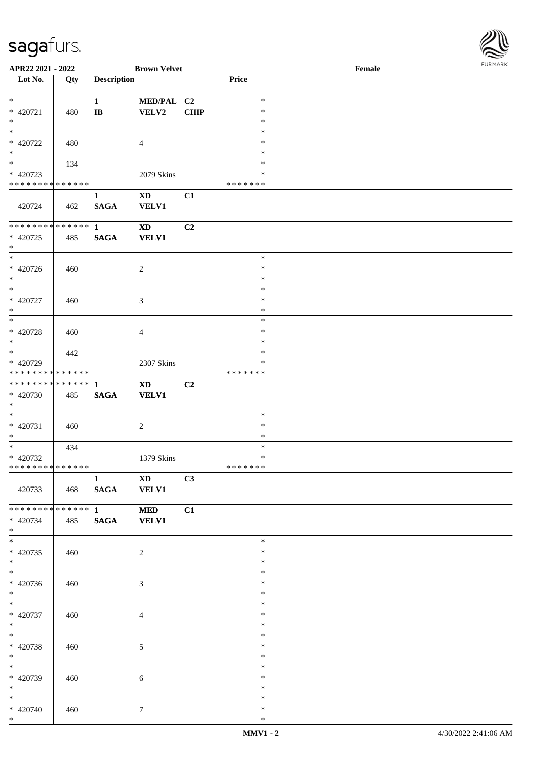| Lot No. | Qty | Description | | | Price | |
|---|---|---|---|---|---|---|
| * | | 1 | MED/PAL | C2 | * | |
| * 420721 | 480 | IB | VELV2 | CHIP | * | |
| * | | | | | * | |
| * | | | | | * | |
| * 420722 | 480 | | 4 | | * | |
| * | | | | | * | |
| * | 134 | | | | * | |
| * 420723 | | | 2079 Skins | | * | |
| * * * * * * * * * * * * * * | | | | | * * * * * * * | |
| | | 1 | XD | C1 | | |
| 420724 | 462 | SAGA | VELV1 | | | |
| * * * * * * * * * * * * * * | | 1 | XD | C2 | | |
| * 420725 | 485 | SAGA | VELV1 | | | |
| * | | | | | | |
| * | | | | | * | |
| * 420726 | 460 | | 2 | | * | |
| * | | | | | * | |
| * | | | | | * | |
| * 420727 | 460 | | 3 | | * | |
| * | | | | | * | |
| * | | | | | * | |
| * 420728 | 460 | | 4 | | * | |
| * | | | | | * | |
| * | 442 | | | | * | |
| * 420729 | | | 2307 Skins | | * | |
| * * * * * * * * * * * * * * | | | | | * * * * * * * | |
| * * * * * * * * * * * * * * | | 1 | XD | C2 | | |
| * 420730 | 485 | SAGA | VELV1 | | | |
| * | | | | | | |
| * | | | | | * | |
| * 420731 | 460 | | 2 | | * | |
| * | | | | | * | |
| * | 434 | | | | * | |
| * 420732 | | | 1379 Skins | | * | |
| * * * * * * * * * * * * * * | | | | | * * * * * * * | |
| | | 1 | XD | C3 | | |
| 420733 | 468 | SAGA | VELV1 | | | |
| * * * * * * * * * * * * * * | | 1 | MED | C1 | | |
| * 420734 | 485 | SAGA | VELV1 | | | |
| * | | | | | | |
| * | | | | | * | |
| * 420735 | 460 | | 2 | | * | |
| * | | | | | * | |
| * | | | | | * | |
| * 420736 | 460 | | 3 | | * | |
| * | | | | | * | |
| * | | | | | * | |
| * 420737 | 460 | | 4 | | * | |
| * | | | | | * | |
| * | | | | | * | |
| * 420738 | 460 | | 5 | | * | |
| * | | | | | * | |
| * | | | | | * | |
| * 420739 | 460 | | 6 | | * | |
| * | | | | | * | |
| * | | | | | * | |
| * 420740 | 460 | | 7 | | * | |
| * | | | | | * | |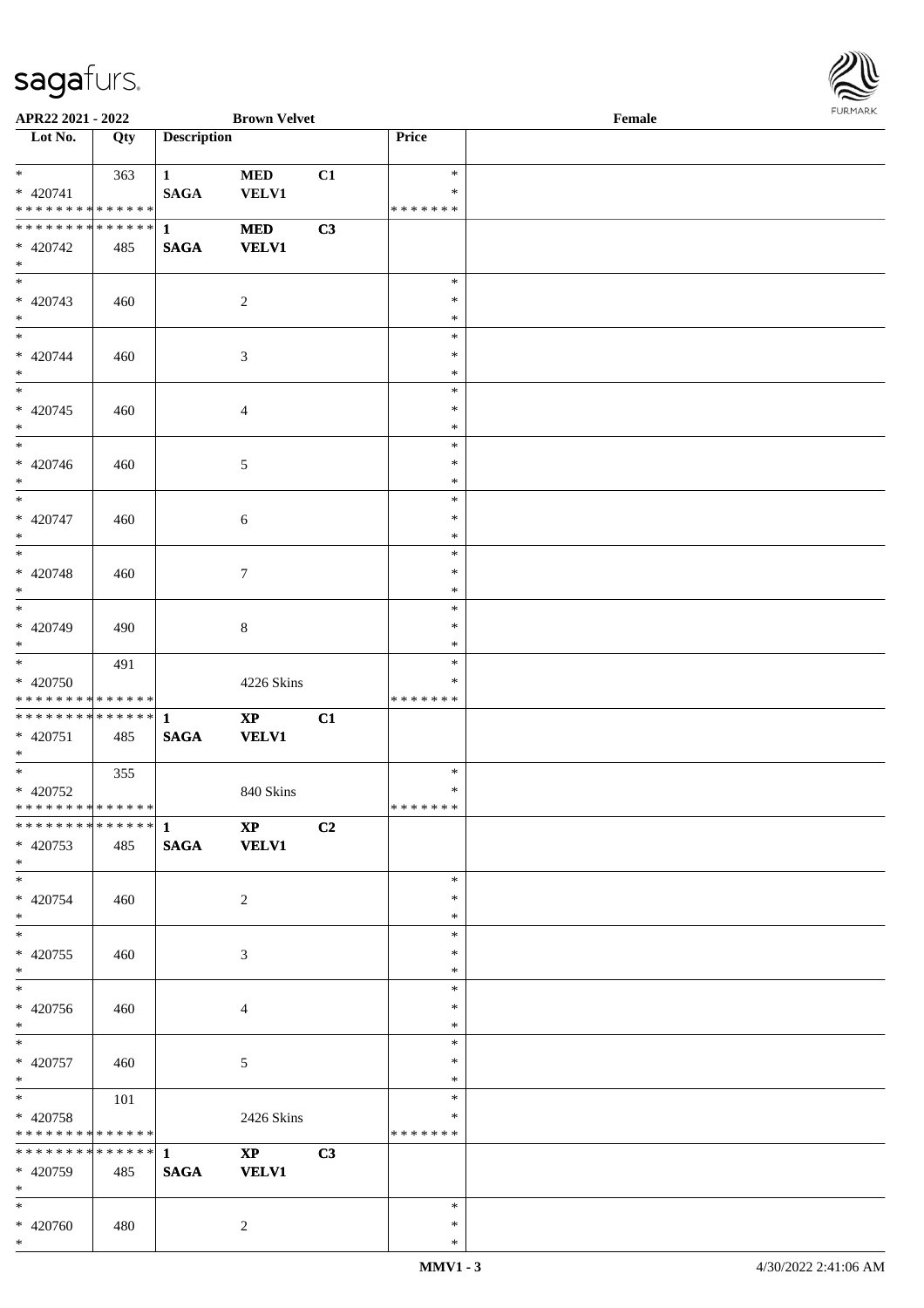APR22 2021 - 2022 | Brown Velvet | Female

| Lot No. | Qty | Description | | | Price | |
|---|---|---|---|---|---|---|
| * | 363 | 1 | MED | C1 | * | |
| * 420741 | | SAGA | VELV1 | | * | |
| * * * * * * * * * * * * * * | | | | | * * * * * * * | |
| * * * * * * * * * * * * * * | | 1 | MED | C3 | | |
| * 420742 | 485 | SAGA | VELV1 | | | |
| * | | | | | | |
| * | | | | | * | |
| * 420743 | 460 | | 2 | | * | |
| * | | | | | * | |
| * | | | | | * | |
| * 420744 | 460 | | 3 | | * | |
| * | | | | | * | |
| * | | | | | * | |
| * 420745 | 460 | | 4 | | * | |
| * | | | | | * | |
| * | | | | | * | |
| * 420746 | 460 | | 5 | | * | |
| * | | | | | * | |
| * | | | | | * | |
| * 420747 | 460 | | 6 | | * | |
| * | | | | | * | |
| * | | | | | * | |
| * 420748 | 460 | | 7 | | * | |
| * | | | | | * | |
| * | | | | | * | |
| * 420749 | 490 | | 8 | | * | |
| * | | | | | * | |
| * | 491 | | | | * | |
| * 420750 | | | 4226 Skins | | * | |
| * * * * * * * * * * * * * * | | | | | * * * * * * * | |
| * * * * * * * * * * * * * * | | 1 | XP | C1 | | |
| * 420751 | 485 | SAGA | VELV1 | | | |
| * | | | | | | |
| * | 355 | | | | * | |
| * 420752 | | | 840 Skins | | * | |
| * * * * * * * * * * * * * * | | | | | * * * * * * * | |
| * * * * * * * * * * * * * * | | 1 | XP | C2 | | |
| * 420753 | 485 | SAGA | VELV1 | | | |
| * | | | | | | |
| * | | | | | * | |
| * 420754 | 460 | | 2 | | * | |
| * | | | | | * | |
| * | | | | | * | |
| * 420755 | 460 | | 3 | | * | |
| * | | | | | * | |
| * | | | | | * | |
| * 420756 | 460 | | 4 | | * | |
| * | | | | | * | |
| * | | | | | * | |
| * 420757 | 460 | | 5 | | * | |
| * | | | | | * | |
| * | 101 | | | | * | |
| * 420758 | | | 2426 Skins | | * | |
| * * * * * * * * * * * * * * | | | | | * * * * * * * | |
| * * * * * * * * * * * * * * | | 1 | XP | C3 | | |
| * 420759 | 485 | SAGA | VELV1 | | | |
| * | | | | | | |
| * | | | | | * | |
| * 420760 | 480 | | 2 | | * | |
| * | | | | | * | |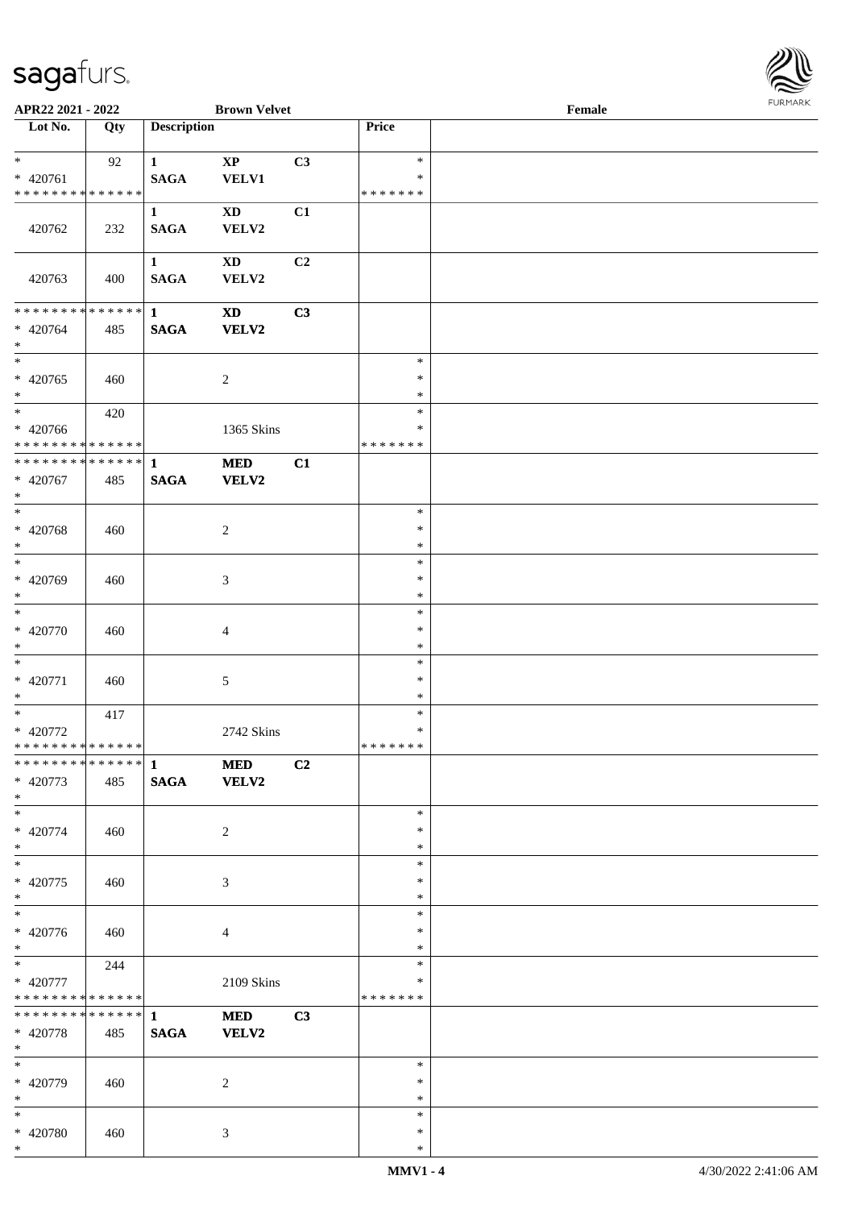APR22 2021 - 2022 | Brown Velvet | Female

| Lot No. | Qty | Description | | | Price | |
|---|---|---|---|---|---|---|
| * | 92 | 1 | XP | C3 | * | |
| * 420761 | | SAGA | VELV1 | | * | |
| * * * * * * * * * * * * * * | | | | | * * * * * * * | |
| | | 1 | XD | C1 | | |
| 420762 | 232 | SAGA | VELV2 | | | |
| | | 1 | XD | C2 | | |
| 420763 | 400 | SAGA | VELV2 | | | |
| * * * * * * * * * * * * * * | | 1 | XD | C3 | | |
| * 420764 | 485 | SAGA | VELV2 | | | |
| * | | | | | | |
| * | | | | | * | |
| * 420765 | 460 | | 2 | | * | |
| * | | | | | * | |
| * | 420 | | | | * | |
| * 420766 | | | 1365 Skins | | * | |
| * * * * * * * * * * * * * * | | | | | * * * * * * * | |
| * * * * * * * * * * * * * * | | 1 | MED | C1 | | |
| * 420767 | 485 | SAGA | VELV2 | | | |
| * | | | | | | |
| * | | | | | * | |
| * 420768 | 460 | | 2 | | * | |
| * | | | | | * | |
| * | | | | | * | |
| * 420769 | 460 | | 3 | | * | |
| * | | | | | * | |
| * | | | | | * | |
| * 420770 | 460 | | 4 | | * | |
| * | | | | | * | |
| * | | | | | * | |
| * 420771 | 460 | | 5 | | * | |
| * | | | | | * | |
| * | 417 | | | | * | |
| * 420772 | | | 2742 Skins | | * | |
| * * * * * * * * * * * * * * | | | | | * * * * * * * | |
| * * * * * * * * * * * * * * | | 1 | MED | C2 | | |
| * 420773 | 485 | SAGA | VELV2 | | | |
| * | | | | | | |
| * | | | | | * | |
| * 420774 | 460 | | 2 | | * | |
| * | | | | | * | |
| * | | | | | * | |
| * 420775 | 460 | | 3 | | * | |
| * | | | | | * | |
| * | | | | | * | |
| * 420776 | 460 | | 4 | | * | |
| * | | | | | * | |
| * | 244 | | | | * | |
| * 420777 | | | 2109 Skins | | * | |
| * * * * * * * * * * * * * * | | | | | * * * * * * * | |
| * * * * * * * * * * * * * * | | 1 | MED | C3 | | |
| * 420778 | 485 | SAGA | VELV2 | | | |
| * | | | | | | |
| * | | | | | * | |
| * 420779 | 460 | | 2 | | * | |
| * | | | | | * | |
| * | | | | | * | |
| * 420780 | 460 | | 3 | | * | |
| * | | | | | * | |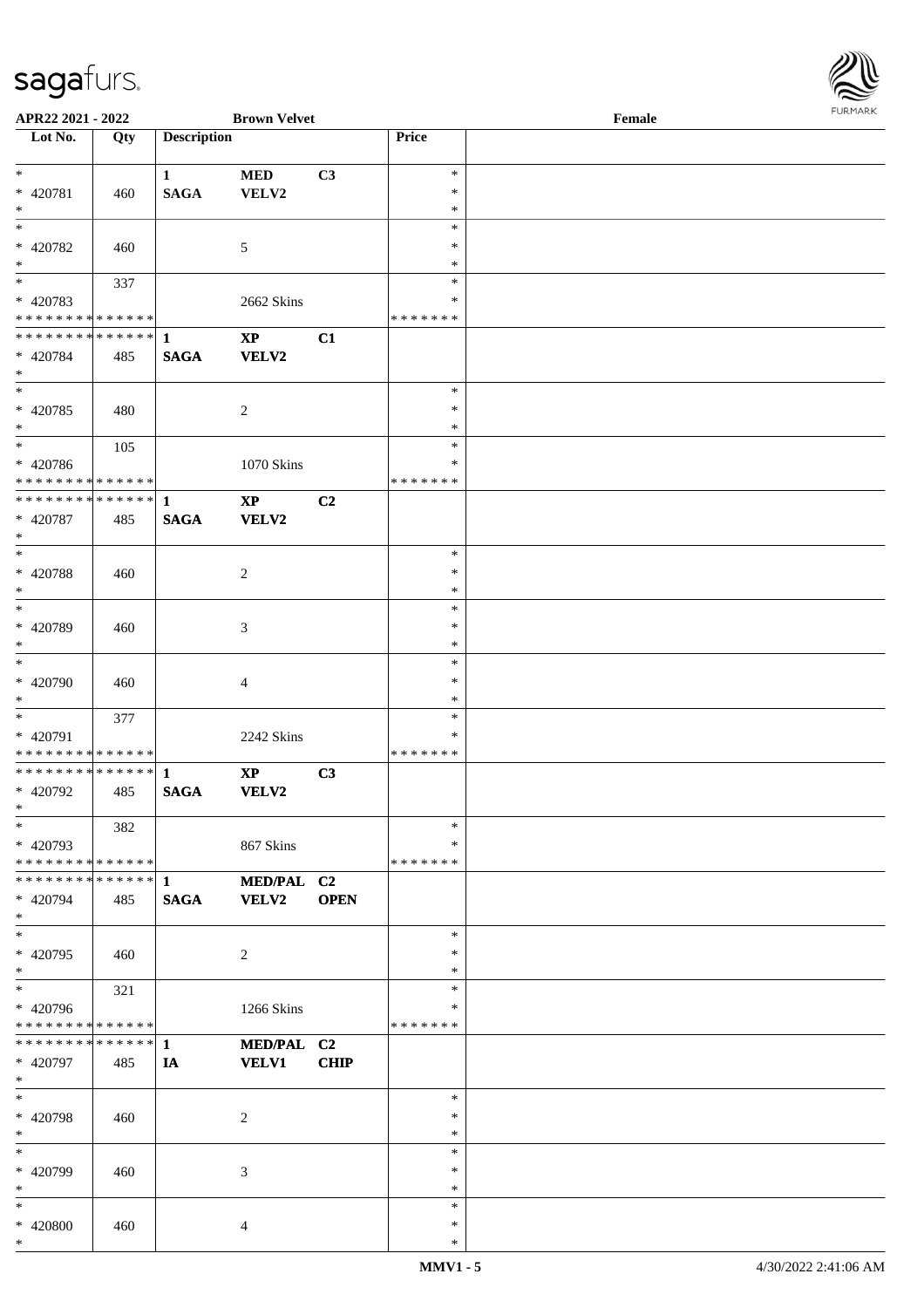APR22 2021 - 2022 **Brown Velvet** Female

| Lot No. | Qty | Description | | | Price | |
|---|---|---|---|---|---|---|
| * | | **1** | **MED** | **C3** | * | |
| * 420781 | 460 | **SAGA** | **VELV2** | | * | |
| * | | | | | * | |
| * | | | | | * | |
| * 420782 | 460 | | 5 | | * | |
| * | | | | | * | |
| * | 337 | | | | * | |
| * 420783 | | | 2662 Skins | | * | |
| * * * * * * * * * * * * * * | | | | | * * * * * * * | |
| * * * * * * * * * * * * * * | | **1** | **XP** | **C1** | | |
| * 420784 | 485 | **SAGA** | **VELV2** | | | |
| * | | | | | | |
| * | | | | | * | |
| * 420785 | 480 | | 2 | | * | |
| * | | | | | * | |
| * | 105 | | | | * | |
| * 420786 | | | 1070 Skins | | * | |
| * * * * * * * * * * * * * * | | | | | * * * * * * * | |
| * * * * * * * * * * * * * * | | **1** | **XP** | **C2** | | |
| * 420787 | 485 | **SAGA** | **VELV2** | | | |
| * | | | | | | |
| * | | | | | * | |
| * 420788 | 460 | | 2 | | * | |
| * | | | | | * | |
| * | | | | | * | |
| * 420789 | 460 | | 3 | | * | |
| * | | | | | * | |
| * | | | | | * | |
| * 420790 | 460 | | 4 | | * | |
| * | | | | | * | |
| * | 377 | | | | * | |
| * 420791 | | | 2242 Skins | | * | |
| * * * * * * * * * * * * * * | | | | | * * * * * * * | |
| * * * * * * * * * * * * * * | | **1** | **XP** | **C3** | | |
| * 420792 | 485 | **SAGA** | **VELV2** | | | |
| * | | | | | | |
| * | 382 | | | | * | |
| * 420793 | | | 867 Skins | | * | |
| * * * * * * * * * * * * * * | | | | | * * * * * * * | |
| * * * * * * * * * * * * * * | | **1** | **MED/PAL** | **C2** | | |
| * 420794 | 485 | **SAGA** | **VELV2** | **OPEN** | | |
| * | | | | | | |
| * | | | | | * | |
| * 420795 | 460 | | 2 | | * | |
| * | | | | | * | |
| * | 321 | | | | * | |
| * 420796 | | | 1266 Skins | | * | |
| * * * * * * * * * * * * * * | | | | | * * * * * * * | |
| * * * * * * * * * * * * * * | | **1** | **MED/PAL** | **C2** | | |
| * 420797 | 485 | **IA** | **VELV1** | **CHIP** | | |
| * | | | | | | |
| * | | | | | * | |
| * 420798 | 460 | | 2 | | * | |
| * | | | | | * | |
| * | | | | | * | |
| * 420799 | 460 | | 3 | | * | |
| * | | | | | * | |
| * | | | | | * | |
| * 420800 | 460 | | 4 | | * | |
| * | | | | | * | |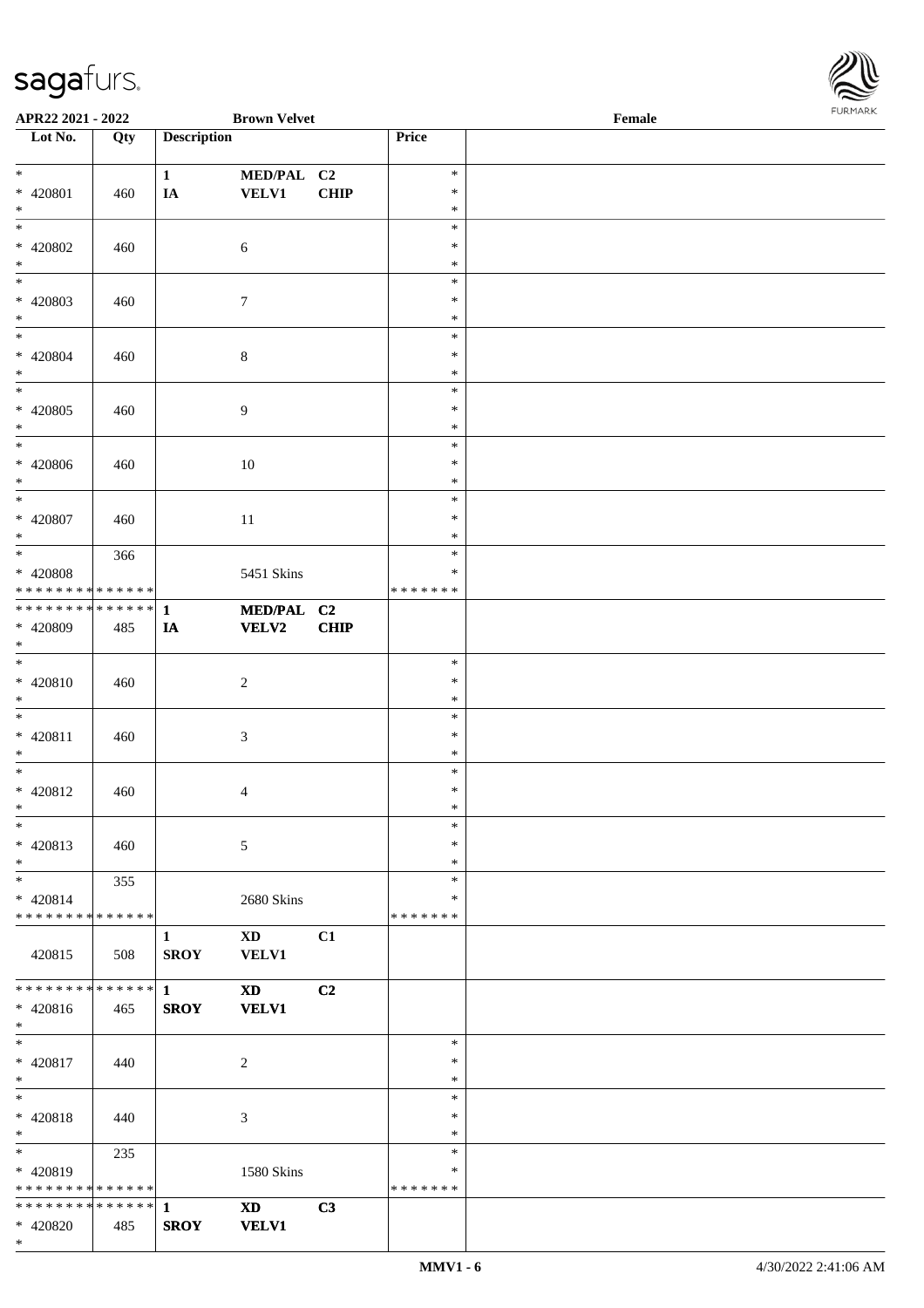**APR22 2021 - 2022** **Brown Velvet** **Female**

| Lot No. | Qty | Description | | | Price | |
|---|---|---|---|---|---|---|
| * <br> * 420801 <br> * | 460 | 1 <br> IA | MED/PAL <br> VELV1 | C2 <br> CHIP | * <br> * <br> * | |
| * <br> * 420802 <br> * | 460 | | 6 | | * <br> * <br> * | |
| * <br> * 420803 <br> * | 460 | | 7 | | * <br> * <br> * | |
| * <br> * 420804 <br> * | 460 | | 8 | | * <br> * <br> * | |
| * <br> * 420805 <br> * | 460 | | 9 | | * <br> * <br> * | |
| * <br> * 420806 <br> * | 460 | | 10 | | * <br> * <br> * | |
| * <br> * 420807 <br> * | 460 | | 11 | | * <br> * <br> * | |
| * <br> * 420808 <br> * * * * * * * * * * * * * * | 366 | | 5451 Skins | | * <br> * <br> * * * * * * * | |
| * * * * * * * * * * * * * * <br> * 420809 <br> * | 485 | 1 <br> IA | MED/PAL <br> VELV2 | C2 <br> CHIP | | |
| * <br> * 420810 <br> * | 460 | | 2 | | * <br> * <br> * | |
| * <br> * 420811 <br> * | 460 | | 3 | | * <br> * <br> * | |
| * <br> * 420812 <br> * | 460 | | 4 | | * <br> * <br> * | |
| * <br> * 420813 <br> * | 460 | | 5 | | * <br> * <br> * | |
| * <br> * 420814 <br> * * * * * * * * * * * * * * | 355 | | 2680 Skins | | * <br> * <br> * * * * * * * | |
| 420815 | 508 | 1 <br> SROY | XD <br> VELV1 | C1 | | |
| * * * * * * * * * * * * * * <br> * 420816 <br> * | 465 | 1 <br> SROY | XD <br> VELV1 | C2 | | |
| * <br> * 420817 <br> * | 440 | | 2 | | * <br> * <br> * | |
| * <br> * 420818 <br> * | 440 | | 3 | | * <br> * <br> * | |
| * <br> * 420819 <br> * * * * * * * * * * * * * * | 235 | | 1580 Skins | | * <br> * <br> * * * * * * * | |
| * * * * * * * * * * * * * * <br> * 420820 <br> * | 485 | 1 <br> SROY | XD <br> VELV1 | C3 | | |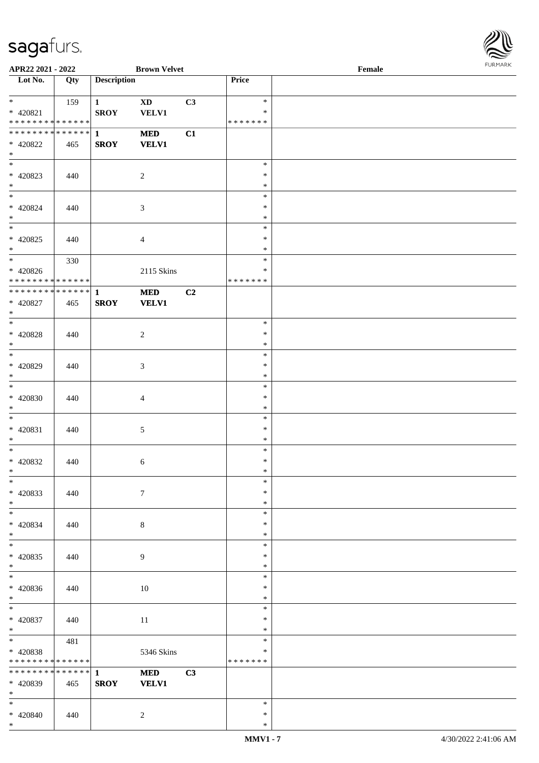APR22 2021 - 2022 | Brown Velvet | Female

| Lot No. | Qty | Description | | | Price | |
|---|---|---|---|---|---|---|
| * | 159 | 1 | XD | C3 | * | |
| * 420821 | | SROY | VELV1 | | * | |
| * * * * * * * * * * * * * * | | | | | * * * * * * * | |
| * * * * * * * * * * * * * * | | 1 | MED | C1 | | |
| * 420822 | 465 | SROY | VELV1 | | | |
| * | | | | | | |
| * | | | | | * | |
| * 420823 | 440 | | 2 | | * | |
| * | | | | | * | |
| * | | | | | * | |
| * 420824 | 440 | | 3 | | * | |
| * | | | | | * | |
| * | | | | | * | |
| * 420825 | 440 | | 4 | | * | |
| * | | | | | * | |
| * | 330 | | | | * | |
| * 420826 | | | 2115 Skins | | * | |
| * * * * * * * * * * * * * * | | | | | * * * * * * * | |
| * * * * * * * * * * * * * * | | 1 | MED | C2 | | |
| * 420827 | 465 | SROY | VELV1 | | | |
| * | | | | | | |
| * | | | | | * | |
| * 420828 | 440 | | 2 | | * | |
| * | | | | | * | |
| * | | | | | * | |
| * 420829 | 440 | | 3 | | * | |
| * | | | | | * | |
| * | | | | | * | |
| * 420830 | 440 | | 4 | | * | |
| * | | | | | * | |
| * | | | | | * | |
| * 420831 | 440 | | 5 | | * | |
| * | | | | | * | |
| * | | | | | * | |
| * 420832 | 440 | | 6 | | * | |
| * | | | | | * | |
| * | | | | | * | |
| * 420833 | 440 | | 7 | | * | |
| * | | | | | * | |
| * | | | | | * | |
| * 420834 | 440 | | 8 | | * | |
| * | | | | | * | |
| * | | | | | * | |
| * 420835 | 440 | | 9 | | * | |
| * | | | | | * | |
| * | | | | | * | |
| * 420836 | 440 | | 10 | | * | |
| * | | | | | * | |
| * | | | | | * | |
| * 420837 | 440 | | 11 | | * | |
| * | | | | | * | |
| * | 481 | | | | * | |
| * 420838 | | | 5346 Skins | | * | |
| * * * * * * * * * * * * * * | | | | | * * * * * * * | |
| * * * * * * * * * * * * * * | | 1 | MED | C3 | | |
| * 420839 | 465 | SROY | VELV1 | | | |
| * | | | | | | |
| * | | | | | * | |
| * 420840 | 440 | | 2 | | * | |
| * | | | | | * | |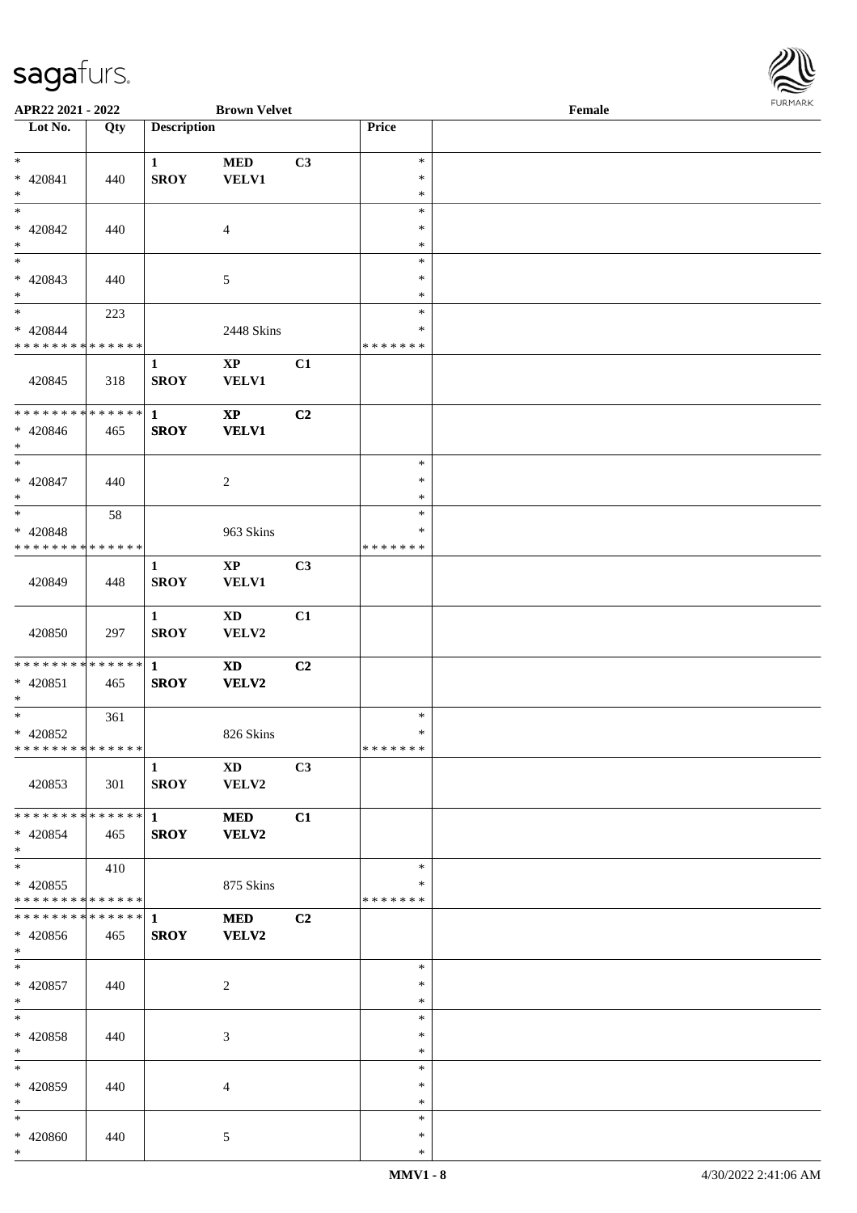APR22 2021 - 2022 **Brown Velvet** Female

| Lot No. | Qty | Description | | | Price | |
|---|---|---|---|---|---|---|
| * <br> * 420841 <br> * | 440 | **1** <br> **SROY** | **MED** <br> **VELV1** | **C3** | * <br> * <br> * | |
| * <br> * 420842 <br> * | 440 | | 4 | | * <br> * <br> * | |
| * <br> * 420843 <br> * | 440 | | 5 | | * <br> * <br> * | |
| * <br> * 420844 <br> * * * * * * * * * * * * * * | 223 | | 2448 Skins | | * <br> * <br> * * * * * * * | |
| 420845 | 318 | **1** <br> **SROY** | **XP** <br> **VELV1** | **C1** | | |
| * * * * * * * * * * * * * * <br> * 420846 <br> * | 465 | **1** <br> **SROY** | **XP** <br> **VELV1** | **C2** | | |
| * <br> * 420847 <br> * | 440 | | 2 | | * <br> * <br> * | |
| * <br> * 420848 <br> * * * * * * * * * * * * * * | 58 | | 963 Skins | | * <br> * <br> * * * * * * * | |
| 420849 | 448 | **1** <br> **SROY** | **XP** <br> **VELV1** | **C3** | | |
| 420850 | 297 | **1** <br> **SROY** | **XD** <br> **VELV2** | **C1** | | |
| * * * * * * * * * * * * * * <br> * 420851 <br> * | 465 | **1** <br> **SROY** | **XD** <br> **VELV2** | **C2** | | |
| * <br> * 420852 <br> * * * * * * * * * * * * * * | 361 | | 826 Skins | | * <br> * <br> * * * * * * * | |
| 420853 | 301 | **1** <br> **SROY** | **XD** <br> **VELV2** | **C3** | | |
| * * * * * * * * * * * * * * <br> * 420854 <br> * | 465 | **1** <br> **SROY** | **MED** <br> **VELV2** | **C1** | | |
| * <br> * 420855 <br> * * * * * * * * * * * * * * | 410 | | 875 Skins | | * <br> * <br> * * * * * * * | |
| * * * * * * * * * * * * * * <br> * 420856 <br> * | 465 | **1** <br> **SROY** | **MED** <br> **VELV2** | **C2** | | |
| * <br> * 420857 <br> * | 440 | | 2 | | * <br> * <br> * | |
| * <br> * 420858 <br> * | 440 | | 3 | | * <br> * <br> * | |
| * <br> * 420859 <br> * | 440 | | 4 | | * <br> * <br> * | |
| * <br> * 420860 <br> * | 440 | | 5 | | * <br> * <br> * | |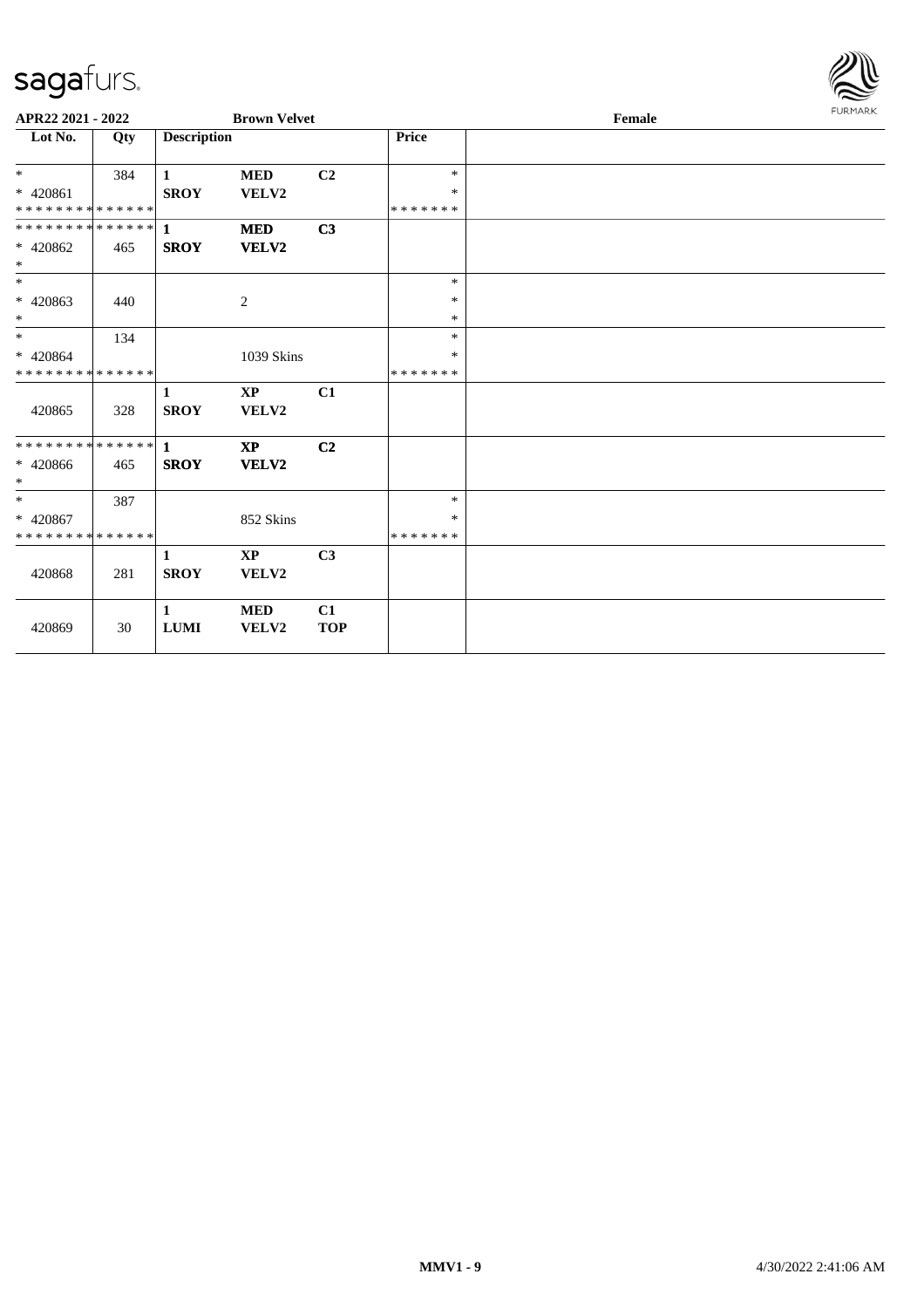APR22 2021 - 2022 | Brown Velvet | Female

| Lot No. | Qty | Description | | | Price | |
|---|---|---|---|---|---|---|
| * <br> * 420861 <br> * * * * * * * * * * * * * * | 384 | 1 <br> **SROY** | **MED** <br> **VELV2** | **C2** | * <br> * <br> * * * * * * * | |
| * * * * * * * * * * * * * * <br> * 420862 <br> * | 465 | **1** <br> **SROY** | **MED** <br> **VELV2** | **C3** | | |
| * <br> * 420863 <br> * | 440 | | 2 | | * <br> * <br> * | |
| * <br> * 420864 <br> * * * * * * * * * * * * * * | 134 | | 1039 Skins | | * <br> * <br> * * * * * * * | |
| 420865 | 328 | **1** <br> **SROY** | **XP** <br> **VELV2** | **C1** | | |
| * * * * * * * * * * * * * * <br> * 420866 <br> * | 465 | **1** <br> **SROY** | **XP** <br> **VELV2** | **C2** | | |
| * <br> * 420867 <br> * * * * * * * * * * * * * * | 387 | | 852 Skins | | * <br> * <br> * * * * * * * | |
| 420868 | 281 | **1** <br> **SROY** | **XP** <br> **VELV2** | **C3** | | |
| 420869 | 30 | **1** <br> **LUMI** | **MED** <br> **VELV2** | **C1** <br> **TOP** | | |